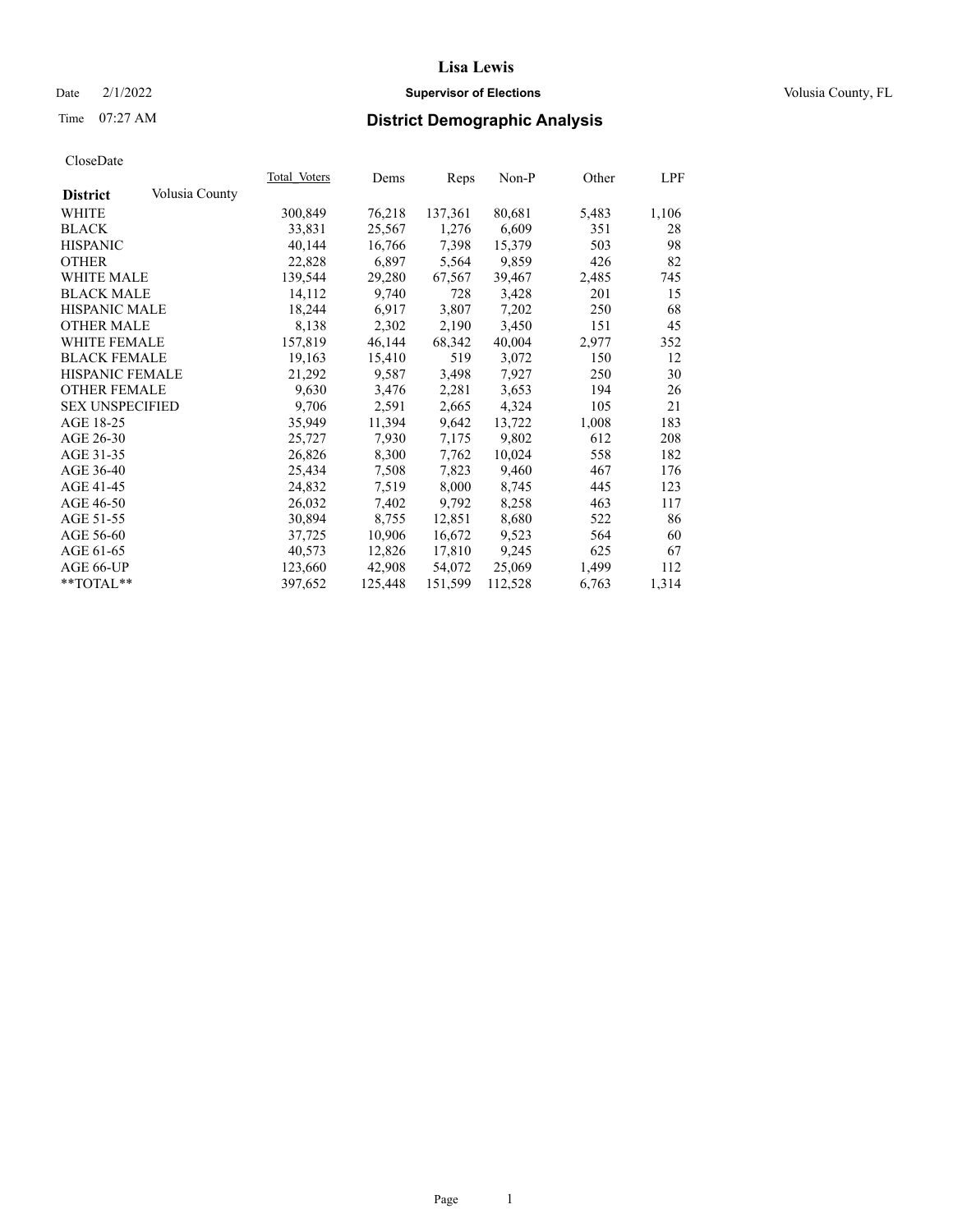# Lisa Lewis

Date 2/1/2022 **Supervisor of Elections** Volusia County, FL

Time 07:27 AM **District Demographic Analysis**

CloseDate

| **District** Volusia County | Total_Voters | Dems | Reps | Non-P | Other | LPF |
|---|---|---|---|---|---|---|
| WHITE | 300,849 | 76,218 | 137,361 | 80,681 | 5,483 | 1,106 |
| BLACK | 33,831 | 25,567 | 1,276 | 6,609 | 351 | 28 |
| HISPANIC | 40,144 | 16,766 | 7,398 | 15,379 | 503 | 98 |
| OTHER | 22,828 | 6,897 | 5,564 | 9,859 | 426 | 82 |
| WHITE MALE | 139,544 | 29,280 | 67,567 | 39,467 | 2,485 | 745 |
| BLACK MALE | 14,112 | 9,740 | 728 | 3,428 | 201 | 15 |
| HISPANIC MALE | 18,244 | 6,917 | 3,807 | 7,202 | 250 | 68 |
| OTHER MALE | 8,138 | 2,302 | 2,190 | 3,450 | 151 | 45 |
| WHITE FEMALE | 157,819 | 46,144 | 68,342 | 40,004 | 2,977 | 352 |
| BLACK FEMALE | 19,163 | 15,410 | 519 | 3,072 | 150 | 12 |
| HISPANIC FEMALE | 21,292 | 9,587 | 3,498 | 7,927 | 250 | 30 |
| OTHER FEMALE | 9,630 | 3,476 | 2,281 | 3,653 | 194 | 26 |
| SEX UNSPECIFIED | 9,706 | 2,591 | 2,665 | 4,324 | 105 | 21 |
| AGE 18-25 | 35,949 | 11,394 | 9,642 | 13,722 | 1,008 | 183 |
| AGE 26-30 | 25,727 | 7,930 | 7,175 | 9,802 | 612 | 208 |
| AGE 31-35 | 26,826 | 8,300 | 7,762 | 10,024 | 558 | 182 |
| AGE 36-40 | 25,434 | 7,508 | 7,823 | 9,460 | 467 | 176 |
| AGE 41-45 | 24,832 | 7,519 | 8,000 | 8,745 | 445 | 123 |
| AGE 46-50 | 26,032 | 7,402 | 9,792 | 8,258 | 463 | 117 |
| AGE 51-55 | 30,894 | 8,755 | 12,851 | 8,680 | 522 | 86 |
| AGE 56-60 | 37,725 | 10,906 | 16,672 | 9,523 | 564 | 60 |
| AGE 61-65 | 40,573 | 12,826 | 17,810 | 9,245 | 625 | 67 |
| AGE 66-UP | 123,660 | 42,908 | 54,072 | 25,069 | 1,499 | 112 |
| **TOTAL** | 397,652 | 125,448 | 151,599 | 112,528 | 6,763 | 1,314 |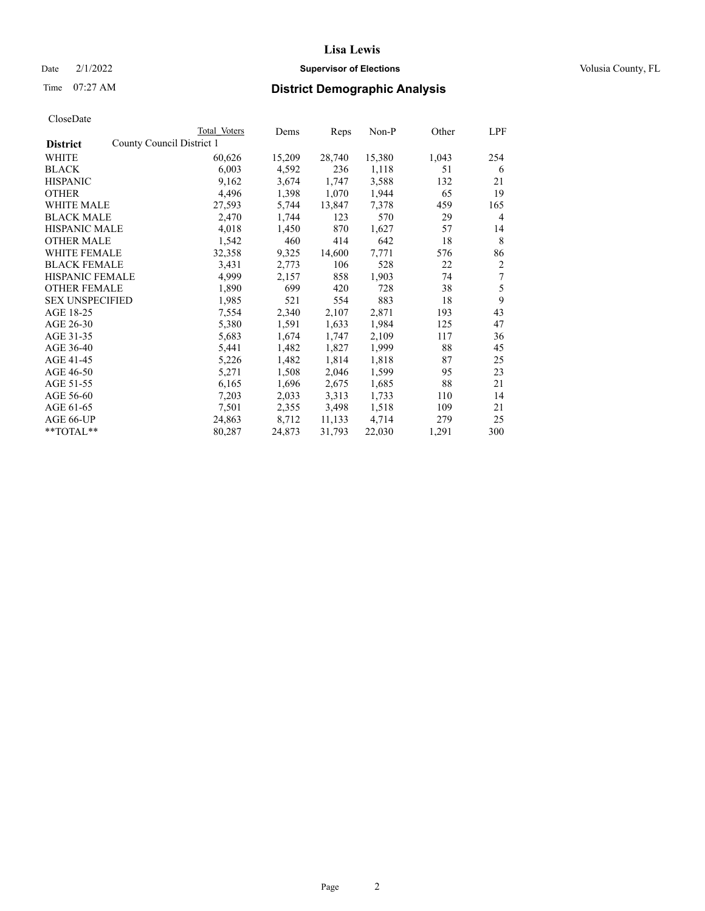# Lisa Lewis

Date 2/1/2022 **Supervisor of Elections** Volusia County, FL

Time 07:27 AM **District Demographic Analysis**

CloseDate

| District | Total Voters | Dems | Reps | Non-P | Other | LPF |
|---|---|---|---|---|---|---|
| County Council District 1 | | | | | | |
| WHITE | 60,626 | 15,209 | 28,740 | 15,380 | 1,043 | 254 |
| BLACK | 6,003 | 4,592 | 236 | 1,118 | 51 | 6 |
| HISPANIC | 9,162 | 3,674 | 1,747 | 3,588 | 132 | 21 |
| OTHER | 4,496 | 1,398 | 1,070 | 1,944 | 65 | 19 |
| WHITE MALE | 27,593 | 5,744 | 13,847 | 7,378 | 459 | 165 |
| BLACK MALE | 2,470 | 1,744 | 123 | 570 | 29 | 4 |
| HISPANIC MALE | 4,018 | 1,450 | 870 | 1,627 | 57 | 14 |
| OTHER MALE | 1,542 | 460 | 414 | 642 | 18 | 8 |
| WHITE FEMALE | 32,358 | 9,325 | 14,600 | 7,771 | 576 | 86 |
| BLACK FEMALE | 3,431 | 2,773 | 106 | 528 | 22 | 2 |
| HISPANIC FEMALE | 4,999 | 2,157 | 858 | 1,903 | 74 | 7 |
| OTHER FEMALE | 1,890 | 699 | 420 | 728 | 38 | 5 |
| SEX UNSPECIFIED | 1,985 | 521 | 554 | 883 | 18 | 9 |
| AGE 18-25 | 7,554 | 2,340 | 2,107 | 2,871 | 193 | 43 |
| AGE 26-30 | 5,380 | 1,591 | 1,633 | 1,984 | 125 | 47 |
| AGE 31-35 | 5,683 | 1,674 | 1,747 | 2,109 | 117 | 36 |
| AGE 36-40 | 5,441 | 1,482 | 1,827 | 1,999 | 88 | 45 |
| AGE 41-45 | 5,226 | 1,482 | 1,814 | 1,818 | 87 | 25 |
| AGE 46-50 | 5,271 | 1,508 | 2,046 | 1,599 | 95 | 23 |
| AGE 51-55 | 6,165 | 1,696 | 2,675 | 1,685 | 88 | 21 |
| AGE 56-60 | 7,203 | 2,033 | 3,313 | 1,733 | 110 | 14 |
| AGE 61-65 | 7,501 | 2,355 | 3,498 | 1,518 | 109 | 21 |
| AGE 66-UP | 24,863 | 8,712 | 11,133 | 4,714 | 279 | 25 |
| **TOTAL** | 80,287 | 24,873 | 31,793 | 22,030 | 1,291 | 300 |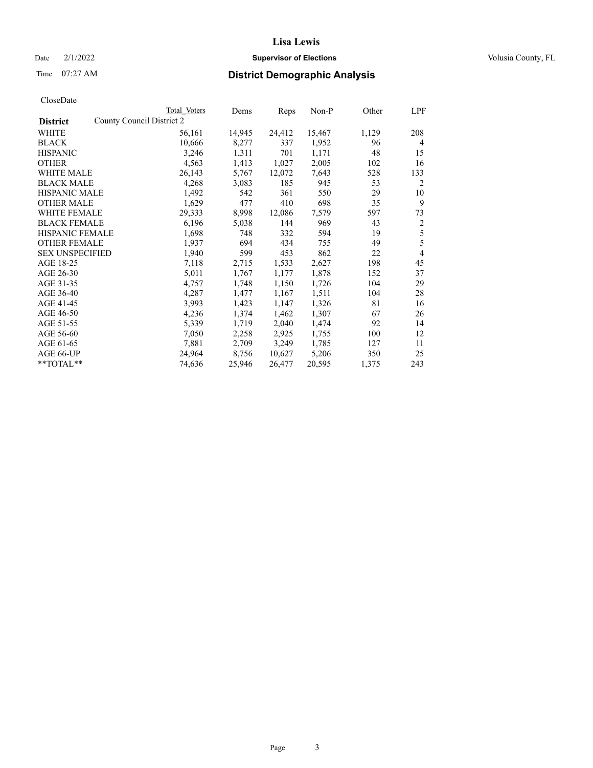# Lisa Lewis

Date 2/1/2022 **Supervisor of Elections** Volusia County, FL

Time 07:27 AM **District Demographic Analysis**

CloseDate

| District | County Council District 2 Total Voters | Dems | Reps | Non-P | Other | LPF |
|---|---|---|---|---|---|---|
| WHITE | 56,161 | 14,945 | 24,412 | 15,467 | 1,129 | 208 |
| BLACK | 10,666 | 8,277 | 337 | 1,952 | 96 | 4 |
| HISPANIC | 3,246 | 1,311 | 701 | 1,171 | 48 | 15 |
| OTHER | 4,563 | 1,413 | 1,027 | 2,005 | 102 | 16 |
| WHITE MALE | 26,143 | 5,767 | 12,072 | 7,643 | 528 | 133 |
| BLACK MALE | 4,268 | 3,083 | 185 | 945 | 53 | 2 |
| HISPANIC MALE | 1,492 | 542 | 361 | 550 | 29 | 10 |
| OTHER MALE | 1,629 | 477 | 410 | 698 | 35 | 9 |
| WHITE FEMALE | 29,333 | 8,998 | 12,086 | 7,579 | 597 | 73 |
| BLACK FEMALE | 6,196 | 5,038 | 144 | 969 | 43 | 2 |
| HISPANIC FEMALE | 1,698 | 748 | 332 | 594 | 19 | 5 |
| OTHER FEMALE | 1,937 | 694 | 434 | 755 | 49 | 5 |
| SEX UNSPECIFIED | 1,940 | 599 | 453 | 862 | 22 | 4 |
| AGE 18-25 | 7,118 | 2,715 | 1,533 | 2,627 | 198 | 45 |
| AGE 26-30 | 5,011 | 1,767 | 1,177 | 1,878 | 152 | 37 |
| AGE 31-35 | 4,757 | 1,748 | 1,150 | 1,726 | 104 | 29 |
| AGE 36-40 | 4,287 | 1,477 | 1,167 | 1,511 | 104 | 28 |
| AGE 41-45 | 3,993 | 1,423 | 1,147 | 1,326 | 81 | 16 |
| AGE 46-50 | 4,236 | 1,374 | 1,462 | 1,307 | 67 | 26 |
| AGE 51-55 | 5,339 | 1,719 | 2,040 | 1,474 | 92 | 14 |
| AGE 56-60 | 7,050 | 2,258 | 2,925 | 1,755 | 100 | 12 |
| AGE 61-65 | 7,881 | 2,709 | 3,249 | 1,785 | 127 | 11 |
| AGE 66-UP | 24,964 | 8,756 | 10,627 | 5,206 | 350 | 25 |
| **TOTAL** | 74,636 | 25,946 | 26,477 | 20,595 | 1,375 | 243 |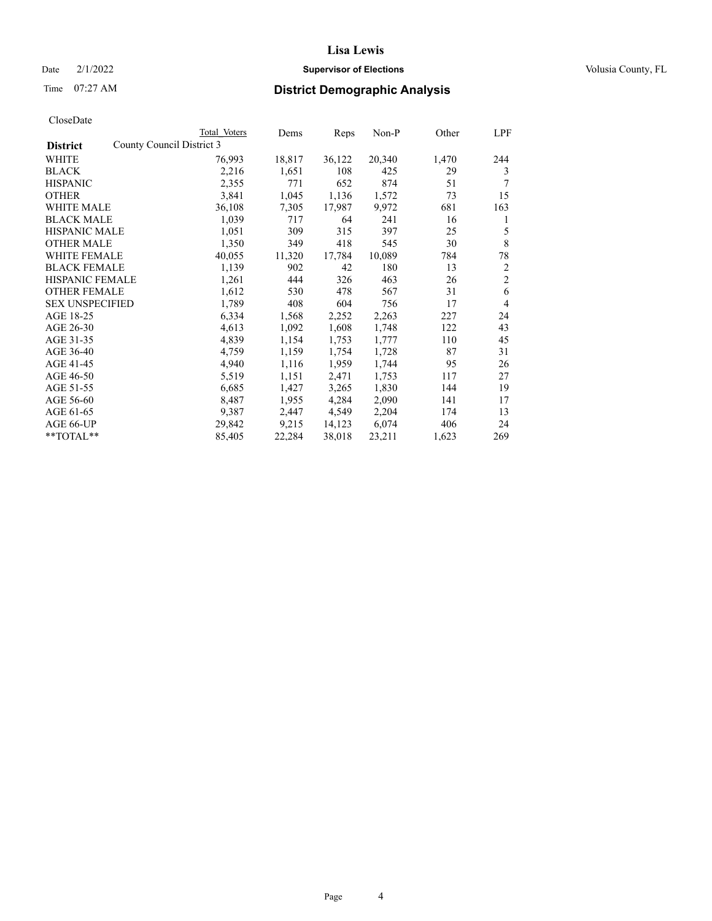# Lisa Lewis

Date 2/1/2022 **Supervisor of Elections** Volusia County, FL

Time 07:27 AM **District Demographic Analysis**

CloseDate

| District | Total Voters | Dems | Reps | Non-P | Other | LPF |
|---|---|---|---|---|---|---|
| County Council District 3 | | | | | | |
| WHITE | 76,993 | 18,817 | 36,122 | 20,340 | 1,470 | 244 |
| BLACK | 2,216 | 1,651 | 108 | 425 | 29 | 3 |
| HISPANIC | 2,355 | 771 | 652 | 874 | 51 | 7 |
| OTHER | 3,841 | 1,045 | 1,136 | 1,572 | 73 | 15 |
| WHITE MALE | 36,108 | 7,305 | 17,987 | 9,972 | 681 | 163 |
| BLACK MALE | 1,039 | 717 | 64 | 241 | 16 | 1 |
| HISPANIC MALE | 1,051 | 309 | 315 | 397 | 25 | 5 |
| OTHER MALE | 1,350 | 349 | 418 | 545 | 30 | 8 |
| WHITE FEMALE | 40,055 | 11,320 | 17,784 | 10,089 | 784 | 78 |
| BLACK FEMALE | 1,139 | 902 | 42 | 180 | 13 | 2 |
| HISPANIC FEMALE | 1,261 | 444 | 326 | 463 | 26 | 2 |
| OTHER FEMALE | 1,612 | 530 | 478 | 567 | 31 | 6 |
| SEX UNSPECIFIED | 1,789 | 408 | 604 | 756 | 17 | 4 |
| AGE 18-25 | 6,334 | 1,568 | 2,252 | 2,263 | 227 | 24 |
| AGE 26-30 | 4,613 | 1,092 | 1,608 | 1,748 | 122 | 43 |
| AGE 31-35 | 4,839 | 1,154 | 1,753 | 1,777 | 110 | 45 |
| AGE 36-40 | 4,759 | 1,159 | 1,754 | 1,728 | 87 | 31 |
| AGE 41-45 | 4,940 | 1,116 | 1,959 | 1,744 | 95 | 26 |
| AGE 46-50 | 5,519 | 1,151 | 2,471 | 1,753 | 117 | 27 |
| AGE 51-55 | 6,685 | 1,427 | 3,265 | 1,830 | 144 | 19 |
| AGE 56-60 | 8,487 | 1,955 | 4,284 | 2,090 | 141 | 17 |
| AGE 61-65 | 9,387 | 2,447 | 4,549 | 2,204 | 174 | 13 |
| AGE 66-UP | 29,842 | 9,215 | 14,123 | 6,074 | 406 | 24 |
| **TOTAL** | 85,405 | 22,284 | 38,018 | 23,211 | 1,623 | 269 |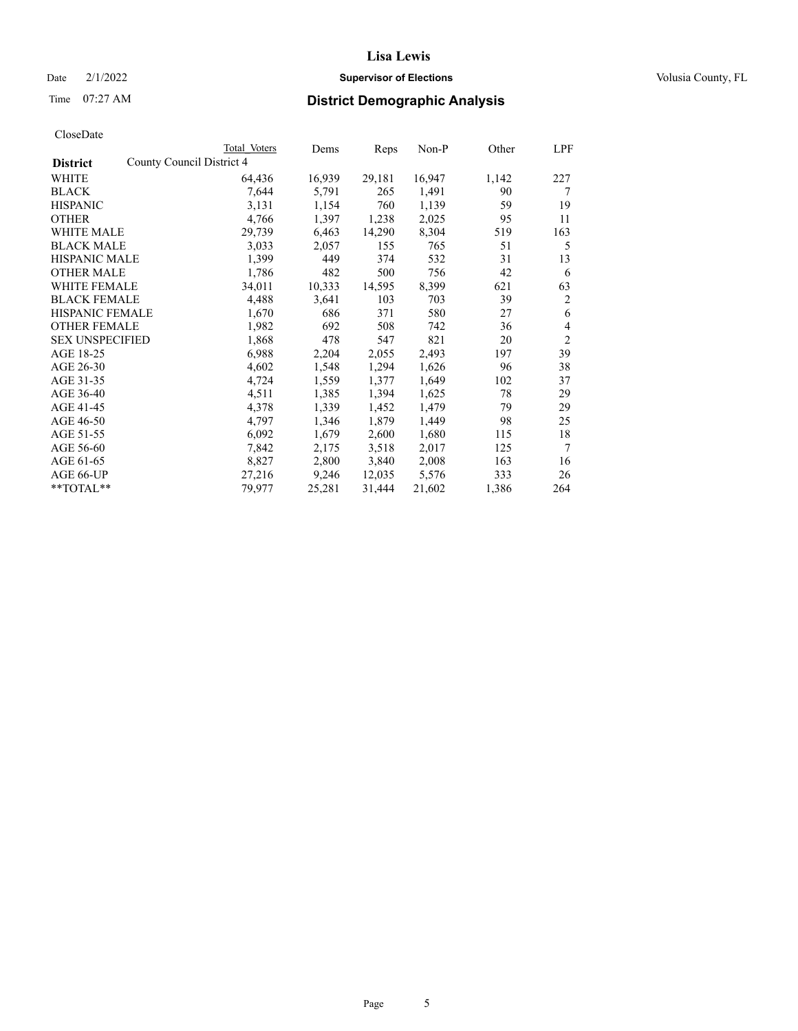# Lisa Lewis

Date 2/1/2022 **Supervisor of Elections** Volusia County, FL

Time 07:27 AM **District Demographic Analysis**

CloseDate

| **District** | County Council District 4 Total Voters | Dems | Reps | Non-P | Other | LPF |
|---|---|---|---|---|---|---|
| WHITE | 64,436 | 16,939 | 29,181 | 16,947 | 1,142 | 227 |
| BLACK | 7,644 | 5,791 | 265 | 1,491 | 90 | 7 |
| HISPANIC | 3,131 | 1,154 | 760 | 1,139 | 59 | 19 |
| OTHER | 4,766 | 1,397 | 1,238 | 2,025 | 95 | 11 |
| WHITE MALE | 29,739 | 6,463 | 14,290 | 8,304 | 519 | 163 |
| BLACK MALE | 3,033 | 2,057 | 155 | 765 | 51 | 5 |
| HISPANIC MALE | 1,399 | 449 | 374 | 532 | 31 | 13 |
| OTHER MALE | 1,786 | 482 | 500 | 756 | 42 | 6 |
| WHITE FEMALE | 34,011 | 10,333 | 14,595 | 8,399 | 621 | 63 |
| BLACK FEMALE | 4,488 | 3,641 | 103 | 703 | 39 | 2 |
| HISPANIC FEMALE | 1,670 | 686 | 371 | 580 | 27 | 6 |
| OTHER FEMALE | 1,982 | 692 | 508 | 742 | 36 | 4 |
| SEX UNSPECIFIED | 1,868 | 478 | 547 | 821 | 20 | 2 |
| AGE 18-25 | 6,988 | 2,204 | 2,055 | 2,493 | 197 | 39 |
| AGE 26-30 | 4,602 | 1,548 | 1,294 | 1,626 | 96 | 38 |
| AGE 31-35 | 4,724 | 1,559 | 1,377 | 1,649 | 102 | 37 |
| AGE 36-40 | 4,511 | 1,385 | 1,394 | 1,625 | 78 | 29 |
| AGE 41-45 | 4,378 | 1,339 | 1,452 | 1,479 | 79 | 29 |
| AGE 46-50 | 4,797 | 1,346 | 1,879 | 1,449 | 98 | 25 |
| AGE 51-55 | 6,092 | 1,679 | 2,600 | 1,680 | 115 | 18 |
| AGE 56-60 | 7,842 | 2,175 | 3,518 | 2,017 | 125 | 7 |
| AGE 61-65 | 8,827 | 2,800 | 3,840 | 2,008 | 163 | 16 |
| AGE 66-UP | 27,216 | 9,246 | 12,035 | 5,576 | 333 | 26 |
| **TOTAL** | 79,977 | 25,281 | 31,444 | 21,602 | 1,386 | 264 |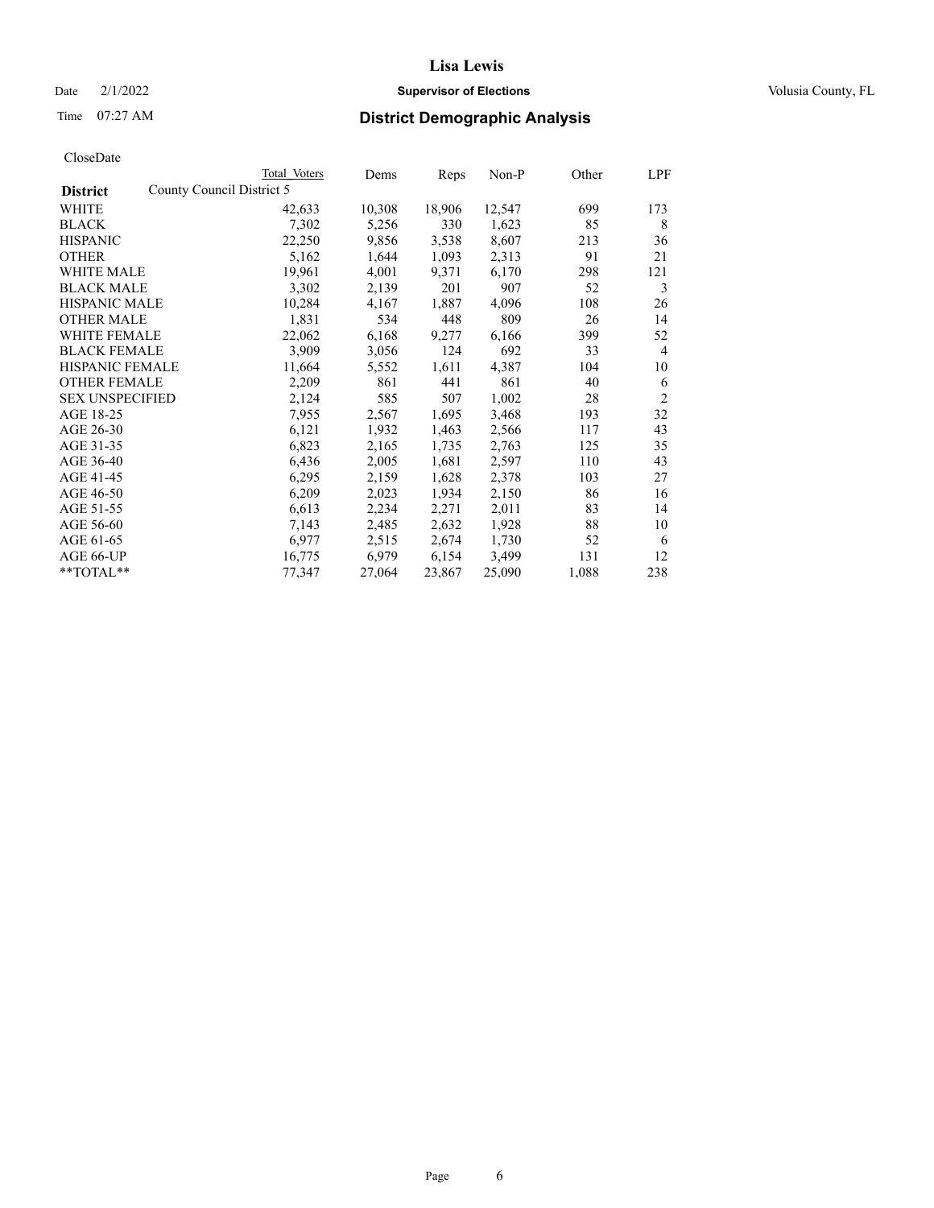# Lisa Lewis

Date 2/1/2022 **Supervisor of Elections** Volusia County, FL

Time 07:27 AM **District Demographic Analysis**

CloseDate

| District | County Council District 5 | Total Voters | Dems | Reps | Non-P | Other | LPF |
|---|---|---|---|---|---|---|---|
| WHITE | | 42,633 | 10,308 | 18,906 | 12,547 | 699 | 173 |
| BLACK | | 7,302 | 5,256 | 330 | 1,623 | 85 | 8 |
| HISPANIC | | 22,250 | 9,856 | 3,538 | 8,607 | 213 | 36 |
| OTHER | | 5,162 | 1,644 | 1,093 | 2,313 | 91 | 21 |
| WHITE MALE | | 19,961 | 4,001 | 9,371 | 6,170 | 298 | 121 |
| BLACK MALE | | 3,302 | 2,139 | 201 | 907 | 52 | 3 |
| HISPANIC MALE | | 10,284 | 4,167 | 1,887 | 4,096 | 108 | 26 |
| OTHER MALE | | 1,831 | 534 | 448 | 809 | 26 | 14 |
| WHITE FEMALE | | 22,062 | 6,168 | 9,277 | 6,166 | 399 | 52 |
| BLACK FEMALE | | 3,909 | 3,056 | 124 | 692 | 33 | 4 |
| HISPANIC FEMALE | | 11,664 | 5,552 | 1,611 | 4,387 | 104 | 10 |
| OTHER FEMALE | | 2,209 | 861 | 441 | 861 | 40 | 6 |
| SEX UNSPECIFIED | | 2,124 | 585 | 507 | 1,002 | 28 | 2 |
| AGE 18-25 | | 7,955 | 2,567 | 1,695 | 3,468 | 193 | 32 |
| AGE 26-30 | | 6,121 | 1,932 | 1,463 | 2,566 | 117 | 43 |
| AGE 31-35 | | 6,823 | 2,165 | 1,735 | 2,763 | 125 | 35 |
| AGE 36-40 | | 6,436 | 2,005 | 1,681 | 2,597 | 110 | 43 |
| AGE 41-45 | | 6,295 | 2,159 | 1,628 | 2,378 | 103 | 27 |
| AGE 46-50 | | 6,209 | 2,023 | 1,934 | 2,150 | 86 | 16 |
| AGE 51-55 | | 6,613 | 2,234 | 2,271 | 2,011 | 83 | 14 |
| AGE 56-60 | | 7,143 | 2,485 | 2,632 | 1,928 | 88 | 10 |
| AGE 61-65 | | 6,977 | 2,515 | 2,674 | 1,730 | 52 | 6 |
| AGE 66-UP | | 16,775 | 6,979 | 6,154 | 3,499 | 131 | 12 |
| **TOTAL** | | 77,347 | 27,064 | 23,867 | 25,090 | 1,088 | 238 |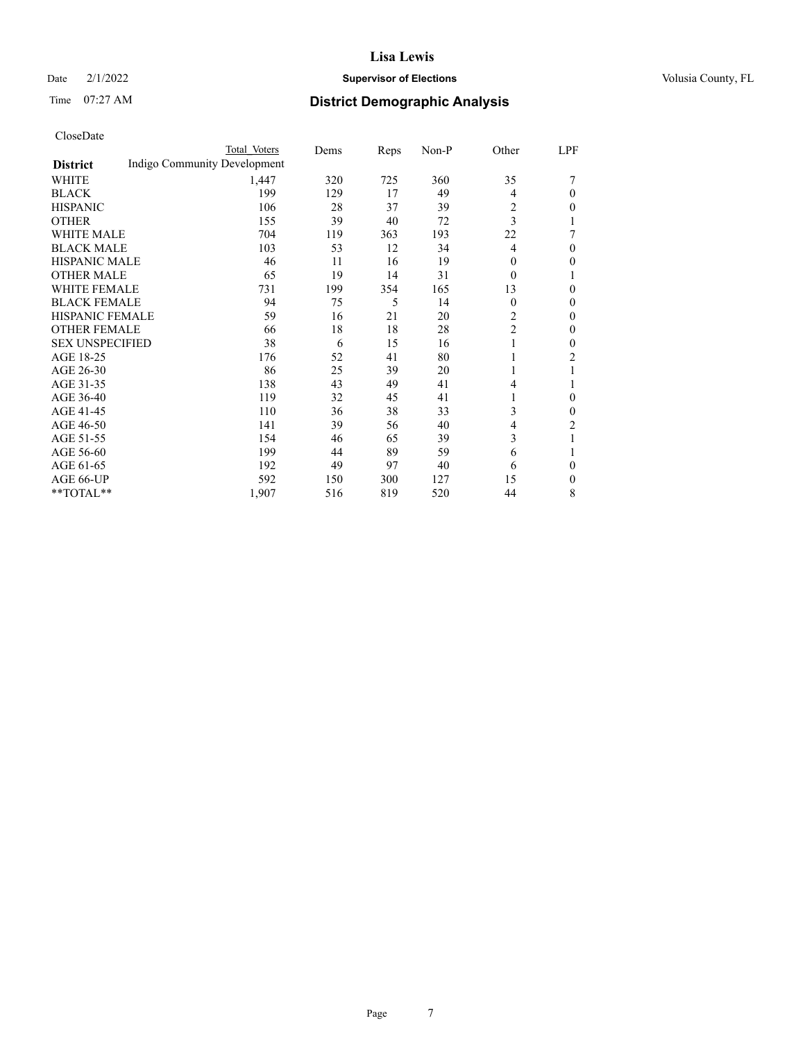# Lisa Lewis

Date 2/1/2022 **Supervisor of Elections** Volusia County, FL

Time 07:27 AM **District Demographic Analysis**

CloseDate

| District | Total Voters | Dems | Reps | Non-P | Other | LPF |
|---|---|---|---|---|---|---|
| Indigo Community Development | | | | | | |
| WHITE | 1,447 | 320 | 725 | 360 | 35 | 7 |
| BLACK | 199 | 129 | 17 | 49 | 4 | 0 |
| HISPANIC | 106 | 28 | 37 | 39 | 2 | 0 |
| OTHER | 155 | 39 | 40 | 72 | 3 | 1 |
| WHITE MALE | 704 | 119 | 363 | 193 | 22 | 7 |
| BLACK MALE | 103 | 53 | 12 | 34 | 4 | 0 |
| HISPANIC MALE | 46 | 11 | 16 | 19 | 0 | 0 |
| OTHER MALE | 65 | 19 | 14 | 31 | 0 | 1 |
| WHITE FEMALE | 731 | 199 | 354 | 165 | 13 | 0 |
| BLACK FEMALE | 94 | 75 | 5 | 14 | 0 | 0 |
| HISPANIC FEMALE | 59 | 16 | 21 | 20 | 2 | 0 |
| OTHER FEMALE | 66 | 18 | 18 | 28 | 2 | 0 |
| SEX UNSPECIFIED | 38 | 6 | 15 | 16 | 1 | 0 |
| AGE 18-25 | 176 | 52 | 41 | 80 | 1 | 2 |
| AGE 26-30 | 86 | 25 | 39 | 20 | 1 | 1 |
| AGE 31-35 | 138 | 43 | 49 | 41 | 4 | 1 |
| AGE 36-40 | 119 | 32 | 45 | 41 | 1 | 0 |
| AGE 41-45 | 110 | 36 | 38 | 33 | 3 | 0 |
| AGE 46-50 | 141 | 39 | 56 | 40 | 4 | 2 |
| AGE 51-55 | 154 | 46 | 65 | 39 | 3 | 1 |
| AGE 56-60 | 199 | 44 | 89 | 59 | 6 | 1 |
| AGE 61-65 | 192 | 49 | 97 | 40 | 6 | 0 |
| AGE 66-UP | 592 | 150 | 300 | 127 | 15 | 0 |
| **TOTAL** | 1,907 | 516 | 819 | 520 | 44 | 8 |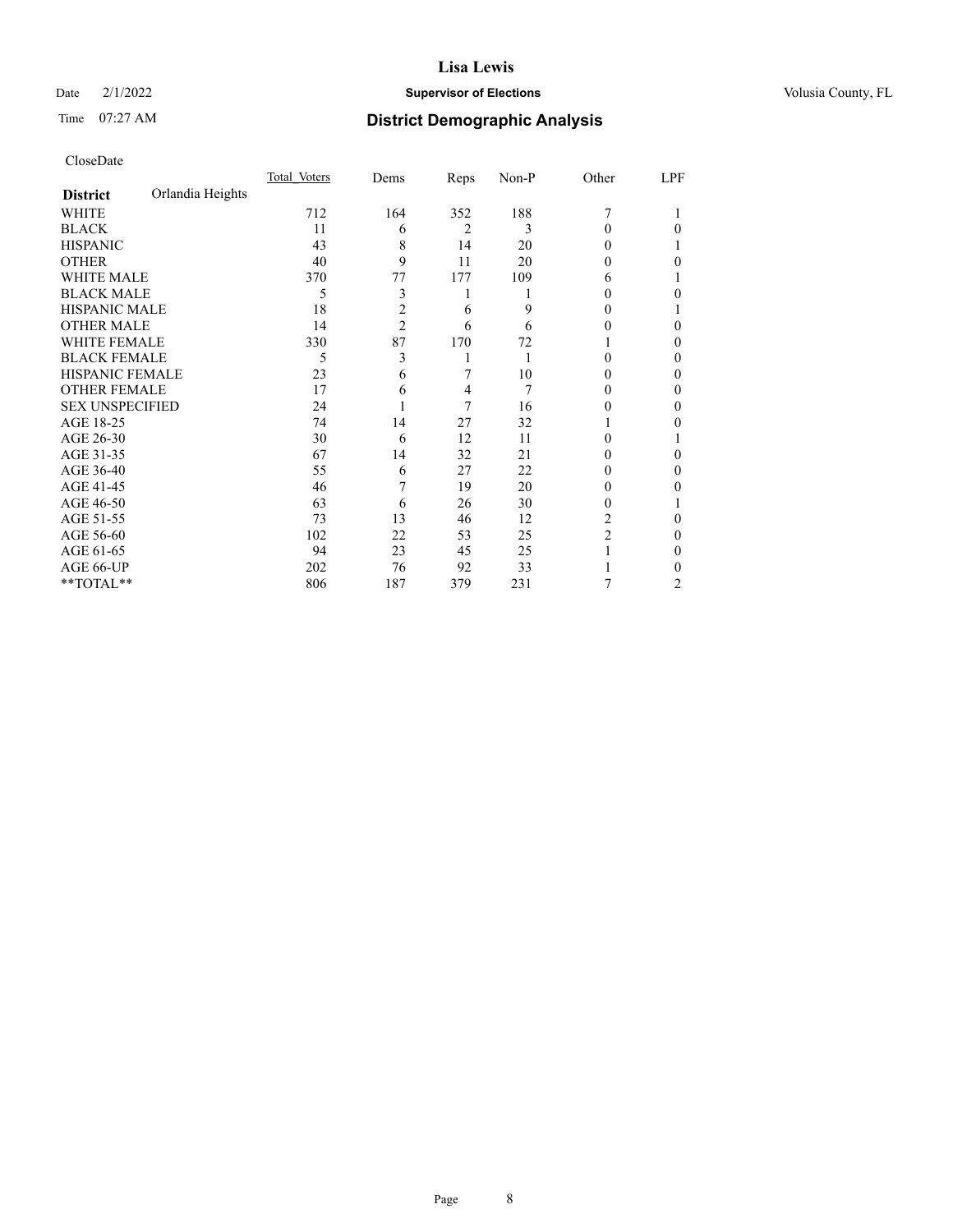# Lisa Lewis

Date 2/1/2022 **Supervisor of Elections** Volusia County, FL

Time 07:27 AM **District Demographic Analysis**

CloseDate

| | Total_Voters | Dems | Reps | Non-P | Other | LPF |
|---|---|---|---|---|---|---|
| **District** Orlandia Heights | | | | | | |
| WHITE | 712 | 164 | 352 | 188 | 7 | 1 |
| BLACK | 11 | 6 | 2 | 3 | 0 | 0 |
| HISPANIC | 43 | 8 | 14 | 20 | 0 | 1 |
| OTHER | 40 | 9 | 11 | 20 | 0 | 0 |
| WHITE MALE | 370 | 77 | 177 | 109 | 6 | 1 |
| BLACK MALE | 5 | 3 | 1 | 1 | 0 | 0 |
| HISPANIC MALE | 18 | 2 | 6 | 9 | 0 | 1 |
| OTHER MALE | 14 | 2 | 6 | 6 | 0 | 0 |
| WHITE FEMALE | 330 | 87 | 170 | 72 | 1 | 0 |
| BLACK FEMALE | 5 | 3 | 1 | 1 | 0 | 0 |
| HISPANIC FEMALE | 23 | 6 | 7 | 10 | 0 | 0 |
| OTHER FEMALE | 17 | 6 | 4 | 7 | 0 | 0 |
| SEX UNSPECIFIED | 24 | 1 | 7 | 16 | 0 | 0 |
| AGE 18-25 | 74 | 14 | 27 | 32 | 1 | 0 |
| AGE 26-30 | 30 | 6 | 12 | 11 | 0 | 1 |
| AGE 31-35 | 67 | 14 | 32 | 21 | 0 | 0 |
| AGE 36-40 | 55 | 6 | 27 | 22 | 0 | 0 |
| AGE 41-45 | 46 | 7 | 19 | 20 | 0 | 0 |
| AGE 46-50 | 63 | 6 | 26 | 30 | 0 | 1 |
| AGE 51-55 | 73 | 13 | 46 | 12 | 2 | 0 |
| AGE 56-60 | 102 | 22 | 53 | 25 | 2 | 0 |
| AGE 61-65 | 94 | 23 | 45 | 25 | 1 | 0 |
| AGE 66-UP | 202 | 76 | 92 | 33 | 1 | 0 |
| **TOTAL** | 806 | 187 | 379 | 231 | 7 | 2 |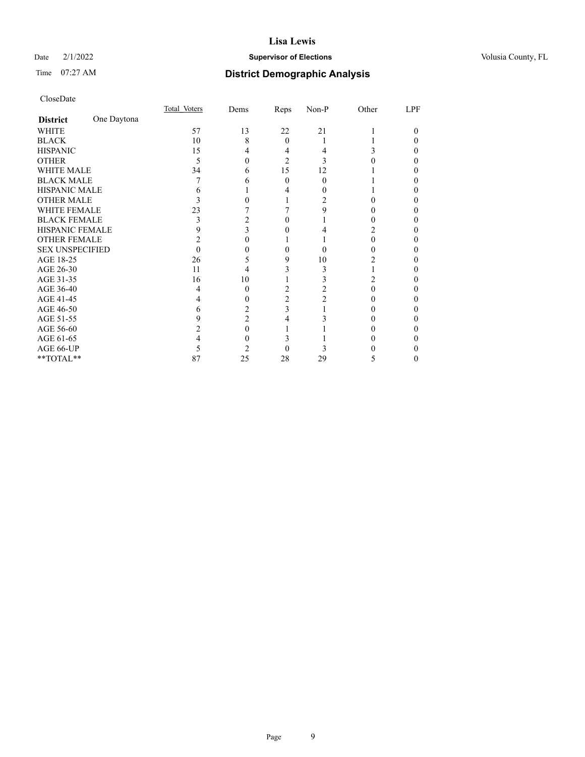# Lisa Lewis

Date 2/1/2022 **Supervisor of Elections** Volusia County, FL

Time 07:27 AM **District Demographic Analysis**

CloseDate

| District One Daytona | Total_Voters | Dems | Reps | Non-P | Other | LPF |
|---|---|---|---|---|---|---|
| WHITE | 57 | 13 | 22 | 21 | 1 | 0 |
| BLACK | 10 | 8 | 0 | 1 | 1 | 0 |
| HISPANIC | 15 | 4 | 4 | 4 | 3 | 0 |
| OTHER | 5 | 0 | 2 | 3 | 0 | 0 |
| WHITE MALE | 34 | 6 | 15 | 12 | 1 | 0 |
| BLACK MALE | 7 | 6 | 0 | 0 | 1 | 0 |
| HISPANIC MALE | 6 | 1 | 4 | 0 | 1 | 0 |
| OTHER MALE | 3 | 0 | 1 | 2 | 0 | 0 |
| WHITE FEMALE | 23 | 7 | 7 | 9 | 0 | 0 |
| BLACK FEMALE | 3 | 2 | 0 | 1 | 0 | 0 |
| HISPANIC FEMALE | 9 | 3 | 0 | 4 | 2 | 0 |
| OTHER FEMALE | 2 | 0 | 1 | 1 | 0 | 0 |
| SEX UNSPECIFIED | 0 | 0 | 0 | 0 | 0 | 0 |
| AGE 18-25 | 26 | 5 | 9 | 10 | 2 | 0 |
| AGE 26-30 | 11 | 4 | 3 | 3 | 1 | 0 |
| AGE 31-35 | 16 | 10 | 1 | 3 | 2 | 0 |
| AGE 36-40 | 4 | 0 | 2 | 2 | 0 | 0 |
| AGE 41-45 | 4 | 0 | 2 | 2 | 0 | 0 |
| AGE 46-50 | 6 | 2 | 3 | 1 | 0 | 0 |
| AGE 51-55 | 9 | 2 | 4 | 3 | 0 | 0 |
| AGE 56-60 | 2 | 0 | 1 | 1 | 0 | 0 |
| AGE 61-65 | 4 | 0 | 3 | 1 | 0 | 0 |
| AGE 66-UP | 5 | 2 | 0 | 3 | 0 | 0 |
| **TOTAL** | 87 | 25 | 28 | 29 | 5 | 0 |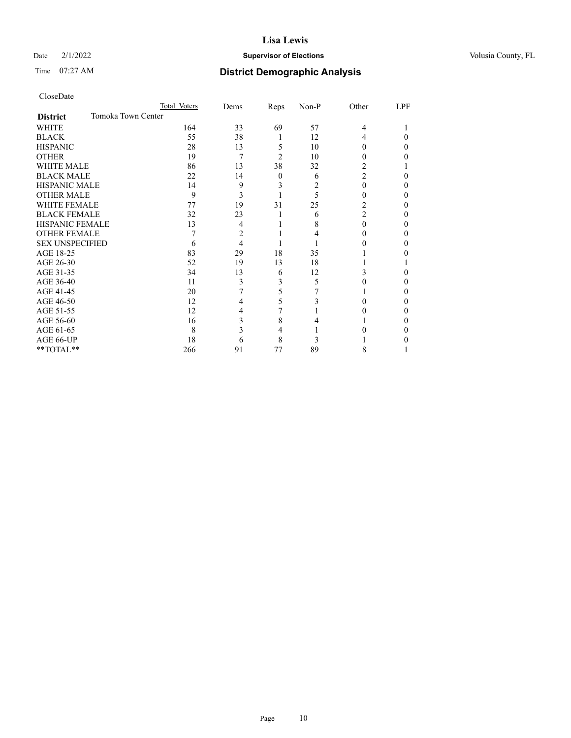# Lisa Lewis

Date 2/1/2022 **Supervisor of Elections** Volusia County, FL

Time 07:27 AM **District Demographic Analysis**

CloseDate

| | Total Voters | Dems | Reps | Non-P | Other | LPF |
|---|---|---|---|---|---|---|
| **District** Tomoka Town Center | | | | | | |
| WHITE | 164 | 33 | 69 | 57 | 4 | 1 |
| BLACK | 55 | 38 | 1 | 12 | 4 | 0 |
| HISPANIC | 28 | 13 | 5 | 10 | 0 | 0 |
| OTHER | 19 | 7 | 2 | 10 | 0 | 0 |
| WHITE MALE | 86 | 13 | 38 | 32 | 2 | 1 |
| BLACK MALE | 22 | 14 | 0 | 6 | 2 | 0 |
| HISPANIC MALE | 14 | 9 | 3 | 2 | 0 | 0 |
| OTHER MALE | 9 | 3 | 1 | 5 | 0 | 0 |
| WHITE FEMALE | 77 | 19 | 31 | 25 | 2 | 0 |
| BLACK FEMALE | 32 | 23 | 1 | 6 | 2 | 0 |
| HISPANIC FEMALE | 13 | 4 | 1 | 8 | 0 | 0 |
| OTHER FEMALE | 7 | 2 | 1 | 4 | 0 | 0 |
| SEX UNSPECIFIED | 6 | 4 | 1 | 1 | 0 | 0 |
| AGE 18-25 | 83 | 29 | 18 | 35 | 1 | 0 |
| AGE 26-30 | 52 | 19 | 13 | 18 | 1 | 1 |
| AGE 31-35 | 34 | 13 | 6 | 12 | 3 | 0 |
| AGE 36-40 | 11 | 3 | 3 | 5 | 0 | 0 |
| AGE 41-45 | 20 | 7 | 5 | 7 | 1 | 0 |
| AGE 46-50 | 12 | 4 | 5 | 3 | 0 | 0 |
| AGE 51-55 | 12 | 4 | 7 | 1 | 0 | 0 |
| AGE 56-60 | 16 | 3 | 8 | 4 | 1 | 0 |
| AGE 61-65 | 8 | 3 | 4 | 1 | 0 | 0 |
| AGE 66-UP | 18 | 6 | 8 | 3 | 1 | 0 |
| **TOTAL** | 266 | 91 | 77 | 89 | 8 | 1 |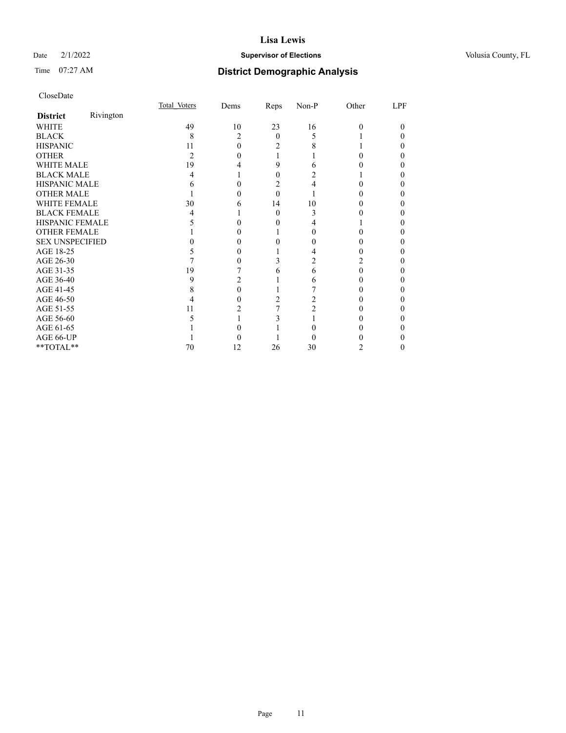# Lisa Lewis

Date 2/1/2022 **Supervisor of Elections** Volusia County, FL

Time 07:27 AM **District Demographic Analysis**

CloseDate

| **District** Rivington | Total_Voters | Dems | Reps | Non-P | Other | LPF |
|---|---|---|---|---|---|---|
| WHITE | 49 | 10 | 23 | 16 | 0 | 0 |
| BLACK | 8 | 2 | 0 | 5 | 1 | 0 |
| HISPANIC | 11 | 0 | 2 | 8 | 1 | 0 |
| OTHER | 2 | 0 | 1 | 1 | 0 | 0 |
| WHITE MALE | 19 | 4 | 9 | 6 | 0 | 0 |
| BLACK MALE | 4 | 1 | 0 | 2 | 1 | 0 |
| HISPANIC MALE | 6 | 0 | 2 | 4 | 0 | 0 |
| OTHER MALE | 1 | 0 | 0 | 1 | 0 | 0 |
| WHITE FEMALE | 30 | 6 | 14 | 10 | 0 | 0 |
| BLACK FEMALE | 4 | 1 | 0 | 3 | 0 | 0 |
| HISPANIC FEMALE | 5 | 0 | 0 | 4 | 1 | 0 |
| OTHER FEMALE | 1 | 0 | 1 | 0 | 0 | 0 |
| SEX UNSPECIFIED | 0 | 0 | 0 | 0 | 0 | 0 |
| AGE 18-25 | 5 | 0 | 1 | 4 | 0 | 0 |
| AGE 26-30 | 7 | 0 | 3 | 2 | 2 | 0 |
| AGE 31-35 | 19 | 7 | 6 | 6 | 0 | 0 |
| AGE 36-40 | 9 | 2 | 1 | 6 | 0 | 0 |
| AGE 41-45 | 8 | 0 | 1 | 7 | 0 | 0 |
| AGE 46-50 | 4 | 0 | 2 | 2 | 0 | 0 |
| AGE 51-55 | 11 | 2 | 7 | 2 | 0 | 0 |
| AGE 56-60 | 5 | 1 | 3 | 1 | 0 | 0 |
| AGE 61-65 | 1 | 0 | 1 | 0 | 0 | 0 |
| AGE 66-UP | 1 | 0 | 1 | 0 | 0 | 0 |
| **TOTAL** | 70 | 12 | 26 | 30 | 2 | 0 |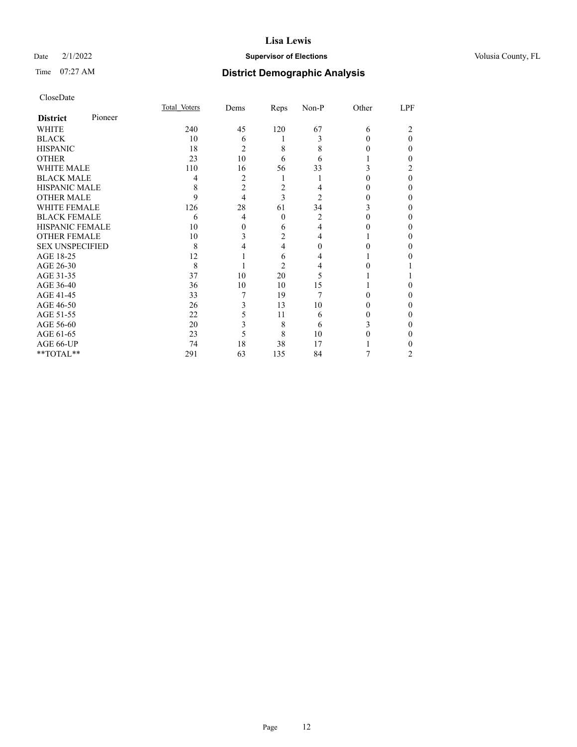# Lisa Lewis

Date 2/1/2022 **Supervisor of Elections** Volusia County, FL

Time 07:27 AM **District Demographic Analysis**

CloseDate

| **District** Pioneer | Total Voters | Dems | Reps | Non-P | Other | LPF |
|---|---|---|---|---|---|---|
| WHITE | 240 | 45 | 120 | 67 | 6 | 2 |
| BLACK | 10 | 6 | 1 | 3 | 0 | 0 |
| HISPANIC | 18 | 2 | 8 | 8 | 0 | 0 |
| OTHER | 23 | 10 | 6 | 6 | 1 | 0 |
| WHITE MALE | 110 | 16 | 56 | 33 | 3 | 2 |
| BLACK MALE | 4 | 2 | 1 | 1 | 0 | 0 |
| HISPANIC MALE | 8 | 2 | 2 | 4 | 0 | 0 |
| OTHER MALE | 9 | 4 | 3 | 2 | 0 | 0 |
| WHITE FEMALE | 126 | 28 | 61 | 34 | 3 | 0 |
| BLACK FEMALE | 6 | 4 | 0 | 2 | 0 | 0 |
| HISPANIC FEMALE | 10 | 0 | 6 | 4 | 0 | 0 |
| OTHER FEMALE | 10 | 3 | 2 | 4 | 1 | 0 |
| SEX UNSPECIFIED | 8 | 4 | 4 | 0 | 0 | 0 |
| AGE 18-25 | 12 | 1 | 6 | 4 | 1 | 0 |
| AGE 26-30 | 8 | 1 | 2 | 4 | 0 | 1 |
| AGE 31-35 | 37 | 10 | 20 | 5 | 1 | 1 |
| AGE 36-40 | 36 | 10 | 10 | 15 | 1 | 0 |
| AGE 41-45 | 33 | 7 | 19 | 7 | 0 | 0 |
| AGE 46-50 | 26 | 3 | 13 | 10 | 0 | 0 |
| AGE 51-55 | 22 | 5 | 11 | 6 | 0 | 0 |
| AGE 56-60 | 20 | 3 | 8 | 6 | 3 | 0 |
| AGE 61-65 | 23 | 5 | 8 | 10 | 0 | 0 |
| AGE 66-UP | 74 | 18 | 38 | 17 | 1 | 0 |
| **TOTAL** | 291 | 63 | 135 | 84 | 7 | 2 |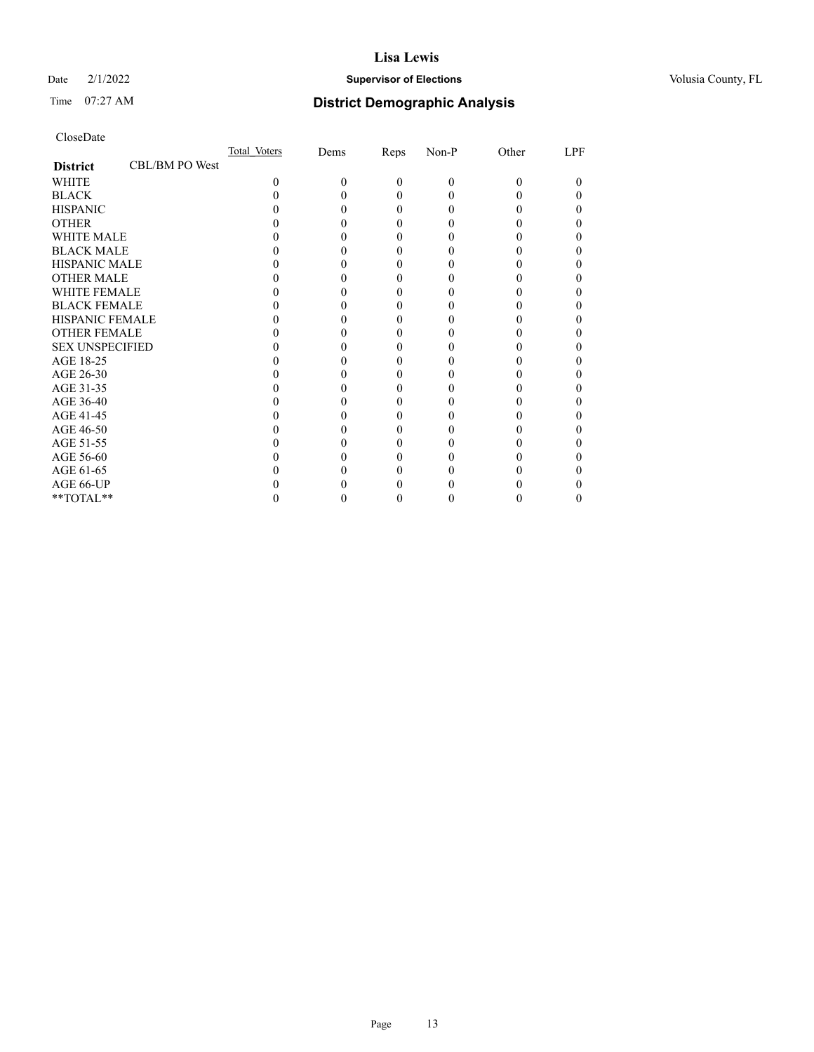CloseDate

| District CBL/BM PO West | Total_Voters | Dems | Reps | Non-P | Other | LPF |
|---|---|---|---|---|---|---|
| WHITE | 0 | 0 | 0 | 0 | 0 | 0 |
| BLACK | 0 | 0 | 0 | 0 | 0 | 0 |
| HISPANIC | 0 | 0 | 0 | 0 | 0 | 0 |
| OTHER | 0 | 0 | 0 | 0 | 0 | 0 |
| WHITE MALE | 0 | 0 | 0 | 0 | 0 | 0 |
| BLACK MALE | 0 | 0 | 0 | 0 | 0 | 0 |
| HISPANIC MALE | 0 | 0 | 0 | 0 | 0 | 0 |
| OTHER MALE | 0 | 0 | 0 | 0 | 0 | 0 |
| WHITE FEMALE | 0 | 0 | 0 | 0 | 0 | 0 |
| BLACK FEMALE | 0 | 0 | 0 | 0 | 0 | 0 |
| HISPANIC FEMALE | 0 | 0 | 0 | 0 | 0 | 0 |
| OTHER FEMALE | 0 | 0 | 0 | 0 | 0 | 0 |
| SEX UNSPECIFIED | 0 | 0 | 0 | 0 | 0 | 0 |
| AGE 18-25 | 0 | 0 | 0 | 0 | 0 | 0 |
| AGE 26-30 | 0 | 0 | 0 | 0 | 0 | 0 |
| AGE 31-35 | 0 | 0 | 0 | 0 | 0 | 0 |
| AGE 36-40 | 0 | 0 | 0 | 0 | 0 | 0 |
| AGE 41-45 | 0 | 0 | 0 | 0 | 0 | 0 |
| AGE 46-50 | 0 | 0 | 0 | 0 | 0 | 0 |
| AGE 51-55 | 0 | 0 | 0 | 0 | 0 | 0 |
| AGE 56-60 | 0 | 0 | 0 | 0 | 0 | 0 |
| AGE 61-65 | 0 | 0 | 0 | 0 | 0 | 0 |
| AGE 66-UP | 0 | 0 | 0 | 0 | 0 | 0 |
| **TOTAL** | 0 | 0 | 0 | 0 | 0 | 0 |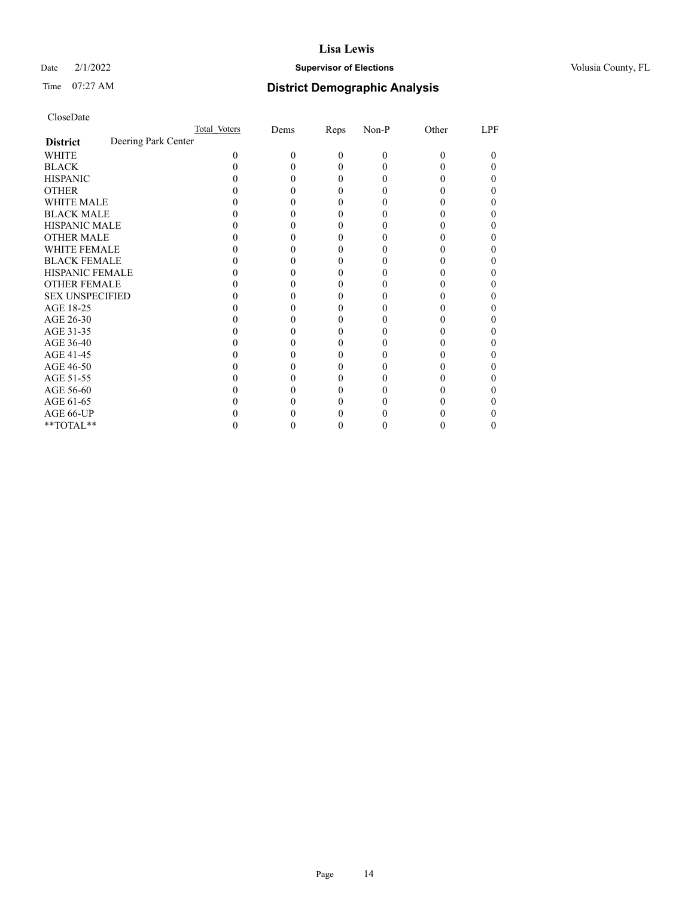CloseDate

| District | Deering Park Center | Total_Voters | Dems | Reps | Non-P | Other | LPF |
|---|---|---|---|---|---|---|---|
| WHITE | | 0 | 0 | 0 | 0 | 0 | 0 |
| BLACK | | 0 | 0 | 0 | 0 | 0 | 0 |
| HISPANIC | | 0 | 0 | 0 | 0 | 0 | 0 |
| OTHER | | 0 | 0 | 0 | 0 | 0 | 0 |
| WHITE MALE | | 0 | 0 | 0 | 0 | 0 | 0 |
| BLACK MALE | | 0 | 0 | 0 | 0 | 0 | 0 |
| HISPANIC MALE | | 0 | 0 | 0 | 0 | 0 | 0 |
| OTHER MALE | | 0 | 0 | 0 | 0 | 0 | 0 |
| WHITE FEMALE | | 0 | 0 | 0 | 0 | 0 | 0 |
| BLACK FEMALE | | 0 | 0 | 0 | 0 | 0 | 0 |
| HISPANIC FEMALE | | 0 | 0 | 0 | 0 | 0 | 0 |
| OTHER FEMALE | | 0 | 0 | 0 | 0 | 0 | 0 |
| SEX UNSPECIFIED | | 0 | 0 | 0 | 0 | 0 | 0 |
| AGE 18-25 | | 0 | 0 | 0 | 0 | 0 | 0 |
| AGE 26-30 | | 0 | 0 | 0 | 0 | 0 | 0 |
| AGE 31-35 | | 0 | 0 | 0 | 0 | 0 | 0 |
| AGE 36-40 | | 0 | 0 | 0 | 0 | 0 | 0 |
| AGE 41-45 | | 0 | 0 | 0 | 0 | 0 | 0 |
| AGE 46-50 | | 0 | 0 | 0 | 0 | 0 | 0 |
| AGE 51-55 | | 0 | 0 | 0 | 0 | 0 | 0 |
| AGE 56-60 | | 0 | 0 | 0 | 0 | 0 | 0 |
| AGE 61-65 | | 0 | 0 | 0 | 0 | 0 | 0 |
| AGE 66-UP | | 0 | 0 | 0 | 0 | 0 | 0 |
| **TOTAL** | | 0 | 0 | 0 | 0 | 0 | 0 |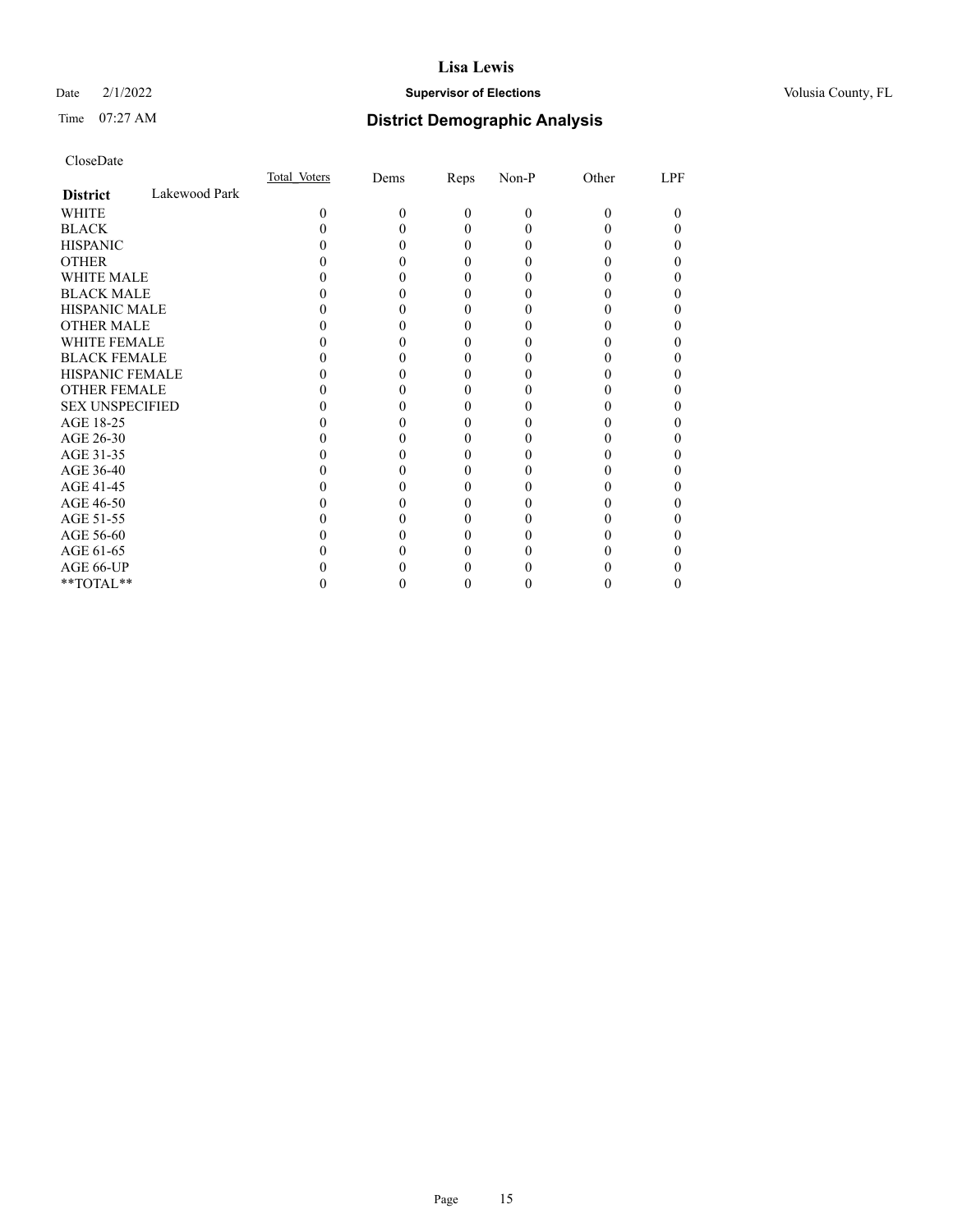CloseDate

| District: Lakewood Park | Total_Voters | Dems | Reps | Non-P | Other | LPF |
|---|---|---|---|---|---|---|
| WHITE | 0 | 0 | 0 | 0 | 0 | 0 |
| BLACK | 0 | 0 | 0 | 0 | 0 | 0 |
| HISPANIC | 0 | 0 | 0 | 0 | 0 | 0 |
| OTHER | 0 | 0 | 0 | 0 | 0 | 0 |
| WHITE MALE | 0 | 0 | 0 | 0 | 0 | 0 |
| BLACK MALE | 0 | 0 | 0 | 0 | 0 | 0 |
| HISPANIC MALE | 0 | 0 | 0 | 0 | 0 | 0 |
| OTHER MALE | 0 | 0 | 0 | 0 | 0 | 0 |
| WHITE FEMALE | 0 | 0 | 0 | 0 | 0 | 0 |
| BLACK FEMALE | 0 | 0 | 0 | 0 | 0 | 0 |
| HISPANIC FEMALE | 0 | 0 | 0 | 0 | 0 | 0 |
| OTHER FEMALE | 0 | 0 | 0 | 0 | 0 | 0 |
| SEX UNSPECIFIED | 0 | 0 | 0 | 0 | 0 | 0 |
| AGE 18-25 | 0 | 0 | 0 | 0 | 0 | 0 |
| AGE 26-30 | 0 | 0 | 0 | 0 | 0 | 0 |
| AGE 31-35 | 0 | 0 | 0 | 0 | 0 | 0 |
| AGE 36-40 | 0 | 0 | 0 | 0 | 0 | 0 |
| AGE 41-45 | 0 | 0 | 0 | 0 | 0 | 0 |
| AGE 46-50 | 0 | 0 | 0 | 0 | 0 | 0 |
| AGE 51-55 | 0 | 0 | 0 | 0 | 0 | 0 |
| AGE 56-60 | 0 | 0 | 0 | 0 | 0 | 0 |
| AGE 61-65 | 0 | 0 | 0 | 0 | 0 | 0 |
| AGE 66-UP | 0 | 0 | 0 | 0 | 0 | 0 |
| **TOTAL** | 0 | 0 | 0 | 0 | 0 | 0 |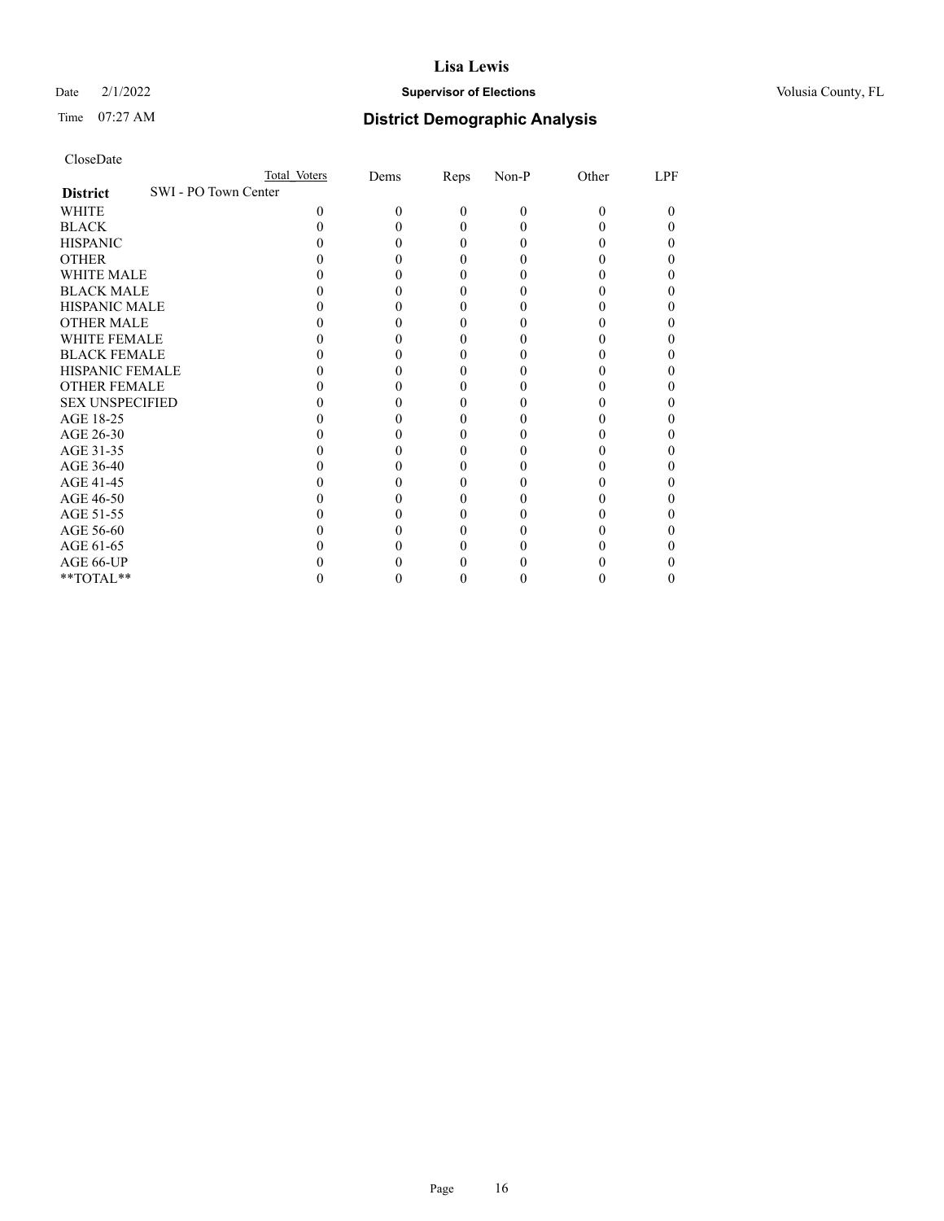# Lisa Lewis

Date 2/1/2022 **Supervisor of Elections** Volusia County, FL

Time 07:27 AM **District Demographic Analysis**

CloseDate

| | Total Voters | Dems | Reps | Non-P | Other | LPF |
|---|---|---|---|---|---|---|
| **District** SWI - PO Town Center | | | | | | |
| WHITE | 0 | 0 | 0 | 0 | 0 | 0 |
| BLACK | 0 | 0 | 0 | 0 | 0 | 0 |
| HISPANIC | 0 | 0 | 0 | 0 | 0 | 0 |
| OTHER | 0 | 0 | 0 | 0 | 0 | 0 |
| WHITE MALE | 0 | 0 | 0 | 0 | 0 | 0 |
| BLACK MALE | 0 | 0 | 0 | 0 | 0 | 0 |
| HISPANIC MALE | 0 | 0 | 0 | 0 | 0 | 0 |
| OTHER MALE | 0 | 0 | 0 | 0 | 0 | 0 |
| WHITE FEMALE | 0 | 0 | 0 | 0 | 0 | 0 |
| BLACK FEMALE | 0 | 0 | 0 | 0 | 0 | 0 |
| HISPANIC FEMALE | 0 | 0 | 0 | 0 | 0 | 0 |
| OTHER FEMALE | 0 | 0 | 0 | 0 | 0 | 0 |
| SEX UNSPECIFIED | 0 | 0 | 0 | 0 | 0 | 0 |
| AGE 18-25 | 0 | 0 | 0 | 0 | 0 | 0 |
| AGE 26-30 | 0 | 0 | 0 | 0 | 0 | 0 |
| AGE 31-35 | 0 | 0 | 0 | 0 | 0 | 0 |
| AGE 36-40 | 0 | 0 | 0 | 0 | 0 | 0 |
| AGE 41-45 | 0 | 0 | 0 | 0 | 0 | 0 |
| AGE 46-50 | 0 | 0 | 0 | 0 | 0 | 0 |
| AGE 51-55 | 0 | 0 | 0 | 0 | 0 | 0 |
| AGE 56-60 | 0 | 0 | 0 | 0 | 0 | 0 |
| AGE 61-65 | 0 | 0 | 0 | 0 | 0 | 0 |
| AGE 66-UP | 0 | 0 | 0 | 0 | 0 | 0 |
| **TOTAL** | 0 | 0 | 0 | 0 | 0 | 0 |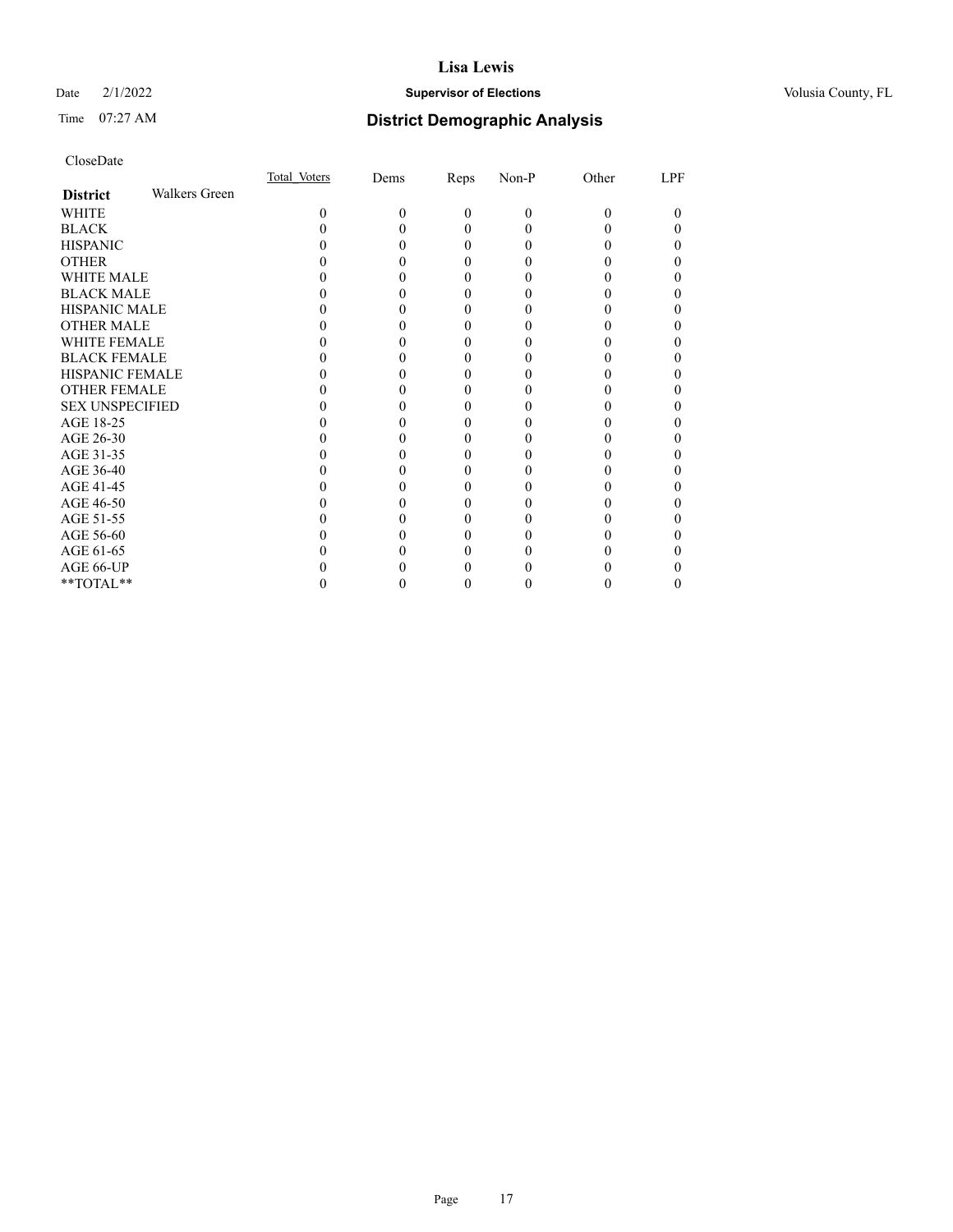CloseDate

| District | Walkers Green | Total_Voters | Dems | Reps | Non-P | Other | LPF |
|---|---|---|---|---|---|---|---|
| WHITE | | 0 | 0 | 0 | 0 | 0 | 0 |
| BLACK | | 0 | 0 | 0 | 0 | 0 | 0 |
| HISPANIC | | 0 | 0 | 0 | 0 | 0 | 0 |
| OTHER | | 0 | 0 | 0 | 0 | 0 | 0 |
| WHITE MALE | | 0 | 0 | 0 | 0 | 0 | 0 |
| BLACK MALE | | 0 | 0 | 0 | 0 | 0 | 0 |
| HISPANIC MALE | | 0 | 0 | 0 | 0 | 0 | 0 |
| OTHER MALE | | 0 | 0 | 0 | 0 | 0 | 0 |
| WHITE FEMALE | | 0 | 0 | 0 | 0 | 0 | 0 |
| BLACK FEMALE | | 0 | 0 | 0 | 0 | 0 | 0 |
| HISPANIC FEMALE | | 0 | 0 | 0 | 0 | 0 | 0 |
| OTHER FEMALE | | 0 | 0 | 0 | 0 | 0 | 0 |
| SEX UNSPECIFIED | | 0 | 0 | 0 | 0 | 0 | 0 |
| AGE 18-25 | | 0 | 0 | 0 | 0 | 0 | 0 |
| AGE 26-30 | | 0 | 0 | 0 | 0 | 0 | 0 |
| AGE 31-35 | | 0 | 0 | 0 | 0 | 0 | 0 |
| AGE 36-40 | | 0 | 0 | 0 | 0 | 0 | 0 |
| AGE 41-45 | | 0 | 0 | 0 | 0 | 0 | 0 |
| AGE 46-50 | | 0 | 0 | 0 | 0 | 0 | 0 |
| AGE 51-55 | | 0 | 0 | 0 | 0 | 0 | 0 |
| AGE 56-60 | | 0 | 0 | 0 | 0 | 0 | 0 |
| AGE 61-65 | | 0 | 0 | 0 | 0 | 0 | 0 |
| AGE 66-UP | | 0 | 0 | 0 | 0 | 0 | 0 |
| **TOTAL** | | 0 | 0 | 0 | 0 | 0 | 0 |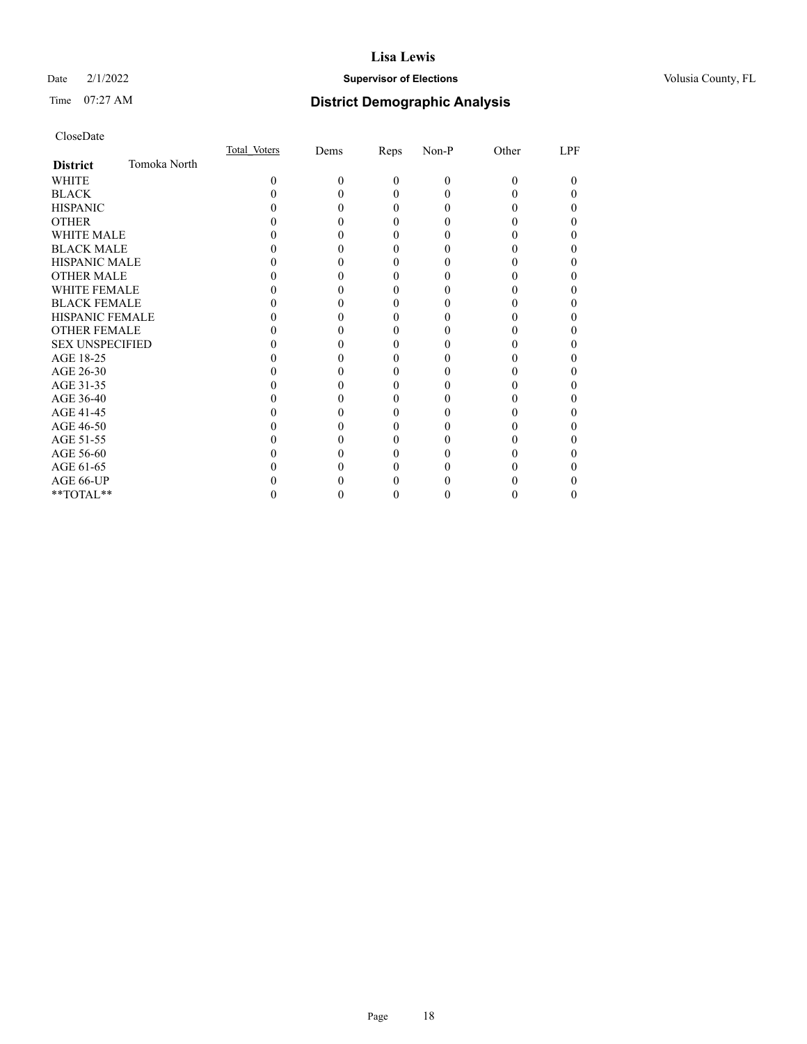CloseDate

| **District** Tomoka North | Total_Voters | Dems | Reps | Non-P | Other | LPF |
|---|---|---|---|---|---|---|
| WHITE | 0 | 0 | 0 | 0 | 0 | 0 |
| BLACK | 0 | 0 | 0 | 0 | 0 | 0 |
| HISPANIC | 0 | 0 | 0 | 0 | 0 | 0 |
| OTHER | 0 | 0 | 0 | 0 | 0 | 0 |
| WHITE MALE | 0 | 0 | 0 | 0 | 0 | 0 |
| BLACK MALE | 0 | 0 | 0 | 0 | 0 | 0 |
| HISPANIC MALE | 0 | 0 | 0 | 0 | 0 | 0 |
| OTHER MALE | 0 | 0 | 0 | 0 | 0 | 0 |
| WHITE FEMALE | 0 | 0 | 0 | 0 | 0 | 0 |
| BLACK FEMALE | 0 | 0 | 0 | 0 | 0 | 0 |
| HISPANIC FEMALE | 0 | 0 | 0 | 0 | 0 | 0 |
| OTHER FEMALE | 0 | 0 | 0 | 0 | 0 | 0 |
| SEX UNSPECIFIED | 0 | 0 | 0 | 0 | 0 | 0 |
| AGE 18-25 | 0 | 0 | 0 | 0 | 0 | 0 |
| AGE 26-30 | 0 | 0 | 0 | 0 | 0 | 0 |
| AGE 31-35 | 0 | 0 | 0 | 0 | 0 | 0 |
| AGE 36-40 | 0 | 0 | 0 | 0 | 0 | 0 |
| AGE 41-45 | 0 | 0 | 0 | 0 | 0 | 0 |
| AGE 46-50 | 0 | 0 | 0 | 0 | 0 | 0 |
| AGE 51-55 | 0 | 0 | 0 | 0 | 0 | 0 |
| AGE 56-60 | 0 | 0 | 0 | 0 | 0 | 0 |
| AGE 61-65 | 0 | 0 | 0 | 0 | 0 | 0 |
| AGE 66-UP | 0 | 0 | 0 | 0 | 0 | 0 |
| **TOTAL** | 0 | 0 | 0 | 0 | 0 | 0 |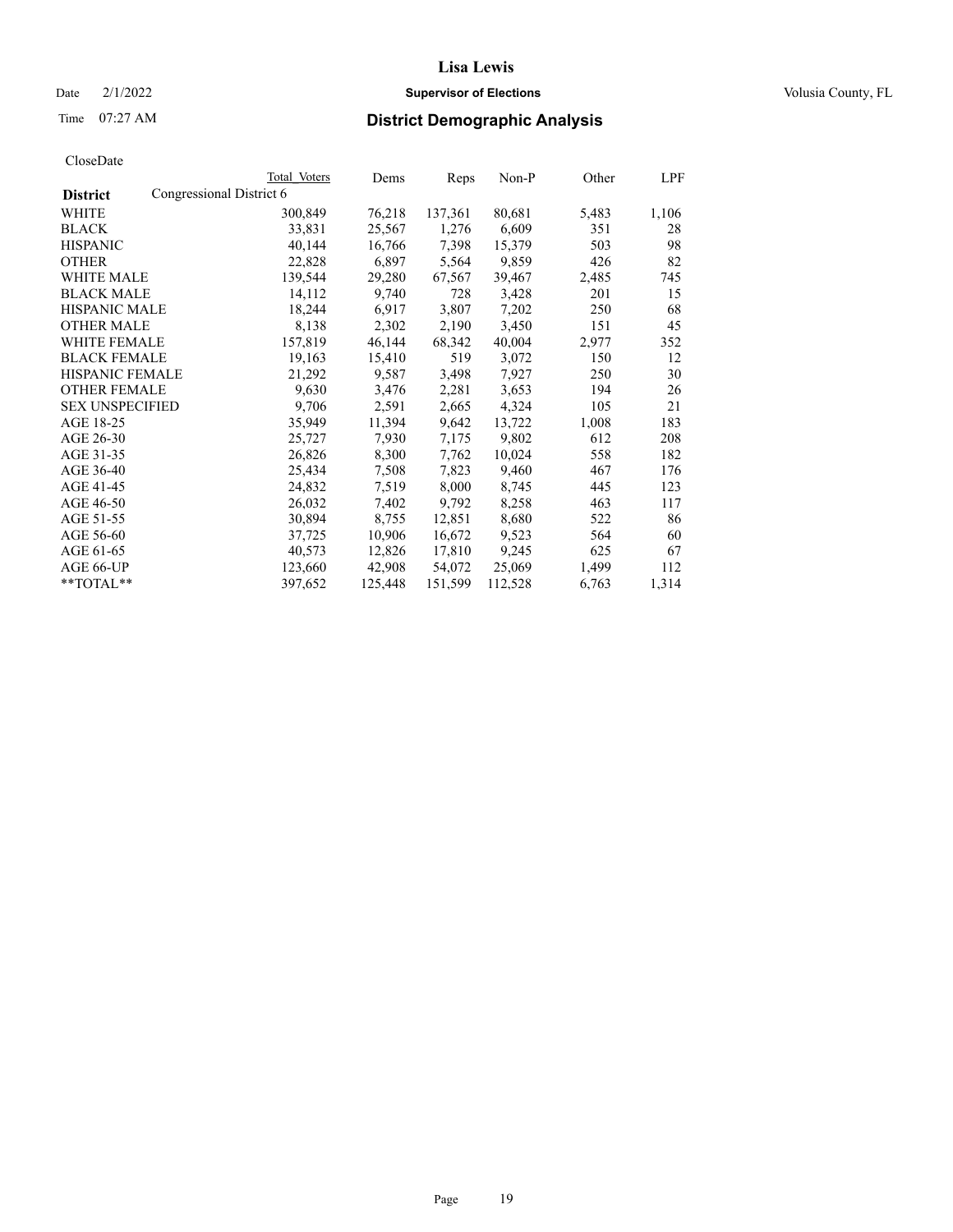# Lisa Lewis

Date 2/1/2022 **Supervisor of Elections** Volusia County, FL

Time 07:27 AM **District Demographic Analysis**

CloseDate

| District | Total Voters | Dems | Reps | Non-P | Other | LPF |
|---|---|---|---|---|---|---|
| **Congressional District 6** | | | | | | |
| WHITE | 300,849 | 76,218 | 137,361 | 80,681 | 5,483 | 1,106 |
| BLACK | 33,831 | 25,567 | 1,276 | 6,609 | 351 | 28 |
| HISPANIC | 40,144 | 16,766 | 7,398 | 15,379 | 503 | 98 |
| OTHER | 22,828 | 6,897 | 5,564 | 9,859 | 426 | 82 |
| WHITE MALE | 139,544 | 29,280 | 67,567 | 39,467 | 2,485 | 745 |
| BLACK MALE | 14,112 | 9,740 | 728 | 3,428 | 201 | 15 |
| HISPANIC MALE | 18,244 | 6,917 | 3,807 | 7,202 | 250 | 68 |
| OTHER MALE | 8,138 | 2,302 | 2,190 | 3,450 | 151 | 45 |
| WHITE FEMALE | 157,819 | 46,144 | 68,342 | 40,004 | 2,977 | 352 |
| BLACK FEMALE | 19,163 | 15,410 | 519 | 3,072 | 150 | 12 |
| HISPANIC FEMALE | 21,292 | 9,587 | 3,498 | 7,927 | 250 | 30 |
| OTHER FEMALE | 9,630 | 3,476 | 2,281 | 3,653 | 194 | 26 |
| SEX UNSPECIFIED | 9,706 | 2,591 | 2,665 | 4,324 | 105 | 21 |
| AGE 18-25 | 35,949 | 11,394 | 9,642 | 13,722 | 1,008 | 183 |
| AGE 26-30 | 25,727 | 7,930 | 7,175 | 9,802 | 612 | 208 |
| AGE 31-35 | 26,826 | 8,300 | 7,762 | 10,024 | 558 | 182 |
| AGE 36-40 | 25,434 | 7,508 | 7,823 | 9,460 | 467 | 176 |
| AGE 41-45 | 24,832 | 7,519 | 8,000 | 8,745 | 445 | 123 |
| AGE 46-50 | 26,032 | 7,402 | 9,792 | 8,258 | 463 | 117 |
| AGE 51-55 | 30,894 | 8,755 | 12,851 | 8,680 | 522 | 86 |
| AGE 56-60 | 37,725 | 10,906 | 16,672 | 9,523 | 564 | 60 |
| AGE 61-65 | 40,573 | 12,826 | 17,810 | 9,245 | 625 | 67 |
| AGE 66-UP | 123,660 | 42,908 | 54,072 | 25,069 | 1,499 | 112 |
| **TOTAL** | 397,652 | 125,448 | 151,599 | 112,528 | 6,763 | 1,314 |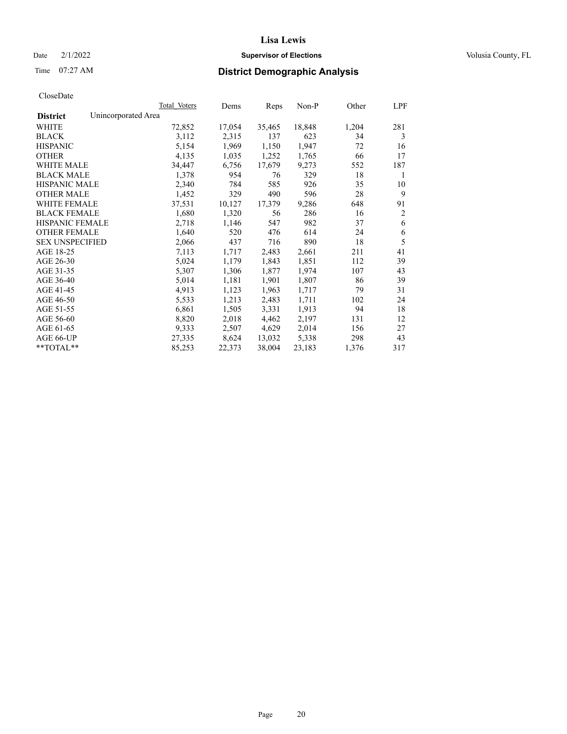# Lisa Lewis

Date 2/1/2022 **Supervisor of Elections** Volusia County, FL

Time 07:27 AM **District Demographic Analysis**

CloseDate

| **District** Unincorporated Area | Total Voters | Dems | Reps | Non-P | Other | LPF |
|---|---|---|---|---|---|---|
| WHITE | 72,852 | 17,054 | 35,465 | 18,848 | 1,204 | 281 |
| BLACK | 3,112 | 2,315 | 137 | 623 | 34 | 3 |
| HISPANIC | 5,154 | 1,969 | 1,150 | 1,947 | 72 | 16 |
| OTHER | 4,135 | 1,035 | 1,252 | 1,765 | 66 | 17 |
| WHITE MALE | 34,447 | 6,756 | 17,679 | 9,273 | 552 | 187 |
| BLACK MALE | 1,378 | 954 | 76 | 329 | 18 | 1 |
| HISPANIC MALE | 2,340 | 784 | 585 | 926 | 35 | 10 |
| OTHER MALE | 1,452 | 329 | 490 | 596 | 28 | 9 |
| WHITE FEMALE | 37,531 | 10,127 | 17,379 | 9,286 | 648 | 91 |
| BLACK FEMALE | 1,680 | 1,320 | 56 | 286 | 16 | 2 |
| HISPANIC FEMALE | 2,718 | 1,146 | 547 | 982 | 37 | 6 |
| OTHER FEMALE | 1,640 | 520 | 476 | 614 | 24 | 6 |
| SEX UNSPECIFIED | 2,066 | 437 | 716 | 890 | 18 | 5 |
| AGE 18-25 | 7,113 | 1,717 | 2,483 | 2,661 | 211 | 41 |
| AGE 26-30 | 5,024 | 1,179 | 1,843 | 1,851 | 112 | 39 |
| AGE 31-35 | 5,307 | 1,306 | 1,877 | 1,974 | 107 | 43 |
| AGE 36-40 | 5,014 | 1,181 | 1,901 | 1,807 | 86 | 39 |
| AGE 41-45 | 4,913 | 1,123 | 1,963 | 1,717 | 79 | 31 |
| AGE 46-50 | 5,533 | 1,213 | 2,483 | 1,711 | 102 | 24 |
| AGE 51-55 | 6,861 | 1,505 | 3,331 | 1,913 | 94 | 18 |
| AGE 56-60 | 8,820 | 2,018 | 4,462 | 2,197 | 131 | 12 |
| AGE 61-65 | 9,333 | 2,507 | 4,629 | 2,014 | 156 | 27 |
| AGE 66-UP | 27,335 | 8,624 | 13,032 | 5,338 | 298 | 43 |
| **TOTAL** | 85,253 | 22,373 | 38,004 | 23,183 | 1,376 | 317 |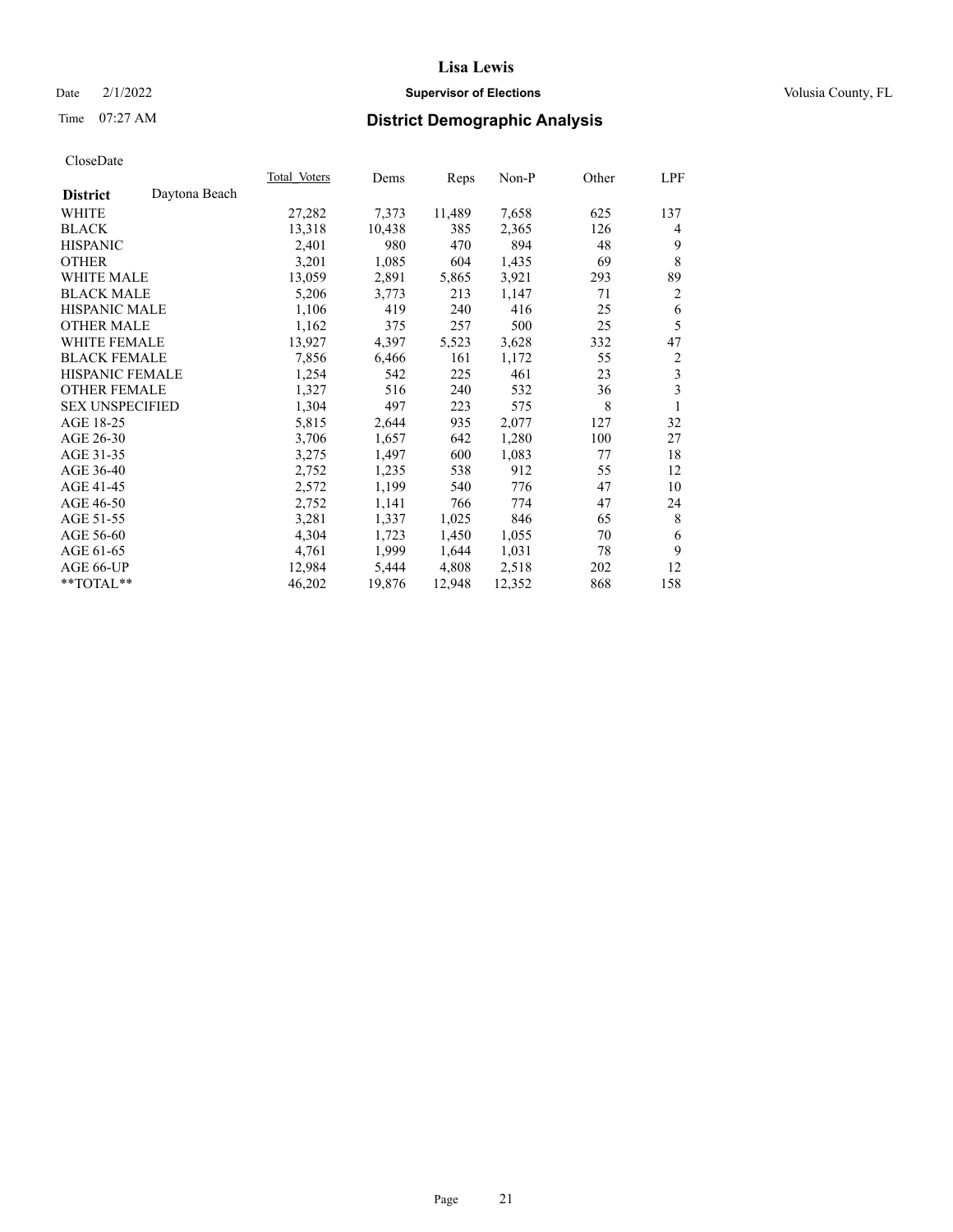# Lisa Lewis

Date 2/1/2022 **Supervisor of Elections** Volusia County, FL

Time 07:27 AM **District Demographic Analysis**

CloseDate

| **District** Daytona Beach | Total Voters | Dems | Reps | Non-P | Other | LPF |
|---|---|---|---|---|---|---|
| WHITE | 27,282 | 7,373 | 11,489 | 7,658 | 625 | 137 |
| BLACK | 13,318 | 10,438 | 385 | 2,365 | 126 | 4 |
| HISPANIC | 2,401 | 980 | 470 | 894 | 48 | 9 |
| OTHER | 3,201 | 1,085 | 604 | 1,435 | 69 | 8 |
| WHITE MALE | 13,059 | 2,891 | 5,865 | 3,921 | 293 | 89 |
| BLACK MALE | 5,206 | 3,773 | 213 | 1,147 | 71 | 2 |
| HISPANIC MALE | 1,106 | 419 | 240 | 416 | 25 | 6 |
| OTHER MALE | 1,162 | 375 | 257 | 500 | 25 | 5 |
| WHITE FEMALE | 13,927 | 4,397 | 5,523 | 3,628 | 332 | 47 |
| BLACK FEMALE | 7,856 | 6,466 | 161 | 1,172 | 55 | 2 |
| HISPANIC FEMALE | 1,254 | 542 | 225 | 461 | 23 | 3 |
| OTHER FEMALE | 1,327 | 516 | 240 | 532 | 36 | 3 |
| SEX UNSPECIFIED | 1,304 | 497 | 223 | 575 | 8 | 1 |
| AGE 18-25 | 5,815 | 2,644 | 935 | 2,077 | 127 | 32 |
| AGE 26-30 | 3,706 | 1,657 | 642 | 1,280 | 100 | 27 |
| AGE 31-35 | 3,275 | 1,497 | 600 | 1,083 | 77 | 18 |
| AGE 36-40 | 2,752 | 1,235 | 538 | 912 | 55 | 12 |
| AGE 41-45 | 2,572 | 1,199 | 540 | 776 | 47 | 10 |
| AGE 46-50 | 2,752 | 1,141 | 766 | 774 | 47 | 24 |
| AGE 51-55 | 3,281 | 1,337 | 1,025 | 846 | 65 | 8 |
| AGE 56-60 | 4,304 | 1,723 | 1,450 | 1,055 | 70 | 6 |
| AGE 61-65 | 4,761 | 1,999 | 1,644 | 1,031 | 78 | 9 |
| AGE 66-UP | 12,984 | 5,444 | 4,808 | 2,518 | 202 | 12 |
| **TOTAL** | 46,202 | 19,876 | 12,948 | 12,352 | 868 | 158 |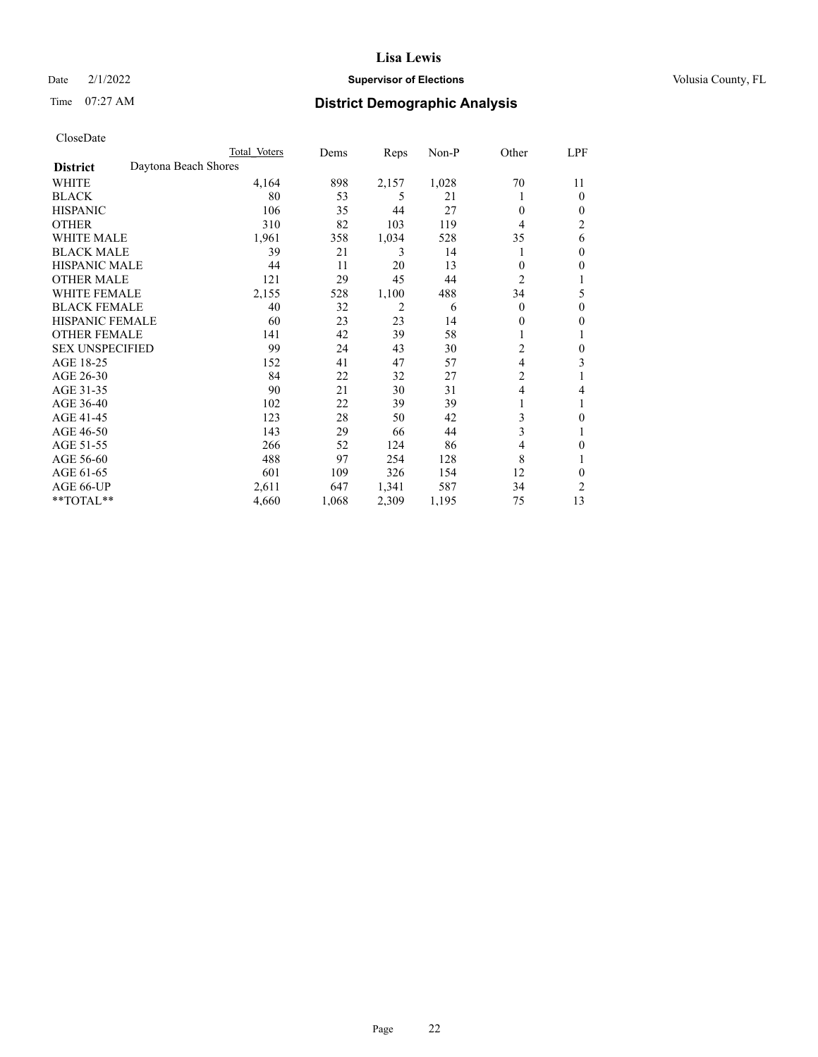CloseDate

| District | Daytona Beach Shores | Total Voters | Dems | Reps | Non-P | Other | LPF |
|---|---|---|---|---|---|---|---|
| WHITE | | 4,164 | 898 | 2,157 | 1,028 | 70 | 11 |
| BLACK | | 80 | 53 | 5 | 21 | 1 | 0 |
| HISPANIC | | 106 | 35 | 44 | 27 | 0 | 0 |
| OTHER | | 310 | 82 | 103 | 119 | 4 | 2 |
| WHITE MALE | | 1,961 | 358 | 1,034 | 528 | 35 | 6 |
| BLACK MALE | | 39 | 21 | 3 | 14 | 1 | 0 |
| HISPANIC MALE | | 44 | 11 | 20 | 13 | 0 | 0 |
| OTHER MALE | | 121 | 29 | 45 | 44 | 2 | 1 |
| WHITE FEMALE | | 2,155 | 528 | 1,100 | 488 | 34 | 5 |
| BLACK FEMALE | | 40 | 32 | 2 | 6 | 0 | 0 |
| HISPANIC FEMALE | | 60 | 23 | 23 | 14 | 0 | 0 |
| OTHER FEMALE | | 141 | 42 | 39 | 58 | 1 | 1 |
| SEX UNSPECIFIED | | 99 | 24 | 43 | 30 | 2 | 0 |
| AGE 18-25 | | 152 | 41 | 47 | 57 | 4 | 3 |
| AGE 26-30 | | 84 | 22 | 32 | 27 | 2 | 1 |
| AGE 31-35 | | 90 | 21 | 30 | 31 | 4 | 4 |
| AGE 36-40 | | 102 | 22 | 39 | 39 | 1 | 1 |
| AGE 41-45 | | 123 | 28 | 50 | 42 | 3 | 0 |
| AGE 46-50 | | 143 | 29 | 66 | 44 | 3 | 1 |
| AGE 51-55 | | 266 | 52 | 124 | 86 | 4 | 0 |
| AGE 56-60 | | 488 | 97 | 254 | 128 | 8 | 1 |
| AGE 61-65 | | 601 | 109 | 326 | 154 | 12 | 0 |
| AGE 66-UP | | 2,611 | 647 | 1,341 | 587 | 34 | 2 |
| **TOTAL** | | 4,660 | 1,068 | 2,309 | 1,195 | 75 | 13 |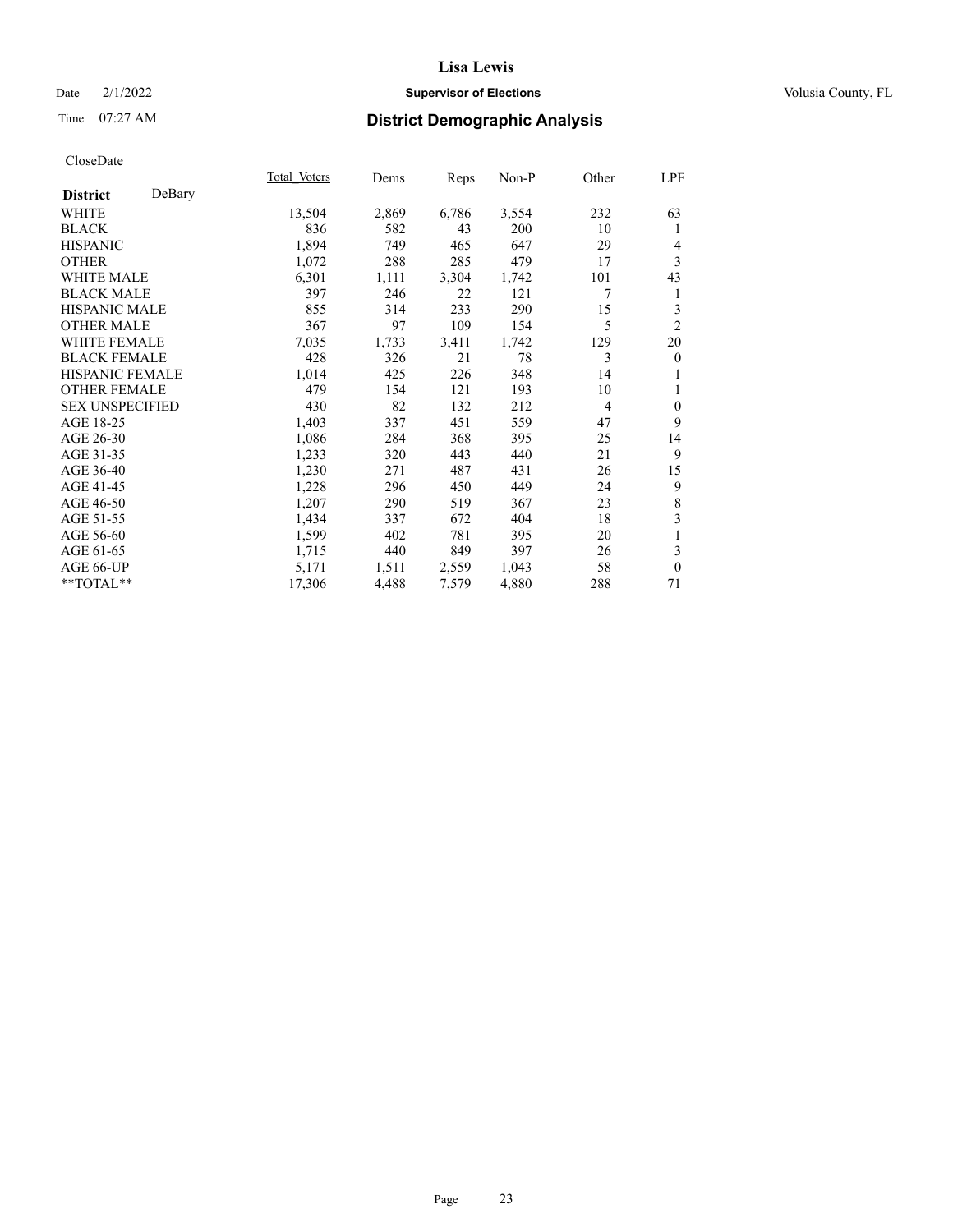# Lisa Lewis

Date 2/1/2022 **Supervisor of Elections** Volusia County, FL

Time 07:27 AM **District Demographic Analysis**

CloseDate

| **District** DeBary | Total Voters | Dems | Reps | Non-P | Other | LPF |
|---|---|---|---|---|---|---|
| WHITE | 13,504 | 2,869 | 6,786 | 3,554 | 232 | 63 |
| BLACK | 836 | 582 | 43 | 200 | 10 | 1 |
| HISPANIC | 1,894 | 749 | 465 | 647 | 29 | 4 |
| OTHER | 1,072 | 288 | 285 | 479 | 17 | 3 |
| WHITE MALE | 6,301 | 1,111 | 3,304 | 1,742 | 101 | 43 |
| BLACK MALE | 397 | 246 | 22 | 121 | 7 | 1 |
| HISPANIC MALE | 855 | 314 | 233 | 290 | 15 | 3 |
| OTHER MALE | 367 | 97 | 109 | 154 | 5 | 2 |
| WHITE FEMALE | 7,035 | 1,733 | 3,411 | 1,742 | 129 | 20 |
| BLACK FEMALE | 428 | 326 | 21 | 78 | 3 | 0 |
| HISPANIC FEMALE | 1,014 | 425 | 226 | 348 | 14 | 1 |
| OTHER FEMALE | 479 | 154 | 121 | 193 | 10 | 1 |
| SEX UNSPECIFIED | 430 | 82 | 132 | 212 | 4 | 0 |
| AGE 18-25 | 1,403 | 337 | 451 | 559 | 47 | 9 |
| AGE 26-30 | 1,086 | 284 | 368 | 395 | 25 | 14 |
| AGE 31-35 | 1,233 | 320 | 443 | 440 | 21 | 9 |
| AGE 36-40 | 1,230 | 271 | 487 | 431 | 26 | 15 |
| AGE 41-45 | 1,228 | 296 | 450 | 449 | 24 | 9 |
| AGE 46-50 | 1,207 | 290 | 519 | 367 | 23 | 8 |
| AGE 51-55 | 1,434 | 337 | 672 | 404 | 18 | 3 |
| AGE 56-60 | 1,599 | 402 | 781 | 395 | 20 | 1 |
| AGE 61-65 | 1,715 | 440 | 849 | 397 | 26 | 3 |
| AGE 66-UP | 5,171 | 1,511 | 2,559 | 1,043 | 58 | 0 |
| **TOTAL** | 17,306 | 4,488 | 7,579 | 4,880 | 288 | 71 |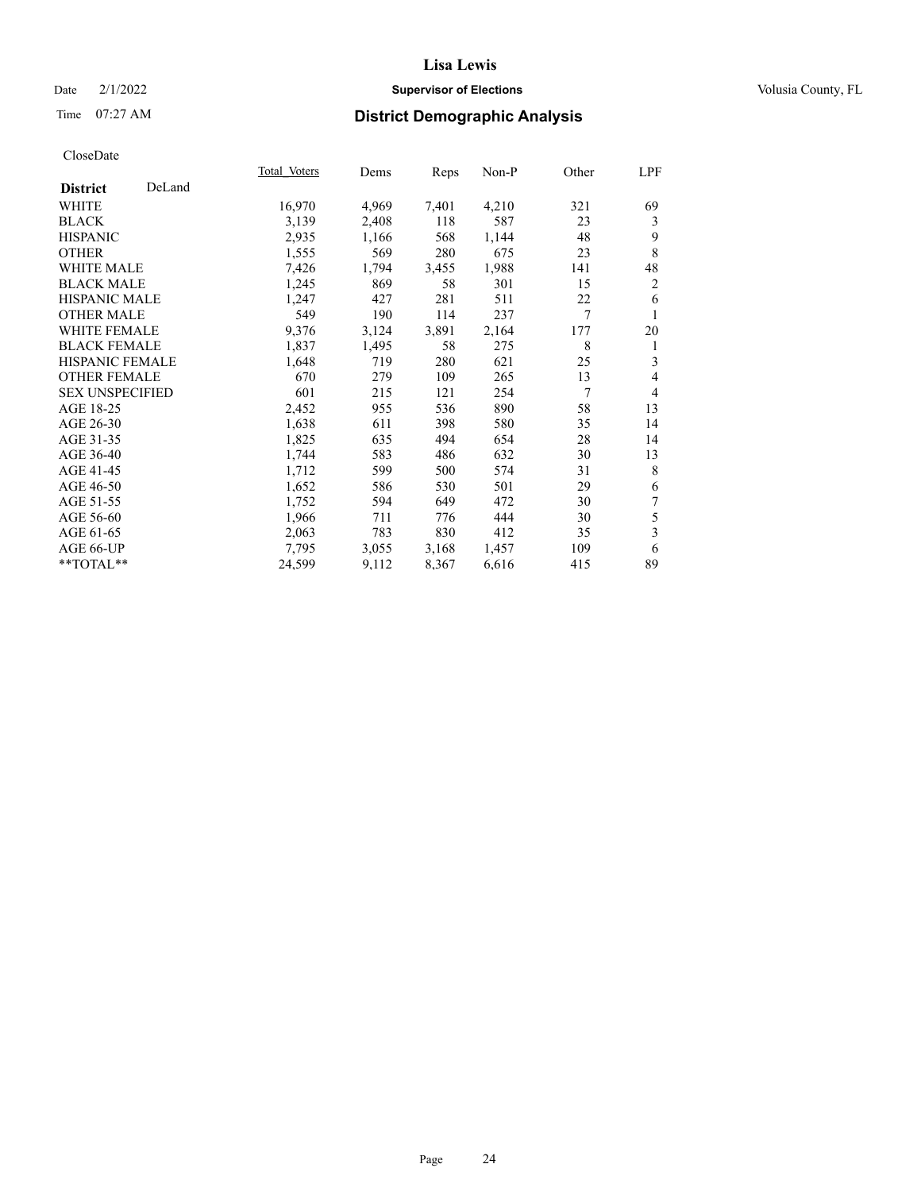CloseDate

| District DeLand | Total_Voters | Dems | Reps | Non-P | Other | LPF |
|---|---|---|---|---|---|---|
| WHITE | 16,970 | 4,969 | 7,401 | 4,210 | 321 | 69 |
| BLACK | 3,139 | 2,408 | 118 | 587 | 23 | 3 |
| HISPANIC | 2,935 | 1,166 | 568 | 1,144 | 48 | 9 |
| OTHER | 1,555 | 569 | 280 | 675 | 23 | 8 |
| WHITE MALE | 7,426 | 1,794 | 3,455 | 1,988 | 141 | 48 |
| BLACK MALE | 1,245 | 869 | 58 | 301 | 15 | 2 |
| HISPANIC MALE | 1,247 | 427 | 281 | 511 | 22 | 6 |
| OTHER MALE | 549 | 190 | 114 | 237 | 7 | 1 |
| WHITE FEMALE | 9,376 | 3,124 | 3,891 | 2,164 | 177 | 20 |
| BLACK FEMALE | 1,837 | 1,495 | 58 | 275 | 8 | 1 |
| HISPANIC FEMALE | 1,648 | 719 | 280 | 621 | 25 | 3 |
| OTHER FEMALE | 670 | 279 | 109 | 265 | 13 | 4 |
| SEX UNSPECIFIED | 601 | 215 | 121 | 254 | 7 | 4 |
| AGE 18-25 | 2,452 | 955 | 536 | 890 | 58 | 13 |
| AGE 26-30 | 1,638 | 611 | 398 | 580 | 35 | 14 |
| AGE 31-35 | 1,825 | 635 | 494 | 654 | 28 | 14 |
| AGE 36-40 | 1,744 | 583 | 486 | 632 | 30 | 13 |
| AGE 41-45 | 1,712 | 599 | 500 | 574 | 31 | 8 |
| AGE 46-50 | 1,652 | 586 | 530 | 501 | 29 | 6 |
| AGE 51-55 | 1,752 | 594 | 649 | 472 | 30 | 7 |
| AGE 56-60 | 1,966 | 711 | 776 | 444 | 30 | 5 |
| AGE 61-65 | 2,063 | 783 | 830 | 412 | 35 | 3 |
| AGE 66-UP | 7,795 | 3,055 | 3,168 | 1,457 | 109 | 6 |
| **TOTAL** | 24,599 | 9,112 | 8,367 | 6,616 | 415 | 89 |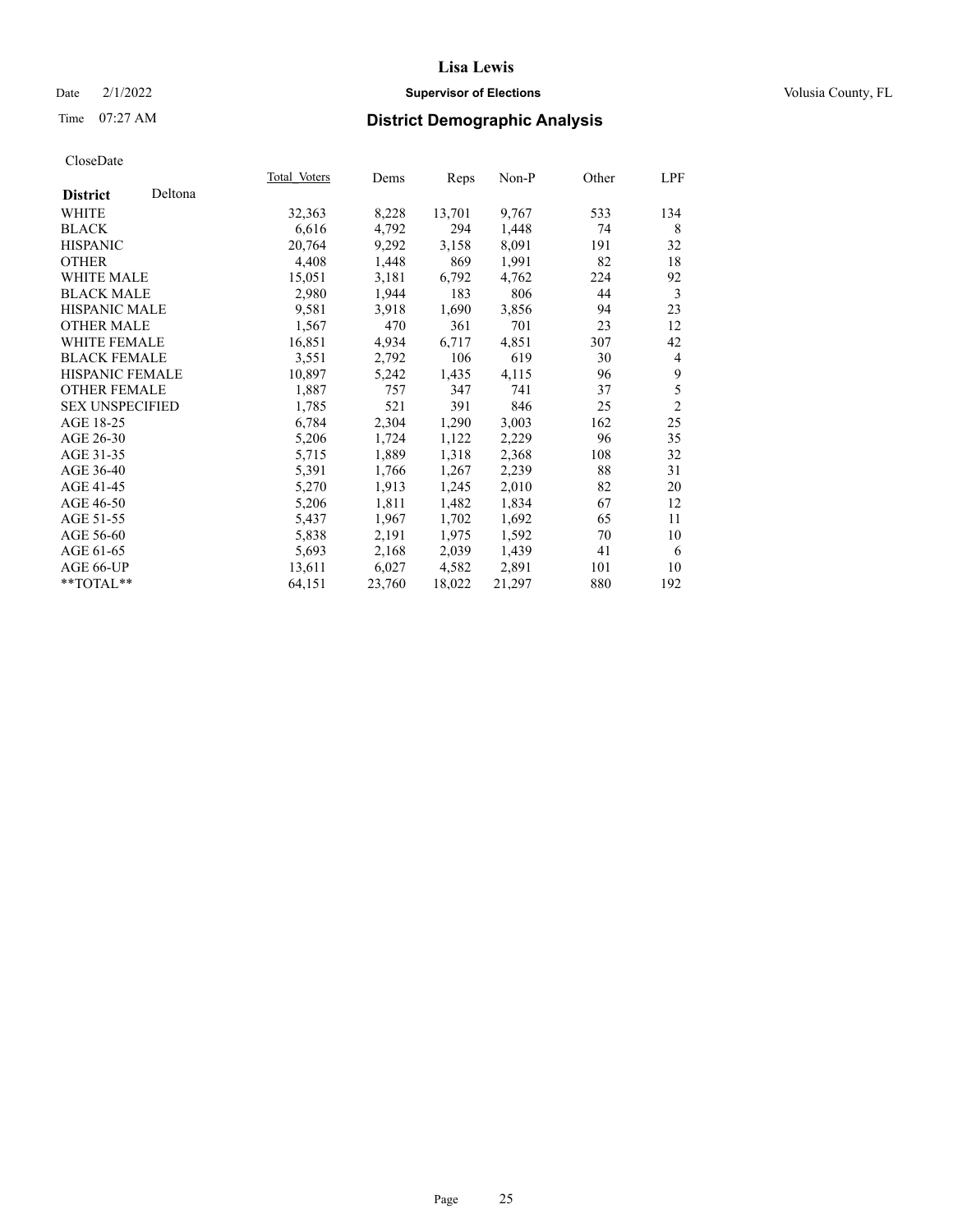# Lisa Lewis

Date 2/1/2022 **Supervisor of Elections** Volusia County, FL

Time 07:27 AM **District Demographic Analysis**

CloseDate

| **District** Deltona | Total Voters | Dems | Reps | Non-P | Other | LPF |
|---|---|---|---|---|---|---|
| WHITE | 32,363 | 8,228 | 13,701 | 9,767 | 533 | 134 |
| BLACK | 6,616 | 4,792 | 294 | 1,448 | 74 | 8 |
| HISPANIC | 20,764 | 9,292 | 3,158 | 8,091 | 191 | 32 |
| OTHER | 4,408 | 1,448 | 869 | 1,991 | 82 | 18 |
| WHITE MALE | 15,051 | 3,181 | 6,792 | 4,762 | 224 | 92 |
| BLACK MALE | 2,980 | 1,944 | 183 | 806 | 44 | 3 |
| HISPANIC MALE | 9,581 | 3,918 | 1,690 | 3,856 | 94 | 23 |
| OTHER MALE | 1,567 | 470 | 361 | 701 | 23 | 12 |
| WHITE FEMALE | 16,851 | 4,934 | 6,717 | 4,851 | 307 | 42 |
| BLACK FEMALE | 3,551 | 2,792 | 106 | 619 | 30 | 4 |
| HISPANIC FEMALE | 10,897 | 5,242 | 1,435 | 4,115 | 96 | 9 |
| OTHER FEMALE | 1,887 | 757 | 347 | 741 | 37 | 5 |
| SEX UNSPECIFIED | 1,785 | 521 | 391 | 846 | 25 | 2 |
| AGE 18-25 | 6,784 | 2,304 | 1,290 | 3,003 | 162 | 25 |
| AGE 26-30 | 5,206 | 1,724 | 1,122 | 2,229 | 96 | 35 |
| AGE 31-35 | 5,715 | 1,889 | 1,318 | 2,368 | 108 | 32 |
| AGE 36-40 | 5,391 | 1,766 | 1,267 | 2,239 | 88 | 31 |
| AGE 41-45 | 5,270 | 1,913 | 1,245 | 2,010 | 82 | 20 |
| AGE 46-50 | 5,206 | 1,811 | 1,482 | 1,834 | 67 | 12 |
| AGE 51-55 | 5,437 | 1,967 | 1,702 | 1,692 | 65 | 11 |
| AGE 56-60 | 5,838 | 2,191 | 1,975 | 1,592 | 70 | 10 |
| AGE 61-65 | 5,693 | 2,168 | 2,039 | 1,439 | 41 | 6 |
| AGE 66-UP | 13,611 | 6,027 | 4,582 | 2,891 | 101 | 10 |
| **TOTAL** | 64,151 | 23,760 | 18,022 | 21,297 | 880 | 192 |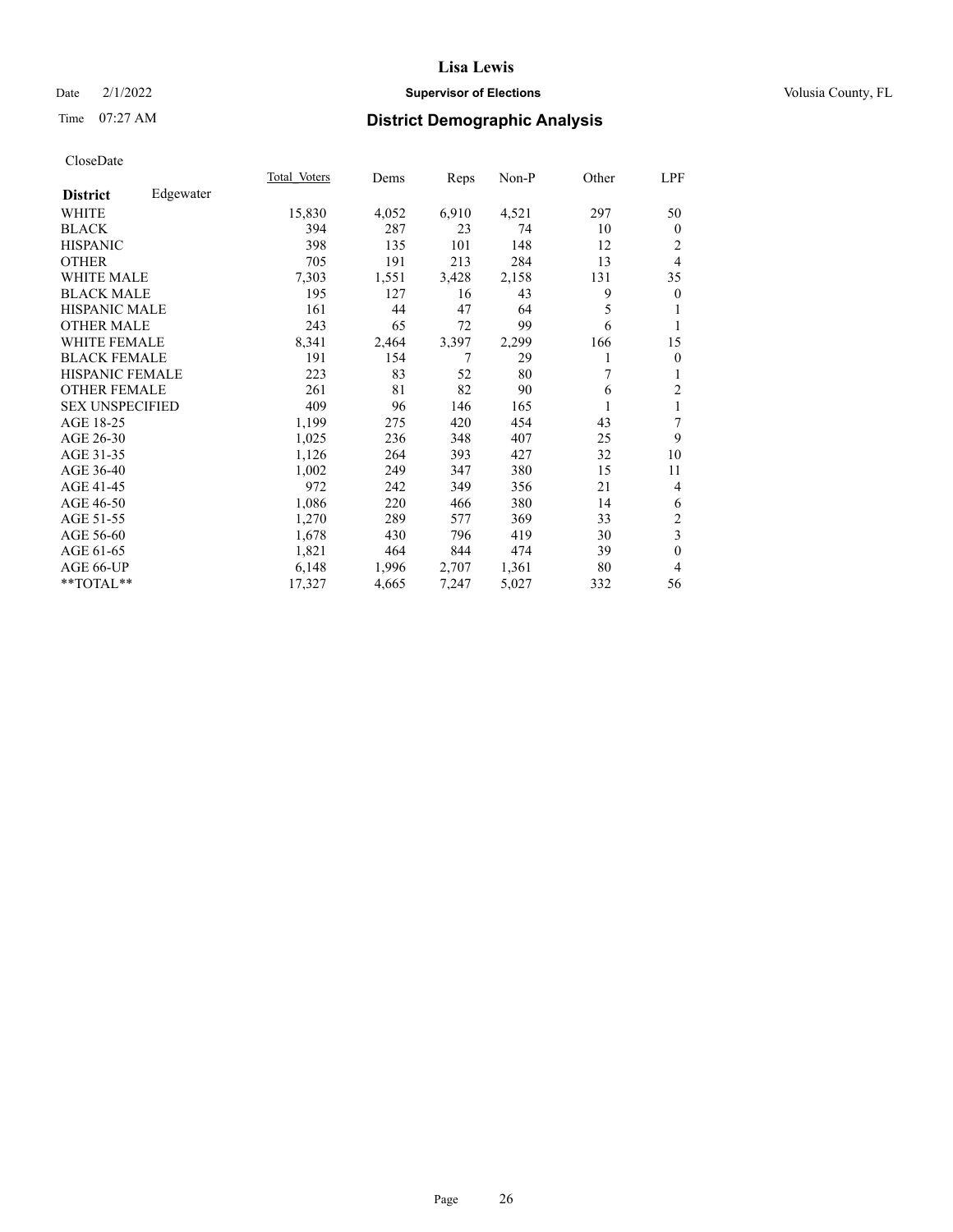# Lisa Lewis

Date 2/1/2022 **Supervisor of Elections** Volusia County, FL

Time 07:27 AM **District Demographic Analysis**

CloseDate

| **District** Edgewater | Total Voters | Dems | Reps | Non-P | Other | LPF |
|---|---|---|---|---|---|---|
| WHITE | 15,830 | 4,052 | 6,910 | 4,521 | 297 | 50 |
| BLACK | 394 | 287 | 23 | 74 | 10 | 0 |
| HISPANIC | 398 | 135 | 101 | 148 | 12 | 2 |
| OTHER | 705 | 191 | 213 | 284 | 13 | 4 |
| WHITE MALE | 7,303 | 1,551 | 3,428 | 2,158 | 131 | 35 |
| BLACK MALE | 195 | 127 | 16 | 43 | 9 | 0 |
| HISPANIC MALE | 161 | 44 | 47 | 64 | 5 | 1 |
| OTHER MALE | 243 | 65 | 72 | 99 | 6 | 1 |
| WHITE FEMALE | 8,341 | 2,464 | 3,397 | 2,299 | 166 | 15 |
| BLACK FEMALE | 191 | 154 | 7 | 29 | 1 | 0 |
| HISPANIC FEMALE | 223 | 83 | 52 | 80 | 7 | 1 |
| OTHER FEMALE | 261 | 81 | 82 | 90 | 6 | 2 |
| SEX UNSPECIFIED | 409 | 96 | 146 | 165 | 1 | 1 |
| AGE 18-25 | 1,199 | 275 | 420 | 454 | 43 | 7 |
| AGE 26-30 | 1,025 | 236 | 348 | 407 | 25 | 9 |
| AGE 31-35 | 1,126 | 264 | 393 | 427 | 32 | 10 |
| AGE 36-40 | 1,002 | 249 | 347 | 380 | 15 | 11 |
| AGE 41-45 | 972 | 242 | 349 | 356 | 21 | 4 |
| AGE 46-50 | 1,086 | 220 | 466 | 380 | 14 | 6 |
| AGE 51-55 | 1,270 | 289 | 577 | 369 | 33 | 2 |
| AGE 56-60 | 1,678 | 430 | 796 | 419 | 30 | 3 |
| AGE 61-65 | 1,821 | 464 | 844 | 474 | 39 | 0 |
| AGE 66-UP | 6,148 | 1,996 | 2,707 | 1,361 | 80 | 4 |
| **TOTAL** | 17,327 | 4,665 | 7,247 | 5,027 | 332 | 56 |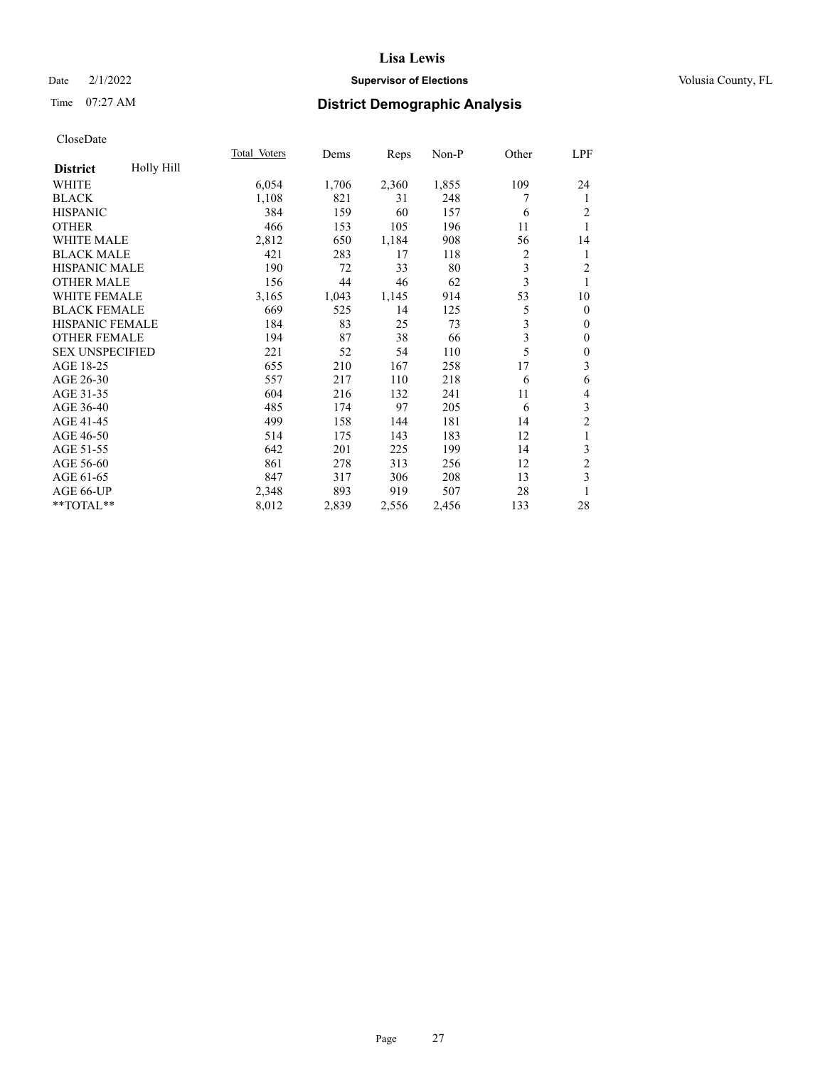Date 2/1/2022

Time 07:27 AM

# Lisa Lewis

**Supervisor of Elections**

Volusia County, FL

## District Demographic Analysis

CloseDate

| District: Holly Hill | Total_Voters | Dems | Reps | Non-P | Other | LPF |
|---|---|---|---|---|---|---|
| WHITE | 6,054 | 1,706 | 2,360 | 1,855 | 109 | 24 |
| BLACK | 1,108 | 821 | 31 | 248 | 7 | 1 |
| HISPANIC | 384 | 159 | 60 | 157 | 6 | 2 |
| OTHER | 466 | 153 | 105 | 196 | 11 | 1 |
| WHITE MALE | 2,812 | 650 | 1,184 | 908 | 56 | 14 |
| BLACK MALE | 421 | 283 | 17 | 118 | 2 | 1 |
| HISPANIC MALE | 190 | 72 | 33 | 80 | 3 | 2 |
| OTHER MALE | 156 | 44 | 46 | 62 | 3 | 1 |
| WHITE FEMALE | 3,165 | 1,043 | 1,145 | 914 | 53 | 10 |
| BLACK FEMALE | 669 | 525 | 14 | 125 | 5 | 0 |
| HISPANIC FEMALE | 184 | 83 | 25 | 73 | 3 | 0 |
| OTHER FEMALE | 194 | 87 | 38 | 66 | 3 | 0 |
| SEX UNSPECIFIED | 221 | 52 | 54 | 110 | 5 | 0 |
| AGE 18-25 | 655 | 210 | 167 | 258 | 17 | 3 |
| AGE 26-30 | 557 | 217 | 110 | 218 | 6 | 6 |
| AGE 31-35 | 604 | 216 | 132 | 241 | 11 | 4 |
| AGE 36-40 | 485 | 174 | 97 | 205 | 6 | 3 |
| AGE 41-45 | 499 | 158 | 144 | 181 | 14 | 2 |
| AGE 46-50 | 514 | 175 | 143 | 183 | 12 | 1 |
| AGE 51-55 | 642 | 201 | 225 | 199 | 14 | 3 |
| AGE 56-60 | 861 | 278 | 313 | 256 | 12 | 2 |
| AGE 61-65 | 847 | 317 | 306 | 208 | 13 | 3 |
| AGE 66-UP | 2,348 | 893 | 919 | 507 | 28 | 1 |
| **TOTAL** | 8,012 | 2,839 | 2,556 | 2,456 | 133 | 28 |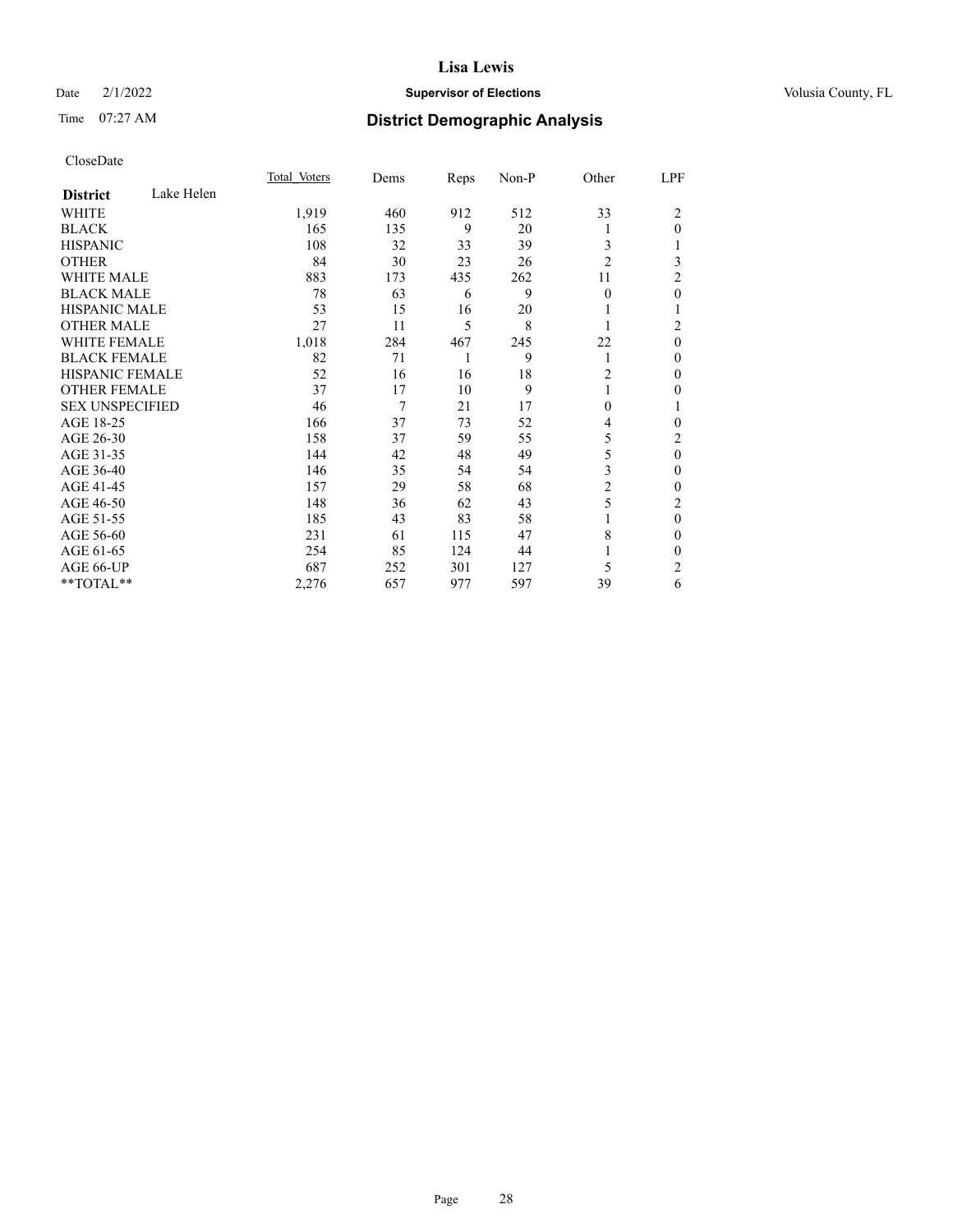# Lisa Lewis

Date 2/1/2022 **Supervisor of Elections** Volusia County, FL

Time 07:27 AM **District Demographic Analysis**

CloseDate

| District | Lake Helen | Total_Voters | Dems | Reps | Non-P | Other | LPF |
|---|---|---|---|---|---|---|---|
| WHITE | | 1,919 | 460 | 912 | 512 | 33 | 2 |
| BLACK | | 165 | 135 | 9 | 20 | 1 | 0 |
| HISPANIC | | 108 | 32 | 33 | 39 | 3 | 1 |
| OTHER | | 84 | 30 | 23 | 26 | 2 | 3 |
| WHITE MALE | | 883 | 173 | 435 | 262 | 11 | 2 |
| BLACK MALE | | 78 | 63 | 6 | 9 | 0 | 0 |
| HISPANIC MALE | | 53 | 15 | 16 | 20 | 1 | 1 |
| OTHER MALE | | 27 | 11 | 5 | 8 | 1 | 2 |
| WHITE FEMALE | | 1,018 | 284 | 467 | 245 | 22 | 0 |
| BLACK FEMALE | | 82 | 71 | 1 | 9 | 1 | 0 |
| HISPANIC FEMALE | | 52 | 16 | 16 | 18 | 2 | 0 |
| OTHER FEMALE | | 37 | 17 | 10 | 9 | 1 | 0 |
| SEX UNSPECIFIED | | 46 | 7 | 21 | 17 | 0 | 1 |
| AGE 18-25 | | 166 | 37 | 73 | 52 | 4 | 0 |
| AGE 26-30 | | 158 | 37 | 59 | 55 | 5 | 2 |
| AGE 31-35 | | 144 | 42 | 48 | 49 | 5 | 0 |
| AGE 36-40 | | 146 | 35 | 54 | 54 | 3 | 0 |
| AGE 41-45 | | 157 | 29 | 58 | 68 | 2 | 0 |
| AGE 46-50 | | 148 | 36 | 62 | 43 | 5 | 2 |
| AGE 51-55 | | 185 | 43 | 83 | 58 | 1 | 0 |
| AGE 56-60 | | 231 | 61 | 115 | 47 | 8 | 0 |
| AGE 61-65 | | 254 | 85 | 124 | 44 | 1 | 0 |
| AGE 66-UP | | 687 | 252 | 301 | 127 | 5 | 2 |
| **TOTAL** | | 2,276 | 657 | 977 | 597 | 39 | 6 |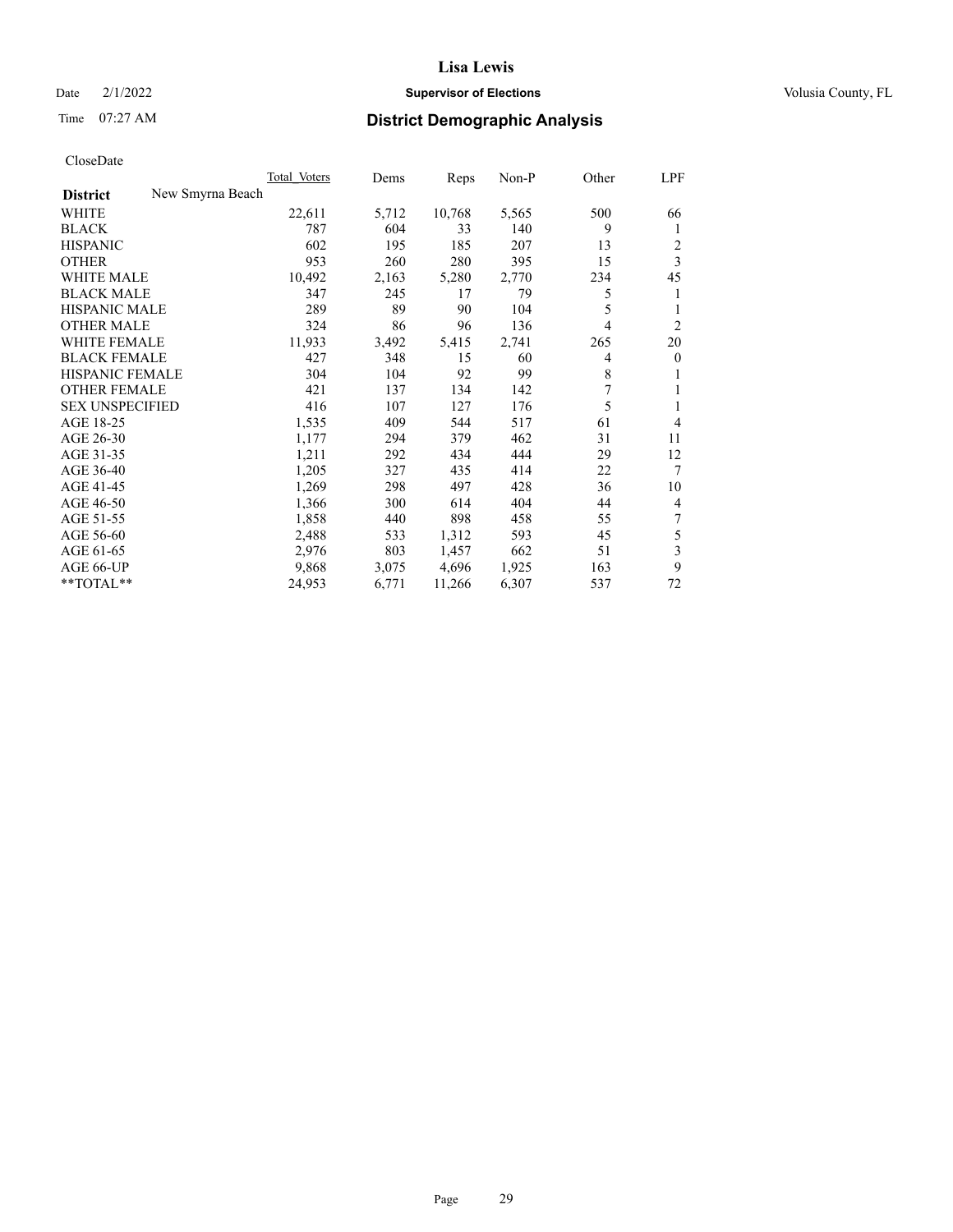# Lisa Lewis

Date 2/1/2022 **Supervisor of Elections** Volusia County, FL

Time 07:27 AM **District Demographic Analysis**

CloseDate

| District | New Smyrna Beach | Total Voters | Dems | Reps | Non-P | Other | LPF |
|---|---|---|---|---|---|---|---|
| WHITE | | 22,611 | 5,712 | 10,768 | 5,565 | 500 | 66 |
| BLACK | | 787 | 604 | 33 | 140 | 9 | 1 |
| HISPANIC | | 602 | 195 | 185 | 207 | 13 | 2 |
| OTHER | | 953 | 260 | 280 | 395 | 15 | 3 |
| WHITE MALE | | 10,492 | 2,163 | 5,280 | 2,770 | 234 | 45 |
| BLACK MALE | | 347 | 245 | 17 | 79 | 5 | 1 |
| HISPANIC MALE | | 289 | 89 | 90 | 104 | 5 | 1 |
| OTHER MALE | | 324 | 86 | 96 | 136 | 4 | 2 |
| WHITE FEMALE | | 11,933 | 3,492 | 5,415 | 2,741 | 265 | 20 |
| BLACK FEMALE | | 427 | 348 | 15 | 60 | 4 | 0 |
| HISPANIC FEMALE | | 304 | 104 | 92 | 99 | 8 | 1 |
| OTHER FEMALE | | 421 | 137 | 134 | 142 | 7 | 1 |
| SEX UNSPECIFIED | | 416 | 107 | 127 | 176 | 5 | 1 |
| AGE 18-25 | | 1,535 | 409 | 544 | 517 | 61 | 4 |
| AGE 26-30 | | 1,177 | 294 | 379 | 462 | 31 | 11 |
| AGE 31-35 | | 1,211 | 292 | 434 | 444 | 29 | 12 |
| AGE 36-40 | | 1,205 | 327 | 435 | 414 | 22 | 7 |
| AGE 41-45 | | 1,269 | 298 | 497 | 428 | 36 | 10 |
| AGE 46-50 | | 1,366 | 300 | 614 | 404 | 44 | 4 |
| AGE 51-55 | | 1,858 | 440 | 898 | 458 | 55 | 7 |
| AGE 56-60 | | 2,488 | 533 | 1,312 | 593 | 45 | 5 |
| AGE 61-65 | | 2,976 | 803 | 1,457 | 662 | 51 | 3 |
| AGE 66-UP | | 9,868 | 3,075 | 4,696 | 1,925 | 163 | 9 |
| **TOTAL** | | 24,953 | 6,771 | 11,266 | 6,307 | 537 | 72 |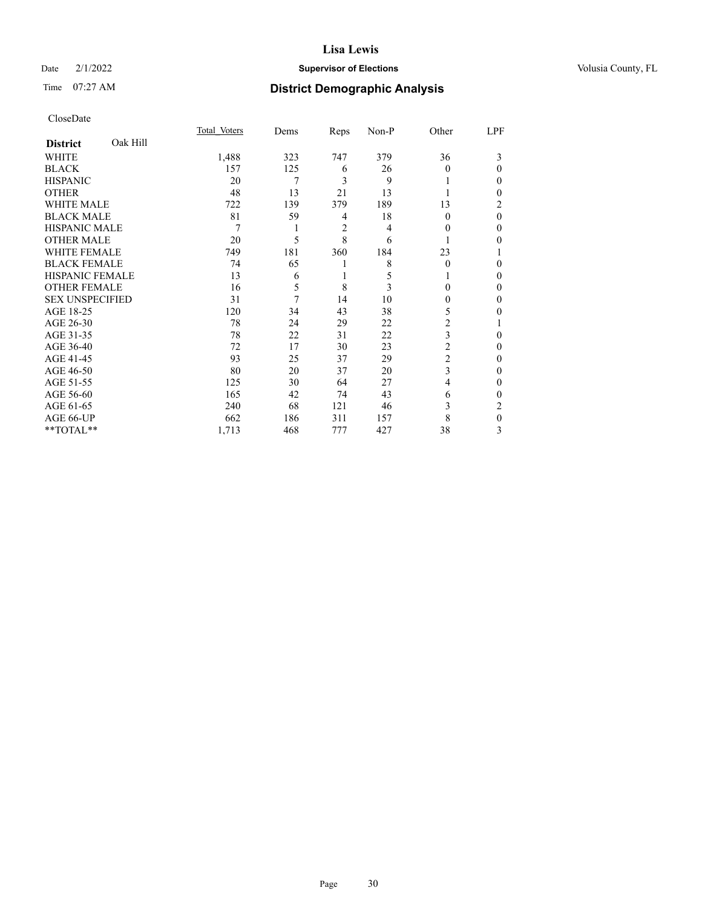CloseDate

| District: Oak Hill | Total_Voters | Dems | Reps | Non-P | Other | LPF |
|---|---|---|---|---|---|---|
| WHITE | 1,488 | 323 | 747 | 379 | 36 | 3 |
| BLACK | 157 | 125 | 6 | 26 | 0 | 0 |
| HISPANIC | 20 | 7 | 3 | 9 | 1 | 0 |
| OTHER | 48 | 13 | 21 | 13 | 1 | 0 |
| WHITE MALE | 722 | 139 | 379 | 189 | 13 | 2 |
| BLACK MALE | 81 | 59 | 4 | 18 | 0 | 0 |
| HISPANIC MALE | 7 | 1 | 2 | 4 | 0 | 0 |
| OTHER MALE | 20 | 5 | 8 | 6 | 1 | 0 |
| WHITE FEMALE | 749 | 181 | 360 | 184 | 23 | 1 |
| BLACK FEMALE | 74 | 65 | 1 | 8 | 0 | 0 |
| HISPANIC FEMALE | 13 | 6 | 1 | 5 | 1 | 0 |
| OTHER FEMALE | 16 | 5 | 8 | 3 | 0 | 0 |
| SEX UNSPECIFIED | 31 | 7 | 14 | 10 | 0 | 0 |
| AGE 18-25 | 120 | 34 | 43 | 38 | 5 | 0 |
| AGE 26-30 | 78 | 24 | 29 | 22 | 2 | 1 |
| AGE 31-35 | 78 | 22 | 31 | 22 | 3 | 0 |
| AGE 36-40 | 72 | 17 | 30 | 23 | 2 | 0 |
| AGE 41-45 | 93 | 25 | 37 | 29 | 2 | 0 |
| AGE 46-50 | 80 | 20 | 37 | 20 | 3 | 0 |
| AGE 51-55 | 125 | 30 | 64 | 27 | 4 | 0 |
| AGE 56-60 | 165 | 42 | 74 | 43 | 6 | 0 |
| AGE 61-65 | 240 | 68 | 121 | 46 | 3 | 2 |
| AGE 66-UP | 662 | 186 | 311 | 157 | 8 | 0 |
| **TOTAL** | 1,713 | 468 | 777 | 427 | 38 | 3 |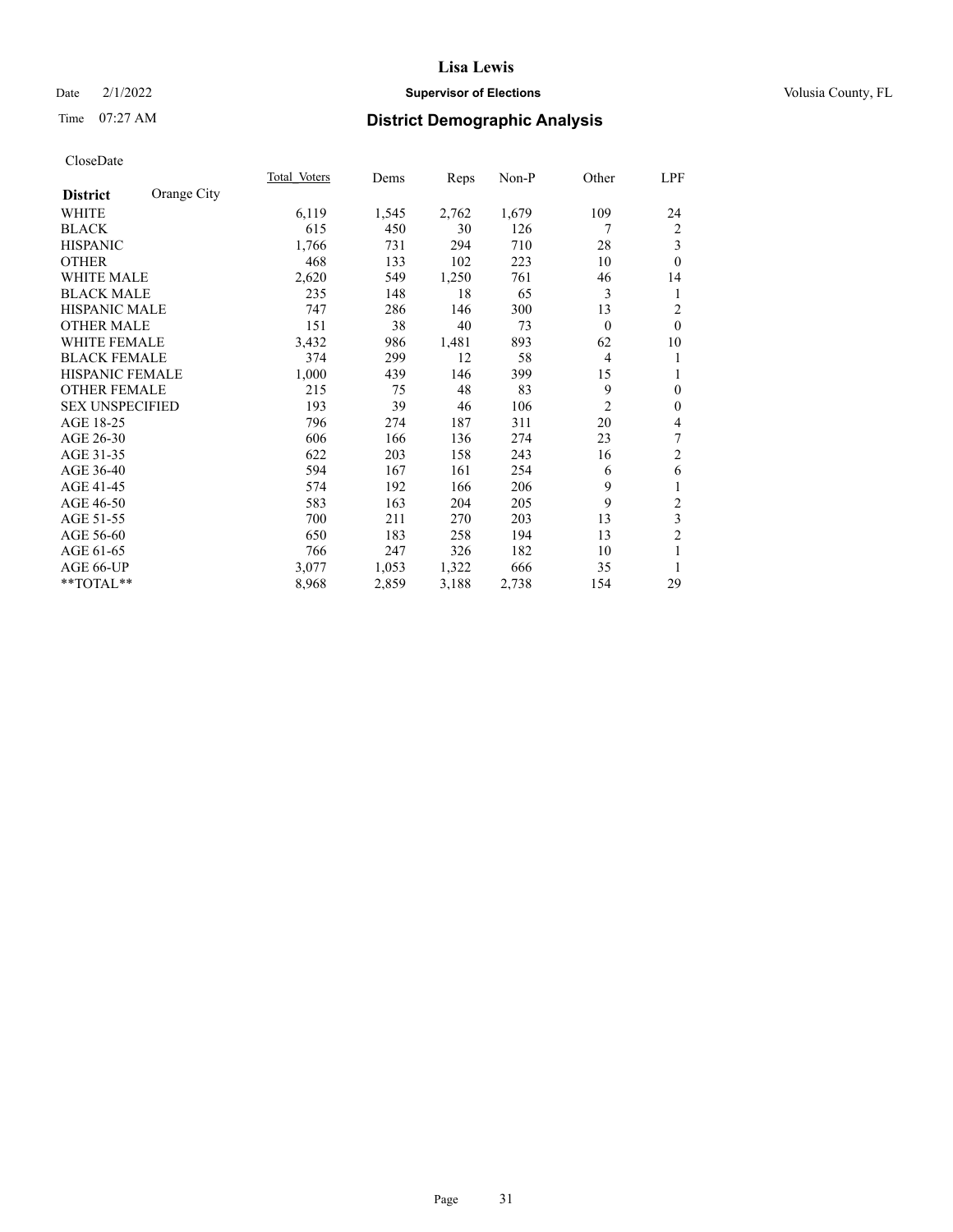# District Demographic Analysis

CloseDate

| District | Orange City | Total_Voters | Dems | Reps | Non-P | Other | LPF |
|---|---|---|---|---|---|---|---|
| WHITE | | 6,119 | 1,545 | 2,762 | 1,679 | 109 | 24 |
| BLACK | | 615 | 450 | 30 | 126 | 7 | 2 |
| HISPANIC | | 1,766 | 731 | 294 | 710 | 28 | 3 |
| OTHER | | 468 | 133 | 102 | 223 | 10 | 0 |
| WHITE MALE | | 2,620 | 549 | 1,250 | 761 | 46 | 14 |
| BLACK MALE | | 235 | 148 | 18 | 65 | 3 | 1 |
| HISPANIC MALE | | 747 | 286 | 146 | 300 | 13 | 2 |
| OTHER MALE | | 151 | 38 | 40 | 73 | 0 | 0 |
| WHITE FEMALE | | 3,432 | 986 | 1,481 | 893 | 62 | 10 |
| BLACK FEMALE | | 374 | 299 | 12 | 58 | 4 | 1 |
| HISPANIC FEMALE | | 1,000 | 439 | 146 | 399 | 15 | 1 |
| OTHER FEMALE | | 215 | 75 | 48 | 83 | 9 | 0 |
| SEX UNSPECIFIED | | 193 | 39 | 46 | 106 | 2 | 0 |
| AGE 18-25 | | 796 | 274 | 187 | 311 | 20 | 4 |
| AGE 26-30 | | 606 | 166 | 136 | 274 | 23 | 7 |
| AGE 31-35 | | 622 | 203 | 158 | 243 | 16 | 2 |
| AGE 36-40 | | 594 | 167 | 161 | 254 | 6 | 6 |
| AGE 41-45 | | 574 | 192 | 166 | 206 | 9 | 1 |
| AGE 46-50 | | 583 | 163 | 204 | 205 | 9 | 2 |
| AGE 51-55 | | 700 | 211 | 270 | 203 | 13 | 3 |
| AGE 56-60 | | 650 | 183 | 258 | 194 | 13 | 2 |
| AGE 61-65 | | 766 | 247 | 326 | 182 | 10 | 1 |
| AGE 66-UP | | 3,077 | 1,053 | 1,322 | 666 | 35 | 1 |
| **TOTAL** | | 8,968 | 2,859 | 3,188 | 2,738 | 154 | 29 |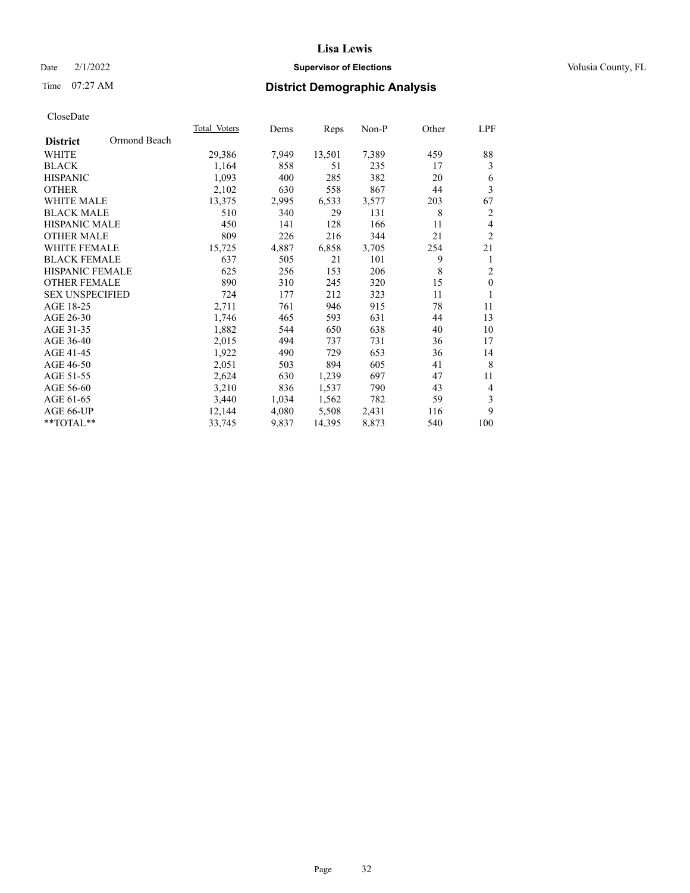# Lisa Lewis

Date 2/1/2022 **Supervisor of Elections** Volusia County, FL

Time 07:27 AM **District Demographic Analysis**

CloseDate

| District | Ormond Beach | Total Voters | Dems | Reps | Non-P | Other | LPF |
|---|---|---|---|---|---|---|---|
| WHITE | | 29,386 | 7,949 | 13,501 | 7,389 | 459 | 88 |
| BLACK | | 1,164 | 858 | 51 | 235 | 17 | 3 |
| HISPANIC | | 1,093 | 400 | 285 | 382 | 20 | 6 |
| OTHER | | 2,102 | 630 | 558 | 867 | 44 | 3 |
| WHITE MALE | | 13,375 | 2,995 | 6,533 | 3,577 | 203 | 67 |
| BLACK MALE | | 510 | 340 | 29 | 131 | 8 | 2 |
| HISPANIC MALE | | 450 | 141 | 128 | 166 | 11 | 4 |
| OTHER MALE | | 809 | 226 | 216 | 344 | 21 | 2 |
| WHITE FEMALE | | 15,725 | 4,887 | 6,858 | 3,705 | 254 | 21 |
| BLACK FEMALE | | 637 | 505 | 21 | 101 | 9 | 1 |
| HISPANIC FEMALE | | 625 | 256 | 153 | 206 | 8 | 2 |
| OTHER FEMALE | | 890 | 310 | 245 | 320 | 15 | 0 |
| SEX UNSPECIFIED | | 724 | 177 | 212 | 323 | 11 | 1 |
| AGE 18-25 | | 2,711 | 761 | 946 | 915 | 78 | 11 |
| AGE 26-30 | | 1,746 | 465 | 593 | 631 | 44 | 13 |
| AGE 31-35 | | 1,882 | 544 | 650 | 638 | 40 | 10 |
| AGE 36-40 | | 2,015 | 494 | 737 | 731 | 36 | 17 |
| AGE 41-45 | | 1,922 | 490 | 729 | 653 | 36 | 14 |
| AGE 46-50 | | 2,051 | 503 | 894 | 605 | 41 | 8 |
| AGE 51-55 | | 2,624 | 630 | 1,239 | 697 | 47 | 11 |
| AGE 56-60 | | 3,210 | 836 | 1,537 | 790 | 43 | 4 |
| AGE 61-65 | | 3,440 | 1,034 | 1,562 | 782 | 59 | 3 |
| AGE 66-UP | | 12,144 | 4,080 | 5,508 | 2,431 | 116 | 9 |
| **TOTAL** | | 33,745 | 9,837 | 14,395 | 8,873 | 540 | 100 |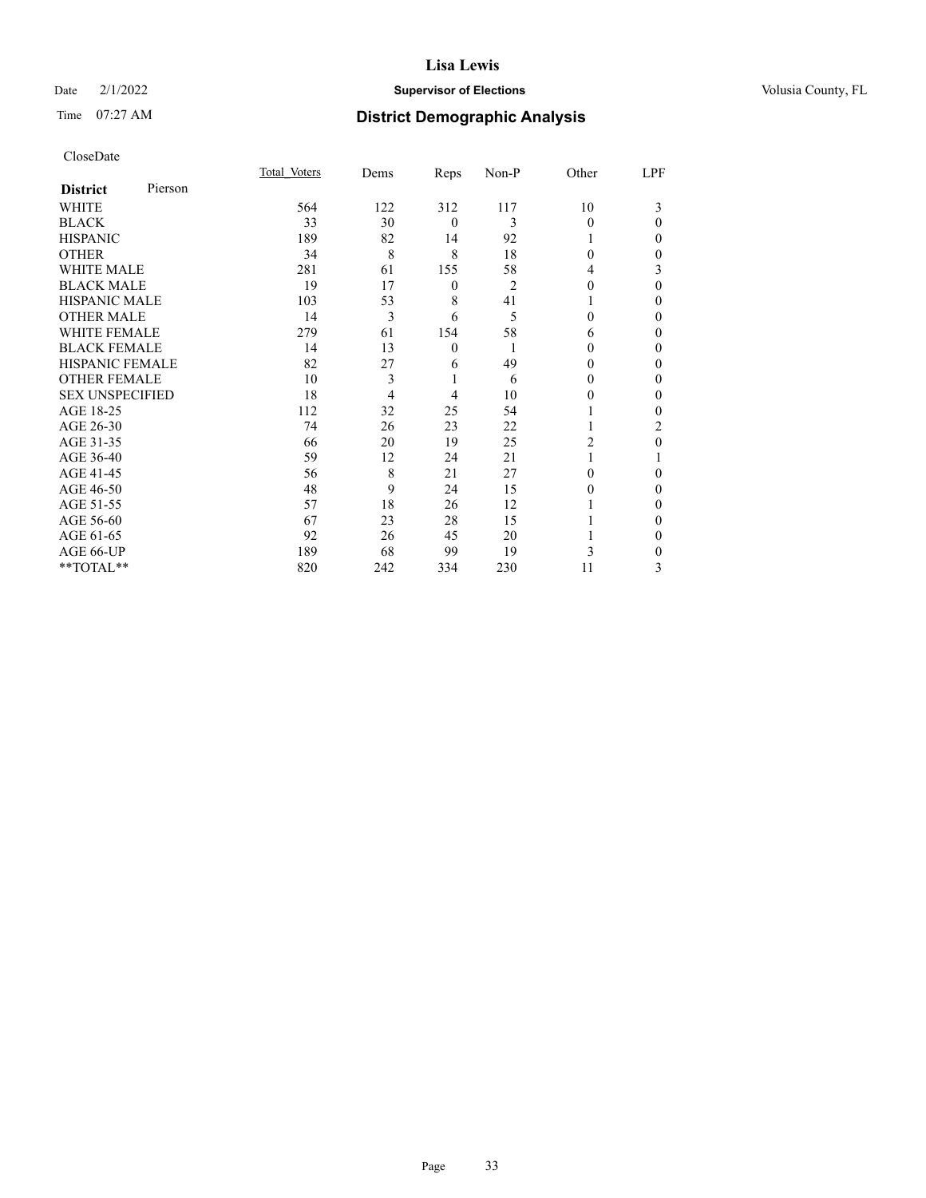Lisa Lewis

Date 2/1/2022 **Supervisor of Elections** Volusia County, FL

Time 07:27 AM **District Demographic Analysis**

CloseDate

| **District** Pierson | Total Voters | Dems | Reps | Non-P | Other | LPF |
|---|---|---|---|---|---|---|
| WHITE | 564 | 122 | 312 | 117 | 10 | 3 |
| BLACK | 33 | 30 | 0 | 3 | 0 | 0 |
| HISPANIC | 189 | 82 | 14 | 92 | 1 | 0 |
| OTHER | 34 | 8 | 8 | 18 | 0 | 0 |
| WHITE MALE | 281 | 61 | 155 | 58 | 4 | 3 |
| BLACK MALE | 19 | 17 | 0 | 2 | 0 | 0 |
| HISPANIC MALE | 103 | 53 | 8 | 41 | 1 | 0 |
| OTHER MALE | 14 | 3 | 6 | 5 | 0 | 0 |
| WHITE FEMALE | 279 | 61 | 154 | 58 | 6 | 0 |
| BLACK FEMALE | 14 | 13 | 0 | 1 | 0 | 0 |
| HISPANIC FEMALE | 82 | 27 | 6 | 49 | 0 | 0 |
| OTHER FEMALE | 10 | 3 | 1 | 6 | 0 | 0 |
| SEX UNSPECIFIED | 18 | 4 | 4 | 10 | 0 | 0 |
| AGE 18-25 | 112 | 32 | 25 | 54 | 1 | 0 |
| AGE 26-30 | 74 | 26 | 23 | 22 | 1 | 2 |
| AGE 31-35 | 66 | 20 | 19 | 25 | 2 | 0 |
| AGE 36-40 | 59 | 12 | 24 | 21 | 1 | 1 |
| AGE 41-45 | 56 | 8 | 21 | 27 | 0 | 0 |
| AGE 46-50 | 48 | 9 | 24 | 15 | 0 | 0 |
| AGE 51-55 | 57 | 18 | 26 | 12 | 1 | 0 |
| AGE 56-60 | 67 | 23 | 28 | 15 | 1 | 0 |
| AGE 61-65 | 92 | 26 | 45 | 20 | 1 | 0 |
| AGE 66-UP | 189 | 68 | 99 | 19 | 3 | 0 |
| **TOTAL** | 820 | 242 | 334 | 230 | 11 | 3 |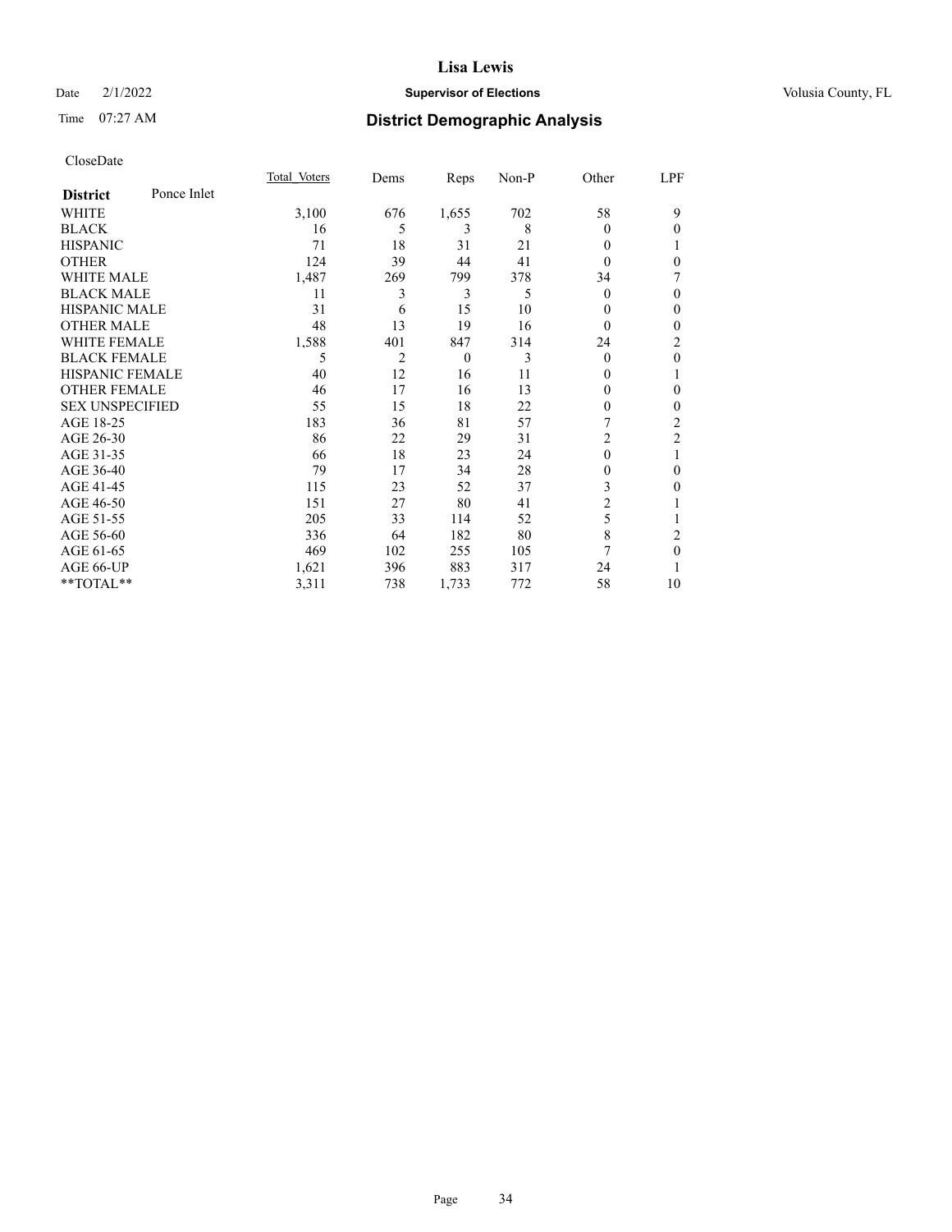# Lisa Lewis

Date 2/1/2022 **Supervisor of Elections** Volusia County, FL

Time 07:27 AM **District Demographic Analysis**

CloseDate

| District | Ponce Inlet | Total Voters | Dems | Reps | Non-P | Other | LPF |
|---|---|---|---|---|---|---|---|
| WHITE | | 3,100 | 676 | 1,655 | 702 | 58 | 9 |
| BLACK | | 16 | 5 | 3 | 8 | 0 | 0 |
| HISPANIC | | 71 | 18 | 31 | 21 | 0 | 1 |
| OTHER | | 124 | 39 | 44 | 41 | 0 | 0 |
| WHITE MALE | | 1,487 | 269 | 799 | 378 | 34 | 7 |
| BLACK MALE | | 11 | 3 | 3 | 5 | 0 | 0 |
| HISPANIC MALE | | 31 | 6 | 15 | 10 | 0 | 0 |
| OTHER MALE | | 48 | 13 | 19 | 16 | 0 | 0 |
| WHITE FEMALE | | 1,588 | 401 | 847 | 314 | 24 | 2 |
| BLACK FEMALE | | 5 | 2 | 0 | 3 | 0 | 0 |
| HISPANIC FEMALE | | 40 | 12 | 16 | 11 | 0 | 1 |
| OTHER FEMALE | | 46 | 17 | 16 | 13 | 0 | 0 |
| SEX UNSPECIFIED | | 55 | 15 | 18 | 22 | 0 | 0 |
| AGE 18-25 | | 183 | 36 | 81 | 57 | 7 | 2 |
| AGE 26-30 | | 86 | 22 | 29 | 31 | 2 | 2 |
| AGE 31-35 | | 66 | 18 | 23 | 24 | 0 | 1 |
| AGE 36-40 | | 79 | 17 | 34 | 28 | 0 | 0 |
| AGE 41-45 | | 115 | 23 | 52 | 37 | 3 | 0 |
| AGE 46-50 | | 151 | 27 | 80 | 41 | 2 | 1 |
| AGE 51-55 | | 205 | 33 | 114 | 52 | 5 | 1 |
| AGE 56-60 | | 336 | 64 | 182 | 80 | 8 | 2 |
| AGE 61-65 | | 469 | 102 | 255 | 105 | 7 | 0 |
| AGE 66-UP | | 1,621 | 396 | 883 | 317 | 24 | 1 |
| **TOTAL** | | 3,311 | 738 | 1,733 | 772 | 58 | 10 |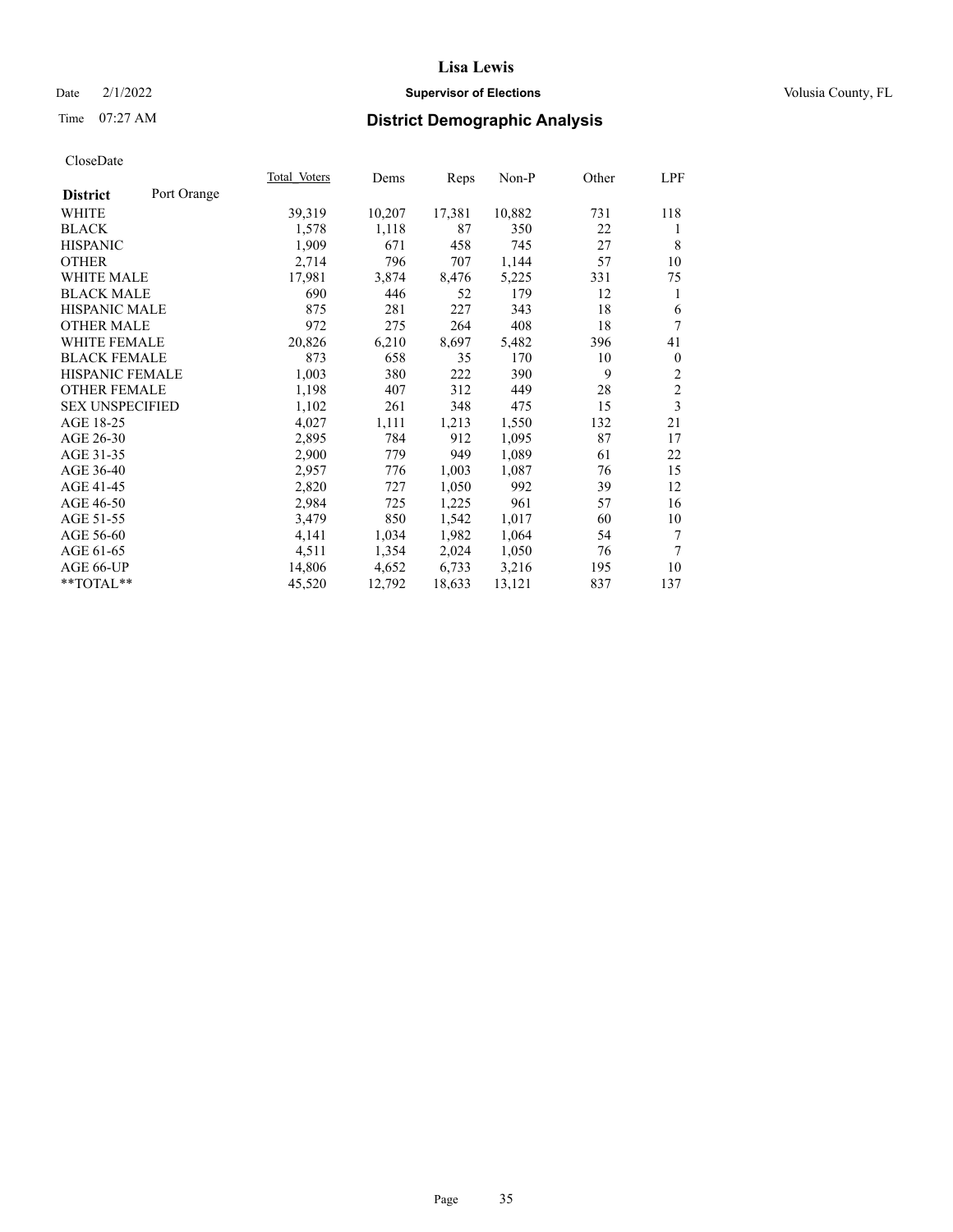# Lisa Lewis

Date 2/1/2022 **Supervisor of Elections** Volusia County, FL

Time 07:27 AM **District Demographic Analysis**

CloseDate

| **District** Port Orange | Total Voters | Dems | Reps | Non-P | Other | LPF |
|---|---|---|---|---|---|---|
| WHITE | 39,319 | 10,207 | 17,381 | 10,882 | 731 | 118 |
| BLACK | 1,578 | 1,118 | 87 | 350 | 22 | 1 |
| HISPANIC | 1,909 | 671 | 458 | 745 | 27 | 8 |
| OTHER | 2,714 | 796 | 707 | 1,144 | 57 | 10 |
| WHITE MALE | 17,981 | 3,874 | 8,476 | 5,225 | 331 | 75 |
| BLACK MALE | 690 | 446 | 52 | 179 | 12 | 1 |
| HISPANIC MALE | 875 | 281 | 227 | 343 | 18 | 6 |
| OTHER MALE | 972 | 275 | 264 | 408 | 18 | 7 |
| WHITE FEMALE | 20,826 | 6,210 | 8,697 | 5,482 | 396 | 41 |
| BLACK FEMALE | 873 | 658 | 35 | 170 | 10 | 0 |
| HISPANIC FEMALE | 1,003 | 380 | 222 | 390 | 9 | 2 |
| OTHER FEMALE | 1,198 | 407 | 312 | 449 | 28 | 2 |
| SEX UNSPECIFIED | 1,102 | 261 | 348 | 475 | 15 | 3 |
| AGE 18-25 | 4,027 | 1,111 | 1,213 | 1,550 | 132 | 21 |
| AGE 26-30 | 2,895 | 784 | 912 | 1,095 | 87 | 17 |
| AGE 31-35 | 2,900 | 779 | 949 | 1,089 | 61 | 22 |
| AGE 36-40 | 2,957 | 776 | 1,003 | 1,087 | 76 | 15 |
| AGE 41-45 | 2,820 | 727 | 1,050 | 992 | 39 | 12 |
| AGE 46-50 | 2,984 | 725 | 1,225 | 961 | 57 | 16 |
| AGE 51-55 | 3,479 | 850 | 1,542 | 1,017 | 60 | 10 |
| AGE 56-60 | 4,141 | 1,034 | 1,982 | 1,064 | 54 | 7 |
| AGE 61-65 | 4,511 | 1,354 | 2,024 | 1,050 | 76 | 7 |
| AGE 66-UP | 14,806 | 4,652 | 6,733 | 3,216 | 195 | 10 |
| **TOTAL** | 45,520 | 12,792 | 18,633 | 13,121 | 837 | 137 |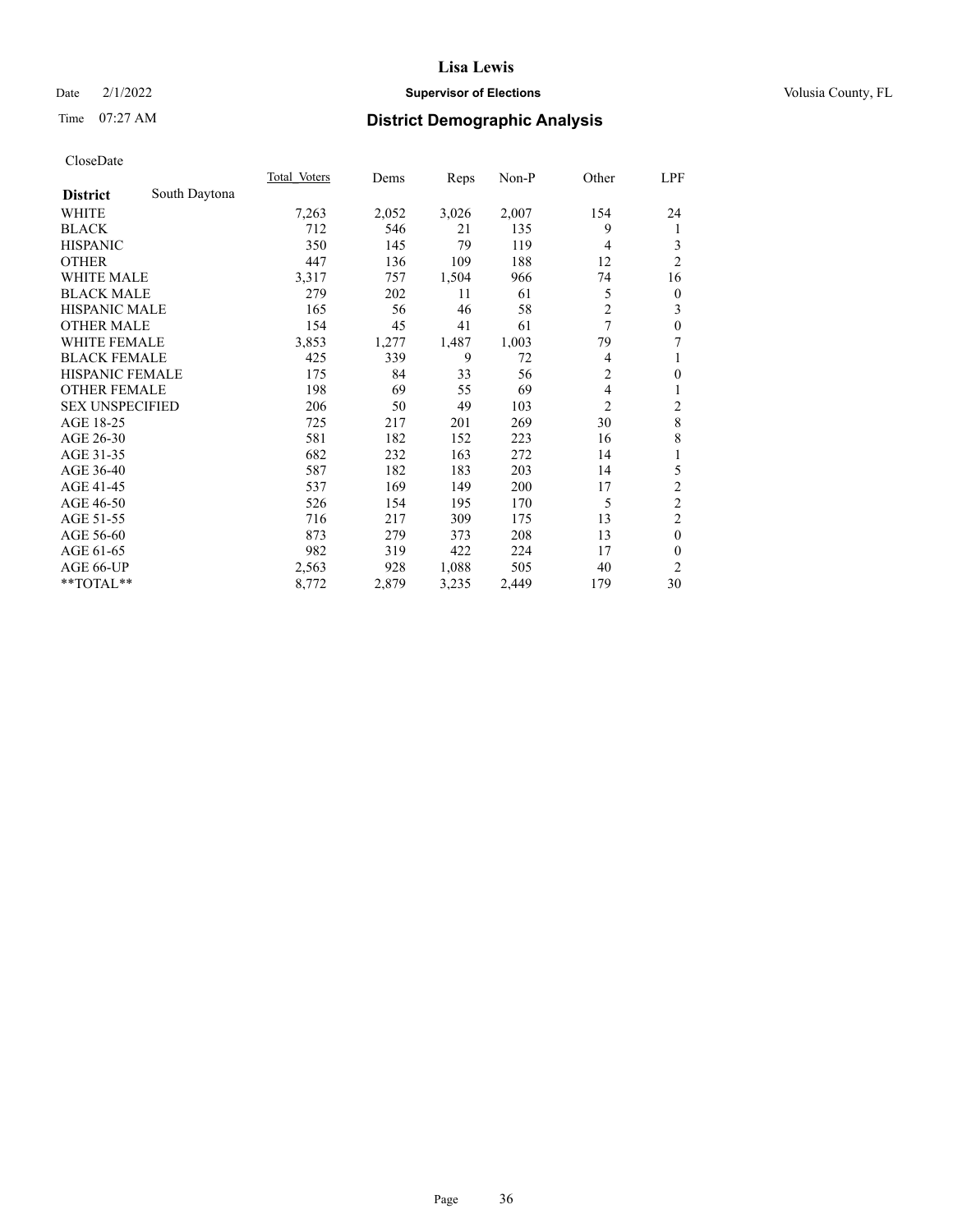CloseDate

| District | South Daytona | Total Voters | Dems | Reps | Non-P | Other | LPF |
|---|---|---|---|---|---|---|---|
| WHITE | | 7,263 | 2,052 | 3,026 | 2,007 | 154 | 24 |
| BLACK | | 712 | 546 | 21 | 135 | 9 | 1 |
| HISPANIC | | 350 | 145 | 79 | 119 | 4 | 3 |
| OTHER | | 447 | 136 | 109 | 188 | 12 | 2 |
| WHITE MALE | | 3,317 | 757 | 1,504 | 966 | 74 | 16 |
| BLACK MALE | | 279 | 202 | 11 | 61 | 5 | 0 |
| HISPANIC MALE | | 165 | 56 | 46 | 58 | 2 | 3 |
| OTHER MALE | | 154 | 45 | 41 | 61 | 7 | 0 |
| WHITE FEMALE | | 3,853 | 1,277 | 1,487 | 1,003 | 79 | 7 |
| BLACK FEMALE | | 425 | 339 | 9 | 72 | 4 | 1 |
| HISPANIC FEMALE | | 175 | 84 | 33 | 56 | 2 | 0 |
| OTHER FEMALE | | 198 | 69 | 55 | 69 | 4 | 1 |
| SEX UNSPECIFIED | | 206 | 50 | 49 | 103 | 2 | 2 |
| AGE 18-25 | | 725 | 217 | 201 | 269 | 30 | 8 |
| AGE 26-30 | | 581 | 182 | 152 | 223 | 16 | 8 |
| AGE 31-35 | | 682 | 232 | 163 | 272 | 14 | 1 |
| AGE 36-40 | | 587 | 182 | 183 | 203 | 14 | 5 |
| AGE 41-45 | | 537 | 169 | 149 | 200 | 17 | 2 |
| AGE 46-50 | | 526 | 154 | 195 | 170 | 5 | 2 |
| AGE 51-55 | | 716 | 217 | 309 | 175 | 13 | 2 |
| AGE 56-60 | | 873 | 279 | 373 | 208 | 13 | 0 |
| AGE 61-65 | | 982 | 319 | 422 | 224 | 17 | 0 |
| AGE 66-UP | | 2,563 | 928 | 1,088 | 505 | 40 | 2 |
| **TOTAL** | | 8,772 | 2,879 | 3,235 | 2,449 | 179 | 30 |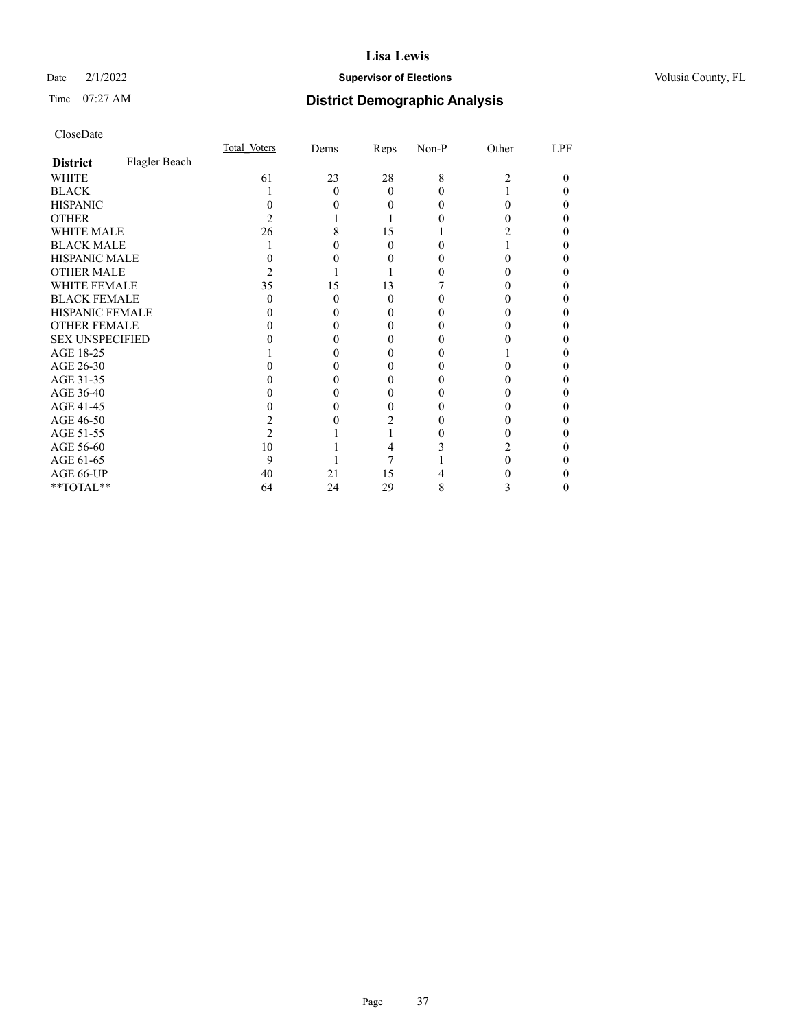# Lisa Lewis

Date 2/1/2022 **Supervisor of Elections** Volusia County, FL

Time 07:27 AM **District Demographic Analysis**

CloseDate

| **District** Flagler Beach | Total_Voters | Dems | Reps | Non-P | Other | LPF |
|---|---|---|---|---|---|---|
| WHITE | 61 | 23 | 28 | 8 | 2 | 0 |
| BLACK | 1 | 0 | 0 | 0 | 1 | 0 |
| HISPANIC | 0 | 0 | 0 | 0 | 0 | 0 |
| OTHER | 2 | 1 | 1 | 0 | 0 | 0 |
| WHITE MALE | 26 | 8 | 15 | 1 | 2 | 0 |
| BLACK MALE | 1 | 0 | 0 | 0 | 1 | 0 |
| HISPANIC MALE | 0 | 0 | 0 | 0 | 0 | 0 |
| OTHER MALE | 2 | 1 | 1 | 0 | 0 | 0 |
| WHITE FEMALE | 35 | 15 | 13 | 7 | 0 | 0 |
| BLACK FEMALE | 0 | 0 | 0 | 0 | 0 | 0 |
| HISPANIC FEMALE | 0 | 0 | 0 | 0 | 0 | 0 |
| OTHER FEMALE | 0 | 0 | 0 | 0 | 0 | 0 |
| SEX UNSPECIFIED | 0 | 0 | 0 | 0 | 0 | 0 |
| AGE 18-25 | 1 | 0 | 0 | 0 | 1 | 0 |
| AGE 26-30 | 0 | 0 | 0 | 0 | 0 | 0 |
| AGE 31-35 | 0 | 0 | 0 | 0 | 0 | 0 |
| AGE 36-40 | 0 | 0 | 0 | 0 | 0 | 0 |
| AGE 41-45 | 0 | 0 | 0 | 0 | 0 | 0 |
| AGE 46-50 | 2 | 0 | 2 | 0 | 0 | 0 |
| AGE 51-55 | 2 | 1 | 1 | 0 | 0 | 0 |
| AGE 56-60 | 10 | 1 | 4 | 3 | 2 | 0 |
| AGE 61-65 | 9 | 1 | 7 | 1 | 0 | 0 |
| AGE 66-UP | 40 | 21 | 15 | 4 | 0 | 0 |
| **TOTAL** | 64 | 24 | 29 | 8 | 3 | 0 |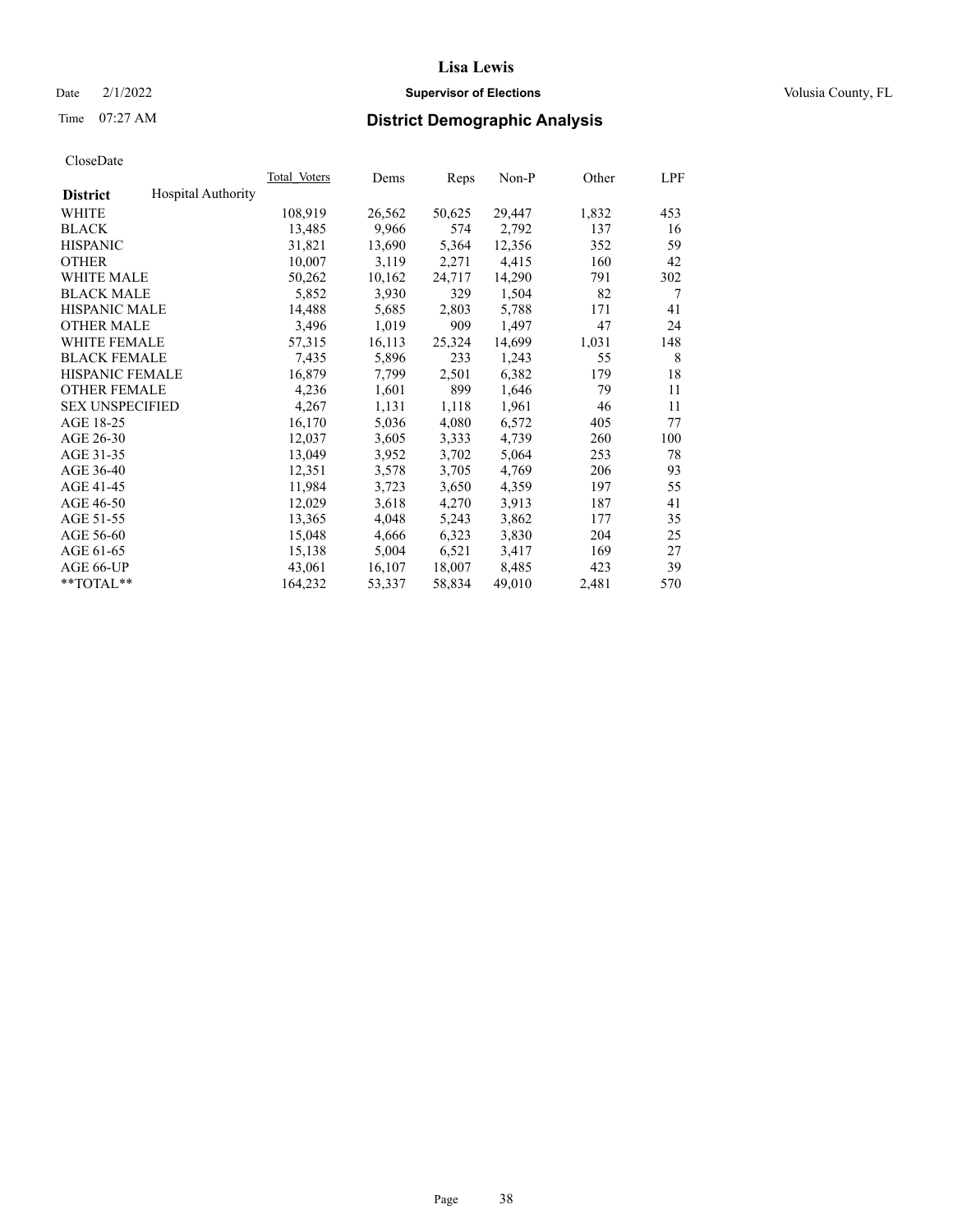# District Demographic Analysis

CloseDate

| District | Hospital Authority | Total_Voters | Dems | Reps | Non-P | Other | LPF |
|---|---|---|---|---|---|---|---|
| WHITE | | 108,919 | 26,562 | 50,625 | 29,447 | 1,832 | 453 |
| BLACK | | 13,485 | 9,966 | 574 | 2,792 | 137 | 16 |
| HISPANIC | | 31,821 | 13,690 | 5,364 | 12,356 | 352 | 59 |
| OTHER | | 10,007 | 3,119 | 2,271 | 4,415 | 160 | 42 |
| WHITE MALE | | 50,262 | 10,162 | 24,717 | 14,290 | 791 | 302 |
| BLACK MALE | | 5,852 | 3,930 | 329 | 1,504 | 82 | 7 |
| HISPANIC MALE | | 14,488 | 5,685 | 2,803 | 5,788 | 171 | 41 |
| OTHER MALE | | 3,496 | 1,019 | 909 | 1,497 | 47 | 24 |
| WHITE FEMALE | | 57,315 | 16,113 | 25,324 | 14,699 | 1,031 | 148 |
| BLACK FEMALE | | 7,435 | 5,896 | 233 | 1,243 | 55 | 8 |
| HISPANIC FEMALE | | 16,879 | 7,799 | 2,501 | 6,382 | 179 | 18 |
| OTHER FEMALE | | 4,236 | 1,601 | 899 | 1,646 | 79 | 11 |
| SEX UNSPECIFIED | | 4,267 | 1,131 | 1,118 | 1,961 | 46 | 11 |
| AGE 18-25 | | 16,170 | 5,036 | 4,080 | 6,572 | 405 | 77 |
| AGE 26-30 | | 12,037 | 3,605 | 3,333 | 4,739 | 260 | 100 |
| AGE 31-35 | | 13,049 | 3,952 | 3,702 | 5,064 | 253 | 78 |
| AGE 36-40 | | 12,351 | 3,578 | 3,705 | 4,769 | 206 | 93 |
| AGE 41-45 | | 11,984 | 3,723 | 3,650 | 4,359 | 197 | 55 |
| AGE 46-50 | | 12,029 | 3,618 | 4,270 | 3,913 | 187 | 41 |
| AGE 51-55 | | 13,365 | 4,048 | 5,243 | 3,862 | 177 | 35 |
| AGE 56-60 | | 15,048 | 4,666 | 6,323 | 3,830 | 204 | 25 |
| AGE 61-65 | | 15,138 | 5,004 | 6,521 | 3,417 | 169 | 27 |
| AGE 66-UP | | 43,061 | 16,107 | 18,007 | 8,485 | 423 | 39 |
| **TOTAL** | | 164,232 | 53,337 | 58,834 | 49,010 | 2,481 | 570 |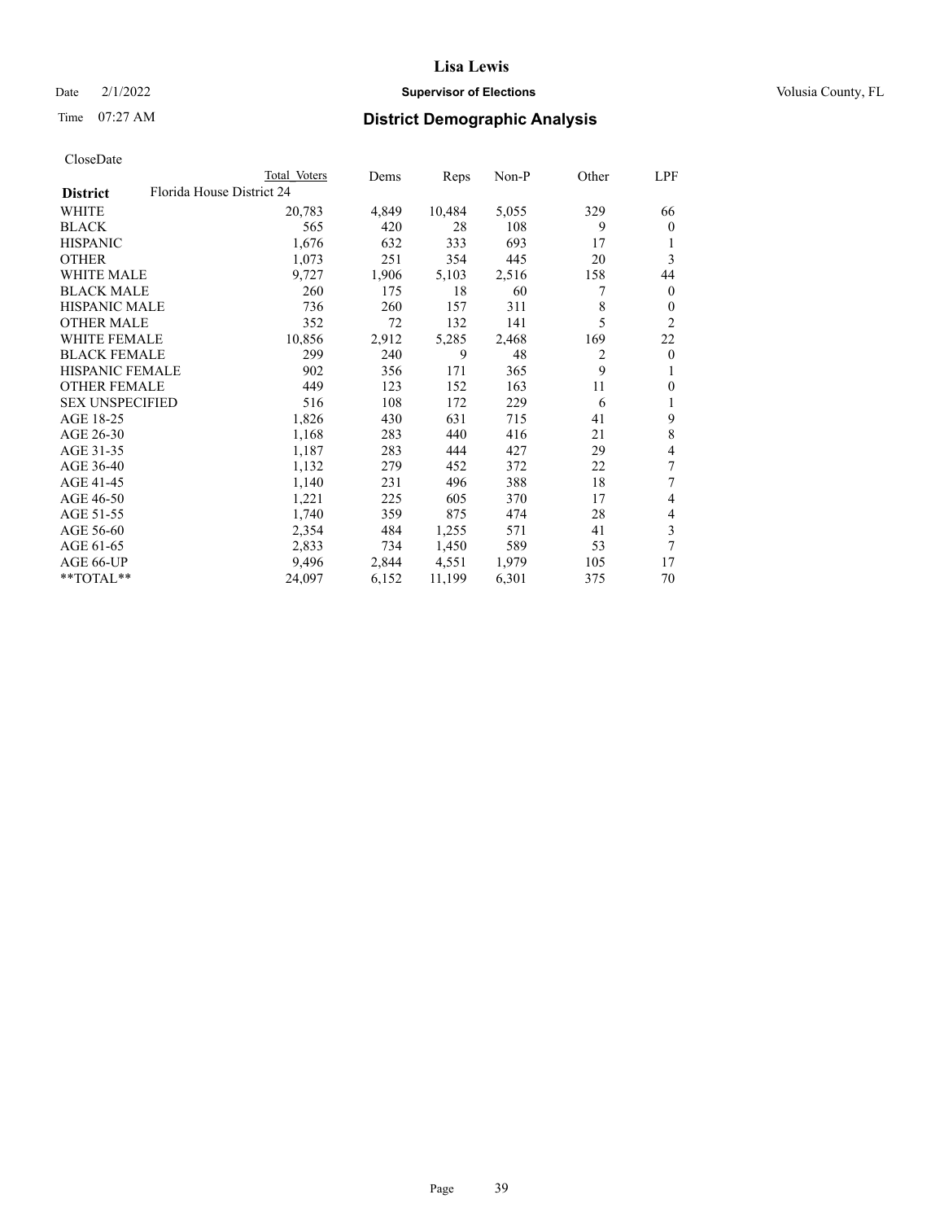# Lisa Lewis

Date 2/1/2022 **Supervisor of Elections** Volusia County, FL

Time 07:27 AM **District Demographic Analysis**

CloseDate

| District | Total Voters | Dems | Reps | Non-P | Other | LPF |
|---|---|---|---|---|---|---|
| Florida House District 24 | | | | | | |
| WHITE | 20,783 | 4,849 | 10,484 | 5,055 | 329 | 66 |
| BLACK | 565 | 420 | 28 | 108 | 9 | 0 |
| HISPANIC | 1,676 | 632 | 333 | 693 | 17 | 1 |
| OTHER | 1,073 | 251 | 354 | 445 | 20 | 3 |
| WHITE MALE | 9,727 | 1,906 | 5,103 | 2,516 | 158 | 44 |
| BLACK MALE | 260 | 175 | 18 | 60 | 7 | 0 |
| HISPANIC MALE | 736 | 260 | 157 | 311 | 8 | 0 |
| OTHER MALE | 352 | 72 | 132 | 141 | 5 | 2 |
| WHITE FEMALE | 10,856 | 2,912 | 5,285 | 2,468 | 169 | 22 |
| BLACK FEMALE | 299 | 240 | 9 | 48 | 2 | 0 |
| HISPANIC FEMALE | 902 | 356 | 171 | 365 | 9 | 1 |
| OTHER FEMALE | 449 | 123 | 152 | 163 | 11 | 0 |
| SEX UNSPECIFIED | 516 | 108 | 172 | 229 | 6 | 1 |
| AGE 18-25 | 1,826 | 430 | 631 | 715 | 41 | 9 |
| AGE 26-30 | 1,168 | 283 | 440 | 416 | 21 | 8 |
| AGE 31-35 | 1,187 | 283 | 444 | 427 | 29 | 4 |
| AGE 36-40 | 1,132 | 279 | 452 | 372 | 22 | 7 |
| AGE 41-45 | 1,140 | 231 | 496 | 388 | 18 | 7 |
| AGE 46-50 | 1,221 | 225 | 605 | 370 | 17 | 4 |
| AGE 51-55 | 1,740 | 359 | 875 | 474 | 28 | 4 |
| AGE 56-60 | 2,354 | 484 | 1,255 | 571 | 41 | 3 |
| AGE 61-65 | 2,833 | 734 | 1,450 | 589 | 53 | 7 |
| AGE 66-UP | 9,496 | 2,844 | 4,551 | 1,979 | 105 | 17 |
| **TOTAL** | 24,097 | 6,152 | 11,199 | 6,301 | 375 | 70 |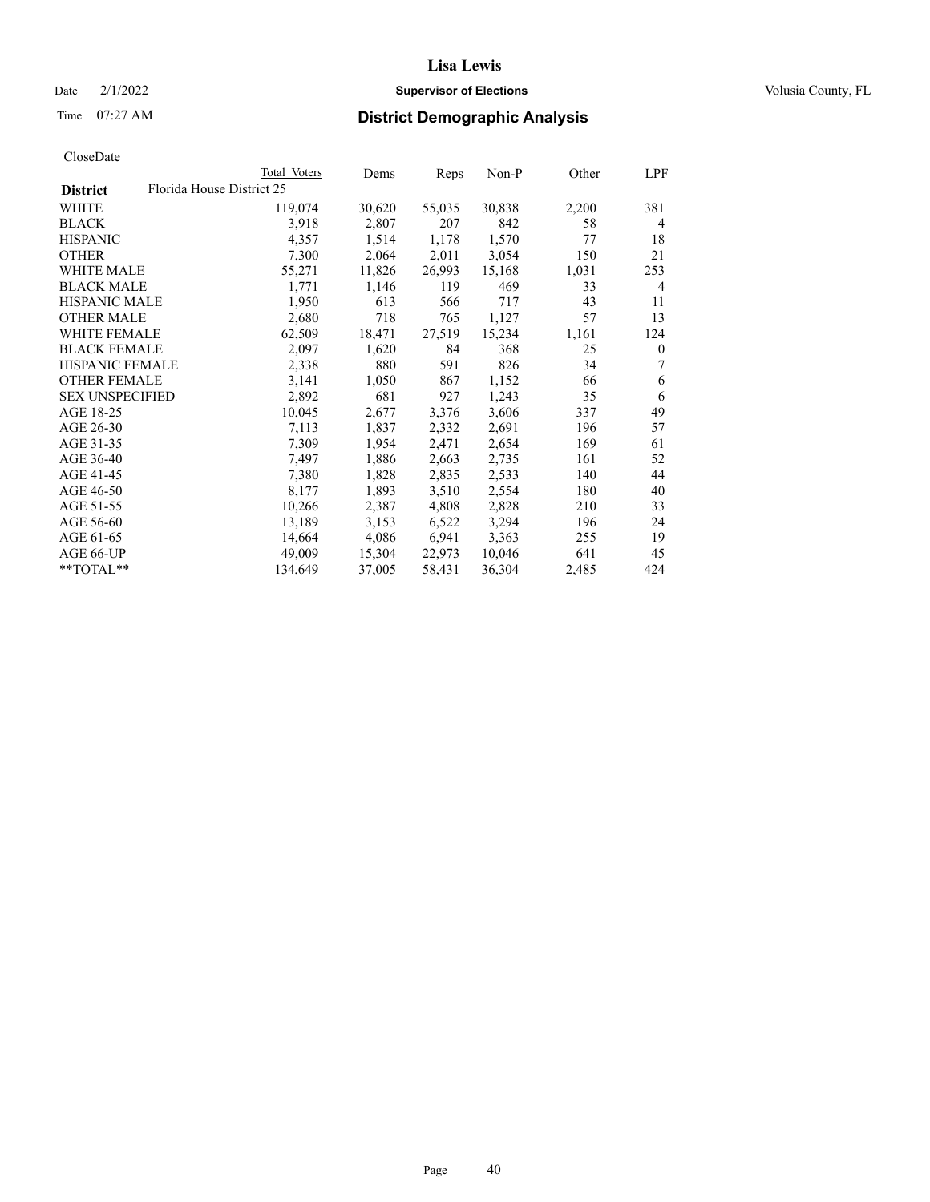# Lisa Lewis

Date 2/1/2022 **Supervisor of Elections** Volusia County, FL

Time 07:27 AM **District Demographic Analysis**

CloseDate

| District | Total Voters | Dems | Reps | Non-P | Other | LPF |
|---|---|---|---|---|---|---|
| Florida House District 25 | | | | | | |
| WHITE | 119,074 | 30,620 | 55,035 | 30,838 | 2,200 | 381 |
| BLACK | 3,918 | 2,807 | 207 | 842 | 58 | 4 |
| HISPANIC | 4,357 | 1,514 | 1,178 | 1,570 | 77 | 18 |
| OTHER | 7,300 | 2,064 | 2,011 | 3,054 | 150 | 21 |
| WHITE MALE | 55,271 | 11,826 | 26,993 | 15,168 | 1,031 | 253 |
| BLACK MALE | 1,771 | 1,146 | 119 | 469 | 33 | 4 |
| HISPANIC MALE | 1,950 | 613 | 566 | 717 | 43 | 11 |
| OTHER MALE | 2,680 | 718 | 765 | 1,127 | 57 | 13 |
| WHITE FEMALE | 62,509 | 18,471 | 27,519 | 15,234 | 1,161 | 124 |
| BLACK FEMALE | 2,097 | 1,620 | 84 | 368 | 25 | 0 |
| HISPANIC FEMALE | 2,338 | 880 | 591 | 826 | 34 | 7 |
| OTHER FEMALE | 3,141 | 1,050 | 867 | 1,152 | 66 | 6 |
| SEX UNSPECIFIED | 2,892 | 681 | 927 | 1,243 | 35 | 6 |
| AGE 18-25 | 10,045 | 2,677 | 3,376 | 3,606 | 337 | 49 |
| AGE 26-30 | 7,113 | 1,837 | 2,332 | 2,691 | 196 | 57 |
| AGE 31-35 | 7,309 | 1,954 | 2,471 | 2,654 | 169 | 61 |
| AGE 36-40 | 7,497 | 1,886 | 2,663 | 2,735 | 161 | 52 |
| AGE 41-45 | 7,380 | 1,828 | 2,835 | 2,533 | 140 | 44 |
| AGE 46-50 | 8,177 | 1,893 | 3,510 | 2,554 | 180 | 40 |
| AGE 51-55 | 10,266 | 2,387 | 4,808 | 2,828 | 210 | 33 |
| AGE 56-60 | 13,189 | 3,153 | 6,522 | 3,294 | 196 | 24 |
| AGE 61-65 | 14,664 | 4,086 | 6,941 | 3,363 | 255 | 19 |
| AGE 66-UP | 49,009 | 15,304 | 22,973 | 10,046 | 641 | 45 |
| **TOTAL** | 134,649 | 37,005 | 58,431 | 36,304 | 2,485 | 424 |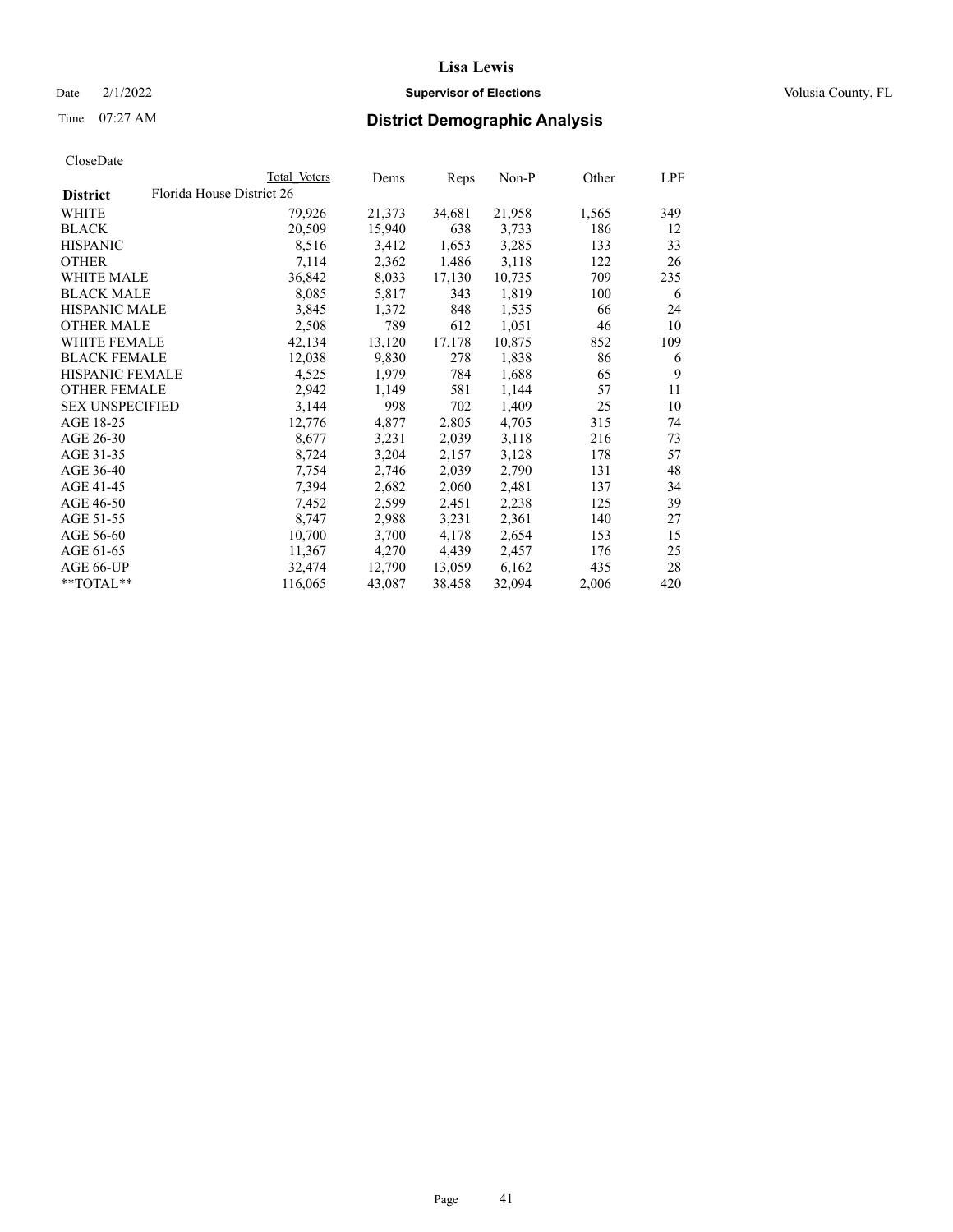# Lisa Lewis

Date 2/1/2022 **Supervisor of Elections** Volusia County, FL

Time 07:27 AM **District Demographic Analysis**

CloseDate

| District | Total Voters | Dems | Reps | Non-P | Other | LPF |
|---|---|---|---|---|---|---|
| **Florida House District 26** | | | | | | |
| WHITE | 79,926 | 21,373 | 34,681 | 21,958 | 1,565 | 349 |
| BLACK | 20,509 | 15,940 | 638 | 3,733 | 186 | 12 |
| HISPANIC | 8,516 | 3,412 | 1,653 | 3,285 | 133 | 33 |
| OTHER | 7,114 | 2,362 | 1,486 | 3,118 | 122 | 26 |
| WHITE MALE | 36,842 | 8,033 | 17,130 | 10,735 | 709 | 235 |
| BLACK MALE | 8,085 | 5,817 | 343 | 1,819 | 100 | 6 |
| HISPANIC MALE | 3,845 | 1,372 | 848 | 1,535 | 66 | 24 |
| OTHER MALE | 2,508 | 789 | 612 | 1,051 | 46 | 10 |
| WHITE FEMALE | 42,134 | 13,120 | 17,178 | 10,875 | 852 | 109 |
| BLACK FEMALE | 12,038 | 9,830 | 278 | 1,838 | 86 | 6 |
| HISPANIC FEMALE | 4,525 | 1,979 | 784 | 1,688 | 65 | 9 |
| OTHER FEMALE | 2,942 | 1,149 | 581 | 1,144 | 57 | 11 |
| SEX UNSPECIFIED | 3,144 | 998 | 702 | 1,409 | 25 | 10 |
| AGE 18-25 | 12,776 | 4,877 | 2,805 | 4,705 | 315 | 74 |
| AGE 26-30 | 8,677 | 3,231 | 2,039 | 3,118 | 216 | 73 |
| AGE 31-35 | 8,724 | 3,204 | 2,157 | 3,128 | 178 | 57 |
| AGE 36-40 | 7,754 | 2,746 | 2,039 | 2,790 | 131 | 48 |
| AGE 41-45 | 7,394 | 2,682 | 2,060 | 2,481 | 137 | 34 |
| AGE 46-50 | 7,452 | 2,599 | 2,451 | 2,238 | 125 | 39 |
| AGE 51-55 | 8,747 | 2,988 | 3,231 | 2,361 | 140 | 27 |
| AGE 56-60 | 10,700 | 3,700 | 4,178 | 2,654 | 153 | 15 |
| AGE 61-65 | 11,367 | 4,270 | 4,439 | 2,457 | 176 | 25 |
| AGE 66-UP | 32,474 | 12,790 | 13,059 | 6,162 | 435 | 28 |
| **TOTAL** | 116,065 | 43,087 | 38,458 | 32,094 | 2,006 | 420 |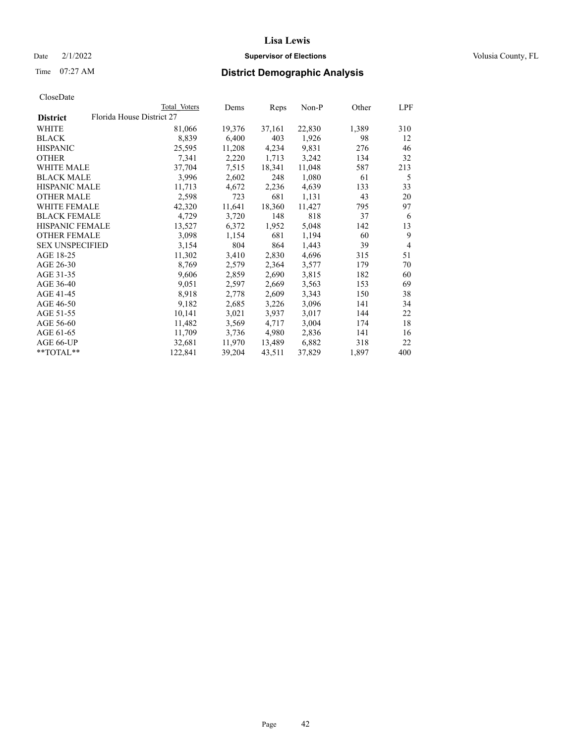# Lisa Lewis

Date 2/1/2022 **Supervisor of Elections** Volusia County, FL

Time 07:27 AM **District Demographic Analysis**

CloseDate

| District | Total Voters | Dems | Reps | Non-P | Other | LPF |
|---|---|---|---|---|---|---|
| Florida House District 27 | | | | | | |
| WHITE | 81,066 | 19,376 | 37,161 | 22,830 | 1,389 | 310 |
| BLACK | 8,839 | 6,400 | 403 | 1,926 | 98 | 12 |
| HISPANIC | 25,595 | 11,208 | 4,234 | 9,831 | 276 | 46 |
| OTHER | 7,341 | 2,220 | 1,713 | 3,242 | 134 | 32 |
| WHITE MALE | 37,704 | 7,515 | 18,341 | 11,048 | 587 | 213 |
| BLACK MALE | 3,996 | 2,602 | 248 | 1,080 | 61 | 5 |
| HISPANIC MALE | 11,713 | 4,672 | 2,236 | 4,639 | 133 | 33 |
| OTHER MALE | 2,598 | 723 | 681 | 1,131 | 43 | 20 |
| WHITE FEMALE | 42,320 | 11,641 | 18,360 | 11,427 | 795 | 97 |
| BLACK FEMALE | 4,729 | 3,720 | 148 | 818 | 37 | 6 |
| HISPANIC FEMALE | 13,527 | 6,372 | 1,952 | 5,048 | 142 | 13 |
| OTHER FEMALE | 3,098 | 1,154 | 681 | 1,194 | 60 | 9 |
| SEX UNSPECIFIED | 3,154 | 804 | 864 | 1,443 | 39 | 4 |
| AGE 18-25 | 11,302 | 3,410 | 2,830 | 4,696 | 315 | 51 |
| AGE 26-30 | 8,769 | 2,579 | 2,364 | 3,577 | 179 | 70 |
| AGE 31-35 | 9,606 | 2,859 | 2,690 | 3,815 | 182 | 60 |
| AGE 36-40 | 9,051 | 2,597 | 2,669 | 3,563 | 153 | 69 |
| AGE 41-45 | 8,918 | 2,778 | 2,609 | 3,343 | 150 | 38 |
| AGE 46-50 | 9,182 | 2,685 | 3,226 | 3,096 | 141 | 34 |
| AGE 51-55 | 10,141 | 3,021 | 3,937 | 3,017 | 144 | 22 |
| AGE 56-60 | 11,482 | 3,569 | 4,717 | 3,004 | 174 | 18 |
| AGE 61-65 | 11,709 | 3,736 | 4,980 | 2,836 | 141 | 16 |
| AGE 66-UP | 32,681 | 11,970 | 13,489 | 6,882 | 318 | 22 |
| **TOTAL** | 122,841 | 39,204 | 43,511 | 37,829 | 1,897 | 400 |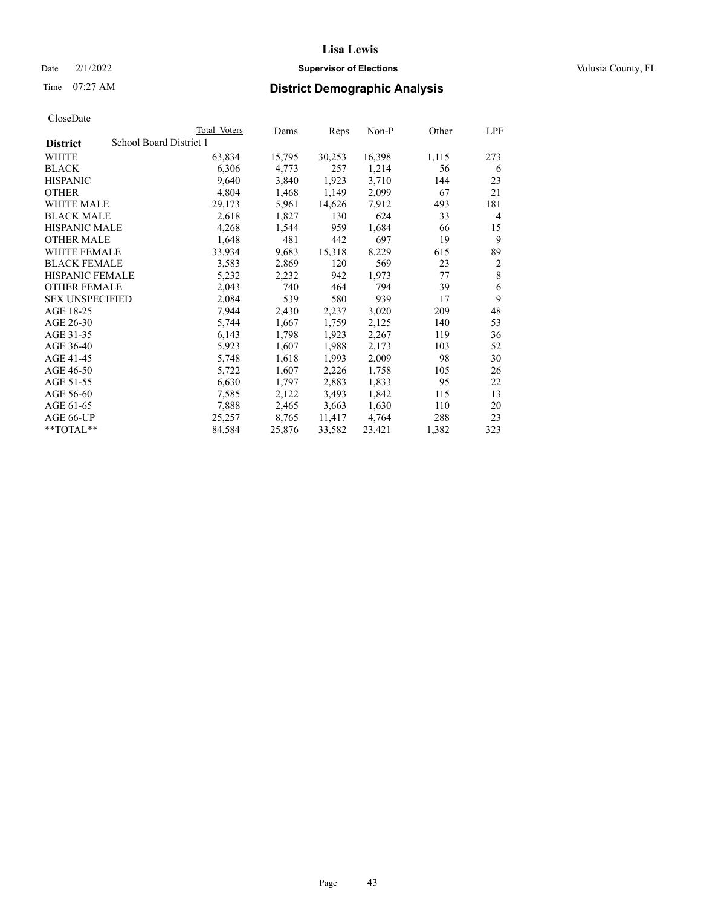# Lisa Lewis

Date 2/1/2022 **Supervisor of Elections** Volusia County, FL

Time 07:27 AM **District Demographic Analysis**

CloseDate

| District | Total Voters | Dems | Reps | Non-P | Other | LPF |
|---|---|---|---|---|---|---|
| School Board District 1 | | | | | | |
| WHITE | 63,834 | 15,795 | 30,253 | 16,398 | 1,115 | 273 |
| BLACK | 6,306 | 4,773 | 257 | 1,214 | 56 | 6 |
| HISPANIC | 9,640 | 3,840 | 1,923 | 3,710 | 144 | 23 |
| OTHER | 4,804 | 1,468 | 1,149 | 2,099 | 67 | 21 |
| WHITE MALE | 29,173 | 5,961 | 14,626 | 7,912 | 493 | 181 |
| BLACK MALE | 2,618 | 1,827 | 130 | 624 | 33 | 4 |
| HISPANIC MALE | 4,268 | 1,544 | 959 | 1,684 | 66 | 15 |
| OTHER MALE | 1,648 | 481 | 442 | 697 | 19 | 9 |
| WHITE FEMALE | 33,934 | 9,683 | 15,318 | 8,229 | 615 | 89 |
| BLACK FEMALE | 3,583 | 2,869 | 120 | 569 | 23 | 2 |
| HISPANIC FEMALE | 5,232 | 2,232 | 942 | 1,973 | 77 | 8 |
| OTHER FEMALE | 2,043 | 740 | 464 | 794 | 39 | 6 |
| SEX UNSPECIFIED | 2,084 | 539 | 580 | 939 | 17 | 9 |
| AGE 18-25 | 7,944 | 2,430 | 2,237 | 3,020 | 209 | 48 |
| AGE 26-30 | 5,744 | 1,667 | 1,759 | 2,125 | 140 | 53 |
| AGE 31-35 | 6,143 | 1,798 | 1,923 | 2,267 | 119 | 36 |
| AGE 36-40 | 5,923 | 1,607 | 1,988 | 2,173 | 103 | 52 |
| AGE 41-45 | 5,748 | 1,618 | 1,993 | 2,009 | 98 | 30 |
| AGE 46-50 | 5,722 | 1,607 | 2,226 | 1,758 | 105 | 26 |
| AGE 51-55 | 6,630 | 1,797 | 2,883 | 1,833 | 95 | 22 |
| AGE 56-60 | 7,585 | 2,122 | 3,493 | 1,842 | 115 | 13 |
| AGE 61-65 | 7,888 | 2,465 | 3,663 | 1,630 | 110 | 20 |
| AGE 66-UP | 25,257 | 8,765 | 11,417 | 4,764 | 288 | 23 |
| **TOTAL** | 84,584 | 25,876 | 33,582 | 23,421 | 1,382 | 323 |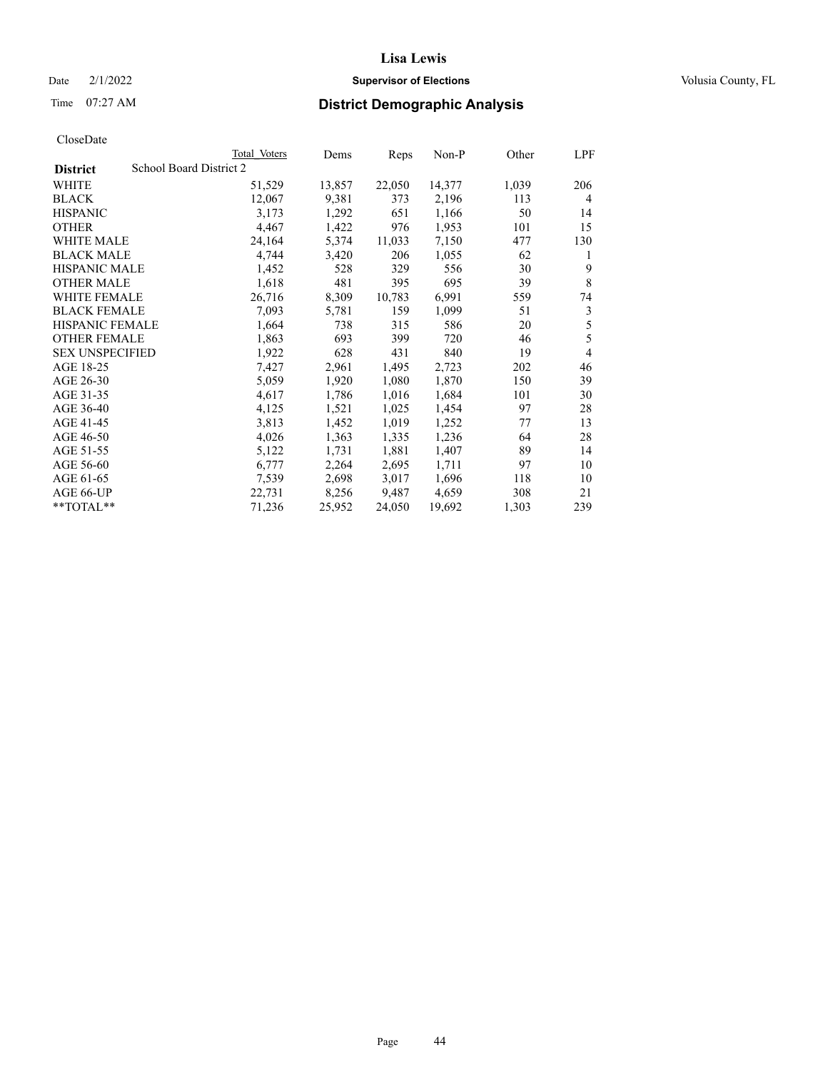# Lisa Lewis

Date 2/1/2022 **Supervisor of Elections** Volusia County, FL

Time 07:27 AM **District Demographic Analysis**

CloseDate

| District | Total Voters | Dems | Reps | Non-P | Other | LPF |
|---|---|---|---|---|---|---|
| School Board District 2 | | | | | | |
| WHITE | 51,529 | 13,857 | 22,050 | 14,377 | 1,039 | 206 |
| BLACK | 12,067 | 9,381 | 373 | 2,196 | 113 | 4 |
| HISPANIC | 3,173 | 1,292 | 651 | 1,166 | 50 | 14 |
| OTHER | 4,467 | 1,422 | 976 | 1,953 | 101 | 15 |
| WHITE MALE | 24,164 | 5,374 | 11,033 | 7,150 | 477 | 130 |
| BLACK MALE | 4,744 | 3,420 | 206 | 1,055 | 62 | 1 |
| HISPANIC MALE | 1,452 | 528 | 329 | 556 | 30 | 9 |
| OTHER MALE | 1,618 | 481 | 395 | 695 | 39 | 8 |
| WHITE FEMALE | 26,716 | 8,309 | 10,783 | 6,991 | 559 | 74 |
| BLACK FEMALE | 7,093 | 5,781 | 159 | 1,099 | 51 | 3 |
| HISPANIC FEMALE | 1,664 | 738 | 315 | 586 | 20 | 5 |
| OTHER FEMALE | 1,863 | 693 | 399 | 720 | 46 | 5 |
| SEX UNSPECIFIED | 1,922 | 628 | 431 | 840 | 19 | 4 |
| AGE 18-25 | 7,427 | 2,961 | 1,495 | 2,723 | 202 | 46 |
| AGE 26-30 | 5,059 | 1,920 | 1,080 | 1,870 | 150 | 39 |
| AGE 31-35 | 4,617 | 1,786 | 1,016 | 1,684 | 101 | 30 |
| AGE 36-40 | 4,125 | 1,521 | 1,025 | 1,454 | 97 | 28 |
| AGE 41-45 | 3,813 | 1,452 | 1,019 | 1,252 | 77 | 13 |
| AGE 46-50 | 4,026 | 1,363 | 1,335 | 1,236 | 64 | 28 |
| AGE 51-55 | 5,122 | 1,731 | 1,881 | 1,407 | 89 | 14 |
| AGE 56-60 | 6,777 | 2,264 | 2,695 | 1,711 | 97 | 10 |
| AGE 61-65 | 7,539 | 2,698 | 3,017 | 1,696 | 118 | 10 |
| AGE 66-UP | 22,731 | 8,256 | 9,487 | 4,659 | 308 | 21 |
| **TOTAL** | 71,236 | 25,952 | 24,050 | 19,692 | 1,303 | 239 |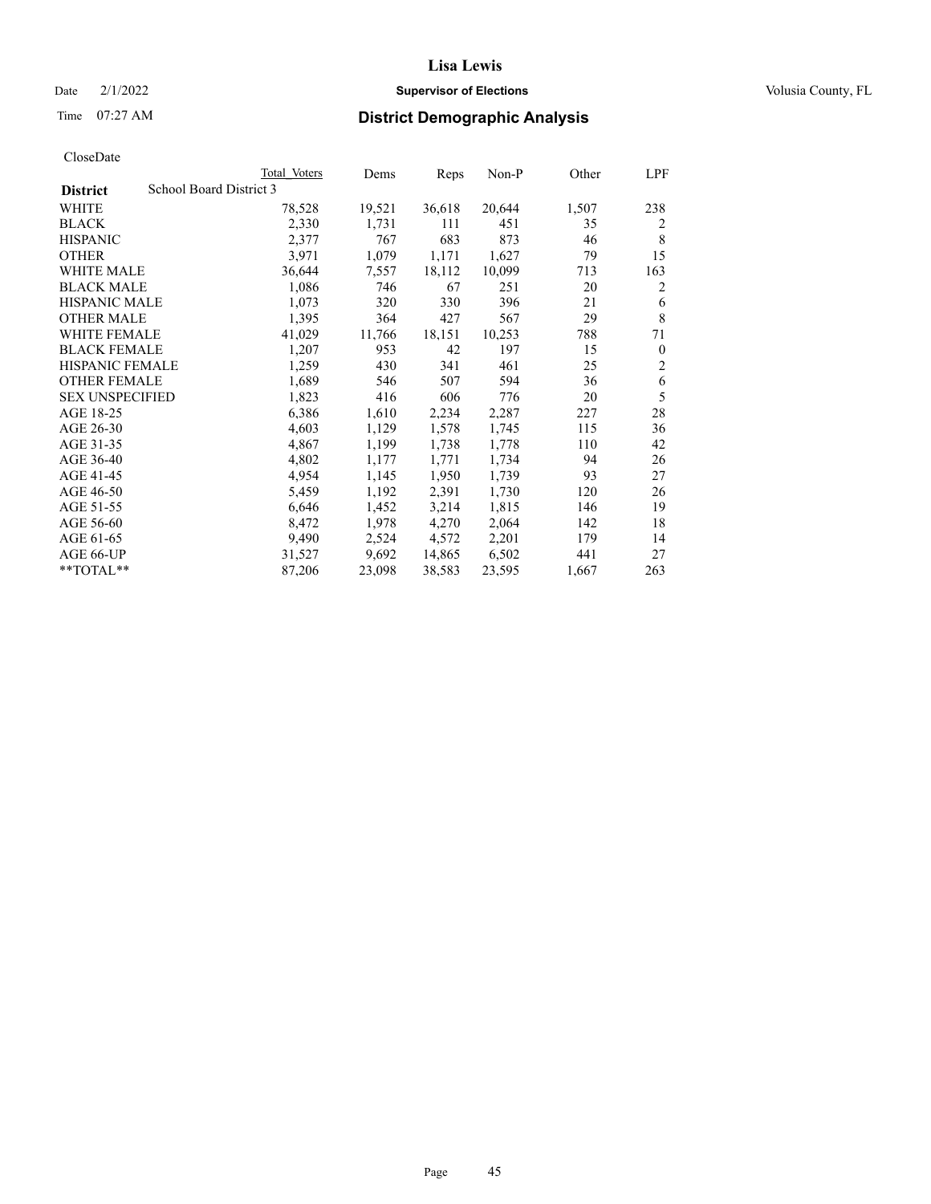# Lisa Lewis

Date 2/1/2022 **Supervisor of Elections** Volusia County, FL

Time 07:27 AM **District Demographic Analysis**

CloseDate

| | Total Voters | Dems | Reps | Non-P | Other | LPF |
|---|---|---|---|---|---|---|
| **District** School Board District 3 | | | | | | |
| WHITE | 78,528 | 19,521 | 36,618 | 20,644 | 1,507 | 238 |
| BLACK | 2,330 | 1,731 | 111 | 451 | 35 | 2 |
| HISPANIC | 2,377 | 767 | 683 | 873 | 46 | 8 |
| OTHER | 3,971 | 1,079 | 1,171 | 1,627 | 79 | 15 |
| WHITE MALE | 36,644 | 7,557 | 18,112 | 10,099 | 713 | 163 |
| BLACK MALE | 1,086 | 746 | 67 | 251 | 20 | 2 |
| HISPANIC MALE | 1,073 | 320 | 330 | 396 | 21 | 6 |
| OTHER MALE | 1,395 | 364 | 427 | 567 | 29 | 8 |
| WHITE FEMALE | 41,029 | 11,766 | 18,151 | 10,253 | 788 | 71 |
| BLACK FEMALE | 1,207 | 953 | 42 | 197 | 15 | 0 |
| HISPANIC FEMALE | 1,259 | 430 | 341 | 461 | 25 | 2 |
| OTHER FEMALE | 1,689 | 546 | 507 | 594 | 36 | 6 |
| SEX UNSPECIFIED | 1,823 | 416 | 606 | 776 | 20 | 5 |
| AGE 18-25 | 6,386 | 1,610 | 2,234 | 2,287 | 227 | 28 |
| AGE 26-30 | 4,603 | 1,129 | 1,578 | 1,745 | 115 | 36 |
| AGE 31-35 | 4,867 | 1,199 | 1,738 | 1,778 | 110 | 42 |
| AGE 36-40 | 4,802 | 1,177 | 1,771 | 1,734 | 94 | 26 |
| AGE 41-45 | 4,954 | 1,145 | 1,950 | 1,739 | 93 | 27 |
| AGE 46-50 | 5,459 | 1,192 | 2,391 | 1,730 | 120 | 26 |
| AGE 51-55 | 6,646 | 1,452 | 3,214 | 1,815 | 146 | 19 |
| AGE 56-60 | 8,472 | 1,978 | 4,270 | 2,064 | 142 | 18 |
| AGE 61-65 | 9,490 | 2,524 | 4,572 | 2,201 | 179 | 14 |
| AGE 66-UP | 31,527 | 9,692 | 14,865 | 6,502 | 441 | 27 |
| **TOTAL** | 87,206 | 23,098 | 38,583 | 23,595 | 1,667 | 263 |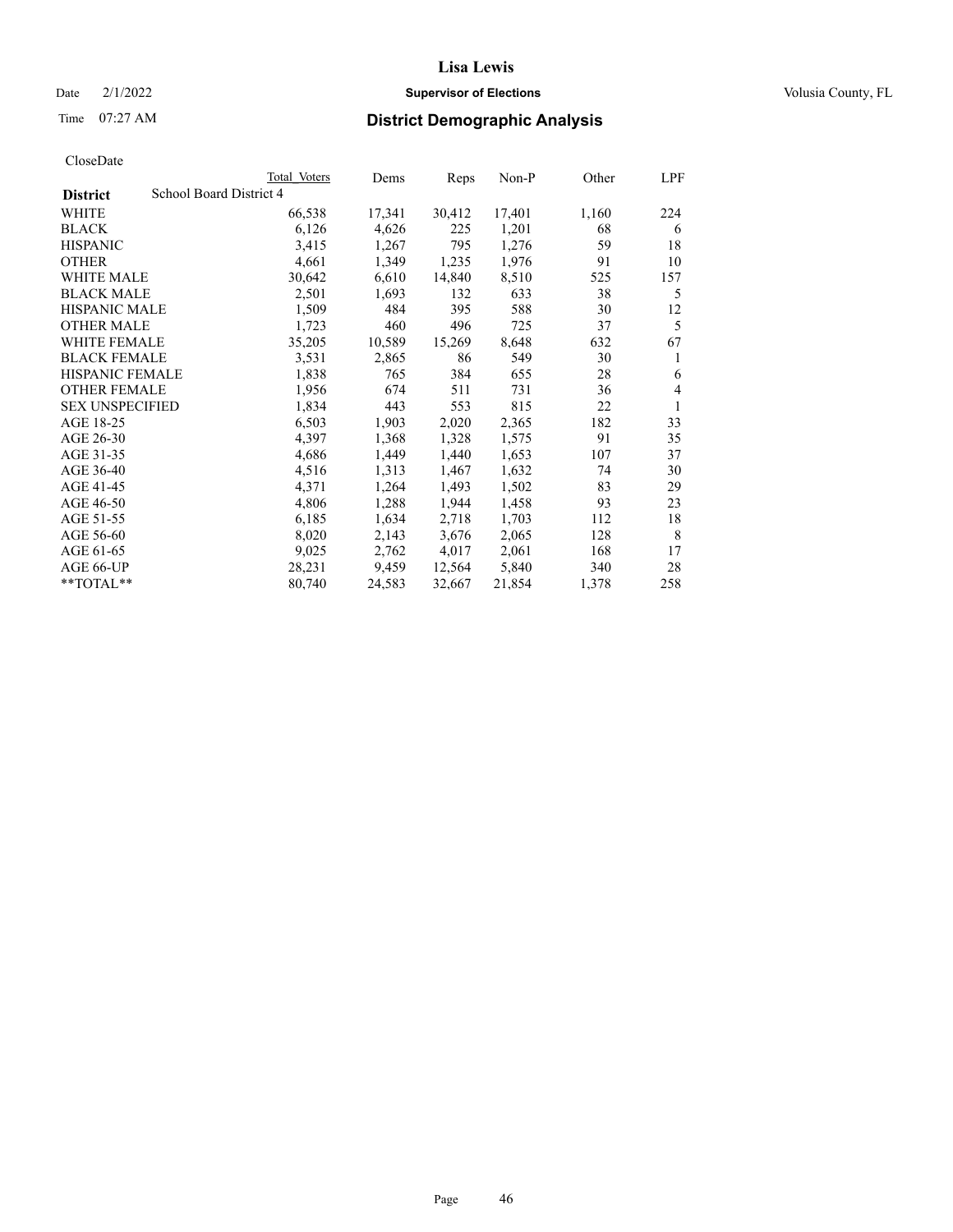# Lisa Lewis

Date 2/1/2022 **Supervisor of Elections** Volusia County, FL

Time 07:27 AM **District Demographic Analysis**

CloseDate

| District | School Board District 4 Total Voters | Dems | Reps | Non-P | Other | LPF |
|---|---|---|---|---|---|---|
| WHITE | 66,538 | 17,341 | 30,412 | 17,401 | 1,160 | 224 |
| BLACK | 6,126 | 4,626 | 225 | 1,201 | 68 | 6 |
| HISPANIC | 3,415 | 1,267 | 795 | 1,276 | 59 | 18 |
| OTHER | 4,661 | 1,349 | 1,235 | 1,976 | 91 | 10 |
| WHITE MALE | 30,642 | 6,610 | 14,840 | 8,510 | 525 | 157 |
| BLACK MALE | 2,501 | 1,693 | 132 | 633 | 38 | 5 |
| HISPANIC MALE | 1,509 | 484 | 395 | 588 | 30 | 12 |
| OTHER MALE | 1,723 | 460 | 496 | 725 | 37 | 5 |
| WHITE FEMALE | 35,205 | 10,589 | 15,269 | 8,648 | 632 | 67 |
| BLACK FEMALE | 3,531 | 2,865 | 86 | 549 | 30 | 1 |
| HISPANIC FEMALE | 1,838 | 765 | 384 | 655 | 28 | 6 |
| OTHER FEMALE | 1,956 | 674 | 511 | 731 | 36 | 4 |
| SEX UNSPECIFIED | 1,834 | 443 | 553 | 815 | 22 | 1 |
| AGE 18-25 | 6,503 | 1,903 | 2,020 | 2,365 | 182 | 33 |
| AGE 26-30 | 4,397 | 1,368 | 1,328 | 1,575 | 91 | 35 |
| AGE 31-35 | 4,686 | 1,449 | 1,440 | 1,653 | 107 | 37 |
| AGE 36-40 | 4,516 | 1,313 | 1,467 | 1,632 | 74 | 30 |
| AGE 41-45 | 4,371 | 1,264 | 1,493 | 1,502 | 83 | 29 |
| AGE 46-50 | 4,806 | 1,288 | 1,944 | 1,458 | 93 | 23 |
| AGE 51-55 | 6,185 | 1,634 | 2,718 | 1,703 | 112 | 18 |
| AGE 56-60 | 8,020 | 2,143 | 3,676 | 2,065 | 128 | 8 |
| AGE 61-65 | 9,025 | 2,762 | 4,017 | 2,061 | 168 | 17 |
| AGE 66-UP | 28,231 | 9,459 | 12,564 | 5,840 | 340 | 28 |
| **TOTAL** | 80,740 | 24,583 | 32,667 | 21,854 | 1,378 | 258 |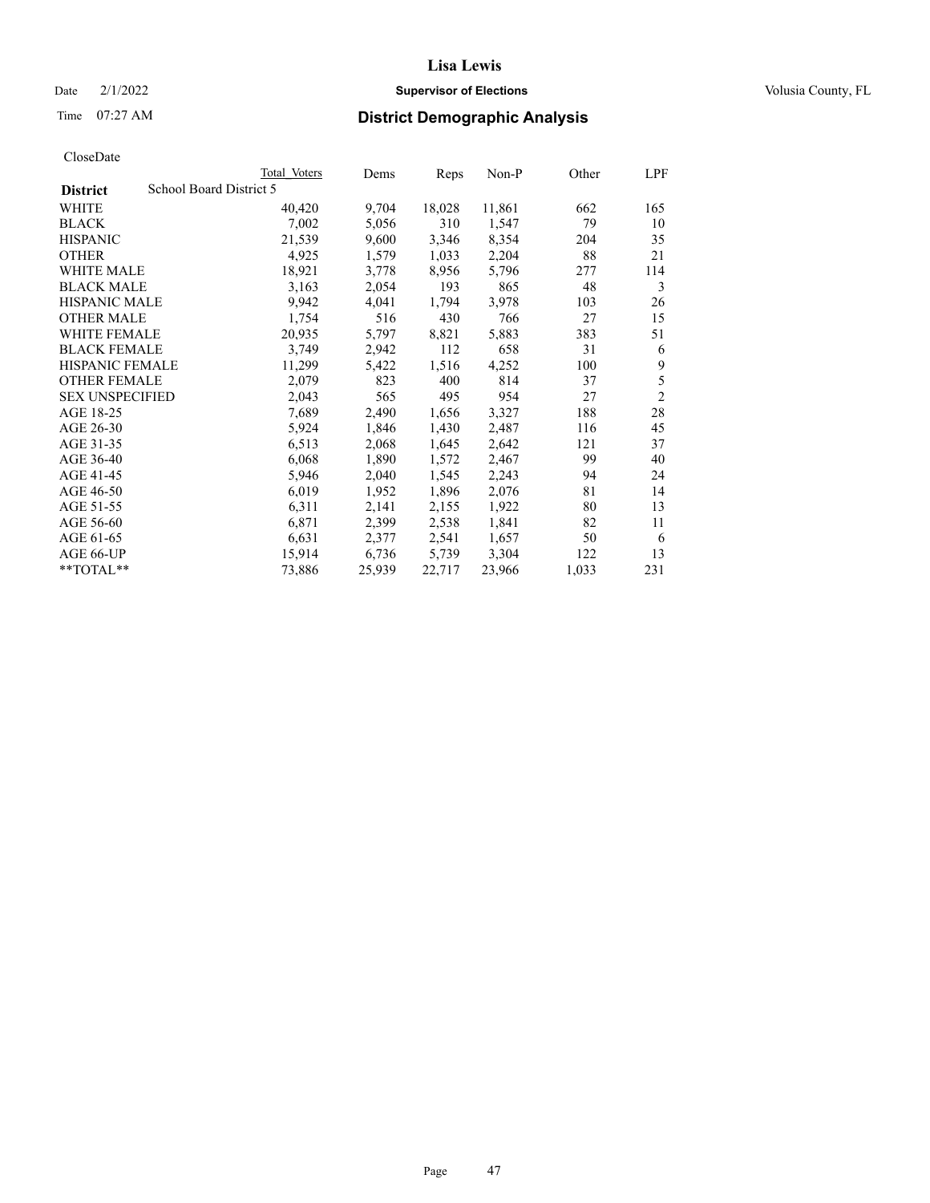# Lisa Lewis

Date 2/1/2022 **Supervisor of Elections** Volusia County, FL

Time 07:27 AM **District Demographic Analysis**

CloseDate

| District | Total Voters | Dems | Reps | Non-P | Other | LPF |
|---|---|---|---|---|---|---|
| School Board District 5 | | | | | | |
| WHITE | 40,420 | 9,704 | 18,028 | 11,861 | 662 | 165 |
| BLACK | 7,002 | 5,056 | 310 | 1,547 | 79 | 10 |
| HISPANIC | 21,539 | 9,600 | 3,346 | 8,354 | 204 | 35 |
| OTHER | 4,925 | 1,579 | 1,033 | 2,204 | 88 | 21 |
| WHITE MALE | 18,921 | 3,778 | 8,956 | 5,796 | 277 | 114 |
| BLACK MALE | 3,163 | 2,054 | 193 | 865 | 48 | 3 |
| HISPANIC MALE | 9,942 | 4,041 | 1,794 | 3,978 | 103 | 26 |
| OTHER MALE | 1,754 | 516 | 430 | 766 | 27 | 15 |
| WHITE FEMALE | 20,935 | 5,797 | 8,821 | 5,883 | 383 | 51 |
| BLACK FEMALE | 3,749 | 2,942 | 112 | 658 | 31 | 6 |
| HISPANIC FEMALE | 11,299 | 5,422 | 1,516 | 4,252 | 100 | 9 |
| OTHER FEMALE | 2,079 | 823 | 400 | 814 | 37 | 5 |
| SEX UNSPECIFIED | 2,043 | 565 | 495 | 954 | 27 | 2 |
| AGE 18-25 | 7,689 | 2,490 | 1,656 | 3,327 | 188 | 28 |
| AGE 26-30 | 5,924 | 1,846 | 1,430 | 2,487 | 116 | 45 |
| AGE 31-35 | 6,513 | 2,068 | 1,645 | 2,642 | 121 | 37 |
| AGE 36-40 | 6,068 | 1,890 | 1,572 | 2,467 | 99 | 40 |
| AGE 41-45 | 5,946 | 2,040 | 1,545 | 2,243 | 94 | 24 |
| AGE 46-50 | 6,019 | 1,952 | 1,896 | 2,076 | 81 | 14 |
| AGE 51-55 | 6,311 | 2,141 | 2,155 | 1,922 | 80 | 13 |
| AGE 56-60 | 6,871 | 2,399 | 2,538 | 1,841 | 82 | 11 |
| AGE 61-65 | 6,631 | 2,377 | 2,541 | 1,657 | 50 | 6 |
| AGE 66-UP | 15,914 | 6,736 | 5,739 | 3,304 | 122 | 13 |
| **TOTAL** | 73,886 | 25,939 | 22,717 | 23,966 | 1,033 | 231 |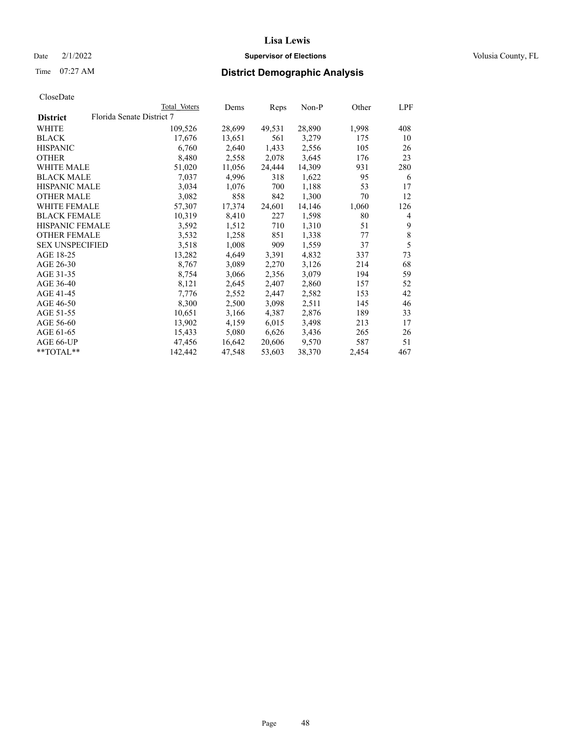CloseDate

| District | Total Voters | Dems | Reps | Non-P | Other | LPF |
|---|---|---|---|---|---|---|
| Florida Senate District 7 | | | | | | |
| WHITE | 109,526 | 28,699 | 49,531 | 28,890 | 1,998 | 408 |
| BLACK | 17,676 | 13,651 | 561 | 3,279 | 175 | 10 |
| HISPANIC | 6,760 | 2,640 | 1,433 | 2,556 | 105 | 26 |
| OTHER | 8,480 | 2,558 | 2,078 | 3,645 | 176 | 23 |
| WHITE MALE | 51,020 | 11,056 | 24,444 | 14,309 | 931 | 280 |
| BLACK MALE | 7,037 | 4,996 | 318 | 1,622 | 95 | 6 |
| HISPANIC MALE | 3,034 | 1,076 | 700 | 1,188 | 53 | 17 |
| OTHER MALE | 3,082 | 858 | 842 | 1,300 | 70 | 12 |
| WHITE FEMALE | 57,307 | 17,374 | 24,601 | 14,146 | 1,060 | 126 |
| BLACK FEMALE | 10,319 | 8,410 | 227 | 1,598 | 80 | 4 |
| HISPANIC FEMALE | 3,592 | 1,512 | 710 | 1,310 | 51 | 9 |
| OTHER FEMALE | 3,532 | 1,258 | 851 | 1,338 | 77 | 8 |
| SEX UNSPECIFIED | 3,518 | 1,008 | 909 | 1,559 | 37 | 5 |
| AGE 18-25 | 13,282 | 4,649 | 3,391 | 4,832 | 337 | 73 |
| AGE 26-30 | 8,767 | 3,089 | 2,270 | 3,126 | 214 | 68 |
| AGE 31-35 | 8,754 | 3,066 | 2,356 | 3,079 | 194 | 59 |
| AGE 36-40 | 8,121 | 2,645 | 2,407 | 2,860 | 157 | 52 |
| AGE 41-45 | 7,776 | 2,552 | 2,447 | 2,582 | 153 | 42 |
| AGE 46-50 | 8,300 | 2,500 | 3,098 | 2,511 | 145 | 46 |
| AGE 51-55 | 10,651 | 3,166 | 4,387 | 2,876 | 189 | 33 |
| AGE 56-60 | 13,902 | 4,159 | 6,015 | 3,498 | 213 | 17 |
| AGE 61-65 | 15,433 | 5,080 | 6,626 | 3,436 | 265 | 26 |
| AGE 66-UP | 47,456 | 16,642 | 20,606 | 9,570 | 587 | 51 |
| **TOTAL** | 142,442 | 47,548 | 53,603 | 38,370 | 2,454 | 467 |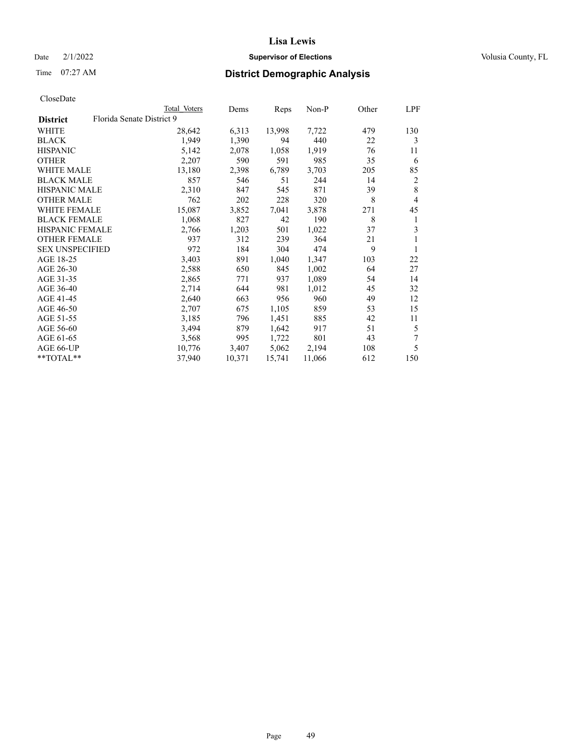# Lisa Lewis

Date 2/1/2022 **Supervisor of Elections** Volusia County, FL

Time 07:27 AM **District Demographic Analysis**

CloseDate

| **District** | Total Voters | Dems | Reps | Non-P | Other | LPF |
|---|---|---|---|---|---|---|
| Florida Senate District 9 | | | | | | |
| WHITE | 28,642 | 6,313 | 13,998 | 7,722 | 479 | 130 |
| BLACK | 1,949 | 1,390 | 94 | 440 | 22 | 3 |
| HISPANIC | 5,142 | 2,078 | 1,058 | 1,919 | 76 | 11 |
| OTHER | 2,207 | 590 | 591 | 985 | 35 | 6 |
| WHITE MALE | 13,180 | 2,398 | 6,789 | 3,703 | 205 | 85 |
| BLACK MALE | 857 | 546 | 51 | 244 | 14 | 2 |
| HISPANIC MALE | 2,310 | 847 | 545 | 871 | 39 | 8 |
| OTHER MALE | 762 | 202 | 228 | 320 | 8 | 4 |
| WHITE FEMALE | 15,087 | 3,852 | 7,041 | 3,878 | 271 | 45 |
| BLACK FEMALE | 1,068 | 827 | 42 | 190 | 8 | 1 |
| HISPANIC FEMALE | 2,766 | 1,203 | 501 | 1,022 | 37 | 3 |
| OTHER FEMALE | 937 | 312 | 239 | 364 | 21 | 1 |
| SEX UNSPECIFIED | 972 | 184 | 304 | 474 | 9 | 1 |
| AGE 18-25 | 3,403 | 891 | 1,040 | 1,347 | 103 | 22 |
| AGE 26-30 | 2,588 | 650 | 845 | 1,002 | 64 | 27 |
| AGE 31-35 | 2,865 | 771 | 937 | 1,089 | 54 | 14 |
| AGE 36-40 | 2,714 | 644 | 981 | 1,012 | 45 | 32 |
| AGE 41-45 | 2,640 | 663 | 956 | 960 | 49 | 12 |
| AGE 46-50 | 2,707 | 675 | 1,105 | 859 | 53 | 15 |
| AGE 51-55 | 3,185 | 796 | 1,451 | 885 | 42 | 11 |
| AGE 56-60 | 3,494 | 879 | 1,642 | 917 | 51 | 5 |
| AGE 61-65 | 3,568 | 995 | 1,722 | 801 | 43 | 7 |
| AGE 66-UP | 10,776 | 3,407 | 5,062 | 2,194 | 108 | 5 |
| **TOTAL** | 37,940 | 10,371 | 15,741 | 11,066 | 612 | 150 |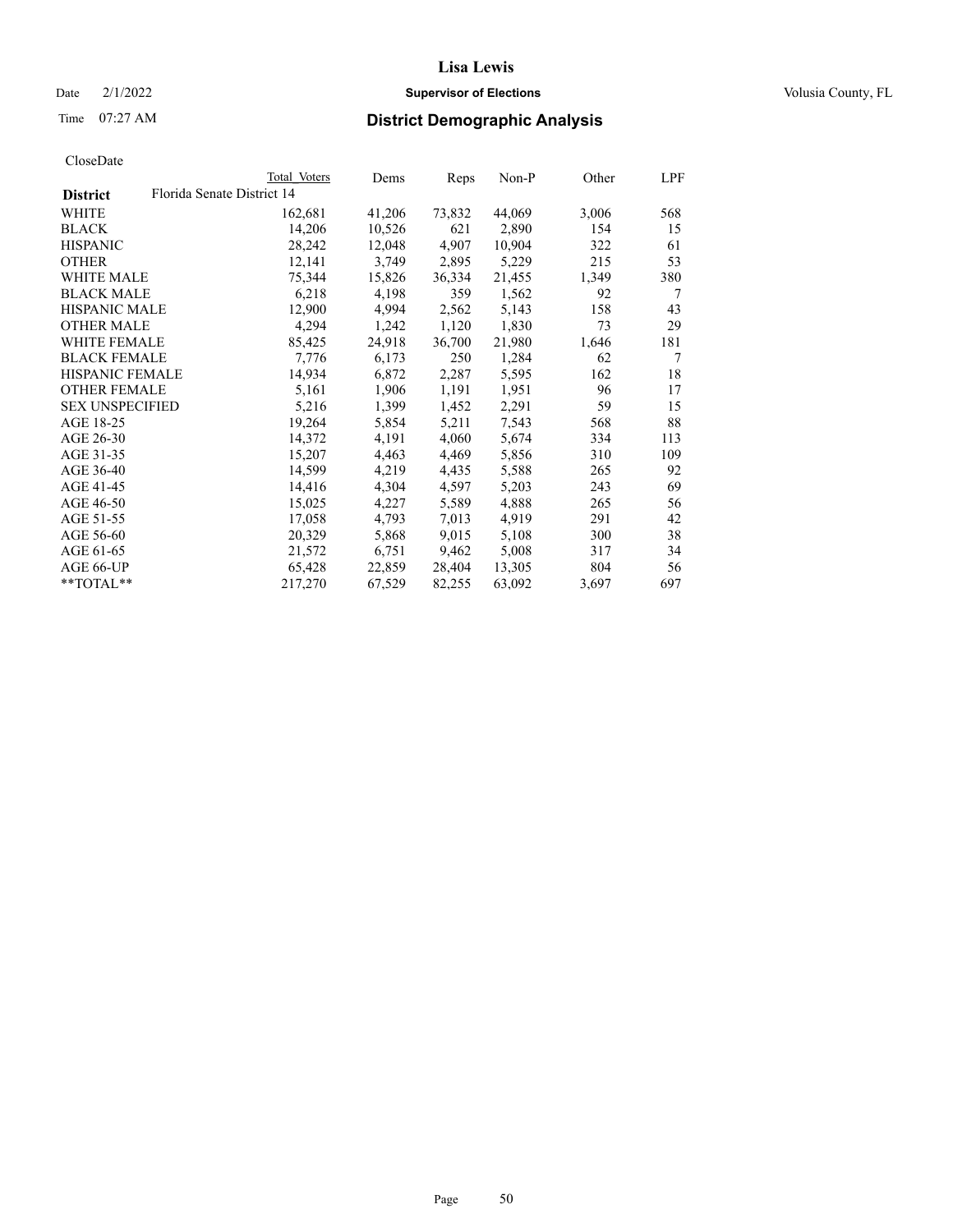Lisa Lewis

Date 2/1/2022 **Supervisor of Elections** Volusia County, FL

Time 07:27 AM **District Demographic Analysis**

CloseDate

| District | Total Voters | Dems | Reps | Non-P | Other | LPF |
|---|---|---|---|---|---|---|
| Florida Senate District 14 | | | | | | |
| WHITE | 162,681 | 41,206 | 73,832 | 44,069 | 3,006 | 568 |
| BLACK | 14,206 | 10,526 | 621 | 2,890 | 154 | 15 |
| HISPANIC | 28,242 | 12,048 | 4,907 | 10,904 | 322 | 61 |
| OTHER | 12,141 | 3,749 | 2,895 | 5,229 | 215 | 53 |
| WHITE MALE | 75,344 | 15,826 | 36,334 | 21,455 | 1,349 | 380 |
| BLACK MALE | 6,218 | 4,198 | 359 | 1,562 | 92 | 7 |
| HISPANIC MALE | 12,900 | 4,994 | 2,562 | 5,143 | 158 | 43 |
| OTHER MALE | 4,294 | 1,242 | 1,120 | 1,830 | 73 | 29 |
| WHITE FEMALE | 85,425 | 24,918 | 36,700 | 21,980 | 1,646 | 181 |
| BLACK FEMALE | 7,776 | 6,173 | 250 | 1,284 | 62 | 7 |
| HISPANIC FEMALE | 14,934 | 6,872 | 2,287 | 5,595 | 162 | 18 |
| OTHER FEMALE | 5,161 | 1,906 | 1,191 | 1,951 | 96 | 17 |
| SEX UNSPECIFIED | 5,216 | 1,399 | 1,452 | 2,291 | 59 | 15 |
| AGE 18-25 | 19,264 | 5,854 | 5,211 | 7,543 | 568 | 88 |
| AGE 26-30 | 14,372 | 4,191 | 4,060 | 5,674 | 334 | 113 |
| AGE 31-35 | 15,207 | 4,463 | 4,469 | 5,856 | 310 | 109 |
| AGE 36-40 | 14,599 | 4,219 | 4,435 | 5,588 | 265 | 92 |
| AGE 41-45 | 14,416 | 4,304 | 4,597 | 5,203 | 243 | 69 |
| AGE 46-50 | 15,025 | 4,227 | 5,589 | 4,888 | 265 | 56 |
| AGE 51-55 | 17,058 | 4,793 | 7,013 | 4,919 | 291 | 42 |
| AGE 56-60 | 20,329 | 5,868 | 9,015 | 5,108 | 300 | 38 |
| AGE 61-65 | 21,572 | 6,751 | 9,462 | 5,008 | 317 | 34 |
| AGE 66-UP | 65,428 | 22,859 | 28,404 | 13,305 | 804 | 56 |
| **TOTAL** | 217,270 | 67,529 | 82,255 | 63,092 | 3,697 | 697 |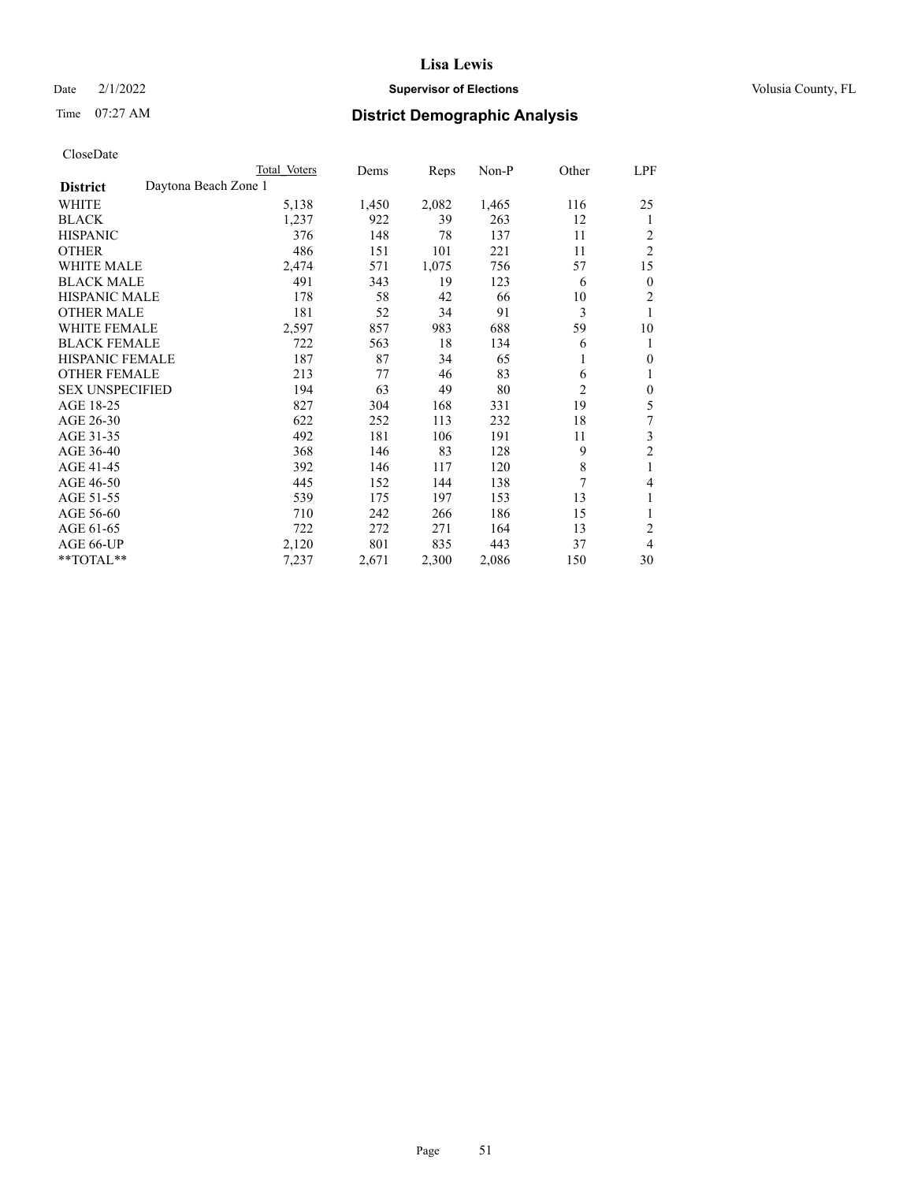# Lisa Lewis

Date 2/1/2022 **Supervisor of Elections** Volusia County, FL

Time 07:27 AM **District Demographic Analysis**

CloseDate

| | Total Voters | Dems | Reps | Non-P | Other | LPF |
|---|---|---|---|---|---|---|
| **District** Daytona Beach Zone 1 | | | | | | |
| WHITE | 5,138 | 1,450 | 2,082 | 1,465 | 116 | 25 |
| BLACK | 1,237 | 922 | 39 | 263 | 12 | 1 |
| HISPANIC | 376 | 148 | 78 | 137 | 11 | 2 |
| OTHER | 486 | 151 | 101 | 221 | 11 | 2 |
| WHITE MALE | 2,474 | 571 | 1,075 | 756 | 57 | 15 |
| BLACK MALE | 491 | 343 | 19 | 123 | 6 | 0 |
| HISPANIC MALE | 178 | 58 | 42 | 66 | 10 | 2 |
| OTHER MALE | 181 | 52 | 34 | 91 | 3 | 1 |
| WHITE FEMALE | 2,597 | 857 | 983 | 688 | 59 | 10 |
| BLACK FEMALE | 722 | 563 | 18 | 134 | 6 | 1 |
| HISPANIC FEMALE | 187 | 87 | 34 | 65 | 1 | 0 |
| OTHER FEMALE | 213 | 77 | 46 | 83 | 6 | 1 |
| SEX UNSPECIFIED | 194 | 63 | 49 | 80 | 2 | 0 |
| AGE 18-25 | 827 | 304 | 168 | 331 | 19 | 5 |
| AGE 26-30 | 622 | 252 | 113 | 232 | 18 | 7 |
| AGE 31-35 | 492 | 181 | 106 | 191 | 11 | 3 |
| AGE 36-40 | 368 | 146 | 83 | 128 | 9 | 2 |
| AGE 41-45 | 392 | 146 | 117 | 120 | 8 | 1 |
| AGE 46-50 | 445 | 152 | 144 | 138 | 7 | 4 |
| AGE 51-55 | 539 | 175 | 197 | 153 | 13 | 1 |
| AGE 56-60 | 710 | 242 | 266 | 186 | 15 | 1 |
| AGE 61-65 | 722 | 272 | 271 | 164 | 13 | 2 |
| AGE 66-UP | 2,120 | 801 | 835 | 443 | 37 | 4 |
| **TOTAL** | 7,237 | 2,671 | 2,300 | 2,086 | 150 | 30 |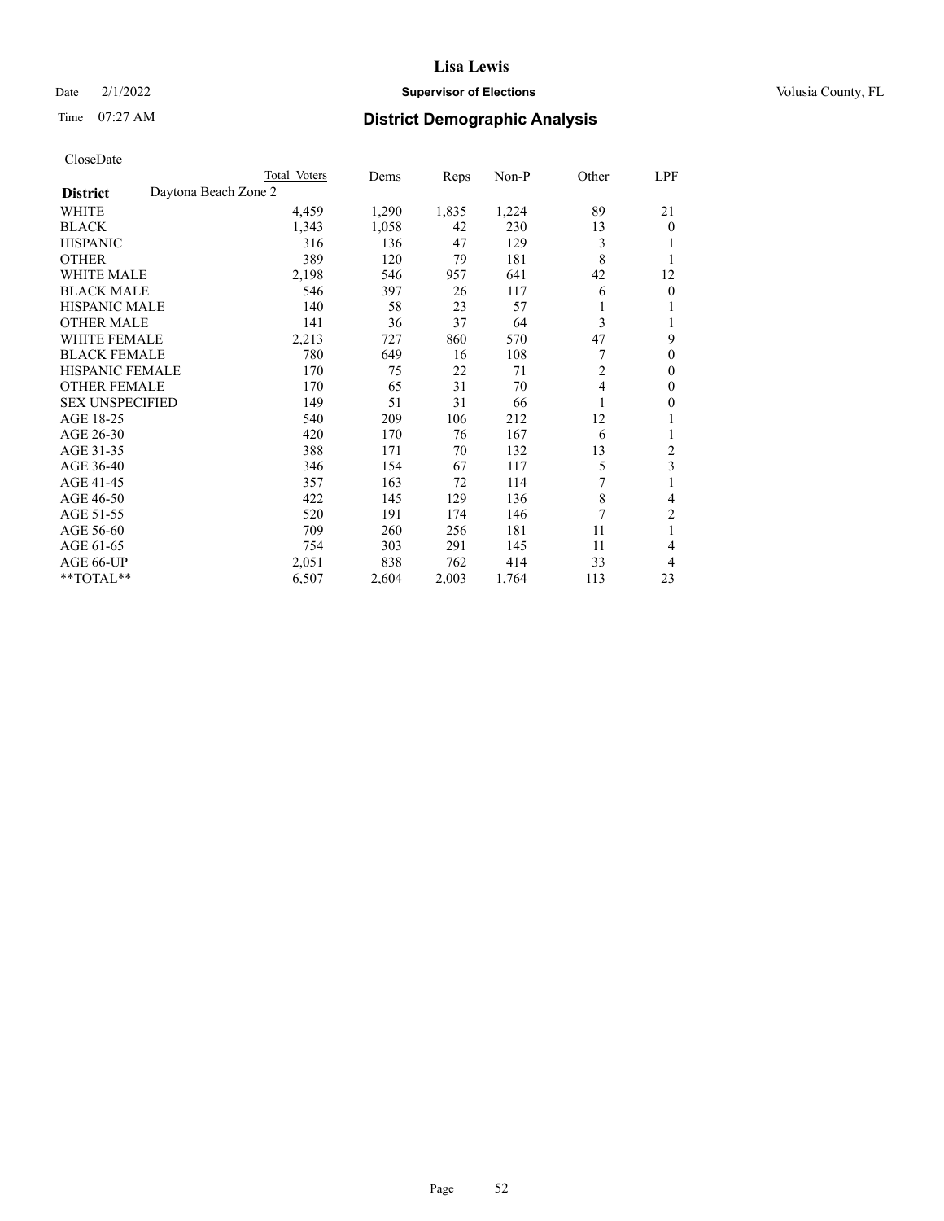# Lisa Lewis

Date 2/1/2022 **Supervisor of Elections** Volusia County, FL

Time 07:27 AM **District Demographic Analysis**

CloseDate

| | Total Voters | Dems | Reps | Non-P | Other | LPF |
|---|---|---|---|---|---|---|
| **District** Daytona Beach Zone 2 | | | | | | |
| WHITE | 4,459 | 1,290 | 1,835 | 1,224 | 89 | 21 |
| BLACK | 1,343 | 1,058 | 42 | 230 | 13 | 0 |
| HISPANIC | 316 | 136 | 47 | 129 | 3 | 1 |
| OTHER | 389 | 120 | 79 | 181 | 8 | 1 |
| WHITE MALE | 2,198 | 546 | 957 | 641 | 42 | 12 |
| BLACK MALE | 546 | 397 | 26 | 117 | 6 | 0 |
| HISPANIC MALE | 140 | 58 | 23 | 57 | 1 | 1 |
| OTHER MALE | 141 | 36 | 37 | 64 | 3 | 1 |
| WHITE FEMALE | 2,213 | 727 | 860 | 570 | 47 | 9 |
| BLACK FEMALE | 780 | 649 | 16 | 108 | 7 | 0 |
| HISPANIC FEMALE | 170 | 75 | 22 | 71 | 2 | 0 |
| OTHER FEMALE | 170 | 65 | 31 | 70 | 4 | 0 |
| SEX UNSPECIFIED | 149 | 51 | 31 | 66 | 1 | 0 |
| AGE 18-25 | 540 | 209 | 106 | 212 | 12 | 1 |
| AGE 26-30 | 420 | 170 | 76 | 167 | 6 | 1 |
| AGE 31-35 | 388 | 171 | 70 | 132 | 13 | 2 |
| AGE 36-40 | 346 | 154 | 67 | 117 | 5 | 3 |
| AGE 41-45 | 357 | 163 | 72 | 114 | 7 | 1 |
| AGE 46-50 | 422 | 145 | 129 | 136 | 8 | 4 |
| AGE 51-55 | 520 | 191 | 174 | 146 | 7 | 2 |
| AGE 56-60 | 709 | 260 | 256 | 181 | 11 | 1 |
| AGE 61-65 | 754 | 303 | 291 | 145 | 11 | 4 |
| AGE 66-UP | 2,051 | 838 | 762 | 414 | 33 | 4 |
| **TOTAL** | 6,507 | 2,604 | 2,003 | 1,764 | 113 | 23 |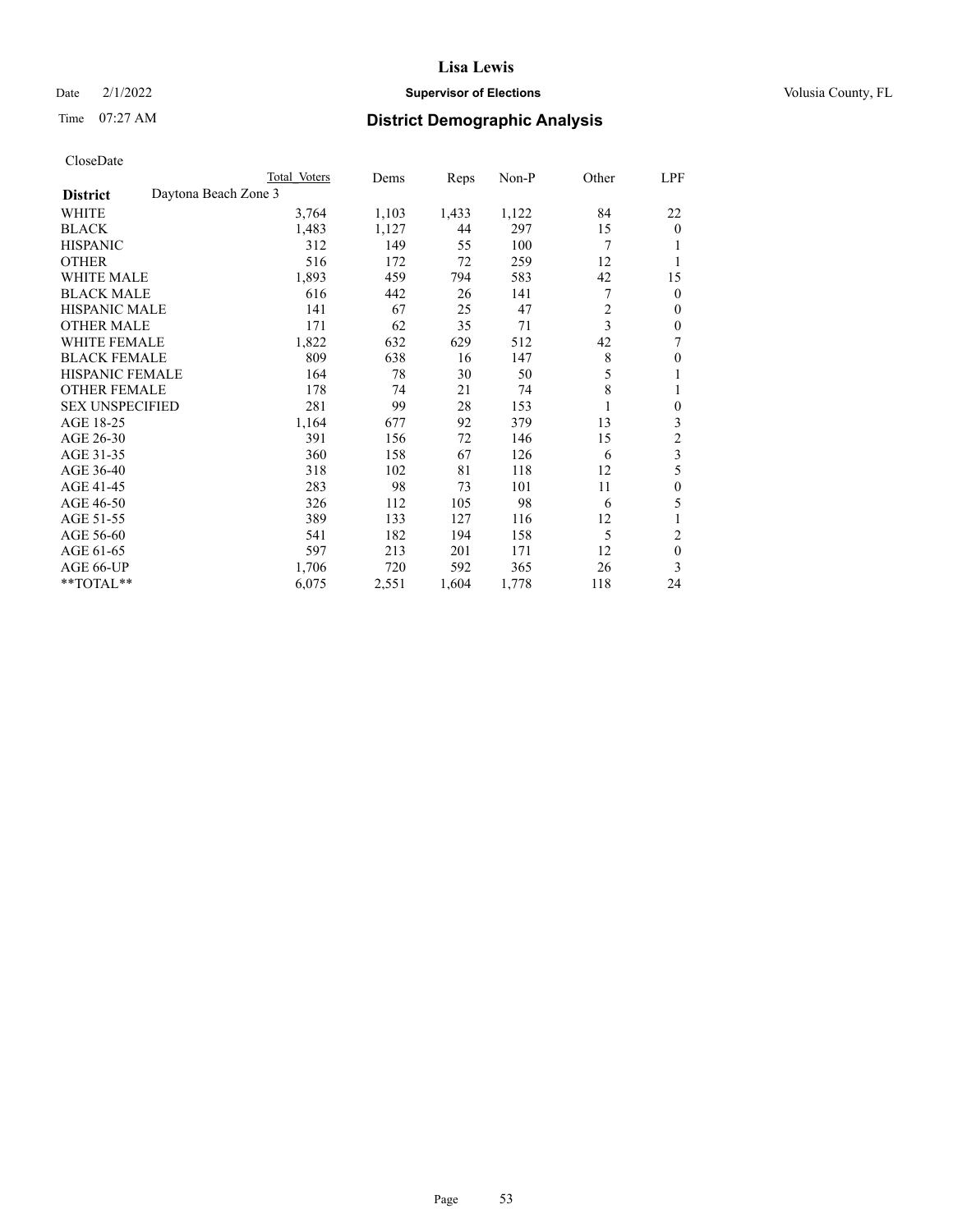CloseDate

| District | Daytona Beach Zone 3 | Total Voters | Dems | Reps | Non-P | Other | LPF |
|---|---|---|---|---|---|---|---|
| WHITE | | 3,764 | 1,103 | 1,433 | 1,122 | 84 | 22 |
| BLACK | | 1,483 | 1,127 | 44 | 297 | 15 | 0 |
| HISPANIC | | 312 | 149 | 55 | 100 | 7 | 1 |
| OTHER | | 516 | 172 | 72 | 259 | 12 | 1 |
| WHITE MALE | | 1,893 | 459 | 794 | 583 | 42 | 15 |
| BLACK MALE | | 616 | 442 | 26 | 141 | 7 | 0 |
| HISPANIC MALE | | 141 | 67 | 25 | 47 | 2 | 0 |
| OTHER MALE | | 171 | 62 | 35 | 71 | 3 | 0 |
| WHITE FEMALE | | 1,822 | 632 | 629 | 512 | 42 | 7 |
| BLACK FEMALE | | 809 | 638 | 16 | 147 | 8 | 0 |
| HISPANIC FEMALE | | 164 | 78 | 30 | 50 | 5 | 1 |
| OTHER FEMALE | | 178 | 74 | 21 | 74 | 8 | 1 |
| SEX UNSPECIFIED | | 281 | 99 | 28 | 153 | 1 | 0 |
| AGE 18-25 | | 1,164 | 677 | 92 | 379 | 13 | 3 |
| AGE 26-30 | | 391 | 156 | 72 | 146 | 15 | 2 |
| AGE 31-35 | | 360 | 158 | 67 | 126 | 6 | 3 |
| AGE 36-40 | | 318 | 102 | 81 | 118 | 12 | 5 |
| AGE 41-45 | | 283 | 98 | 73 | 101 | 11 | 0 |
| AGE 46-50 | | 326 | 112 | 105 | 98 | 6 | 5 |
| AGE 51-55 | | 389 | 133 | 127 | 116 | 12 | 1 |
| AGE 56-60 | | 541 | 182 | 194 | 158 | 5 | 2 |
| AGE 61-65 | | 597 | 213 | 201 | 171 | 12 | 0 |
| AGE 66-UP | | 1,706 | 720 | 592 | 365 | 26 | 3 |
| **TOTAL** | | 6,075 | 2,551 | 1,604 | 1,778 | 118 | 24 |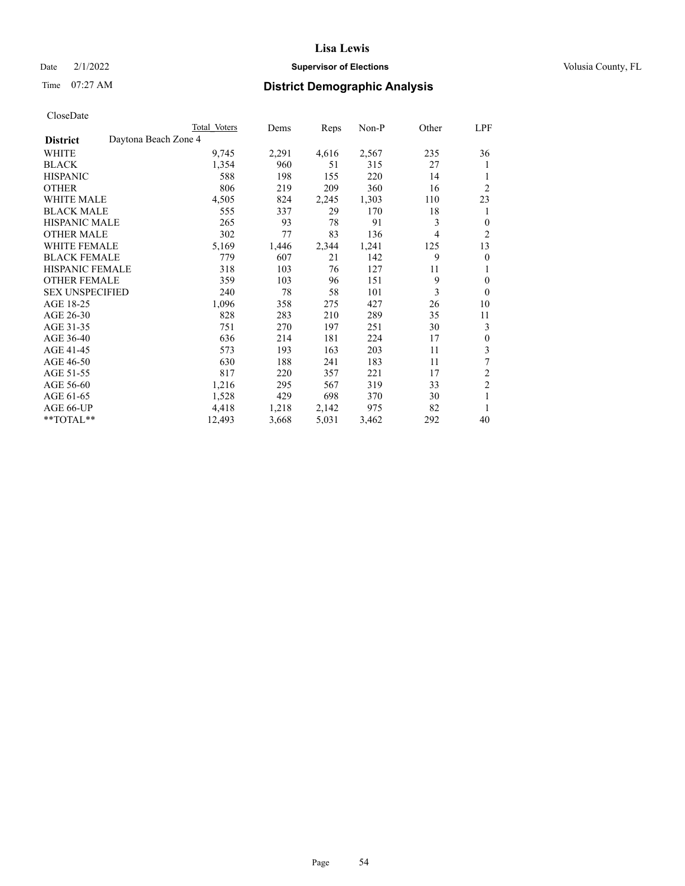# Lisa Lewis

Date 2/1/2022 **Supervisor of Elections** Volusia County, FL

Time 07:27 AM **District Demographic Analysis**

CloseDate

| District | Daytona Beach Zone 4 Total Voters | Dems | Reps | Non-P | Other | LPF |
|---|---|---|---|---|---|---|
| WHITE | 9,745 | 2,291 | 4,616 | 2,567 | 235 | 36 |
| BLACK | 1,354 | 960 | 51 | 315 | 27 | 1 |
| HISPANIC | 588 | 198 | 155 | 220 | 14 | 1 |
| OTHER | 806 | 219 | 209 | 360 | 16 | 2 |
| WHITE MALE | 4,505 | 824 | 2,245 | 1,303 | 110 | 23 |
| BLACK MALE | 555 | 337 | 29 | 170 | 18 | 1 |
| HISPANIC MALE | 265 | 93 | 78 | 91 | 3 | 0 |
| OTHER MALE | 302 | 77 | 83 | 136 | 4 | 2 |
| WHITE FEMALE | 5,169 | 1,446 | 2,344 | 1,241 | 125 | 13 |
| BLACK FEMALE | 779 | 607 | 21 | 142 | 9 | 0 |
| HISPANIC FEMALE | 318 | 103 | 76 | 127 | 11 | 1 |
| OTHER FEMALE | 359 | 103 | 96 | 151 | 9 | 0 |
| SEX UNSPECIFIED | 240 | 78 | 58 | 101 | 3 | 0 |
| AGE 18-25 | 1,096 | 358 | 275 | 427 | 26 | 10 |
| AGE 26-30 | 828 | 283 | 210 | 289 | 35 | 11 |
| AGE 31-35 | 751 | 270 | 197 | 251 | 30 | 3 |
| AGE 36-40 | 636 | 214 | 181 | 224 | 17 | 0 |
| AGE 41-45 | 573 | 193 | 163 | 203 | 11 | 3 |
| AGE 46-50 | 630 | 188 | 241 | 183 | 11 | 7 |
| AGE 51-55 | 817 | 220 | 357 | 221 | 17 | 2 |
| AGE 56-60 | 1,216 | 295 | 567 | 319 | 33 | 2 |
| AGE 61-65 | 1,528 | 429 | 698 | 370 | 30 | 1 |
| AGE 66-UP | 4,418 | 1,218 | 2,142 | 975 | 82 | 1 |
| **TOTAL** | 12,493 | 3,668 | 5,031 | 3,462 | 292 | 40 |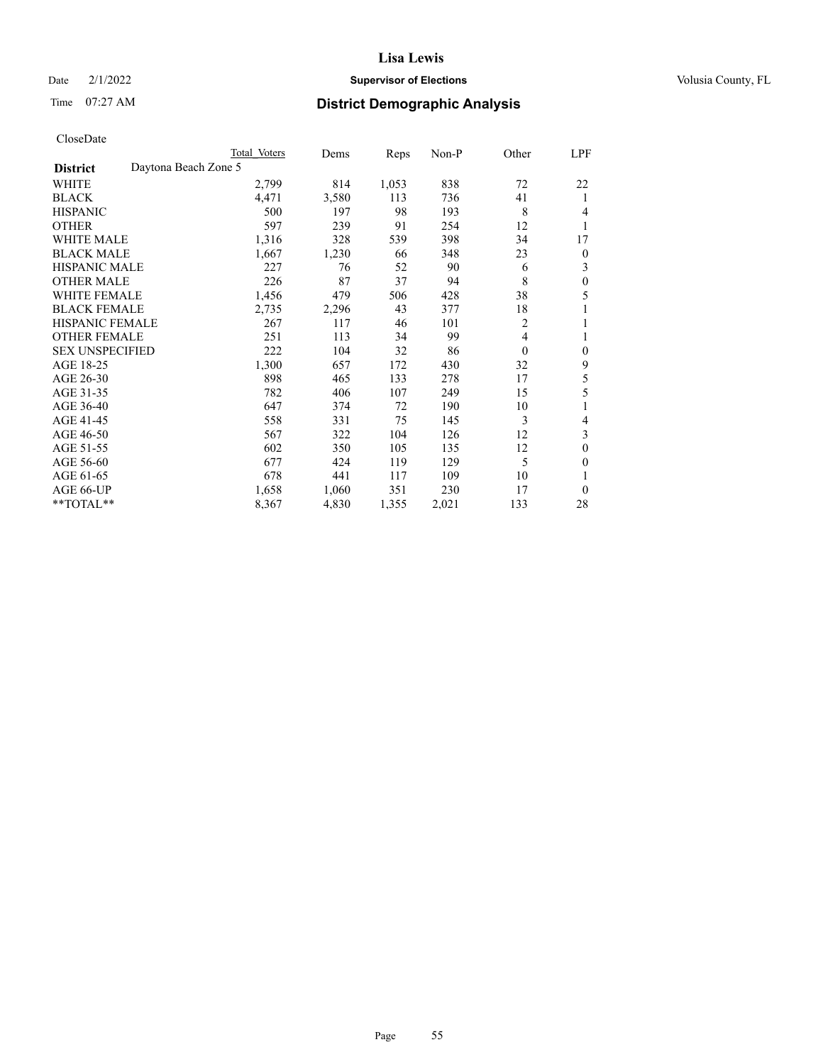# Lisa Lewis

Date 2/1/2022 — **Supervisor of Elections** — Volusia County, FL

Time 07:27 AM — **District Demographic Analysis**

CloseDate

| District | Total Voters | Dems | Reps | Non-P | Other | LPF |
|---|---|---|---|---|---|---|
| Daytona Beach Zone 5 | | | | | | |
| WHITE | 2,799 | 814 | 1,053 | 838 | 72 | 22 |
| BLACK | 4,471 | 3,580 | 113 | 736 | 41 | 1 |
| HISPANIC | 500 | 197 | 98 | 193 | 8 | 4 |
| OTHER | 597 | 239 | 91 | 254 | 12 | 1 |
| WHITE MALE | 1,316 | 328 | 539 | 398 | 34 | 17 |
| BLACK MALE | 1,667 | 1,230 | 66 | 348 | 23 | 0 |
| HISPANIC MALE | 227 | 76 | 52 | 90 | 6 | 3 |
| OTHER MALE | 226 | 87 | 37 | 94 | 8 | 0 |
| WHITE FEMALE | 1,456 | 479 | 506 | 428 | 38 | 5 |
| BLACK FEMALE | 2,735 | 2,296 | 43 | 377 | 18 | 1 |
| HISPANIC FEMALE | 267 | 117 | 46 | 101 | 2 | 1 |
| OTHER FEMALE | 251 | 113 | 34 | 99 | 4 | 1 |
| SEX UNSPECIFIED | 222 | 104 | 32 | 86 | 0 | 0 |
| AGE 18-25 | 1,300 | 657 | 172 | 430 | 32 | 9 |
| AGE 26-30 | 898 | 465 | 133 | 278 | 17 | 5 |
| AGE 31-35 | 782 | 406 | 107 | 249 | 15 | 5 |
| AGE 36-40 | 647 | 374 | 72 | 190 | 10 | 1 |
| AGE 41-45 | 558 | 331 | 75 | 145 | 3 | 4 |
| AGE 46-50 | 567 | 322 | 104 | 126 | 12 | 3 |
| AGE 51-55 | 602 | 350 | 105 | 135 | 12 | 0 |
| AGE 56-60 | 677 | 424 | 119 | 129 | 5 | 0 |
| AGE 61-65 | 678 | 441 | 117 | 109 | 10 | 1 |
| AGE 66-UP | 1,658 | 1,060 | 351 | 230 | 17 | 0 |
| **TOTAL** | 8,367 | 4,830 | 1,355 | 2,021 | 133 | 28 |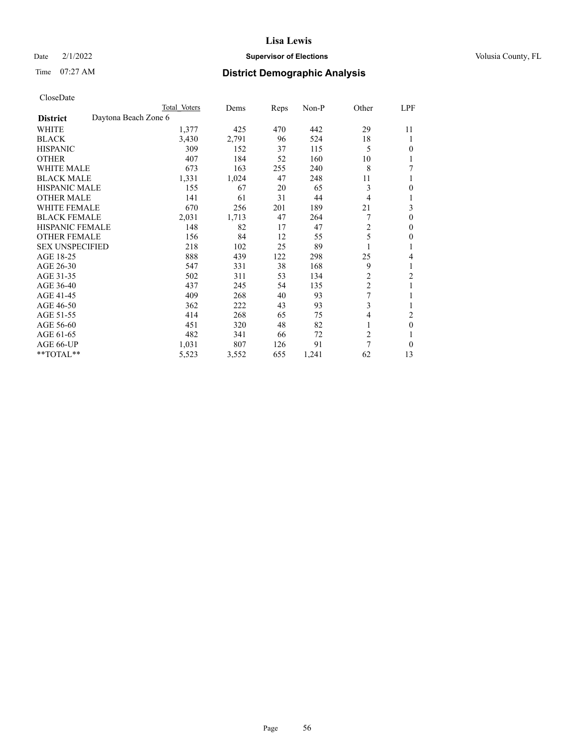# Lisa Lewis

Date 2/1/2022 **Supervisor of Elections** Volusia County, FL

Time 07:27 AM **District Demographic Analysis**

CloseDate

| | Total Voters | Dems | Reps | Non-P | Other | LPF |
|---|---|---|---|---|---|---|
| **District** Daytona Beach Zone 6 | | | | | | |
| WHITE | 1,377 | 425 | 470 | 442 | 29 | 11 |
| BLACK | 3,430 | 2,791 | 96 | 524 | 18 | 1 |
| HISPANIC | 309 | 152 | 37 | 115 | 5 | 0 |
| OTHER | 407 | 184 | 52 | 160 | 10 | 1 |
| WHITE MALE | 673 | 163 | 255 | 240 | 8 | 7 |
| BLACK MALE | 1,331 | 1,024 | 47 | 248 | 11 | 1 |
| HISPANIC MALE | 155 | 67 | 20 | 65 | 3 | 0 |
| OTHER MALE | 141 | 61 | 31 | 44 | 4 | 1 |
| WHITE FEMALE | 670 | 256 | 201 | 189 | 21 | 3 |
| BLACK FEMALE | 2,031 | 1,713 | 47 | 264 | 7 | 0 |
| HISPANIC FEMALE | 148 | 82 | 17 | 47 | 2 | 0 |
| OTHER FEMALE | 156 | 84 | 12 | 55 | 5 | 0 |
| SEX UNSPECIFIED | 218 | 102 | 25 | 89 | 1 | 1 |
| AGE 18-25 | 888 | 439 | 122 | 298 | 25 | 4 |
| AGE 26-30 | 547 | 331 | 38 | 168 | 9 | 1 |
| AGE 31-35 | 502 | 311 | 53 | 134 | 2 | 2 |
| AGE 36-40 | 437 | 245 | 54 | 135 | 2 | 1 |
| AGE 41-45 | 409 | 268 | 40 | 93 | 7 | 1 |
| AGE 46-50 | 362 | 222 | 43 | 93 | 3 | 1 |
| AGE 51-55 | 414 | 268 | 65 | 75 | 4 | 2 |
| AGE 56-60 | 451 | 320 | 48 | 82 | 1 | 0 |
| AGE 61-65 | 482 | 341 | 66 | 72 | 2 | 1 |
| AGE 66-UP | 1,031 | 807 | 126 | 91 | 7 | 0 |
| **TOTAL** | 5,523 | 3,552 | 655 | 1,241 | 62 | 13 |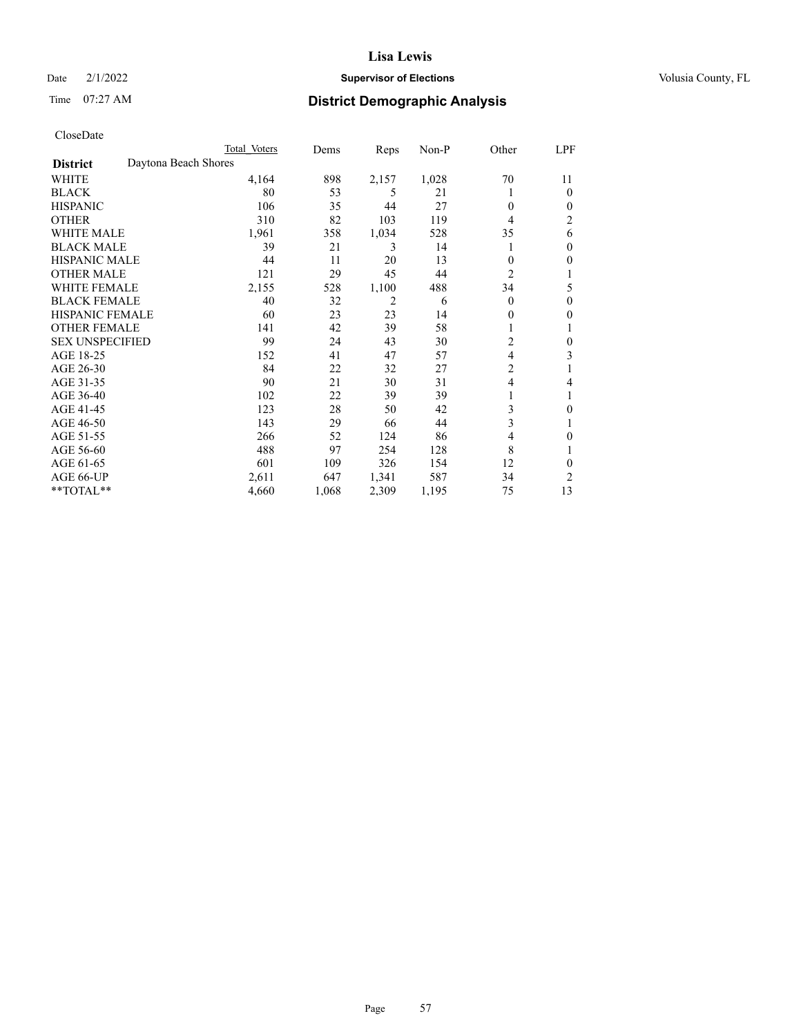# District Demographic Analysis

CloseDate

| District | Total Voters | Dems | Reps | Non-P | Other | LPF |
|---|---|---|---|---|---|---|
| Daytona Beach Shores | | | | | | |
| WHITE | 4,164 | 898 | 2,157 | 1,028 | 70 | 11 |
| BLACK | 80 | 53 | 5 | 21 | 1 | 0 |
| HISPANIC | 106 | 35 | 44 | 27 | 0 | 0 |
| OTHER | 310 | 82 | 103 | 119 | 4 | 2 |
| WHITE MALE | 1,961 | 358 | 1,034 | 528 | 35 | 6 |
| BLACK MALE | 39 | 21 | 3 | 14 | 1 | 0 |
| HISPANIC MALE | 44 | 11 | 20 | 13 | 0 | 0 |
| OTHER MALE | 121 | 29 | 45 | 44 | 2 | 1 |
| WHITE FEMALE | 2,155 | 528 | 1,100 | 488 | 34 | 5 |
| BLACK FEMALE | 40 | 32 | 2 | 6 | 0 | 0 |
| HISPANIC FEMALE | 60 | 23 | 23 | 14 | 0 | 0 |
| OTHER FEMALE | 141 | 42 | 39 | 58 | 1 | 1 |
| SEX UNSPECIFIED | 99 | 24 | 43 | 30 | 2 | 0 |
| AGE 18-25 | 152 | 41 | 47 | 57 | 4 | 3 |
| AGE 26-30 | 84 | 22 | 32 | 27 | 2 | 1 |
| AGE 31-35 | 90 | 21 | 30 | 31 | 4 | 4 |
| AGE 36-40 | 102 | 22 | 39 | 39 | 1 | 1 |
| AGE 41-45 | 123 | 28 | 50 | 42 | 3 | 0 |
| AGE 46-50 | 143 | 29 | 66 | 44 | 3 | 1 |
| AGE 51-55 | 266 | 52 | 124 | 86 | 4 | 0 |
| AGE 56-60 | 488 | 97 | 254 | 128 | 8 | 1 |
| AGE 61-65 | 601 | 109 | 326 | 154 | 12 | 0 |
| AGE 66-UP | 2,611 | 647 | 1,341 | 587 | 34 | 2 |
| **TOTAL** | 4,660 | 1,068 | 2,309 | 1,195 | 75 | 13 |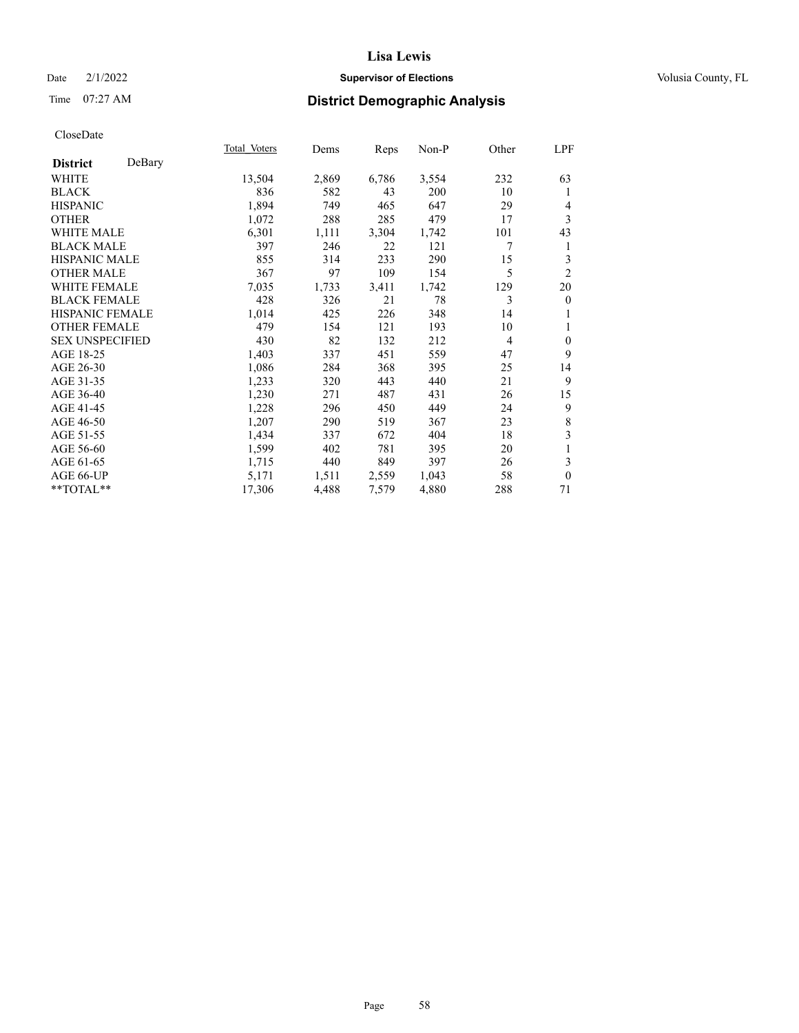Date 2/1/2022 **Supervisor of Elections** Volusia County, FL

Time 07:27 AM **District Demographic Analysis**

CloseDate

| **District** DeBary | Total Voters | Dems | Reps | Non-P | Other | LPF |
|---|---|---|---|---|---|---|
| WHITE | 13,504 | 2,869 | 6,786 | 3,554 | 232 | 63 |
| BLACK | 836 | 582 | 43 | 200 | 10 | 1 |
| HISPANIC | 1,894 | 749 | 465 | 647 | 29 | 4 |
| OTHER | 1,072 | 288 | 285 | 479 | 17 | 3 |
| WHITE MALE | 6,301 | 1,111 | 3,304 | 1,742 | 101 | 43 |
| BLACK MALE | 397 | 246 | 22 | 121 | 7 | 1 |
| HISPANIC MALE | 855 | 314 | 233 | 290 | 15 | 3 |
| OTHER MALE | 367 | 97 | 109 | 154 | 5 | 2 |
| WHITE FEMALE | 7,035 | 1,733 | 3,411 | 1,742 | 129 | 20 |
| BLACK FEMALE | 428 | 326 | 21 | 78 | 3 | 0 |
| HISPANIC FEMALE | 1,014 | 425 | 226 | 348 | 14 | 1 |
| OTHER FEMALE | 479 | 154 | 121 | 193 | 10 | 1 |
| SEX UNSPECIFIED | 430 | 82 | 132 | 212 | 4 | 0 |
| AGE 18-25 | 1,403 | 337 | 451 | 559 | 47 | 9 |
| AGE 26-30 | 1,086 | 284 | 368 | 395 | 25 | 14 |
| AGE 31-35 | 1,233 | 320 | 443 | 440 | 21 | 9 |
| AGE 36-40 | 1,230 | 271 | 487 | 431 | 26 | 15 |
| AGE 41-45 | 1,228 | 296 | 450 | 449 | 24 | 9 |
| AGE 46-50 | 1,207 | 290 | 519 | 367 | 23 | 8 |
| AGE 51-55 | 1,434 | 337 | 672 | 404 | 18 | 3 |
| AGE 56-60 | 1,599 | 402 | 781 | 395 | 20 | 1 |
| AGE 61-65 | 1,715 | 440 | 849 | 397 | 26 | 3 |
| AGE 66-UP | 5,171 | 1,511 | 2,559 | 1,043 | 58 | 0 |
| **TOTAL** | 17,306 | 4,488 | 7,579 | 4,880 | 288 | 71 |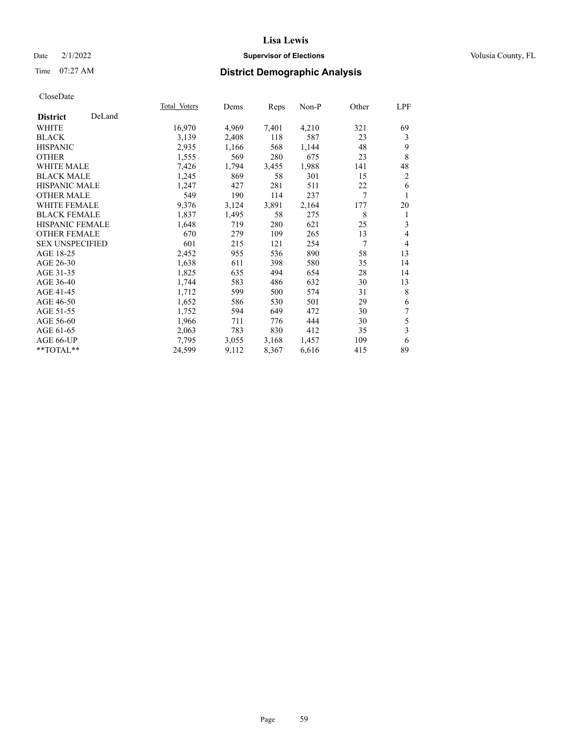# Lisa Lewis

Date 2/1/2022 **Supervisor of Elections** Volusia County, FL

Time 07:27 AM **District Demographic Analysis**

CloseDate

| **District** DeLand | Total Voters | Dems | Reps | Non-P | Other | LPF |
|---|---|---|---|---|---|---|
| WHITE | 16,970 | 4,969 | 7,401 | 4,210 | 321 | 69 |
| BLACK | 3,139 | 2,408 | 118 | 587 | 23 | 3 |
| HISPANIC | 2,935 | 1,166 | 568 | 1,144 | 48 | 9 |
| OTHER | 1,555 | 569 | 280 | 675 | 23 | 8 |
| WHITE MALE | 7,426 | 1,794 | 3,455 | 1,988 | 141 | 48 |
| BLACK MALE | 1,245 | 869 | 58 | 301 | 15 | 2 |
| HISPANIC MALE | 1,247 | 427 | 281 | 511 | 22 | 6 |
| OTHER MALE | 549 | 190 | 114 | 237 | 7 | 1 |
| WHITE FEMALE | 9,376 | 3,124 | 3,891 | 2,164 | 177 | 20 |
| BLACK FEMALE | 1,837 | 1,495 | 58 | 275 | 8 | 1 |
| HISPANIC FEMALE | 1,648 | 719 | 280 | 621 | 25 | 3 |
| OTHER FEMALE | 670 | 279 | 109 | 265 | 13 | 4 |
| SEX UNSPECIFIED | 601 | 215 | 121 | 254 | 7 | 4 |
| AGE 18-25 | 2,452 | 955 | 536 | 890 | 58 | 13 |
| AGE 26-30 | 1,638 | 611 | 398 | 580 | 35 | 14 |
| AGE 31-35 | 1,825 | 635 | 494 | 654 | 28 | 14 |
| AGE 36-40 | 1,744 | 583 | 486 | 632 | 30 | 13 |
| AGE 41-45 | 1,712 | 599 | 500 | 574 | 31 | 8 |
| AGE 46-50 | 1,652 | 586 | 530 | 501 | 29 | 6 |
| AGE 51-55 | 1,752 | 594 | 649 | 472 | 30 | 7 |
| AGE 56-60 | 1,966 | 711 | 776 | 444 | 30 | 5 |
| AGE 61-65 | 2,063 | 783 | 830 | 412 | 35 | 3 |
| AGE 66-UP | 7,795 | 3,055 | 3,168 | 1,457 | 109 | 6 |
| **TOTAL** | 24,599 | 9,112 | 8,367 | 6,616 | 415 | 89 |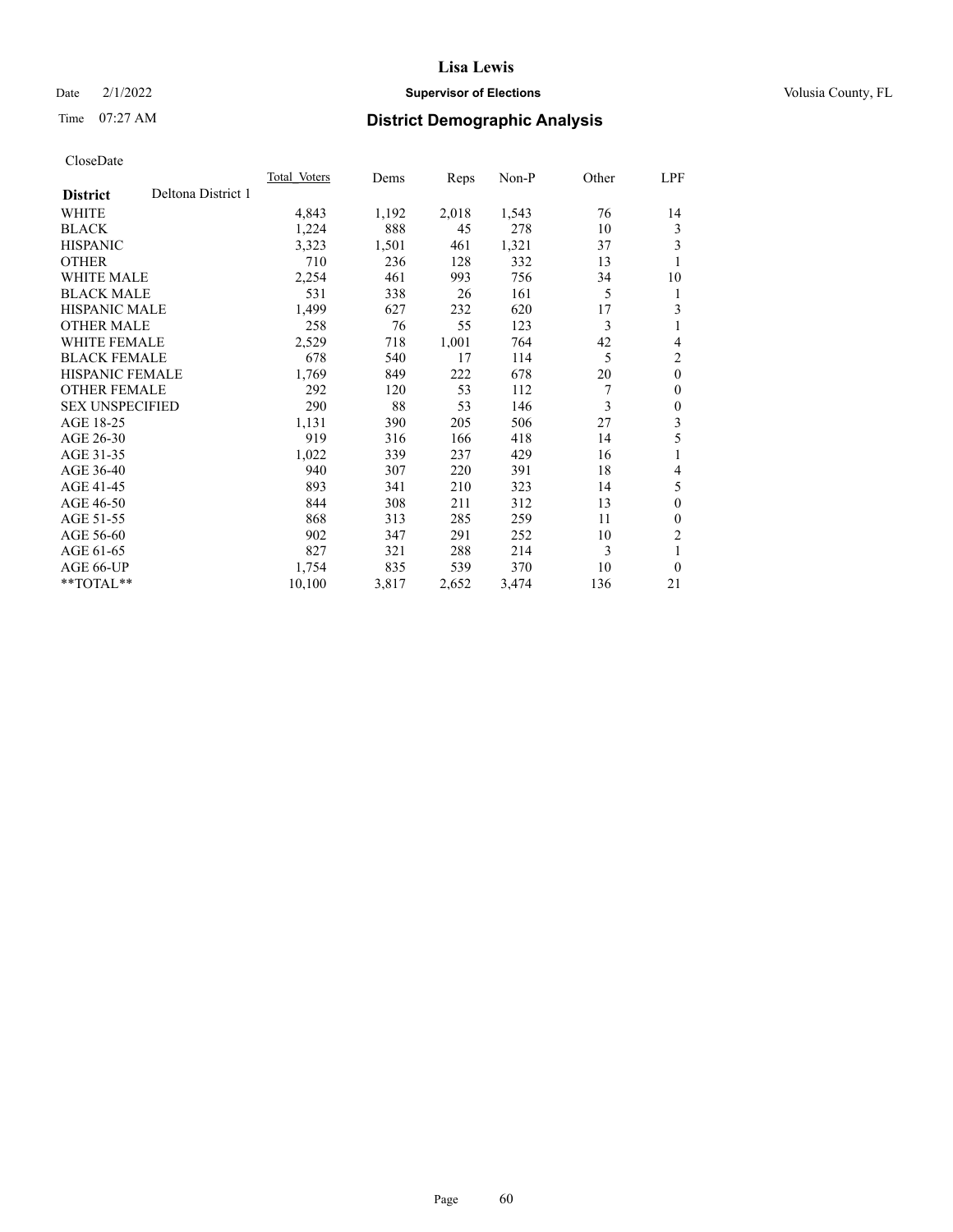CloseDate

| District | Deltona District 1 | Total_Voters | Dems | Reps | Non-P | Other | LPF |
|---|---|---|---|---|---|---|---|
| WHITE | | 4,843 | 1,192 | 2,018 | 1,543 | 76 | 14 |
| BLACK | | 1,224 | 888 | 45 | 278 | 10 | 3 |
| HISPANIC | | 3,323 | 1,501 | 461 | 1,321 | 37 | 3 |
| OTHER | | 710 | 236 | 128 | 332 | 13 | 1 |
| WHITE MALE | | 2,254 | 461 | 993 | 756 | 34 | 10 |
| BLACK MALE | | 531 | 338 | 26 | 161 | 5 | 1 |
| HISPANIC MALE | | 1,499 | 627 | 232 | 620 | 17 | 3 |
| OTHER MALE | | 258 | 76 | 55 | 123 | 3 | 1 |
| WHITE FEMALE | | 2,529 | 718 | 1,001 | 764 | 42 | 4 |
| BLACK FEMALE | | 678 | 540 | 17 | 114 | 5 | 2 |
| HISPANIC FEMALE | | 1,769 | 849 | 222 | 678 | 20 | 0 |
| OTHER FEMALE | | 292 | 120 | 53 | 112 | 7 | 0 |
| SEX UNSPECIFIED | | 290 | 88 | 53 | 146 | 3 | 0 |
| AGE 18-25 | | 1,131 | 390 | 205 | 506 | 27 | 3 |
| AGE 26-30 | | 919 | 316 | 166 | 418 | 14 | 5 |
| AGE 31-35 | | 1,022 | 339 | 237 | 429 | 16 | 1 |
| AGE 36-40 | | 940 | 307 | 220 | 391 | 18 | 4 |
| AGE 41-45 | | 893 | 341 | 210 | 323 | 14 | 5 |
| AGE 46-50 | | 844 | 308 | 211 | 312 | 13 | 0 |
| AGE 51-55 | | 868 | 313 | 285 | 259 | 11 | 0 |
| AGE 56-60 | | 902 | 347 | 291 | 252 | 10 | 2 |
| AGE 61-65 | | 827 | 321 | 288 | 214 | 3 | 1 |
| AGE 66-UP | | 1,754 | 835 | 539 | 370 | 10 | 0 |
| **TOTAL** | | 10,100 | 3,817 | 2,652 | 3,474 | 136 | 21 |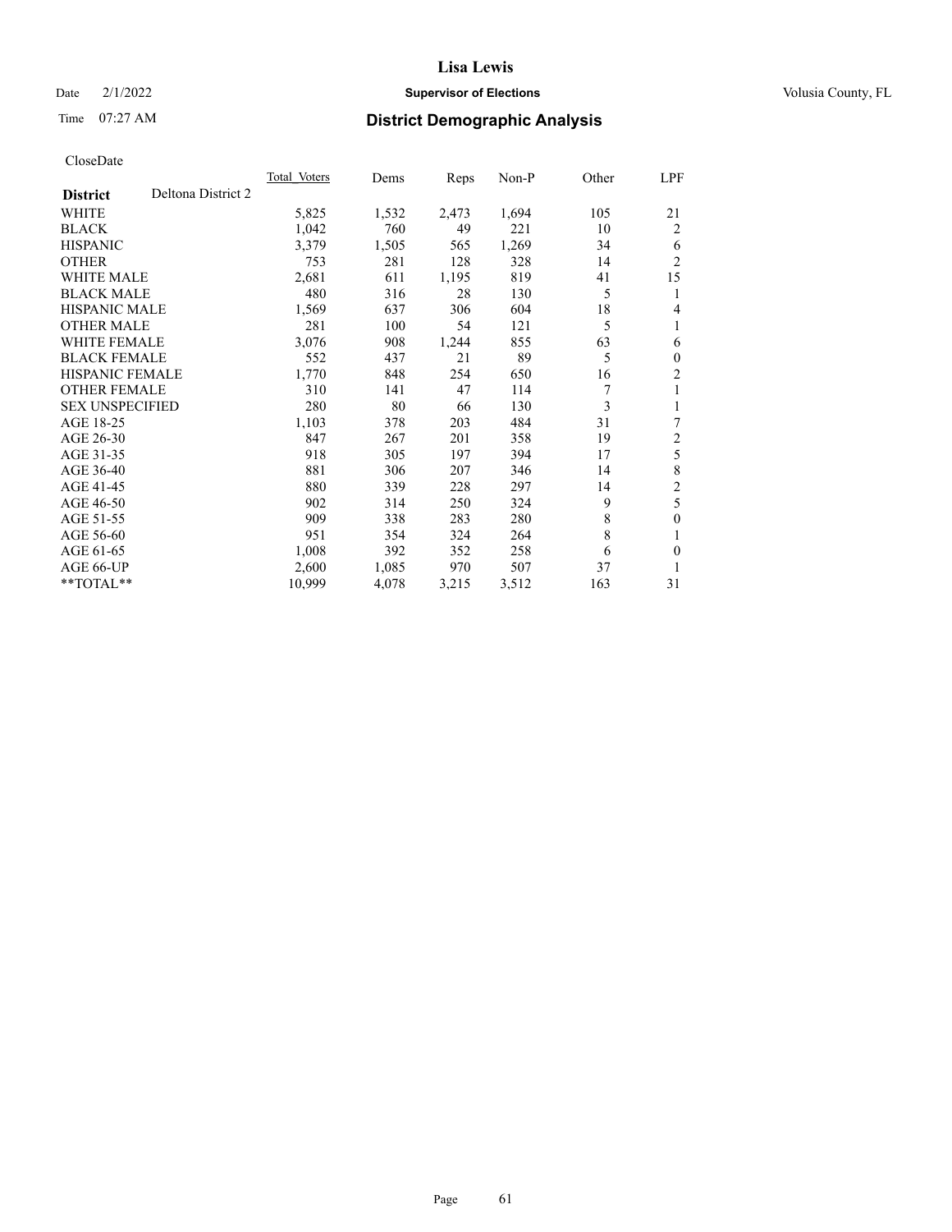# Lisa Lewis

Date 2/1/2022 **Supervisor of Elections** Volusia County, FL

Time 07:27 AM **District Demographic Analysis**

CloseDate

| **District** Deltona District 2 | Total Voters | Dems | Reps | Non-P | Other | LPF |
|---|---|---|---|---|---|---|
| WHITE | 5,825 | 1,532 | 2,473 | 1,694 | 105 | 21 |
| BLACK | 1,042 | 760 | 49 | 221 | 10 | 2 |
| HISPANIC | 3,379 | 1,505 | 565 | 1,269 | 34 | 6 |
| OTHER | 753 | 281 | 128 | 328 | 14 | 2 |
| WHITE MALE | 2,681 | 611 | 1,195 | 819 | 41 | 15 |
| BLACK MALE | 480 | 316 | 28 | 130 | 5 | 1 |
| HISPANIC MALE | 1,569 | 637 | 306 | 604 | 18 | 4 |
| OTHER MALE | 281 | 100 | 54 | 121 | 5 | 1 |
| WHITE FEMALE | 3,076 | 908 | 1,244 | 855 | 63 | 6 |
| BLACK FEMALE | 552 | 437 | 21 | 89 | 5 | 0 |
| HISPANIC FEMALE | 1,770 | 848 | 254 | 650 | 16 | 2 |
| OTHER FEMALE | 310 | 141 | 47 | 114 | 7 | 1 |
| SEX UNSPECIFIED | 280 | 80 | 66 | 130 | 3 | 1 |
| AGE 18-25 | 1,103 | 378 | 203 | 484 | 31 | 7 |
| AGE 26-30 | 847 | 267 | 201 | 358 | 19 | 2 |
| AGE 31-35 | 918 | 305 | 197 | 394 | 17 | 5 |
| AGE 36-40 | 881 | 306 | 207 | 346 | 14 | 8 |
| AGE 41-45 | 880 | 339 | 228 | 297 | 14 | 2 |
| AGE 46-50 | 902 | 314 | 250 | 324 | 9 | 5 |
| AGE 51-55 | 909 | 338 | 283 | 280 | 8 | 0 |
| AGE 56-60 | 951 | 354 | 324 | 264 | 8 | 1 |
| AGE 61-65 | 1,008 | 392 | 352 | 258 | 6 | 0 |
| AGE 66-UP | 2,600 | 1,085 | 970 | 507 | 37 | 1 |
| **TOTAL** | 10,999 | 4,078 | 3,215 | 3,512 | 163 | 31 |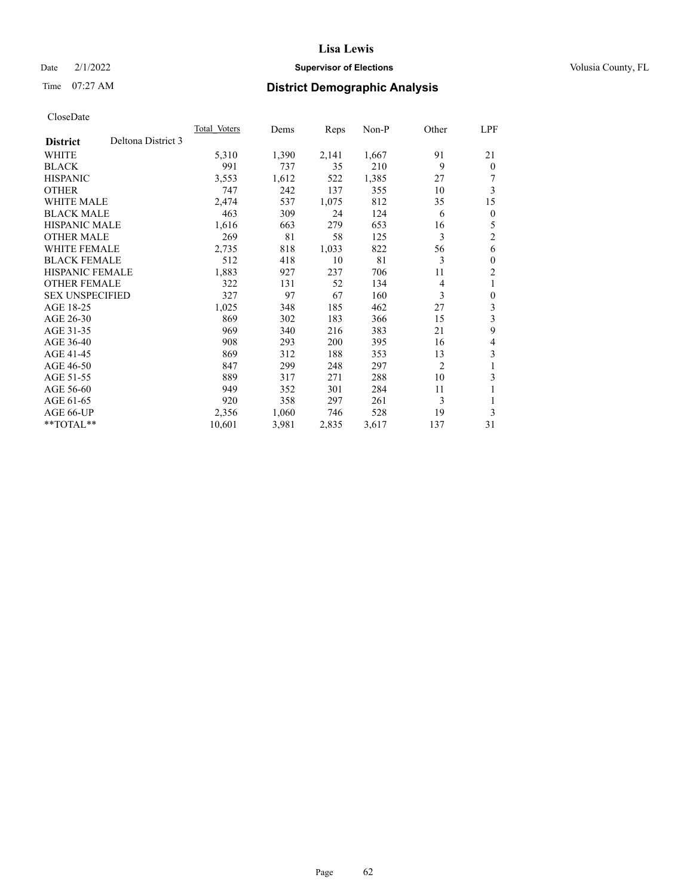CloseDate

| District | Deltona District 3 | Total Voters | Dems | Reps | Non-P | Other | LPF |
|---|---|---|---|---|---|---|---|
| WHITE | | 5,310 | 1,390 | 2,141 | 1,667 | 91 | 21 |
| BLACK | | 991 | 737 | 35 | 210 | 9 | 0 |
| HISPANIC | | 3,553 | 1,612 | 522 | 1,385 | 27 | 7 |
| OTHER | | 747 | 242 | 137 | 355 | 10 | 3 |
| WHITE MALE | | 2,474 | 537 | 1,075 | 812 | 35 | 15 |
| BLACK MALE | | 463 | 309 | 24 | 124 | 6 | 0 |
| HISPANIC MALE | | 1,616 | 663 | 279 | 653 | 16 | 5 |
| OTHER MALE | | 269 | 81 | 58 | 125 | 3 | 2 |
| WHITE FEMALE | | 2,735 | 818 | 1,033 | 822 | 56 | 6 |
| BLACK FEMALE | | 512 | 418 | 10 | 81 | 3 | 0 |
| HISPANIC FEMALE | | 1,883 | 927 | 237 | 706 | 11 | 2 |
| OTHER FEMALE | | 322 | 131 | 52 | 134 | 4 | 1 |
| SEX UNSPECIFIED | | 327 | 97 | 67 | 160 | 3 | 0 |
| AGE 18-25 | | 1,025 | 348 | 185 | 462 | 27 | 3 |
| AGE 26-30 | | 869 | 302 | 183 | 366 | 15 | 3 |
| AGE 31-35 | | 969 | 340 | 216 | 383 | 21 | 9 |
| AGE 36-40 | | 908 | 293 | 200 | 395 | 16 | 4 |
| AGE 41-45 | | 869 | 312 | 188 | 353 | 13 | 3 |
| AGE 46-50 | | 847 | 299 | 248 | 297 | 2 | 1 |
| AGE 51-55 | | 889 | 317 | 271 | 288 | 10 | 3 |
| AGE 56-60 | | 949 | 352 | 301 | 284 | 11 | 1 |
| AGE 61-65 | | 920 | 358 | 297 | 261 | 3 | 1 |
| AGE 66-UP | | 2,356 | 1,060 | 746 | 528 | 19 | 3 |
| **TOTAL** | | 10,601 | 3,981 | 2,835 | 3,617 | 137 | 31 |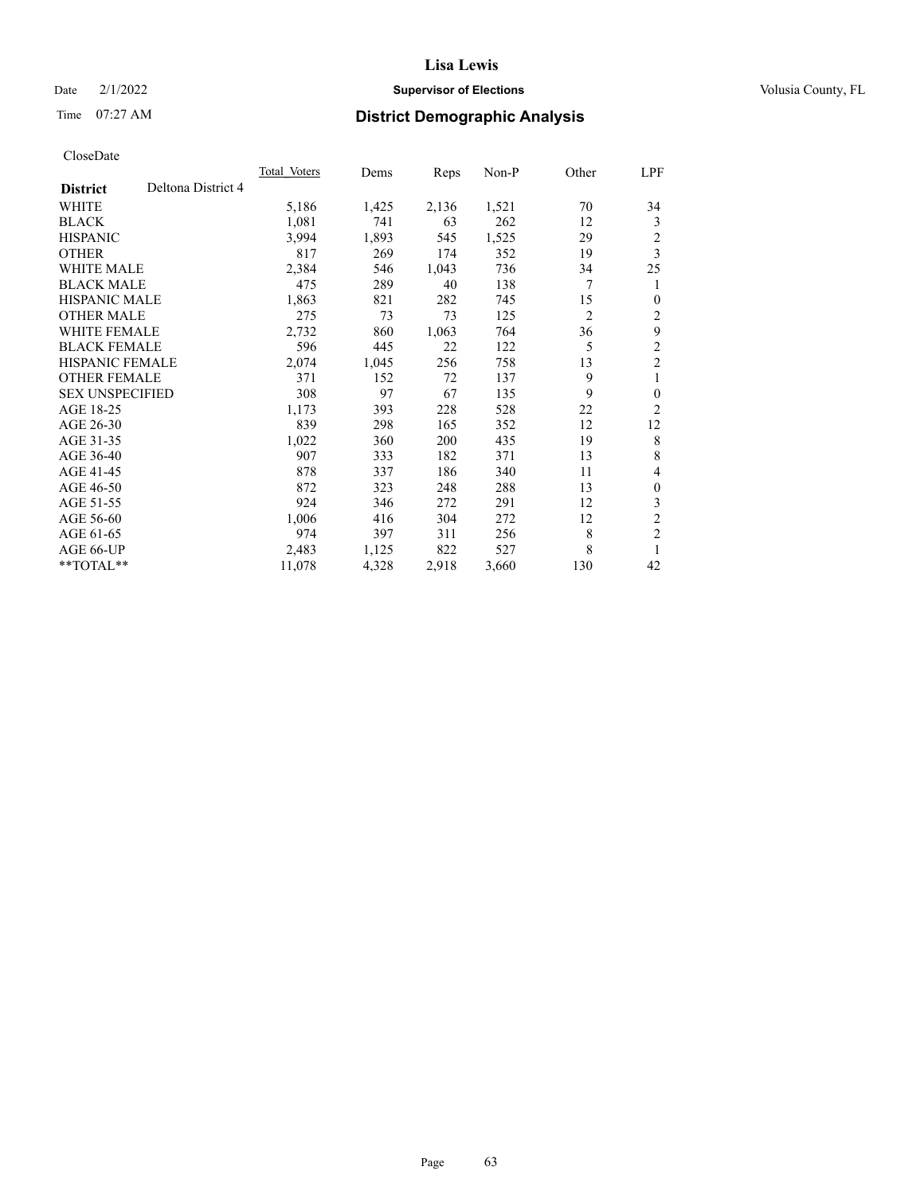# Lisa Lewis

Date 2/1/2022 **Supervisor of Elections** Volusia County, FL

Time 07:27 AM **District Demographic Analysis**

CloseDate

| **District** Deltona District 4 | Total Voters | Dems | Reps | Non-P | Other | LPF |
|---|---|---|---|---|---|---|
| WHITE | 5,186 | 1,425 | 2,136 | 1,521 | 70 | 34 |
| BLACK | 1,081 | 741 | 63 | 262 | 12 | 3 |
| HISPANIC | 3,994 | 1,893 | 545 | 1,525 | 29 | 2 |
| OTHER | 817 | 269 | 174 | 352 | 19 | 3 |
| WHITE MALE | 2,384 | 546 | 1,043 | 736 | 34 | 25 |
| BLACK MALE | 475 | 289 | 40 | 138 | 7 | 1 |
| HISPANIC MALE | 1,863 | 821 | 282 | 745 | 15 | 0 |
| OTHER MALE | 275 | 73 | 73 | 125 | 2 | 2 |
| WHITE FEMALE | 2,732 | 860 | 1,063 | 764 | 36 | 9 |
| BLACK FEMALE | 596 | 445 | 22 | 122 | 5 | 2 |
| HISPANIC FEMALE | 2,074 | 1,045 | 256 | 758 | 13 | 2 |
| OTHER FEMALE | 371 | 152 | 72 | 137 | 9 | 1 |
| SEX UNSPECIFIED | 308 | 97 | 67 | 135 | 9 | 0 |
| AGE 18-25 | 1,173 | 393 | 228 | 528 | 22 | 2 |
| AGE 26-30 | 839 | 298 | 165 | 352 | 12 | 12 |
| AGE 31-35 | 1,022 | 360 | 200 | 435 | 19 | 8 |
| AGE 36-40 | 907 | 333 | 182 | 371 | 13 | 8 |
| AGE 41-45 | 878 | 337 | 186 | 340 | 11 | 4 |
| AGE 46-50 | 872 | 323 | 248 | 288 | 13 | 0 |
| AGE 51-55 | 924 | 346 | 272 | 291 | 12 | 3 |
| AGE 56-60 | 1,006 | 416 | 304 | 272 | 12 | 2 |
| AGE 61-65 | 974 | 397 | 311 | 256 | 8 | 2 |
| AGE 66-UP | 2,483 | 1,125 | 822 | 527 | 8 | 1 |
| **TOTAL** | 11,078 | 4,328 | 2,918 | 3,660 | 130 | 42 |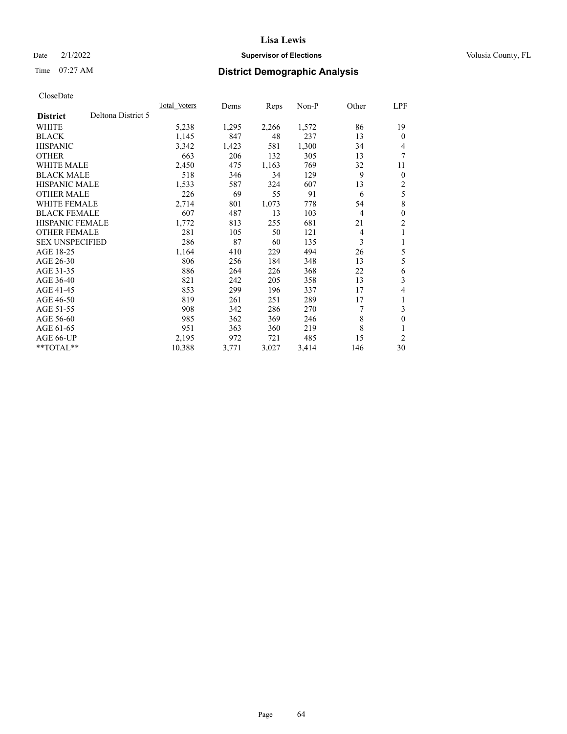CloseDate

| District | Deltona District 5 | Total_Voters | Dems | Reps | Non-P | Other | LPF |
|---|---|---|---|---|---|---|---|
| WHITE | | 5,238 | 1,295 | 2,266 | 1,572 | 86 | 19 |
| BLACK | | 1,145 | 847 | 48 | 237 | 13 | 0 |
| HISPANIC | | 3,342 | 1,423 | 581 | 1,300 | 34 | 4 |
| OTHER | | 663 | 206 | 132 | 305 | 13 | 7 |
| WHITE MALE | | 2,450 | 475 | 1,163 | 769 | 32 | 11 |
| BLACK MALE | | 518 | 346 | 34 | 129 | 9 | 0 |
| HISPANIC MALE | | 1,533 | 587 | 324 | 607 | 13 | 2 |
| OTHER MALE | | 226 | 69 | 55 | 91 | 6 | 5 |
| WHITE FEMALE | | 2,714 | 801 | 1,073 | 778 | 54 | 8 |
| BLACK FEMALE | | 607 | 487 | 13 | 103 | 4 | 0 |
| HISPANIC FEMALE | | 1,772 | 813 | 255 | 681 | 21 | 2 |
| OTHER FEMALE | | 281 | 105 | 50 | 121 | 4 | 1 |
| SEX UNSPECIFIED | | 286 | 87 | 60 | 135 | 3 | 1 |
| AGE 18-25 | | 1,164 | 410 | 229 | 494 | 26 | 5 |
| AGE 26-30 | | 806 | 256 | 184 | 348 | 13 | 5 |
| AGE 31-35 | | 886 | 264 | 226 | 368 | 22 | 6 |
| AGE 36-40 | | 821 | 242 | 205 | 358 | 13 | 3 |
| AGE 41-45 | | 853 | 299 | 196 | 337 | 17 | 4 |
| AGE 46-50 | | 819 | 261 | 251 | 289 | 17 | 1 |
| AGE 51-55 | | 908 | 342 | 286 | 270 | 7 | 3 |
| AGE 56-60 | | 985 | 362 | 369 | 246 | 8 | 0 |
| AGE 61-65 | | 951 | 363 | 360 | 219 | 8 | 1 |
| AGE 66-UP | | 2,195 | 972 | 721 | 485 | 15 | 2 |
| **TOTAL** | | 10,388 | 3,771 | 3,027 | 3,414 | 146 | 30 |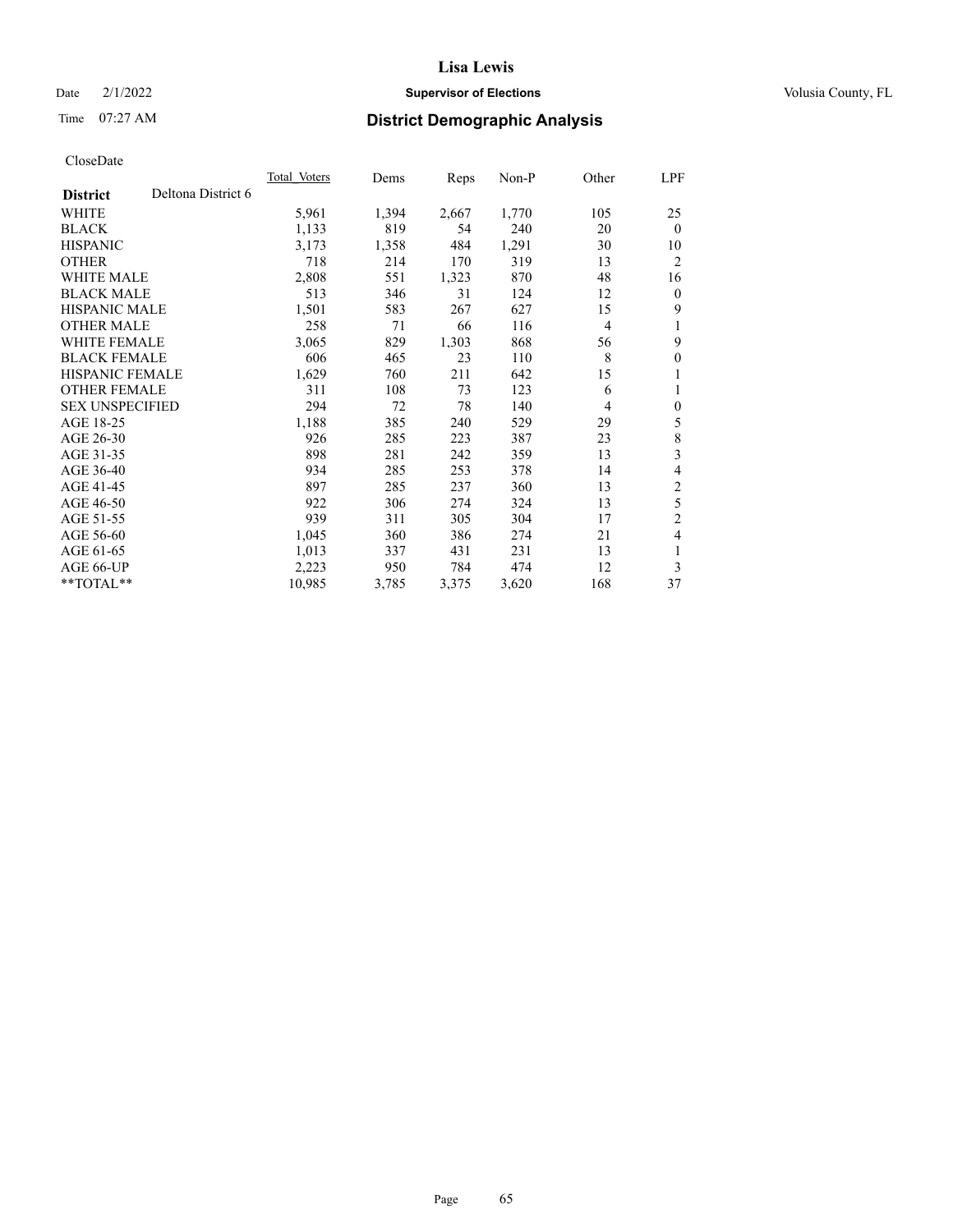CloseDate

| District | Deltona District 6 | Total_Voters | Dems | Reps | Non-P | Other | LPF |
|---|---|---|---|---|---|---|---|
| WHITE | | 5,961 | 1,394 | 2,667 | 1,770 | 105 | 25 |
| BLACK | | 1,133 | 819 | 54 | 240 | 20 | 0 |
| HISPANIC | | 3,173 | 1,358 | 484 | 1,291 | 30 | 10 |
| OTHER | | 718 | 214 | 170 | 319 | 13 | 2 |
| WHITE MALE | | 2,808 | 551 | 1,323 | 870 | 48 | 16 |
| BLACK MALE | | 513 | 346 | 31 | 124 | 12 | 0 |
| HISPANIC MALE | | 1,501 | 583 | 267 | 627 | 15 | 9 |
| OTHER MALE | | 258 | 71 | 66 | 116 | 4 | 1 |
| WHITE FEMALE | | 3,065 | 829 | 1,303 | 868 | 56 | 9 |
| BLACK FEMALE | | 606 | 465 | 23 | 110 | 8 | 0 |
| HISPANIC FEMALE | | 1,629 | 760 | 211 | 642 | 15 | 1 |
| OTHER FEMALE | | 311 | 108 | 73 | 123 | 6 | 1 |
| SEX UNSPECIFIED | | 294 | 72 | 78 | 140 | 4 | 0 |
| AGE 18-25 | | 1,188 | 385 | 240 | 529 | 29 | 5 |
| AGE 26-30 | | 926 | 285 | 223 | 387 | 23 | 8 |
| AGE 31-35 | | 898 | 281 | 242 | 359 | 13 | 3 |
| AGE 36-40 | | 934 | 285 | 253 | 378 | 14 | 4 |
| AGE 41-45 | | 897 | 285 | 237 | 360 | 13 | 2 |
| AGE 46-50 | | 922 | 306 | 274 | 324 | 13 | 5 |
| AGE 51-55 | | 939 | 311 | 305 | 304 | 17 | 2 |
| AGE 56-60 | | 1,045 | 360 | 386 | 274 | 21 | 4 |
| AGE 61-65 | | 1,013 | 337 | 431 | 231 | 13 | 1 |
| AGE 66-UP | | 2,223 | 950 | 784 | 474 | 12 | 3 |
| **TOTAL** | | 10,985 | 3,785 | 3,375 | 3,620 | 168 | 37 |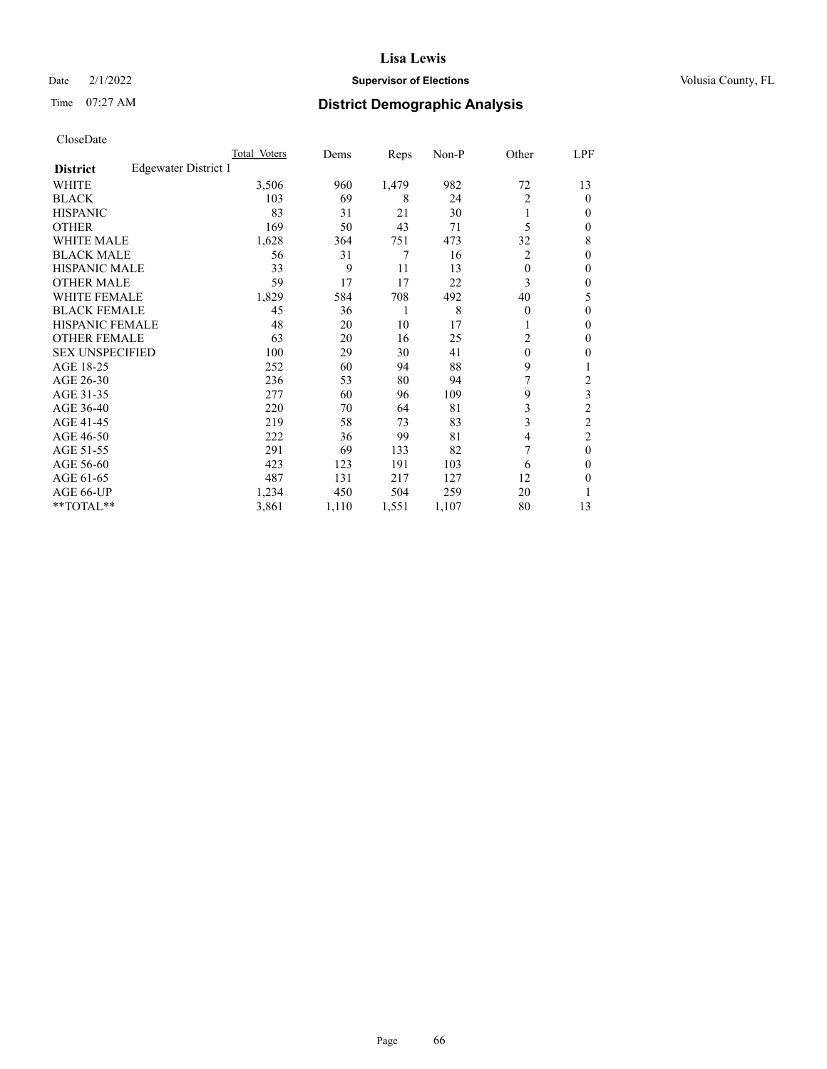# Lisa Lewis

Date 2/1/2022 **Supervisor of Elections** Volusia County, FL

Time 07:27 AM **District Demographic Analysis**

CloseDate

| | Total Voters | Dems | Reps | Non-P | Other | LPF |
|---|---|---|---|---|---|---|
| **District** Edgewater District 1 | | | | | | |
| WHITE | 3,506 | 960 | 1,479 | 982 | 72 | 13 |
| BLACK | 103 | 69 | 8 | 24 | 2 | 0 |
| HISPANIC | 83 | 31 | 21 | 30 | 1 | 0 |
| OTHER | 169 | 50 | 43 | 71 | 5 | 0 |
| WHITE MALE | 1,628 | 364 | 751 | 473 | 32 | 8 |
| BLACK MALE | 56 | 31 | 7 | 16 | 2 | 0 |
| HISPANIC MALE | 33 | 9 | 11 | 13 | 0 | 0 |
| OTHER MALE | 59 | 17 | 17 | 22 | 3 | 0 |
| WHITE FEMALE | 1,829 | 584 | 708 | 492 | 40 | 5 |
| BLACK FEMALE | 45 | 36 | 1 | 8 | 0 | 0 |
| HISPANIC FEMALE | 48 | 20 | 10 | 17 | 1 | 0 |
| OTHER FEMALE | 63 | 20 | 16 | 25 | 2 | 0 |
| SEX UNSPECIFIED | 100 | 29 | 30 | 41 | 0 | 0 |
| AGE 18-25 | 252 | 60 | 94 | 88 | 9 | 1 |
| AGE 26-30 | 236 | 53 | 80 | 94 | 7 | 2 |
| AGE 31-35 | 277 | 60 | 96 | 109 | 9 | 3 |
| AGE 36-40 | 220 | 70 | 64 | 81 | 3 | 2 |
| AGE 41-45 | 219 | 58 | 73 | 83 | 3 | 2 |
| AGE 46-50 | 222 | 36 | 99 | 81 | 4 | 2 |
| AGE 51-55 | 291 | 69 | 133 | 82 | 7 | 0 |
| AGE 56-60 | 423 | 123 | 191 | 103 | 6 | 0 |
| AGE 61-65 | 487 | 131 | 217 | 127 | 12 | 0 |
| AGE 66-UP | 1,234 | 450 | 504 | 259 | 20 | 1 |
| **TOTAL** | 3,861 | 1,110 | 1,551 | 1,107 | 80 | 13 |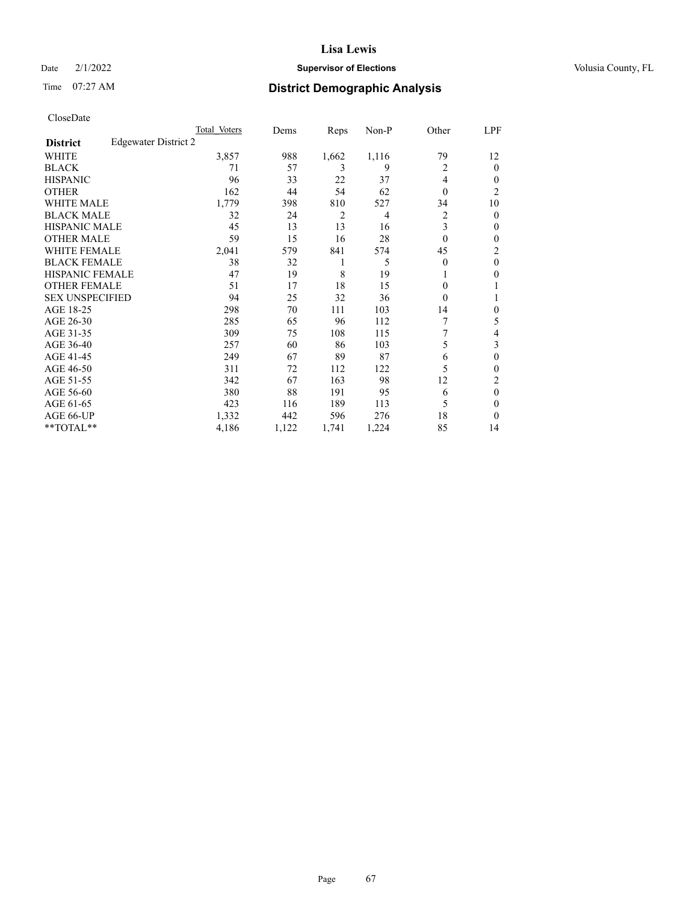# Lisa Lewis

Date 2/1/2022 **Supervisor of Elections** Volusia County, FL

Time 07:27 AM **District Demographic Analysis**

CloseDate

| **District** Edgewater District 2 | Total Voters | Dems | Reps | Non-P | Other | LPF |
|---|---|---|---|---|---|---|
| WHITE | 3,857 | 988 | 1,662 | 1,116 | 79 | 12 |
| BLACK | 71 | 57 | 3 | 9 | 2 | 0 |
| HISPANIC | 96 | 33 | 22 | 37 | 4 | 0 |
| OTHER | 162 | 44 | 54 | 62 | 0 | 2 |
| WHITE MALE | 1,779 | 398 | 810 | 527 | 34 | 10 |
| BLACK MALE | 32 | 24 | 2 | 4 | 2 | 0 |
| HISPANIC MALE | 45 | 13 | 13 | 16 | 3 | 0 |
| OTHER MALE | 59 | 15 | 16 | 28 | 0 | 0 |
| WHITE FEMALE | 2,041 | 579 | 841 | 574 | 45 | 2 |
| BLACK FEMALE | 38 | 32 | 1 | 5 | 0 | 0 |
| HISPANIC FEMALE | 47 | 19 | 8 | 19 | 1 | 0 |
| OTHER FEMALE | 51 | 17 | 18 | 15 | 0 | 1 |
| SEX UNSPECIFIED | 94 | 25 | 32 | 36 | 0 | 1 |
| AGE 18-25 | 298 | 70 | 111 | 103 | 14 | 0 |
| AGE 26-30 | 285 | 65 | 96 | 112 | 7 | 5 |
| AGE 31-35 | 309 | 75 | 108 | 115 | 7 | 4 |
| AGE 36-40 | 257 | 60 | 86 | 103 | 5 | 3 |
| AGE 41-45 | 249 | 67 | 89 | 87 | 6 | 0 |
| AGE 46-50 | 311 | 72 | 112 | 122 | 5 | 0 |
| AGE 51-55 | 342 | 67 | 163 | 98 | 12 | 2 |
| AGE 56-60 | 380 | 88 | 191 | 95 | 6 | 0 |
| AGE 61-65 | 423 | 116 | 189 | 113 | 5 | 0 |
| AGE 66-UP | 1,332 | 442 | 596 | 276 | 18 | 0 |
| **TOTAL** | 4,186 | 1,122 | 1,741 | 1,224 | 85 | 14 |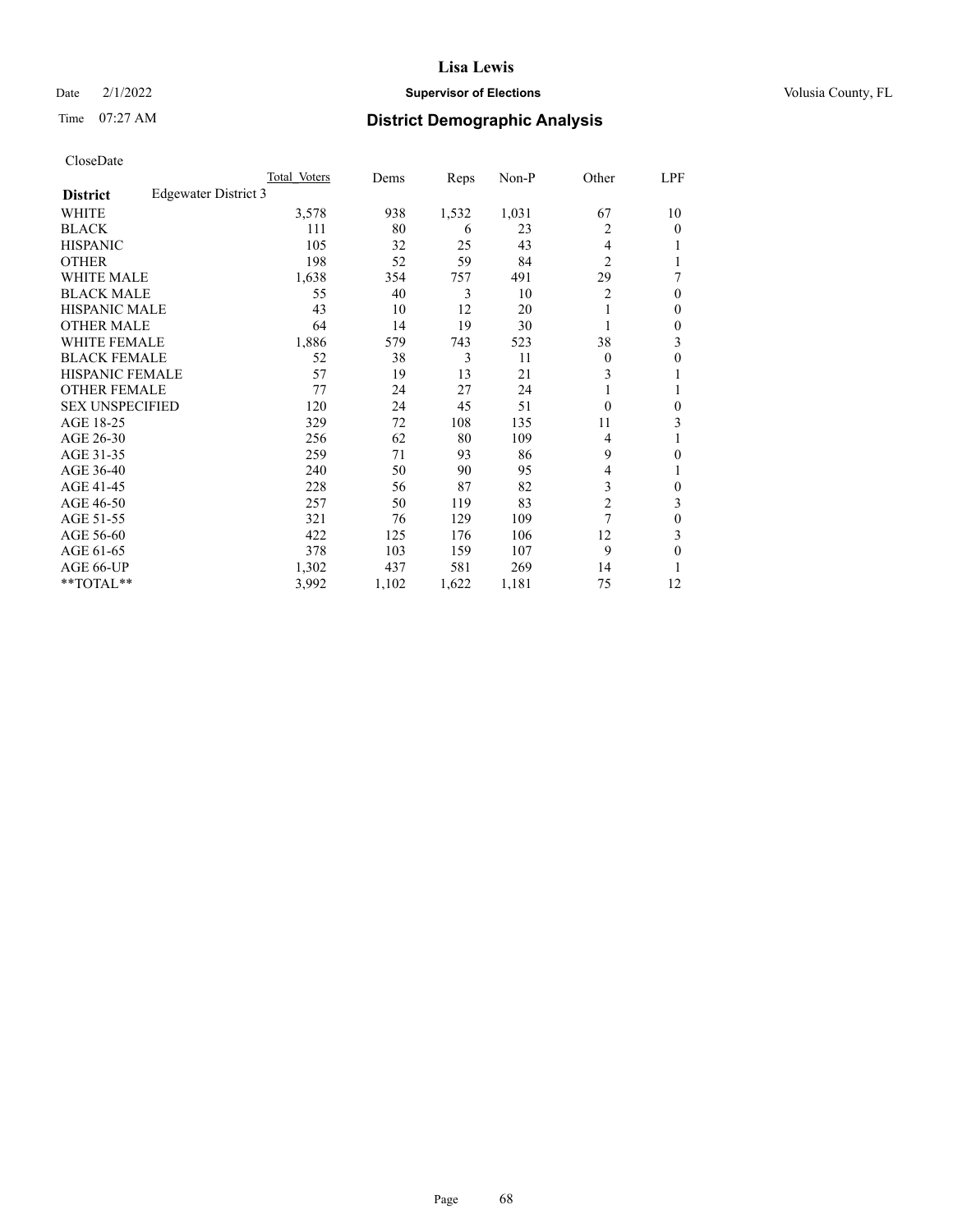# Lisa Lewis

Date 2/1/2022 **Supervisor of Elections** Volusia County, FL

Time 07:27 AM **District Demographic Analysis**

CloseDate

| District | Edgewater District 3 | Total Voters | Dems | Reps | Non-P | Other | LPF |
|---|---|---|---|---|---|---|---|
| WHITE | | 3,578 | 938 | 1,532 | 1,031 | 67 | 10 |
| BLACK | | 111 | 80 | 6 | 23 | 2 | 0 |
| HISPANIC | | 105 | 32 | 25 | 43 | 4 | 1 |
| OTHER | | 198 | 52 | 59 | 84 | 2 | 1 |
| WHITE MALE | | 1,638 | 354 | 757 | 491 | 29 | 7 |
| BLACK MALE | | 55 | 40 | 3 | 10 | 2 | 0 |
| HISPANIC MALE | | 43 | 10 | 12 | 20 | 1 | 0 |
| OTHER MALE | | 64 | 14 | 19 | 30 | 1 | 0 |
| WHITE FEMALE | | 1,886 | 579 | 743 | 523 | 38 | 3 |
| BLACK FEMALE | | 52 | 38 | 3 | 11 | 0 | 0 |
| HISPANIC FEMALE | | 57 | 19 | 13 | 21 | 3 | 1 |
| OTHER FEMALE | | 77 | 24 | 27 | 24 | 1 | 1 |
| SEX UNSPECIFIED | | 120 | 24 | 45 | 51 | 0 | 0 |
| AGE 18-25 | | 329 | 72 | 108 | 135 | 11 | 3 |
| AGE 26-30 | | 256 | 62 | 80 | 109 | 4 | 1 |
| AGE 31-35 | | 259 | 71 | 93 | 86 | 9 | 0 |
| AGE 36-40 | | 240 | 50 | 90 | 95 | 4 | 1 |
| AGE 41-45 | | 228 | 56 | 87 | 82 | 3 | 0 |
| AGE 46-50 | | 257 | 50 | 119 | 83 | 2 | 3 |
| AGE 51-55 | | 321 | 76 | 129 | 109 | 7 | 0 |
| AGE 56-60 | | 422 | 125 | 176 | 106 | 12 | 3 |
| AGE 61-65 | | 378 | 103 | 159 | 107 | 9 | 0 |
| AGE 66-UP | | 1,302 | 437 | 581 | 269 | 14 | 1 |
| **TOTAL** | | 3,992 | 1,102 | 1,622 | 1,181 | 75 | 12 |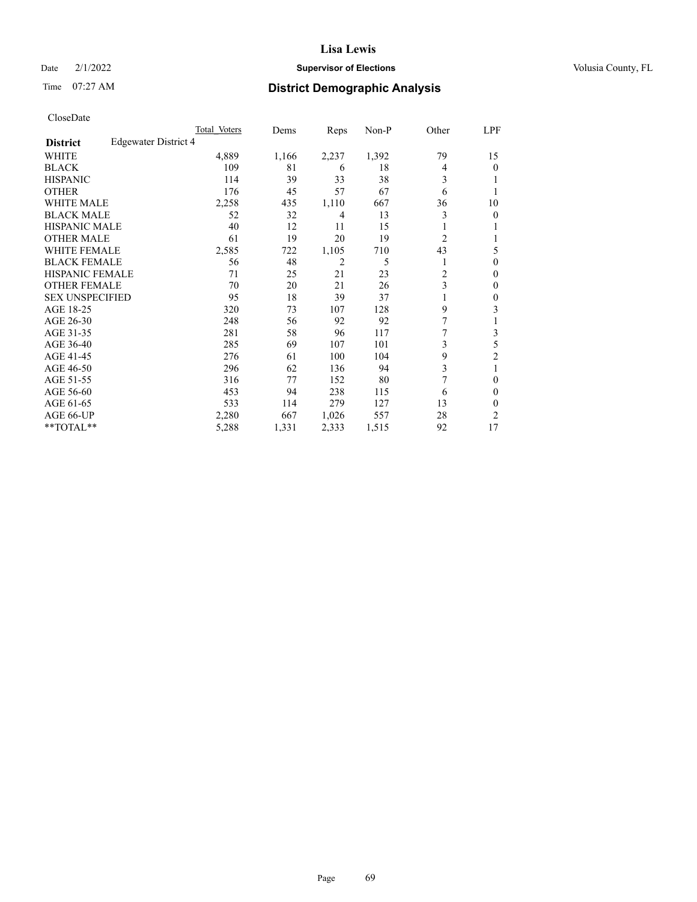# Lisa Lewis

Date 2/1/2022 **Supervisor of Elections** Volusia County, FL

Time 07:27 AM **District Demographic Analysis**

CloseDate

| District | Edgewater District 4 | Total Voters | Dems | Reps | Non-P | Other | LPF |
|---|---|---|---|---|---|---|---|
| WHITE | | 4,889 | 1,166 | 2,237 | 1,392 | 79 | 15 |
| BLACK | | 109 | 81 | 6 | 18 | 4 | 0 |
| HISPANIC | | 114 | 39 | 33 | 38 | 3 | 1 |
| OTHER | | 176 | 45 | 57 | 67 | 6 | 1 |
| WHITE MALE | | 2,258 | 435 | 1,110 | 667 | 36 | 10 |
| BLACK MALE | | 52 | 32 | 4 | 13 | 3 | 0 |
| HISPANIC MALE | | 40 | 12 | 11 | 15 | 1 | 1 |
| OTHER MALE | | 61 | 19 | 20 | 19 | 2 | 1 |
| WHITE FEMALE | | 2,585 | 722 | 1,105 | 710 | 43 | 5 |
| BLACK FEMALE | | 56 | 48 | 2 | 5 | 1 | 0 |
| HISPANIC FEMALE | | 71 | 25 | 21 | 23 | 2 | 0 |
| OTHER FEMALE | | 70 | 20 | 21 | 26 | 3 | 0 |
| SEX UNSPECIFIED | | 95 | 18 | 39 | 37 | 1 | 0 |
| AGE 18-25 | | 320 | 73 | 107 | 128 | 9 | 3 |
| AGE 26-30 | | 248 | 56 | 92 | 92 | 7 | 1 |
| AGE 31-35 | | 281 | 58 | 96 | 117 | 7 | 3 |
| AGE 36-40 | | 285 | 69 | 107 | 101 | 3 | 5 |
| AGE 41-45 | | 276 | 61 | 100 | 104 | 9 | 2 |
| AGE 46-50 | | 296 | 62 | 136 | 94 | 3 | 1 |
| AGE 51-55 | | 316 | 77 | 152 | 80 | 7 | 0 |
| AGE 56-60 | | 453 | 94 | 238 | 115 | 6 | 0 |
| AGE 61-65 | | 533 | 114 | 279 | 127 | 13 | 0 |
| AGE 66-UP | | 2,280 | 667 | 1,026 | 557 | 28 | 2 |
| **TOTAL** | | 5,288 | 1,331 | 2,333 | 1,515 | 92 | 17 |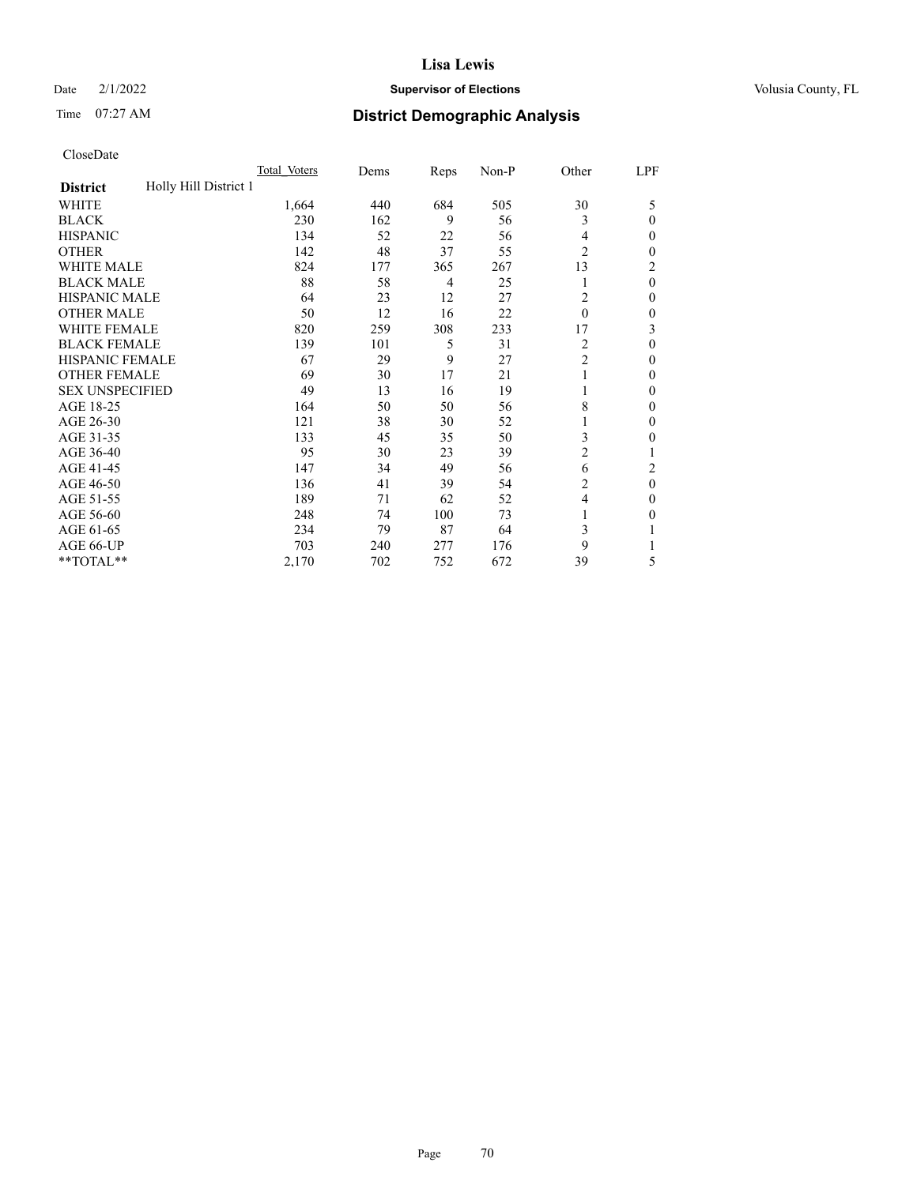# Lisa Lewis

Date 2/1/2022 **Supervisor of Elections** Volusia County, FL

Time 07:27 AM **District Demographic Analysis**

CloseDate

| | Total Voters | Dems | Reps | Non-P | Other | LPF |
|---|---|---|---|---|---|---|
| **District** Holly Hill District 1 | | | | | | |
| WHITE | 1,664 | 440 | 684 | 505 | 30 | 5 |
| BLACK | 230 | 162 | 9 | 56 | 3 | 0 |
| HISPANIC | 134 | 52 | 22 | 56 | 4 | 0 |
| OTHER | 142 | 48 | 37 | 55 | 2 | 0 |
| WHITE MALE | 824 | 177 | 365 | 267 | 13 | 2 |
| BLACK MALE | 88 | 58 | 4 | 25 | 1 | 0 |
| HISPANIC MALE | 64 | 23 | 12 | 27 | 2 | 0 |
| OTHER MALE | 50 | 12 | 16 | 22 | 0 | 0 |
| WHITE FEMALE | 820 | 259 | 308 | 233 | 17 | 3 |
| BLACK FEMALE | 139 | 101 | 5 | 31 | 2 | 0 |
| HISPANIC FEMALE | 67 | 29 | 9 | 27 | 2 | 0 |
| OTHER FEMALE | 69 | 30 | 17 | 21 | 1 | 0 |
| SEX UNSPECIFIED | 49 | 13 | 16 | 19 | 1 | 0 |
| AGE 18-25 | 164 | 50 | 50 | 56 | 8 | 0 |
| AGE 26-30 | 121 | 38 | 30 | 52 | 1 | 0 |
| AGE 31-35 | 133 | 45 | 35 | 50 | 3 | 0 |
| AGE 36-40 | 95 | 30 | 23 | 39 | 2 | 1 |
| AGE 41-45 | 147 | 34 | 49 | 56 | 6 | 2 |
| AGE 46-50 | 136 | 41 | 39 | 54 | 2 | 0 |
| AGE 51-55 | 189 | 71 | 62 | 52 | 4 | 0 |
| AGE 56-60 | 248 | 74 | 100 | 73 | 1 | 0 |
| AGE 61-65 | 234 | 79 | 87 | 64 | 3 | 1 |
| AGE 66-UP | 703 | 240 | 277 | 176 | 9 | 1 |
| **TOTAL** | 2,170 | 702 | 752 | 672 | 39 | 5 |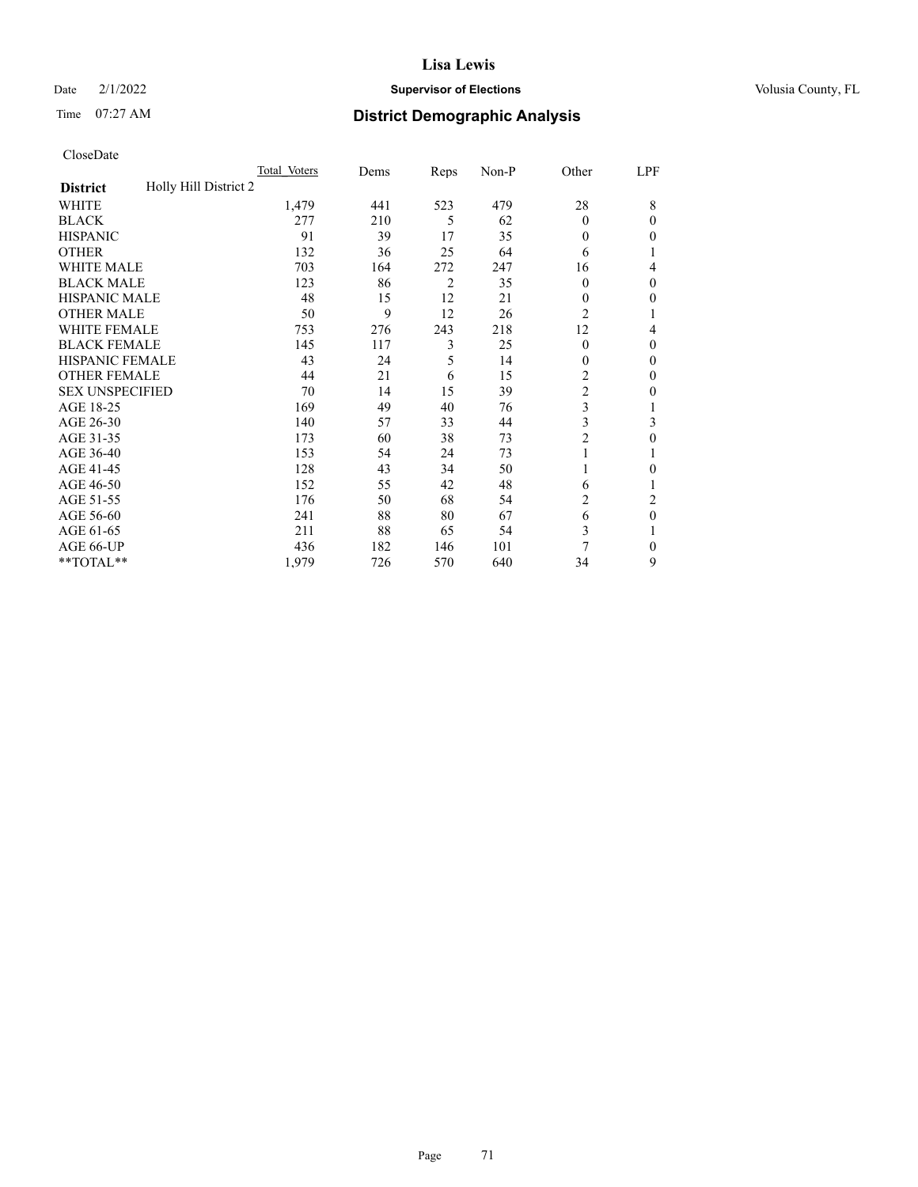# Lisa Lewis

Date 2/1/2022 **Supervisor of Elections** Volusia County, FL

Time 07:27 AM **District Demographic Analysis**

CloseDate

| **District** Holly Hill District 2 | Total Voters | Dems | Reps | Non-P | Other | LPF |
|---|---|---|---|---|---|---|
| WHITE | 1,479 | 441 | 523 | 479 | 28 | 8 |
| BLACK | 277 | 210 | 5 | 62 | 0 | 0 |
| HISPANIC | 91 | 39 | 17 | 35 | 0 | 0 |
| OTHER | 132 | 36 | 25 | 64 | 6 | 1 |
| WHITE MALE | 703 | 164 | 272 | 247 | 16 | 4 |
| BLACK MALE | 123 | 86 | 2 | 35 | 0 | 0 |
| HISPANIC MALE | 48 | 15 | 12 | 21 | 0 | 0 |
| OTHER MALE | 50 | 9 | 12 | 26 | 2 | 1 |
| WHITE FEMALE | 753 | 276 | 243 | 218 | 12 | 4 |
| BLACK FEMALE | 145 | 117 | 3 | 25 | 0 | 0 |
| HISPANIC FEMALE | 43 | 24 | 5 | 14 | 0 | 0 |
| OTHER FEMALE | 44 | 21 | 6 | 15 | 2 | 0 |
| SEX UNSPECIFIED | 70 | 14 | 15 | 39 | 2 | 0 |
| AGE 18-25 | 169 | 49 | 40 | 76 | 3 | 1 |
| AGE 26-30 | 140 | 57 | 33 | 44 | 3 | 3 |
| AGE 31-35 | 173 | 60 | 38 | 73 | 2 | 0 |
| AGE 36-40 | 153 | 54 | 24 | 73 | 1 | 1 |
| AGE 41-45 | 128 | 43 | 34 | 50 | 1 | 0 |
| AGE 46-50 | 152 | 55 | 42 | 48 | 6 | 1 |
| AGE 51-55 | 176 | 50 | 68 | 54 | 2 | 2 |
| AGE 56-60 | 241 | 88 | 80 | 67 | 6 | 0 |
| AGE 61-65 | 211 | 88 | 65 | 54 | 3 | 1 |
| AGE 66-UP | 436 | 182 | 146 | 101 | 7 | 0 |
| **TOTAL** | 1,979 | 726 | 570 | 640 | 34 | 9 |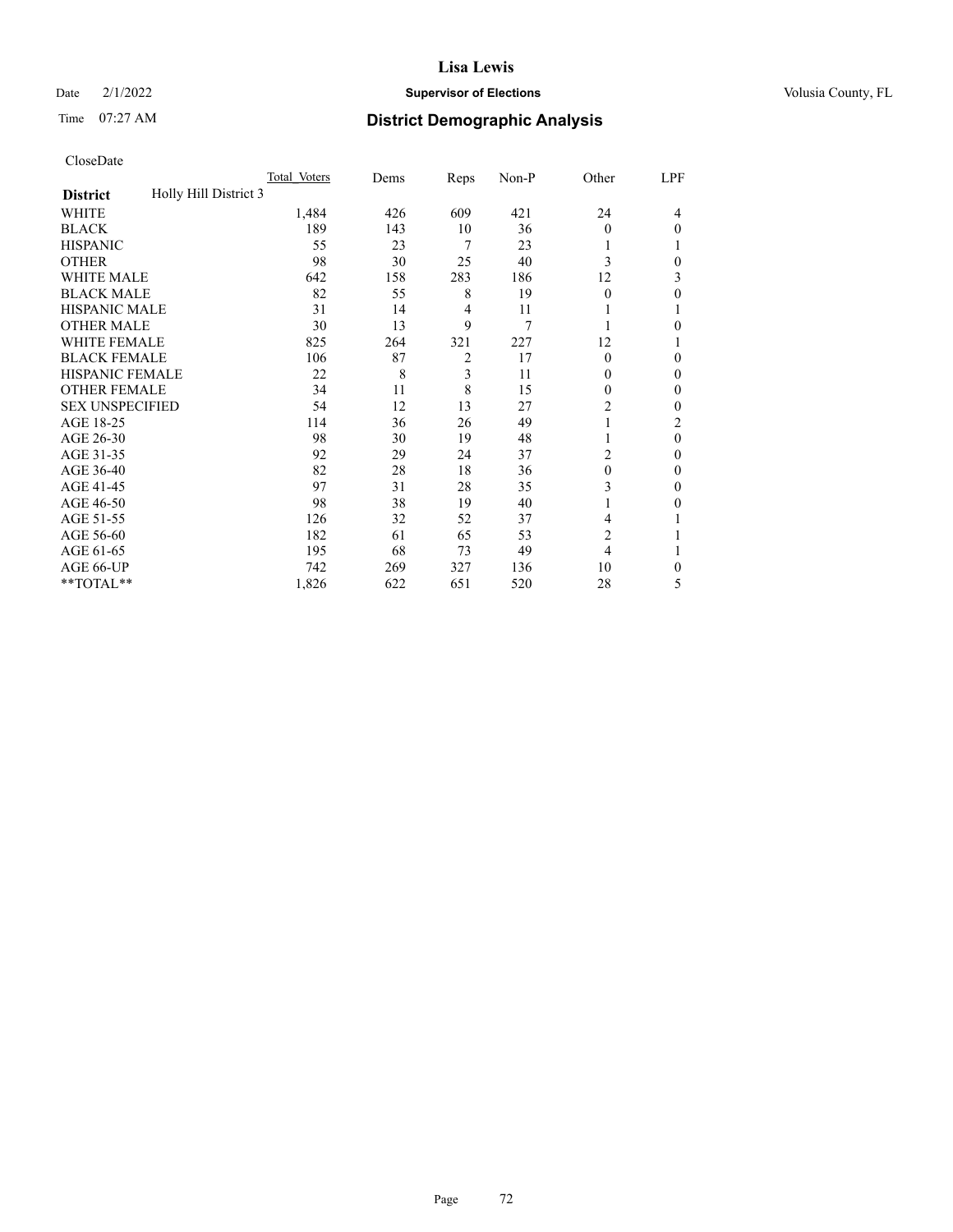# Lisa Lewis

Date 2/1/2022 **Supervisor of Elections** Volusia County, FL

Time 07:27 AM **District Demographic Analysis**

CloseDate

| District: Holly Hill District 3 | Total Voters | Dems | Reps | Non-P | Other | LPF |
|---|---|---|---|---|---|---|
| WHITE | 1,484 | 426 | 609 | 421 | 24 | 4 |
| BLACK | 189 | 143 | 10 | 36 | 0 | 0 |
| HISPANIC | 55 | 23 | 7 | 23 | 1 | 1 |
| OTHER | 98 | 30 | 25 | 40 | 3 | 0 |
| WHITE MALE | 642 | 158 | 283 | 186 | 12 | 3 |
| BLACK MALE | 82 | 55 | 8 | 19 | 0 | 0 |
| HISPANIC MALE | 31 | 14 | 4 | 11 | 1 | 1 |
| OTHER MALE | 30 | 13 | 9 | 7 | 1 | 0 |
| WHITE FEMALE | 825 | 264 | 321 | 227 | 12 | 1 |
| BLACK FEMALE | 106 | 87 | 2 | 17 | 0 | 0 |
| HISPANIC FEMALE | 22 | 8 | 3 | 11 | 0 | 0 |
| OTHER FEMALE | 34 | 11 | 8 | 15 | 0 | 0 |
| SEX UNSPECIFIED | 54 | 12 | 13 | 27 | 2 | 0 |
| AGE 18-25 | 114 | 36 | 26 | 49 | 1 | 2 |
| AGE 26-30 | 98 | 30 | 19 | 48 | 1 | 0 |
| AGE 31-35 | 92 | 29 | 24 | 37 | 2 | 0 |
| AGE 36-40 | 82 | 28 | 18 | 36 | 0 | 0 |
| AGE 41-45 | 97 | 31 | 28 | 35 | 3 | 0 |
| AGE 46-50 | 98 | 38 | 19 | 40 | 1 | 0 |
| AGE 51-55 | 126 | 32 | 52 | 37 | 4 | 1 |
| AGE 56-60 | 182 | 61 | 65 | 53 | 2 | 1 |
| AGE 61-65 | 195 | 68 | 73 | 49 | 4 | 1 |
| AGE 66-UP | 742 | 269 | 327 | 136 | 10 | 0 |
| **TOTAL** | 1,826 | 622 | 651 | 520 | 28 | 5 |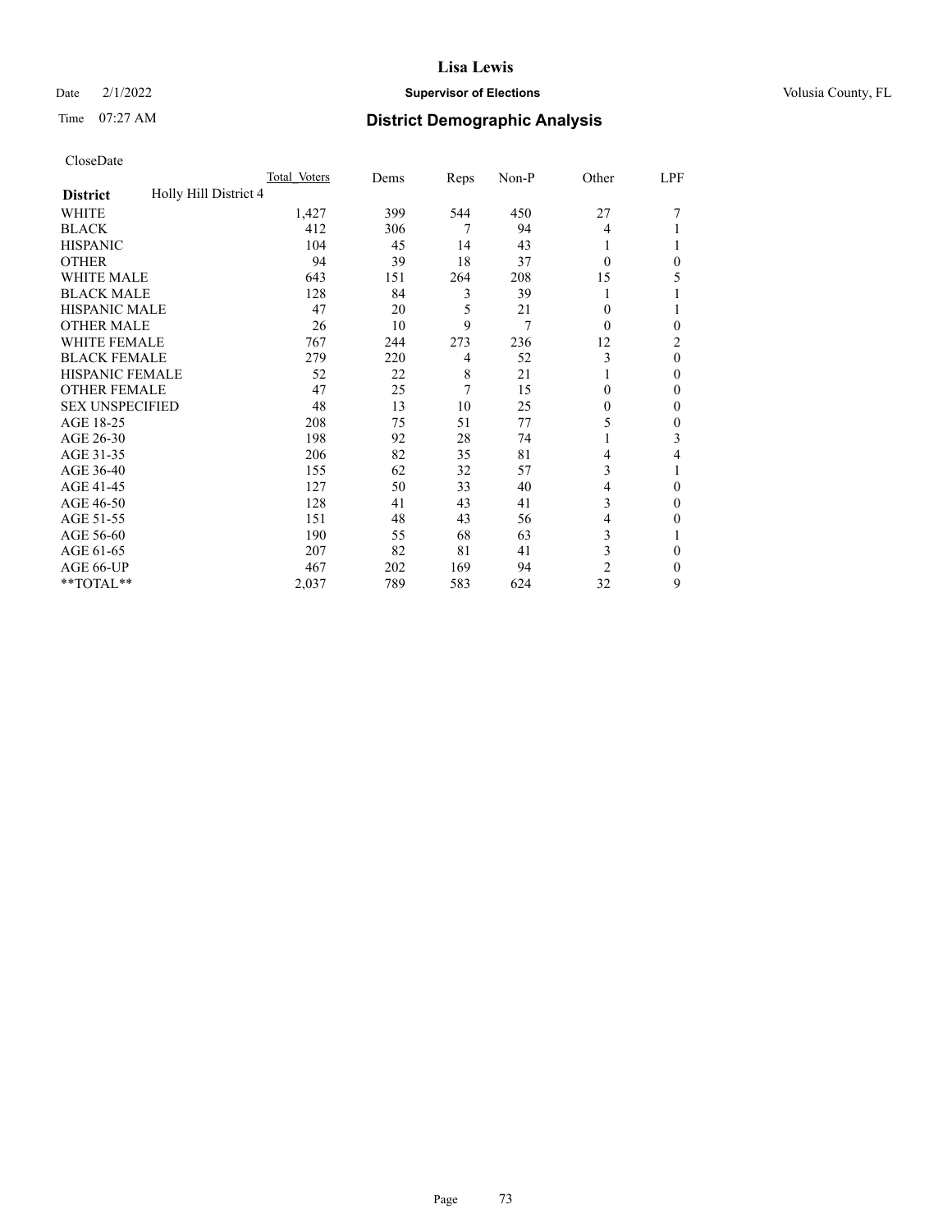# Lisa Lewis

Date 2/1/2022 **Supervisor of Elections** Volusia County, FL

Time 07:27 AM **District Demographic Analysis**

CloseDate

| | Total Voters | Dems | Reps | Non-P | Other | LPF |
|---|---|---|---|---|---|---|
| **District** Holly Hill District 4 | | | | | | |
| WHITE | 1,427 | 399 | 544 | 450 | 27 | 7 |
| BLACK | 412 | 306 | 7 | 94 | 4 | 1 |
| HISPANIC | 104 | 45 | 14 | 43 | 1 | 1 |
| OTHER | 94 | 39 | 18 | 37 | 0 | 0 |
| WHITE MALE | 643 | 151 | 264 | 208 | 15 | 5 |
| BLACK MALE | 128 | 84 | 3 | 39 | 1 | 1 |
| HISPANIC MALE | 47 | 20 | 5 | 21 | 0 | 1 |
| OTHER MALE | 26 | 10 | 9 | 7 | 0 | 0 |
| WHITE FEMALE | 767 | 244 | 273 | 236 | 12 | 2 |
| BLACK FEMALE | 279 | 220 | 4 | 52 | 3 | 0 |
| HISPANIC FEMALE | 52 | 22 | 8 | 21 | 1 | 0 |
| OTHER FEMALE | 47 | 25 | 7 | 15 | 0 | 0 |
| SEX UNSPECIFIED | 48 | 13 | 10 | 25 | 0 | 0 |
| AGE 18-25 | 208 | 75 | 51 | 77 | 5 | 0 |
| AGE 26-30 | 198 | 92 | 28 | 74 | 1 | 3 |
| AGE 31-35 | 206 | 82 | 35 | 81 | 4 | 4 |
| AGE 36-40 | 155 | 62 | 32 | 57 | 3 | 1 |
| AGE 41-45 | 127 | 50 | 33 | 40 | 4 | 0 |
| AGE 46-50 | 128 | 41 | 43 | 41 | 3 | 0 |
| AGE 51-55 | 151 | 48 | 43 | 56 | 4 | 0 |
| AGE 56-60 | 190 | 55 | 68 | 63 | 3 | 1 |
| AGE 61-65 | 207 | 82 | 81 | 41 | 3 | 0 |
| AGE 66-UP | 467 | 202 | 169 | 94 | 2 | 0 |
| **TOTAL** | 2,037 | 789 | 583 | 624 | 32 | 9 |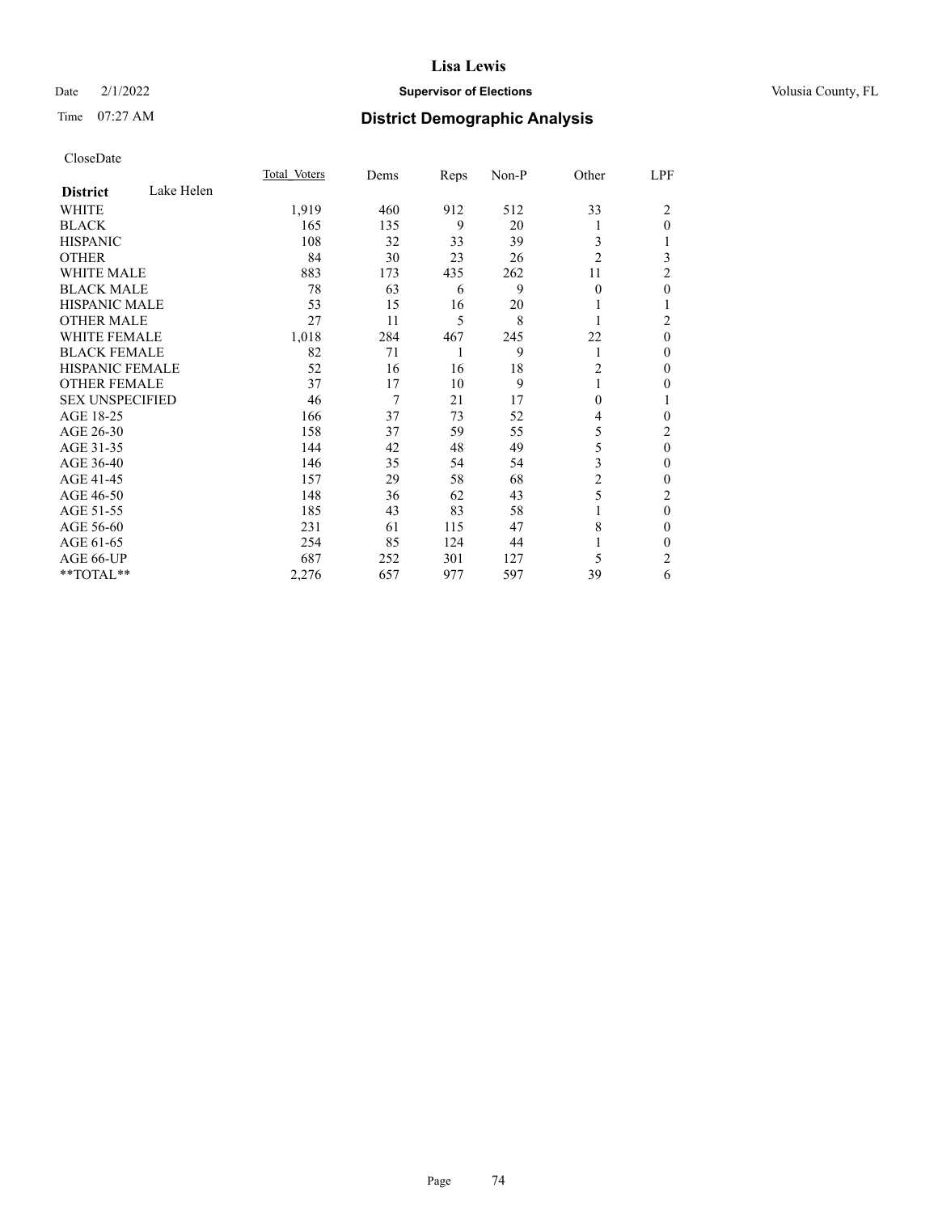# Lisa Lewis

Date 2/1/2022 **Supervisor of Elections** Volusia County, FL

Time 07:27 AM **District Demographic Analysis**

CloseDate

| **District** Lake Helen | Total_Voters | Dems | Reps | Non-P | Other | LPF |
|---|---|---|---|---|---|---|
| WHITE | 1,919 | 460 | 912 | 512 | 33 | 2 |
| BLACK | 165 | 135 | 9 | 20 | 1 | 0 |
| HISPANIC | 108 | 32 | 33 | 39 | 3 | 1 |
| OTHER | 84 | 30 | 23 | 26 | 2 | 3 |
| WHITE MALE | 883 | 173 | 435 | 262 | 11 | 2 |
| BLACK MALE | 78 | 63 | 6 | 9 | 0 | 0 |
| HISPANIC MALE | 53 | 15 | 16 | 20 | 1 | 1 |
| OTHER MALE | 27 | 11 | 5 | 8 | 1 | 2 |
| WHITE FEMALE | 1,018 | 284 | 467 | 245 | 22 | 0 |
| BLACK FEMALE | 82 | 71 | 1 | 9 | 1 | 0 |
| HISPANIC FEMALE | 52 | 16 | 16 | 18 | 2 | 0 |
| OTHER FEMALE | 37 | 17 | 10 | 9 | 1 | 0 |
| SEX UNSPECIFIED | 46 | 7 | 21 | 17 | 0 | 1 |
| AGE 18-25 | 166 | 37 | 73 | 52 | 4 | 0 |
| AGE 26-30 | 158 | 37 | 59 | 55 | 5 | 2 |
| AGE 31-35 | 144 | 42 | 48 | 49 | 5 | 0 |
| AGE 36-40 | 146 | 35 | 54 | 54 | 3 | 0 |
| AGE 41-45 | 157 | 29 | 58 | 68 | 2 | 0 |
| AGE 46-50 | 148 | 36 | 62 | 43 | 5 | 2 |
| AGE 51-55 | 185 | 43 | 83 | 58 | 1 | 0 |
| AGE 56-60 | 231 | 61 | 115 | 47 | 8 | 0 |
| AGE 61-65 | 254 | 85 | 124 | 44 | 1 | 0 |
| AGE 66-UP | 687 | 252 | 301 | 127 | 5 | 2 |
| **TOTAL** | 2,276 | 657 | 977 | 597 | 39 | 6 |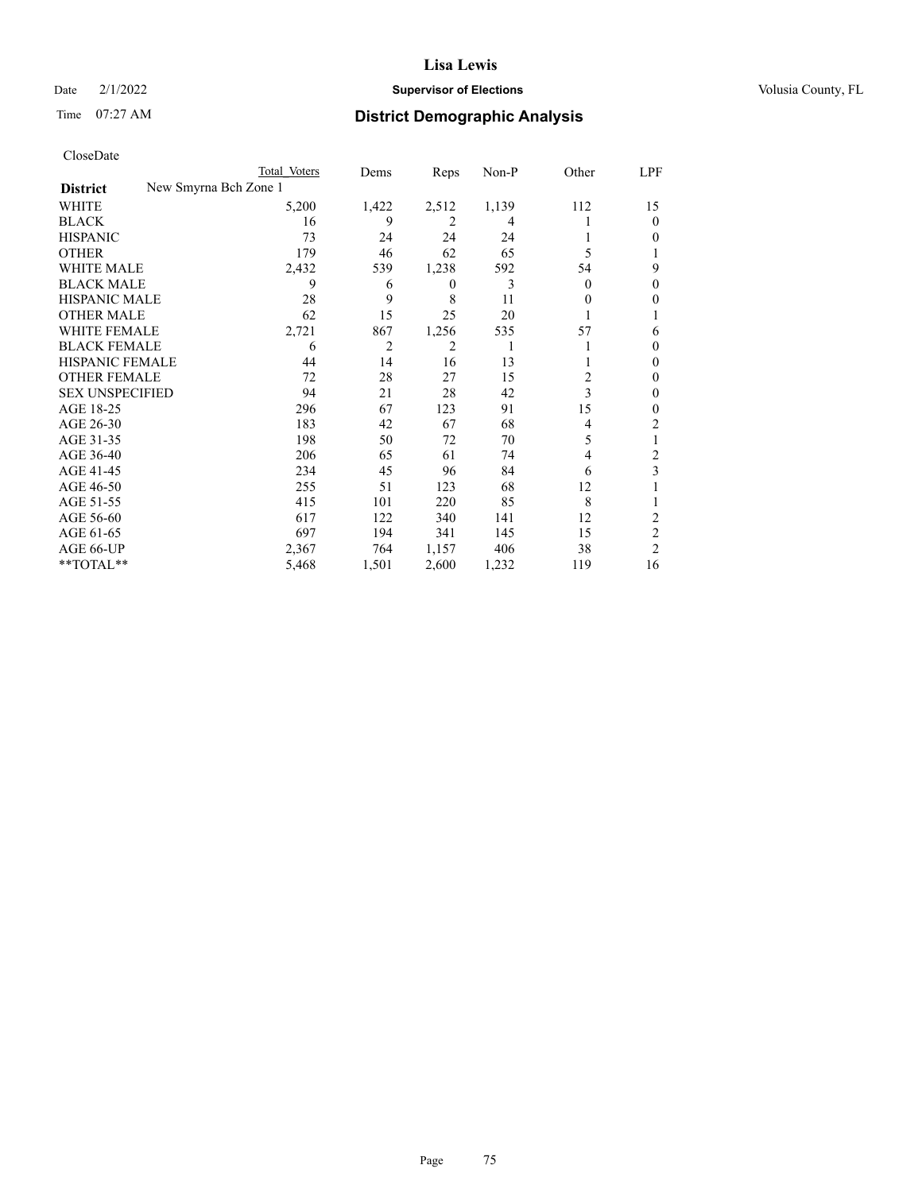CloseDate

| | Total Voters | Dems | Reps | Non-P | Other | LPF |
|---|---|---|---|---|---|---|
| **District** New Smyrna Bch Zone 1 | | | | | | |
| WHITE | 5,200 | 1,422 | 2,512 | 1,139 | 112 | 15 |
| BLACK | 16 | 9 | 2 | 4 | 1 | 0 |
| HISPANIC | 73 | 24 | 24 | 24 | 1 | 0 |
| OTHER | 179 | 46 | 62 | 65 | 5 | 1 |
| WHITE MALE | 2,432 | 539 | 1,238 | 592 | 54 | 9 |
| BLACK MALE | 9 | 6 | 0 | 3 | 0 | 0 |
| HISPANIC MALE | 28 | 9 | 8 | 11 | 0 | 0 |
| OTHER MALE | 62 | 15 | 25 | 20 | 1 | 1 |
| WHITE FEMALE | 2,721 | 867 | 1,256 | 535 | 57 | 6 |
| BLACK FEMALE | 6 | 2 | 2 | 1 | 1 | 0 |
| HISPANIC FEMALE | 44 | 14 | 16 | 13 | 1 | 0 |
| OTHER FEMALE | 72 | 28 | 27 | 15 | 2 | 0 |
| SEX UNSPECIFIED | 94 | 21 | 28 | 42 | 3 | 0 |
| AGE 18-25 | 296 | 67 | 123 | 91 | 15 | 0 |
| AGE 26-30 | 183 | 42 | 67 | 68 | 4 | 2 |
| AGE 31-35 | 198 | 50 | 72 | 70 | 5 | 1 |
| AGE 36-40 | 206 | 65 | 61 | 74 | 4 | 2 |
| AGE 41-45 | 234 | 45 | 96 | 84 | 6 | 3 |
| AGE 46-50 | 255 | 51 | 123 | 68 | 12 | 1 |
| AGE 51-55 | 415 | 101 | 220 | 85 | 8 | 1 |
| AGE 56-60 | 617 | 122 | 340 | 141 | 12 | 2 |
| AGE 61-65 | 697 | 194 | 341 | 145 | 15 | 2 |
| AGE 66-UP | 2,367 | 764 | 1,157 | 406 | 38 | 2 |
| **TOTAL** | 5,468 | 1,501 | 2,600 | 1,232 | 119 | 16 |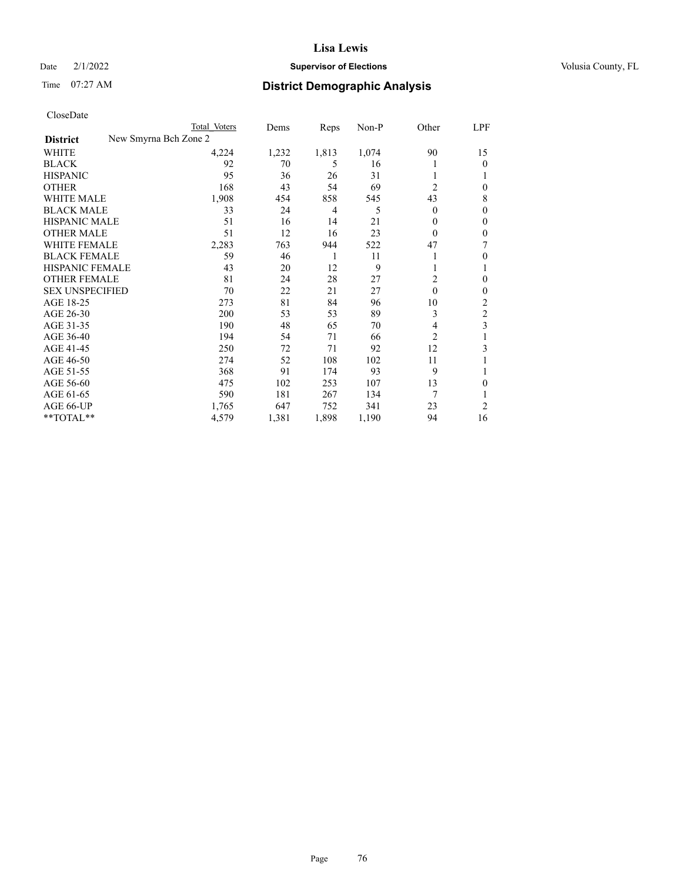# Lisa Lewis

Date 2/1/2022 **Supervisor of Elections** Volusia County, FL

Time 07:27 AM **District Demographic Analysis**

CloseDate

| District | New Smyrna Bch Zone 2 Total Voters | Dems | Reps | Non-P | Other | LPF |
|---|---|---|---|---|---|---|
| WHITE | 4,224 | 1,232 | 1,813 | 1,074 | 90 | 15 |
| BLACK | 92 | 70 | 5 | 16 | 1 | 0 |
| HISPANIC | 95 | 36 | 26 | 31 | 1 | 1 |
| OTHER | 168 | 43 | 54 | 69 | 2 | 0 |
| WHITE MALE | 1,908 | 454 | 858 | 545 | 43 | 8 |
| BLACK MALE | 33 | 24 | 4 | 5 | 0 | 0 |
| HISPANIC MALE | 51 | 16 | 14 | 21 | 0 | 0 |
| OTHER MALE | 51 | 12 | 16 | 23 | 0 | 0 |
| WHITE FEMALE | 2,283 | 763 | 944 | 522 | 47 | 7 |
| BLACK FEMALE | 59 | 46 | 1 | 11 | 1 | 0 |
| HISPANIC FEMALE | 43 | 20 | 12 | 9 | 1 | 1 |
| OTHER FEMALE | 81 | 24 | 28 | 27 | 2 | 0 |
| SEX UNSPECIFIED | 70 | 22 | 21 | 27 | 0 | 0 |
| AGE 18-25 | 273 | 81 | 84 | 96 | 10 | 2 |
| AGE 26-30 | 200 | 53 | 53 | 89 | 3 | 2 |
| AGE 31-35 | 190 | 48 | 65 | 70 | 4 | 3 |
| AGE 36-40 | 194 | 54 | 71 | 66 | 2 | 1 |
| AGE 41-45 | 250 | 72 | 71 | 92 | 12 | 3 |
| AGE 46-50 | 274 | 52 | 108 | 102 | 11 | 1 |
| AGE 51-55 | 368 | 91 | 174 | 93 | 9 | 1 |
| AGE 56-60 | 475 | 102 | 253 | 107 | 13 | 0 |
| AGE 61-65 | 590 | 181 | 267 | 134 | 7 | 1 |
| AGE 66-UP | 1,765 | 647 | 752 | 341 | 23 | 2 |
| **TOTAL** | 4,579 | 1,381 | 1,898 | 1,190 | 94 | 16 |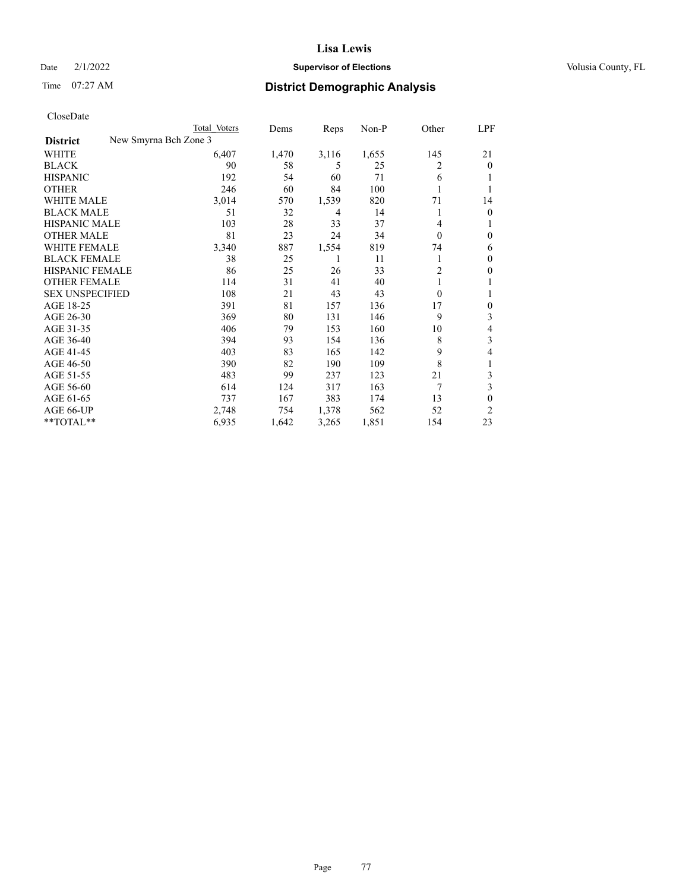# Lisa Lewis

Date 2/1/2022 **Supervisor of Elections** Volusia County, FL

Time 07:27 AM **District Demographic Analysis**

CloseDate

| District | Total Voters | Dems | Reps | Non-P | Other | LPF |
|---|---|---|---|---|---|---|
| New Smyrna Bch Zone 3 | | | | | | |
| WHITE | 6,407 | 1,470 | 3,116 | 1,655 | 145 | 21 |
| BLACK | 90 | 58 | 5 | 25 | 2 | 0 |
| HISPANIC | 192 | 54 | 60 | 71 | 6 | 1 |
| OTHER | 246 | 60 | 84 | 100 | 1 | 1 |
| WHITE MALE | 3,014 | 570 | 1,539 | 820 | 71 | 14 |
| BLACK MALE | 51 | 32 | 4 | 14 | 1 | 0 |
| HISPANIC MALE | 103 | 28 | 33 | 37 | 4 | 1 |
| OTHER MALE | 81 | 23 | 24 | 34 | 0 | 0 |
| WHITE FEMALE | 3,340 | 887 | 1,554 | 819 | 74 | 6 |
| BLACK FEMALE | 38 | 25 | 1 | 11 | 1 | 0 |
| HISPANIC FEMALE | 86 | 25 | 26 | 33 | 2 | 0 |
| OTHER FEMALE | 114 | 31 | 41 | 40 | 1 | 1 |
| SEX UNSPECIFIED | 108 | 21 | 43 | 43 | 0 | 1 |
| AGE 18-25 | 391 | 81 | 157 | 136 | 17 | 0 |
| AGE 26-30 | 369 | 80 | 131 | 146 | 9 | 3 |
| AGE 31-35 | 406 | 79 | 153 | 160 | 10 | 4 |
| AGE 36-40 | 394 | 93 | 154 | 136 | 8 | 3 |
| AGE 41-45 | 403 | 83 | 165 | 142 | 9 | 4 |
| AGE 46-50 | 390 | 82 | 190 | 109 | 8 | 1 |
| AGE 51-55 | 483 | 99 | 237 | 123 | 21 | 3 |
| AGE 56-60 | 614 | 124 | 317 | 163 | 7 | 3 |
| AGE 61-65 | 737 | 167 | 383 | 174 | 13 | 0 |
| AGE 66-UP | 2,748 | 754 | 1,378 | 562 | 52 | 2 |
| **TOTAL** | 6,935 | 1,642 | 3,265 | 1,851 | 154 | 23 |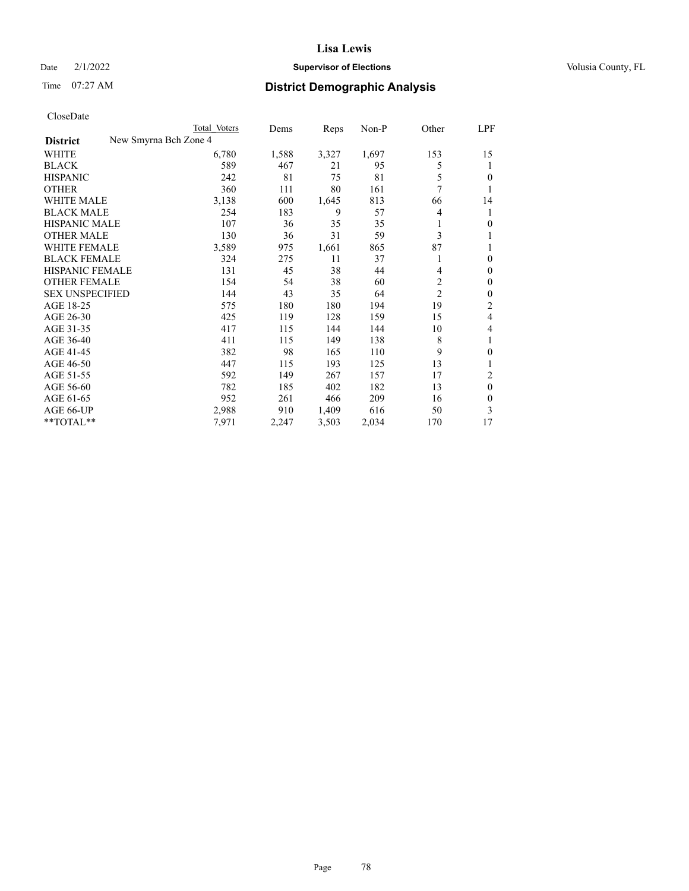# Lisa Lewis

Date 2/1/2022 **Supervisor of Elections** Volusia County, FL

Time 07:27 AM **District Demographic Analysis**

CloseDate

| | Total Voters | Dems | Reps | Non-P | Other | LPF |
|---|---|---|---|---|---|---|
| **District** New Smyrna Bch Zone 4 | | | | | | |
| WHITE | 6,780 | 1,588 | 3,327 | 1,697 | 153 | 15 |
| BLACK | 589 | 467 | 21 | 95 | 5 | 1 |
| HISPANIC | 242 | 81 | 75 | 81 | 5 | 0 |
| OTHER | 360 | 111 | 80 | 161 | 7 | 1 |
| WHITE MALE | 3,138 | 600 | 1,645 | 813 | 66 | 14 |
| BLACK MALE | 254 | 183 | 9 | 57 | 4 | 1 |
| HISPANIC MALE | 107 | 36 | 35 | 35 | 1 | 0 |
| OTHER MALE | 130 | 36 | 31 | 59 | 3 | 1 |
| WHITE FEMALE | 3,589 | 975 | 1,661 | 865 | 87 | 1 |
| BLACK FEMALE | 324 | 275 | 11 | 37 | 1 | 0 |
| HISPANIC FEMALE | 131 | 45 | 38 | 44 | 4 | 0 |
| OTHER FEMALE | 154 | 54 | 38 | 60 | 2 | 0 |
| SEX UNSPECIFIED | 144 | 43 | 35 | 64 | 2 | 0 |
| AGE 18-25 | 575 | 180 | 180 | 194 | 19 | 2 |
| AGE 26-30 | 425 | 119 | 128 | 159 | 15 | 4 |
| AGE 31-35 | 417 | 115 | 144 | 144 | 10 | 4 |
| AGE 36-40 | 411 | 115 | 149 | 138 | 8 | 1 |
| AGE 41-45 | 382 | 98 | 165 | 110 | 9 | 0 |
| AGE 46-50 | 447 | 115 | 193 | 125 | 13 | 1 |
| AGE 51-55 | 592 | 149 | 267 | 157 | 17 | 2 |
| AGE 56-60 | 782 | 185 | 402 | 182 | 13 | 0 |
| AGE 61-65 | 952 | 261 | 466 | 209 | 16 | 0 |
| AGE 66-UP | 2,988 | 910 | 1,409 | 616 | 50 | 3 |
| **TOTAL** | 7,971 | 2,247 | 3,503 | 2,034 | 170 | 17 |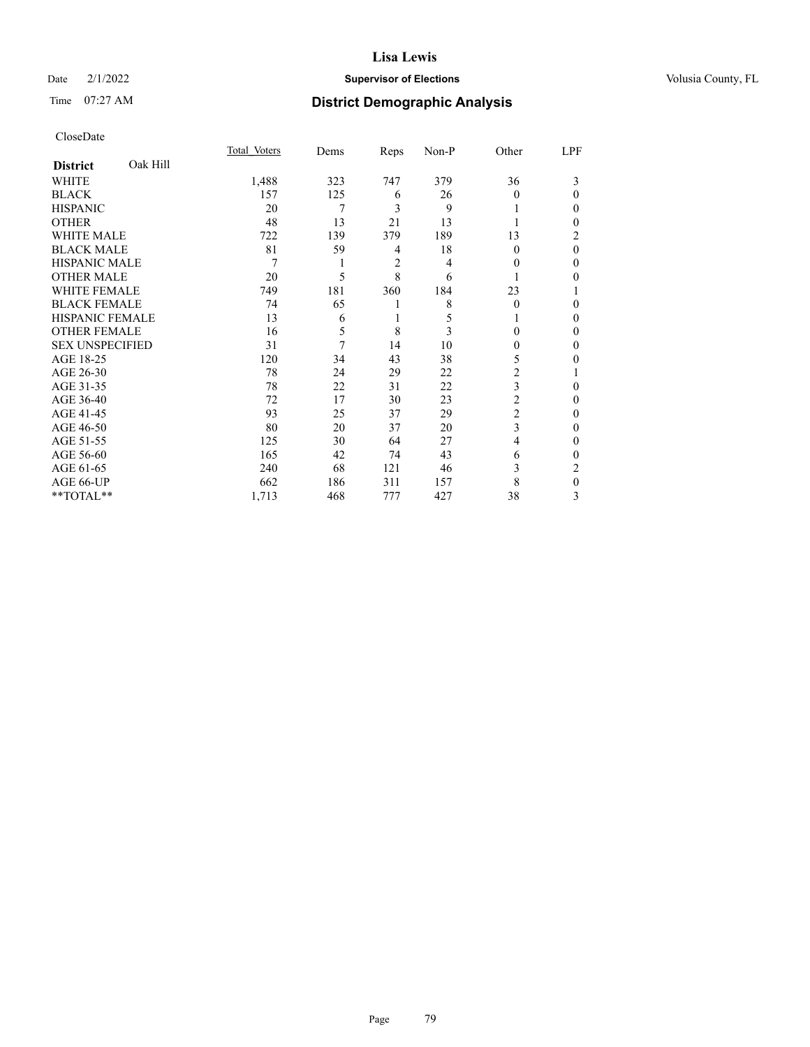# Lisa Lewis

Date 2/1/2022 **Supervisor of Elections** Volusia County, FL

Time 07:27 AM **District Demographic Analysis**

CloseDate

| **District** Oak Hill | Total Voters | Dems | Reps | Non-P | Other | LPF |
|---|---|---|---|---|---|---|
| WHITE | 1,488 | 323 | 747 | 379 | 36 | 3 |
| BLACK | 157 | 125 | 6 | 26 | 0 | 0 |
| HISPANIC | 20 | 7 | 3 | 9 | 1 | 0 |
| OTHER | 48 | 13 | 21 | 13 | 1 | 0 |
| WHITE MALE | 722 | 139 | 379 | 189 | 13 | 2 |
| BLACK MALE | 81 | 59 | 4 | 18 | 0 | 0 |
| HISPANIC MALE | 7 | 1 | 2 | 4 | 0 | 0 |
| OTHER MALE | 20 | 5 | 8 | 6 | 1 | 0 |
| WHITE FEMALE | 749 | 181 | 360 | 184 | 23 | 1 |
| BLACK FEMALE | 74 | 65 | 1 | 8 | 0 | 0 |
| HISPANIC FEMALE | 13 | 6 | 1 | 5 | 1 | 0 |
| OTHER FEMALE | 16 | 5 | 8 | 3 | 0 | 0 |
| SEX UNSPECIFIED | 31 | 7 | 14 | 10 | 0 | 0 |
| AGE 18-25 | 120 | 34 | 43 | 38 | 5 | 0 |
| AGE 26-30 | 78 | 24 | 29 | 22 | 2 | 1 |
| AGE 31-35 | 78 | 22 | 31 | 22 | 3 | 0 |
| AGE 36-40 | 72 | 17 | 30 | 23 | 2 | 0 |
| AGE 41-45 | 93 | 25 | 37 | 29 | 2 | 0 |
| AGE 46-50 | 80 | 20 | 37 | 20 | 3 | 0 |
| AGE 51-55 | 125 | 30 | 64 | 27 | 4 | 0 |
| AGE 56-60 | 165 | 42 | 74 | 43 | 6 | 0 |
| AGE 61-65 | 240 | 68 | 121 | 46 | 3 | 2 |
| AGE 66-UP | 662 | 186 | 311 | 157 | 8 | 0 |
| **TOTAL** | 1,713 | 468 | 777 | 427 | 38 | 3 |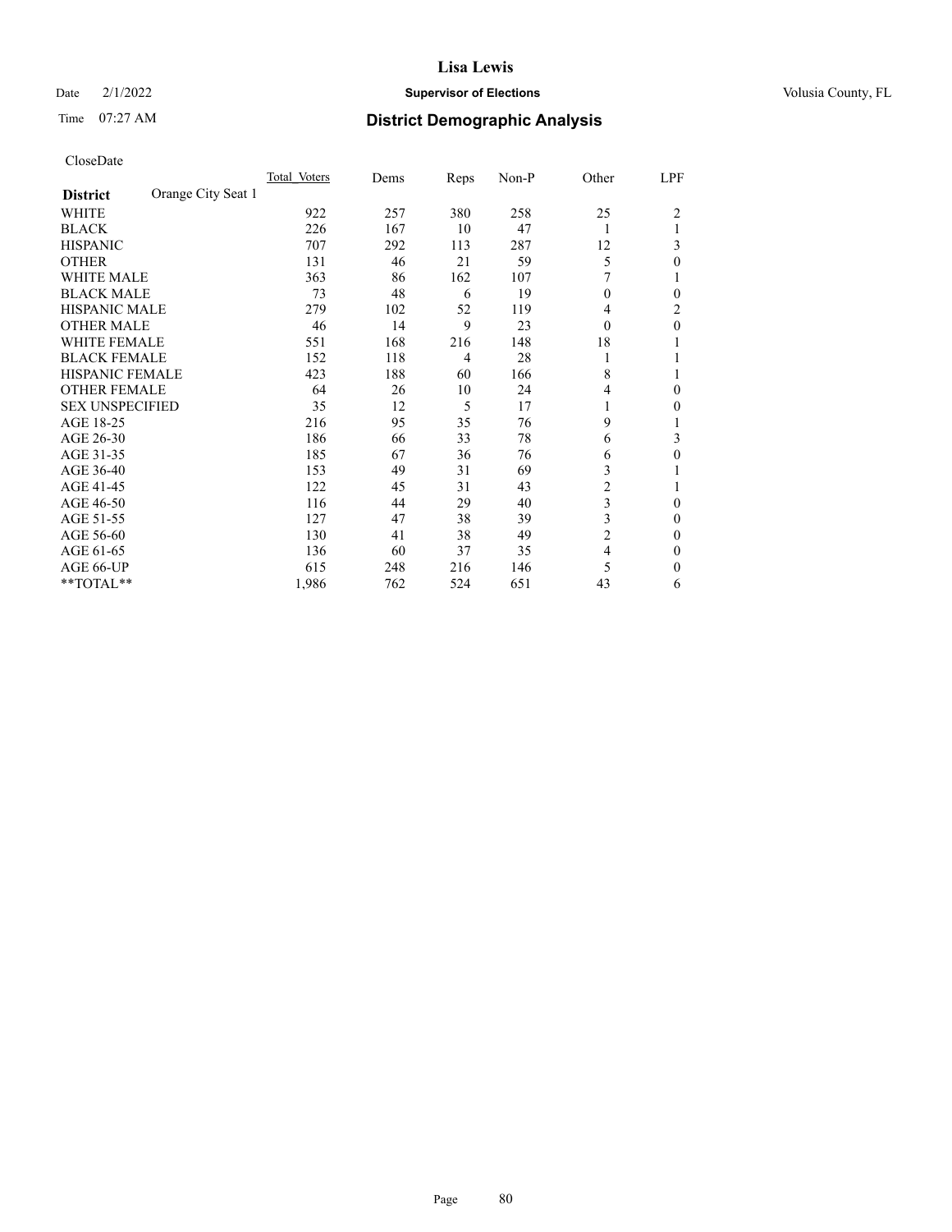# Lisa Lewis

Date 2/1/2022 **Supervisor of Elections** Volusia County, FL

Time 07:27 AM **District Demographic Analysis**

CloseDate

| **District** Orange City Seat 1 | Total Voters | Dems | Reps | Non-P | Other | LPF |
|---|---|---|---|---|---|---|
| WHITE | 922 | 257 | 380 | 258 | 25 | 2 |
| BLACK | 226 | 167 | 10 | 47 | 1 | 1 |
| HISPANIC | 707 | 292 | 113 | 287 | 12 | 3 |
| OTHER | 131 | 46 | 21 | 59 | 5 | 0 |
| WHITE MALE | 363 | 86 | 162 | 107 | 7 | 1 |
| BLACK MALE | 73 | 48 | 6 | 19 | 0 | 0 |
| HISPANIC MALE | 279 | 102 | 52 | 119 | 4 | 2 |
| OTHER MALE | 46 | 14 | 9 | 23 | 0 | 0 |
| WHITE FEMALE | 551 | 168 | 216 | 148 | 18 | 1 |
| BLACK FEMALE | 152 | 118 | 4 | 28 | 1 | 1 |
| HISPANIC FEMALE | 423 | 188 | 60 | 166 | 8 | 1 |
| OTHER FEMALE | 64 | 26 | 10 | 24 | 4 | 0 |
| SEX UNSPECIFIED | 35 | 12 | 5 | 17 | 1 | 0 |
| AGE 18-25 | 216 | 95 | 35 | 76 | 9 | 1 |
| AGE 26-30 | 186 | 66 | 33 | 78 | 6 | 3 |
| AGE 31-35 | 185 | 67 | 36 | 76 | 6 | 0 |
| AGE 36-40 | 153 | 49 | 31 | 69 | 3 | 1 |
| AGE 41-45 | 122 | 45 | 31 | 43 | 2 | 1 |
| AGE 46-50 | 116 | 44 | 29 | 40 | 3 | 0 |
| AGE 51-55 | 127 | 47 | 38 | 39 | 3 | 0 |
| AGE 56-60 | 130 | 41 | 38 | 49 | 2 | 0 |
| AGE 61-65 | 136 | 60 | 37 | 35 | 4 | 0 |
| AGE 66-UP | 615 | 248 | 216 | 146 | 5 | 0 |
| **TOTAL** | 1,986 | 762 | 524 | 651 | 43 | 6 |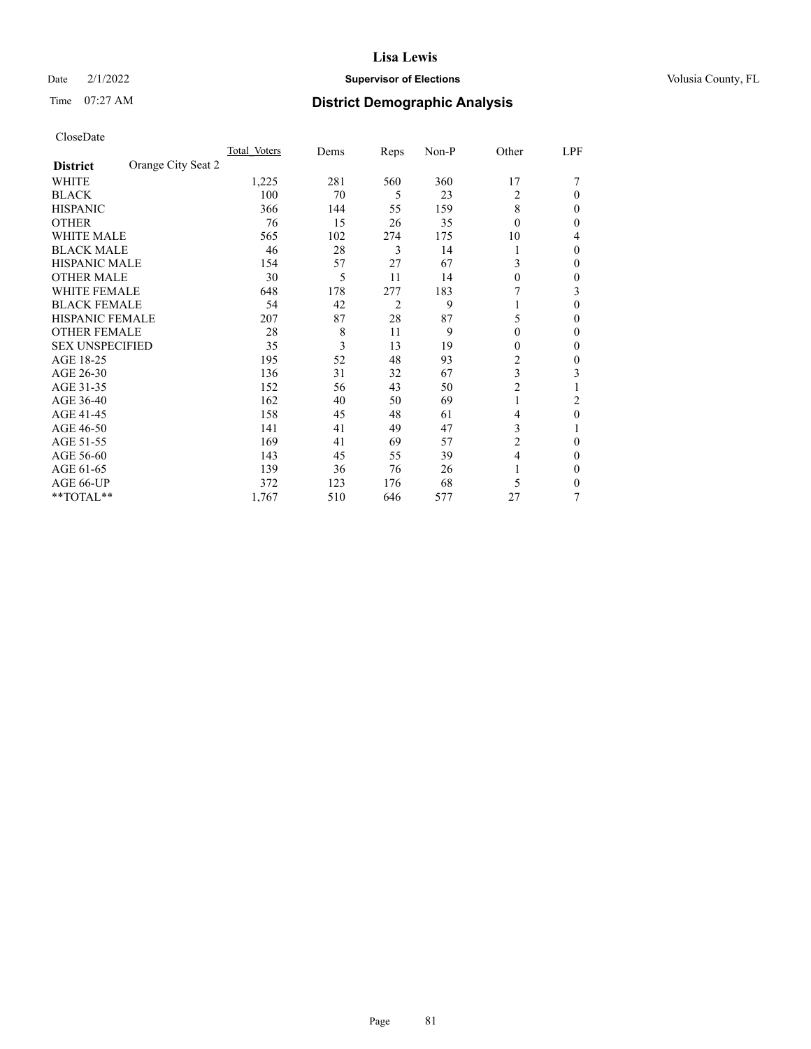# Lisa Lewis

Date 2/1/2022 **Supervisor of Elections** Volusia County, FL

Time 07:27 AM **District Demographic Analysis**

CloseDate

| **District** Orange City Seat 2 | Total Voters | Dems | Reps | Non-P | Other | LPF |
|---|---|---|---|---|---|---|
| WHITE | 1,225 | 281 | 560 | 360 | 17 | 7 |
| BLACK | 100 | 70 | 5 | 23 | 2 | 0 |
| HISPANIC | 366 | 144 | 55 | 159 | 8 | 0 |
| OTHER | 76 | 15 | 26 | 35 | 0 | 0 |
| WHITE MALE | 565 | 102 | 274 | 175 | 10 | 4 |
| BLACK MALE | 46 | 28 | 3 | 14 | 1 | 0 |
| HISPANIC MALE | 154 | 57 | 27 | 67 | 3 | 0 |
| OTHER MALE | 30 | 5 | 11 | 14 | 0 | 0 |
| WHITE FEMALE | 648 | 178 | 277 | 183 | 7 | 3 |
| BLACK FEMALE | 54 | 42 | 2 | 9 | 1 | 0 |
| HISPANIC FEMALE | 207 | 87 | 28 | 87 | 5 | 0 |
| OTHER FEMALE | 28 | 8 | 11 | 9 | 0 | 0 |
| SEX UNSPECIFIED | 35 | 3 | 13 | 19 | 0 | 0 |
| AGE 18-25 | 195 | 52 | 48 | 93 | 2 | 0 |
| AGE 26-30 | 136 | 31 | 32 | 67 | 3 | 3 |
| AGE 31-35 | 152 | 56 | 43 | 50 | 2 | 1 |
| AGE 36-40 | 162 | 40 | 50 | 69 | 1 | 2 |
| AGE 41-45 | 158 | 45 | 48 | 61 | 4 | 0 |
| AGE 46-50 | 141 | 41 | 49 | 47 | 3 | 1 |
| AGE 51-55 | 169 | 41 | 69 | 57 | 2 | 0 |
| AGE 56-60 | 143 | 45 | 55 | 39 | 4 | 0 |
| AGE 61-65 | 139 | 36 | 76 | 26 | 1 | 0 |
| AGE 66-UP | 372 | 123 | 176 | 68 | 5 | 0 |
| **TOTAL** | 1,767 | 510 | 646 | 577 | 27 | 7 |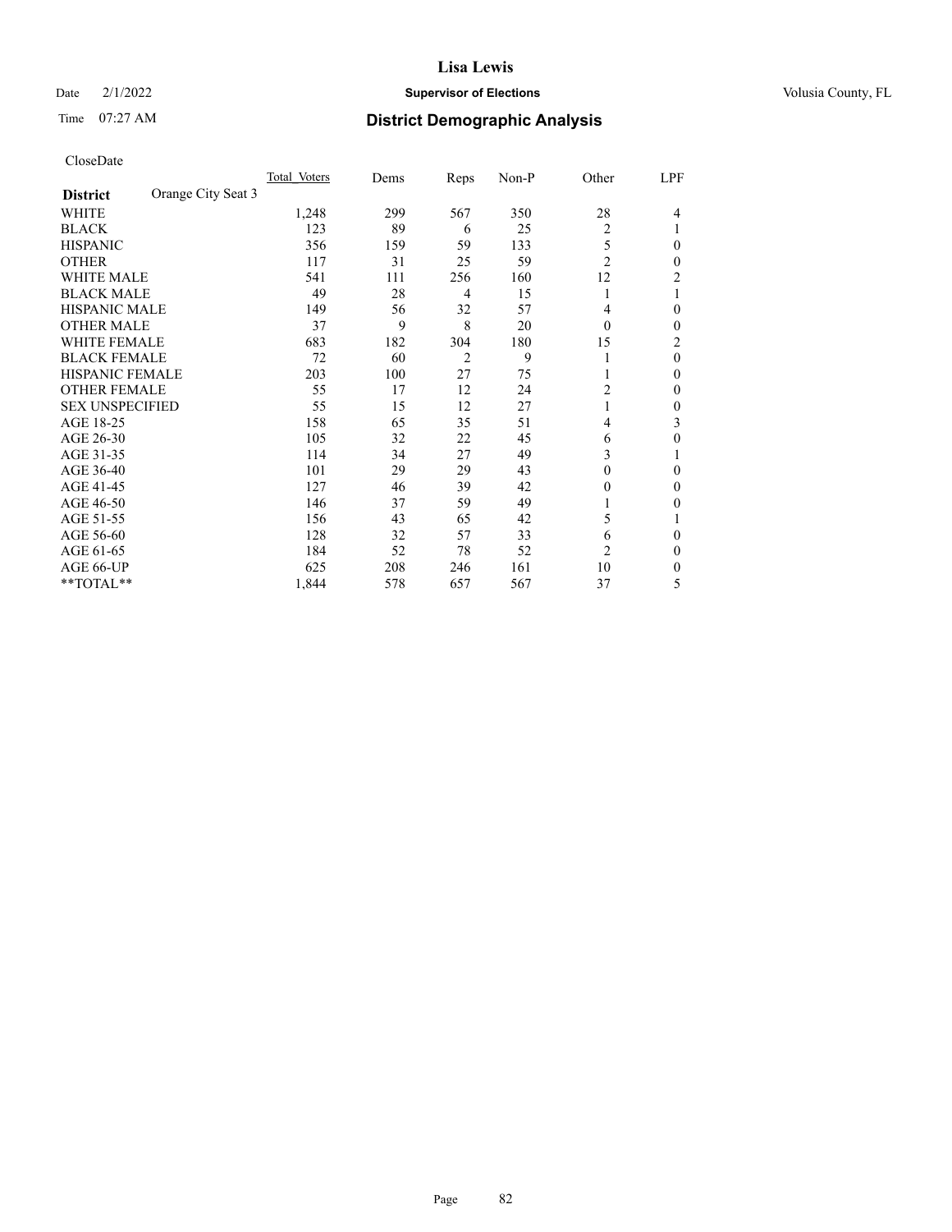# District Demographic Analysis

CloseDate

| District | Orange City Seat 3 | Total_Voters | Dems | Reps | Non-P | Other | LPF |
|---|---|---|---|---|---|---|---|
| WHITE | | 1,248 | 299 | 567 | 350 | 28 | 4 |
| BLACK | | 123 | 89 | 6 | 25 | 2 | 1 |
| HISPANIC | | 356 | 159 | 59 | 133 | 5 | 0 |
| OTHER | | 117 | 31 | 25 | 59 | 2 | 0 |
| WHITE MALE | | 541 | 111 | 256 | 160 | 12 | 2 |
| BLACK MALE | | 49 | 28 | 4 | 15 | 1 | 1 |
| HISPANIC MALE | | 149 | 56 | 32 | 57 | 4 | 0 |
| OTHER MALE | | 37 | 9 | 8 | 20 | 0 | 0 |
| WHITE FEMALE | | 683 | 182 | 304 | 180 | 15 | 2 |
| BLACK FEMALE | | 72 | 60 | 2 | 9 | 1 | 0 |
| HISPANIC FEMALE | | 203 | 100 | 27 | 75 | 1 | 0 |
| OTHER FEMALE | | 55 | 17 | 12 | 24 | 2 | 0 |
| SEX UNSPECIFIED | | 55 | 15 | 12 | 27 | 1 | 0 |
| AGE 18-25 | | 158 | 65 | 35 | 51 | 4 | 3 |
| AGE 26-30 | | 105 | 32 | 22 | 45 | 6 | 0 |
| AGE 31-35 | | 114 | 34 | 27 | 49 | 3 | 1 |
| AGE 36-40 | | 101 | 29 | 29 | 43 | 0 | 0 |
| AGE 41-45 | | 127 | 46 | 39 | 42 | 0 | 0 |
| AGE 46-50 | | 146 | 37 | 59 | 49 | 1 | 0 |
| AGE 51-55 | | 156 | 43 | 65 | 42 | 5 | 1 |
| AGE 56-60 | | 128 | 32 | 57 | 33 | 6 | 0 |
| AGE 61-65 | | 184 | 52 | 78 | 52 | 2 | 0 |
| AGE 66-UP | | 625 | 208 | 246 | 161 | 10 | 0 |
| **TOTAL** | | 1,844 | 578 | 657 | 567 | 37 | 5 |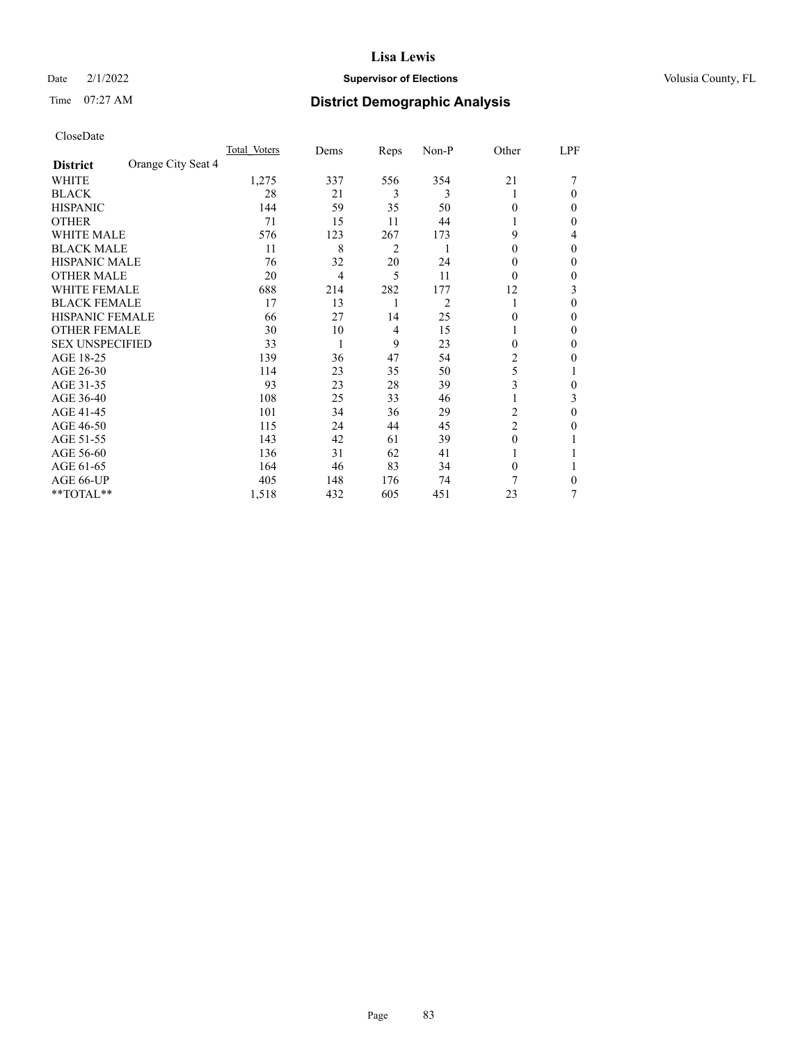# Lisa Lewis

Date 2/1/2022 **Supervisor of Elections** Volusia County, FL

Time 07:27 AM

## District Demographic Analysis

CloseDate

| **District** Orange City Seat 4 | Total Voters | Dems | Reps | Non-P | Other | LPF |
|---|---|---|---|---|---|---|
| WHITE | 1,275 | 337 | 556 | 354 | 21 | 7 |
| BLACK | 28 | 21 | 3 | 3 | 1 | 0 |
| HISPANIC | 144 | 59 | 35 | 50 | 0 | 0 |
| OTHER | 71 | 15 | 11 | 44 | 1 | 0 |
| WHITE MALE | 576 | 123 | 267 | 173 | 9 | 4 |
| BLACK MALE | 11 | 8 | 2 | 1 | 0 | 0 |
| HISPANIC MALE | 76 | 32 | 20 | 24 | 0 | 0 |
| OTHER MALE | 20 | 4 | 5 | 11 | 0 | 0 |
| WHITE FEMALE | 688 | 214 | 282 | 177 | 12 | 3 |
| BLACK FEMALE | 17 | 13 | 1 | 2 | 1 | 0 |
| HISPANIC FEMALE | 66 | 27 | 14 | 25 | 0 | 0 |
| OTHER FEMALE | 30 | 10 | 4 | 15 | 1 | 0 |
| SEX UNSPECIFIED | 33 | 1 | 9 | 23 | 0 | 0 |
| AGE 18-25 | 139 | 36 | 47 | 54 | 2 | 0 |
| AGE 26-30 | 114 | 23 | 35 | 50 | 5 | 1 |
| AGE 31-35 | 93 | 23 | 28 | 39 | 3 | 0 |
| AGE 36-40 | 108 | 25 | 33 | 46 | 1 | 3 |
| AGE 41-45 | 101 | 34 | 36 | 29 | 2 | 0 |
| AGE 46-50 | 115 | 24 | 44 | 45 | 2 | 0 |
| AGE 51-55 | 143 | 42 | 61 | 39 | 0 | 1 |
| AGE 56-60 | 136 | 31 | 62 | 41 | 1 | 1 |
| AGE 61-65 | 164 | 46 | 83 | 34 | 0 | 1 |
| AGE 66-UP | 405 | 148 | 176 | 74 | 7 | 0 |
| **TOTAL** | 1,518 | 432 | 605 | 451 | 23 | 7 |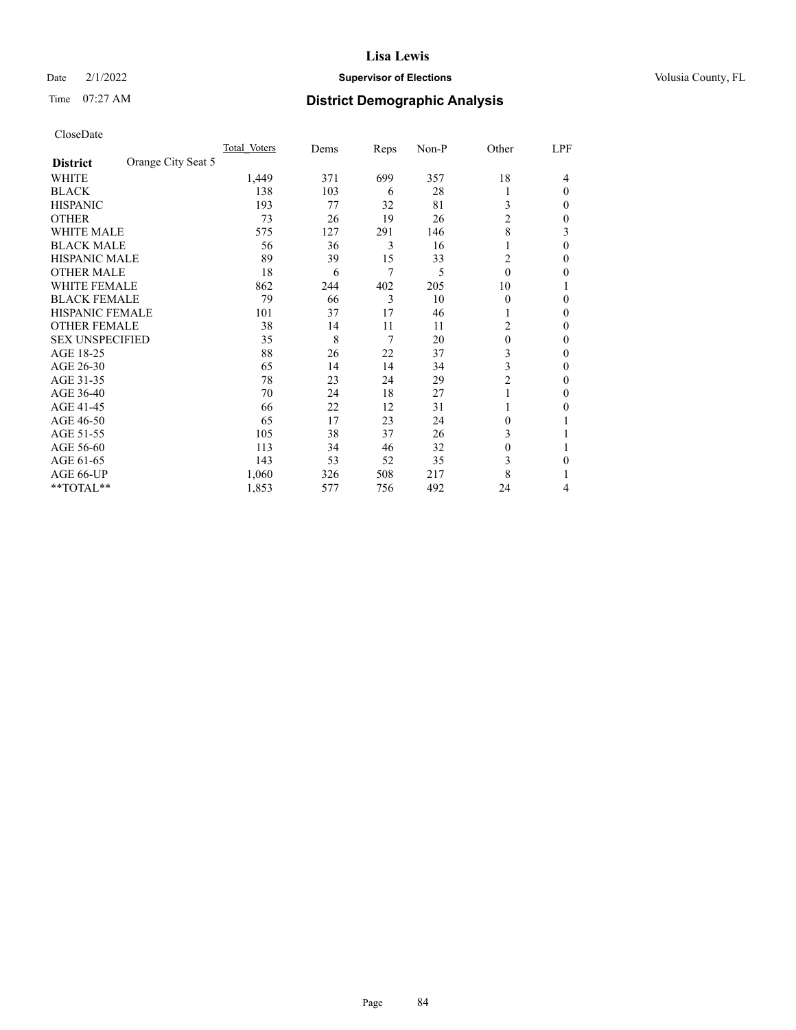# Lisa Lewis

Date 2/1/2022 **Supervisor of Elections** Volusia County, FL

Time 07:27 AM **District Demographic Analysis**

CloseDate

| District | Orange City Seat 5 | Total Voters | Dems | Reps | Non-P | Other | LPF |
|---|---|---|---|---|---|---|---|
| WHITE | | 1,449 | 371 | 699 | 357 | 18 | 4 |
| BLACK | | 138 | 103 | 6 | 28 | 1 | 0 |
| HISPANIC | | 193 | 77 | 32 | 81 | 3 | 0 |
| OTHER | | 73 | 26 | 19 | 26 | 2 | 0 |
| WHITE MALE | | 575 | 127 | 291 | 146 | 8 | 3 |
| BLACK MALE | | 56 | 36 | 3 | 16 | 1 | 0 |
| HISPANIC MALE | | 89 | 39 | 15 | 33 | 2 | 0 |
| OTHER MALE | | 18 | 6 | 7 | 5 | 0 | 0 |
| WHITE FEMALE | | 862 | 244 | 402 | 205 | 10 | 1 |
| BLACK FEMALE | | 79 | 66 | 3 | 10 | 0 | 0 |
| HISPANIC FEMALE | | 101 | 37 | 17 | 46 | 1 | 0 |
| OTHER FEMALE | | 38 | 14 | 11 | 11 | 2 | 0 |
| SEX UNSPECIFIED | | 35 | 8 | 7 | 20 | 0 | 0 |
| AGE 18-25 | | 88 | 26 | 22 | 37 | 3 | 0 |
| AGE 26-30 | | 65 | 14 | 14 | 34 | 3 | 0 |
| AGE 31-35 | | 78 | 23 | 24 | 29 | 2 | 0 |
| AGE 36-40 | | 70 | 24 | 18 | 27 | 1 | 0 |
| AGE 41-45 | | 66 | 22 | 12 | 31 | 1 | 0 |
| AGE 46-50 | | 65 | 17 | 23 | 24 | 0 | 1 |
| AGE 51-55 | | 105 | 38 | 37 | 26 | 3 | 1 |
| AGE 56-60 | | 113 | 34 | 46 | 32 | 0 | 1 |
| AGE 61-65 | | 143 | 53 | 52 | 35 | 3 | 0 |
| AGE 66-UP | | 1,060 | 326 | 508 | 217 | 8 | 1 |
| **TOTAL** | | 1,853 | 577 | 756 | 492 | 24 | 4 |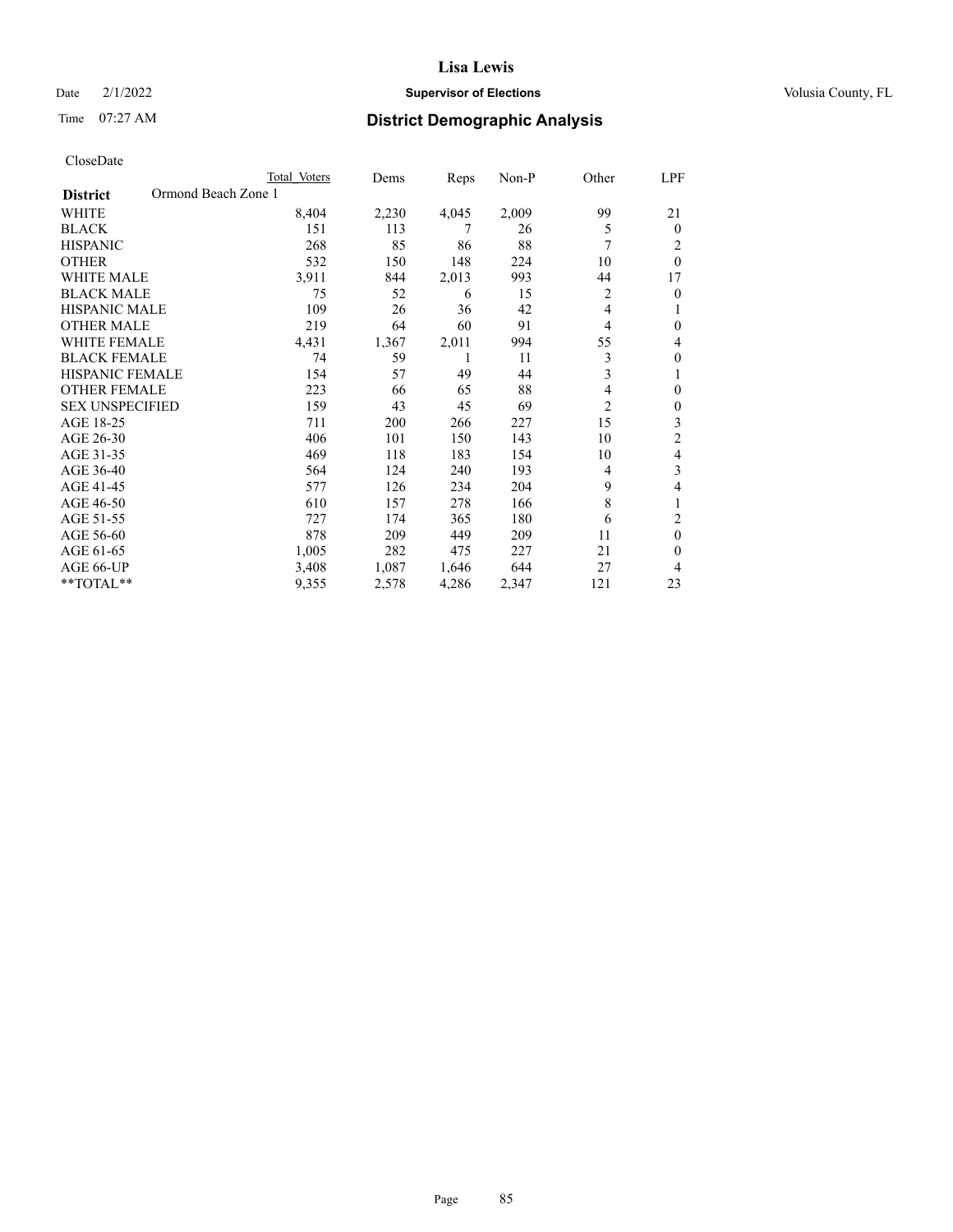Lisa Lewis

Date 2/1/2022 **Supervisor of Elections** Volusia County, FL

Time 07:27 AM **District Demographic Analysis**

CloseDate

| | Total Voters | Dems | Reps | Non-P | Other | LPF |
|---|---|---|---|---|---|---|
| **District** Ormond Beach Zone 1 | | | | | | |
| WHITE | 8,404 | 2,230 | 4,045 | 2,009 | 99 | 21 |
| BLACK | 151 | 113 | 7 | 26 | 5 | 0 |
| HISPANIC | 268 | 85 | 86 | 88 | 7 | 2 |
| OTHER | 532 | 150 | 148 | 224 | 10 | 0 |
| WHITE MALE | 3,911 | 844 | 2,013 | 993 | 44 | 17 |
| BLACK MALE | 75 | 52 | 6 | 15 | 2 | 0 |
| HISPANIC MALE | 109 | 26 | 36 | 42 | 4 | 1 |
| OTHER MALE | 219 | 64 | 60 | 91 | 4 | 0 |
| WHITE FEMALE | 4,431 | 1,367 | 2,011 | 994 | 55 | 4 |
| BLACK FEMALE | 74 | 59 | 1 | 11 | 3 | 0 |
| HISPANIC FEMALE | 154 | 57 | 49 | 44 | 3 | 1 |
| OTHER FEMALE | 223 | 66 | 65 | 88 | 4 | 0 |
| SEX UNSPECIFIED | 159 | 43 | 45 | 69 | 2 | 0 |
| AGE 18-25 | 711 | 200 | 266 | 227 | 15 | 3 |
| AGE 26-30 | 406 | 101 | 150 | 143 | 10 | 2 |
| AGE 31-35 | 469 | 118 | 183 | 154 | 10 | 4 |
| AGE 36-40 | 564 | 124 | 240 | 193 | 4 | 3 |
| AGE 41-45 | 577 | 126 | 234 | 204 | 9 | 4 |
| AGE 46-50 | 610 | 157 | 278 | 166 | 8 | 1 |
| AGE 51-55 | 727 | 174 | 365 | 180 | 6 | 2 |
| AGE 56-60 | 878 | 209 | 449 | 209 | 11 | 0 |
| AGE 61-65 | 1,005 | 282 | 475 | 227 | 21 | 0 |
| AGE 66-UP | 3,408 | 1,087 | 1,646 | 644 | 27 | 4 |
| **TOTAL** | 9,355 | 2,578 | 4,286 | 2,347 | 121 | 23 |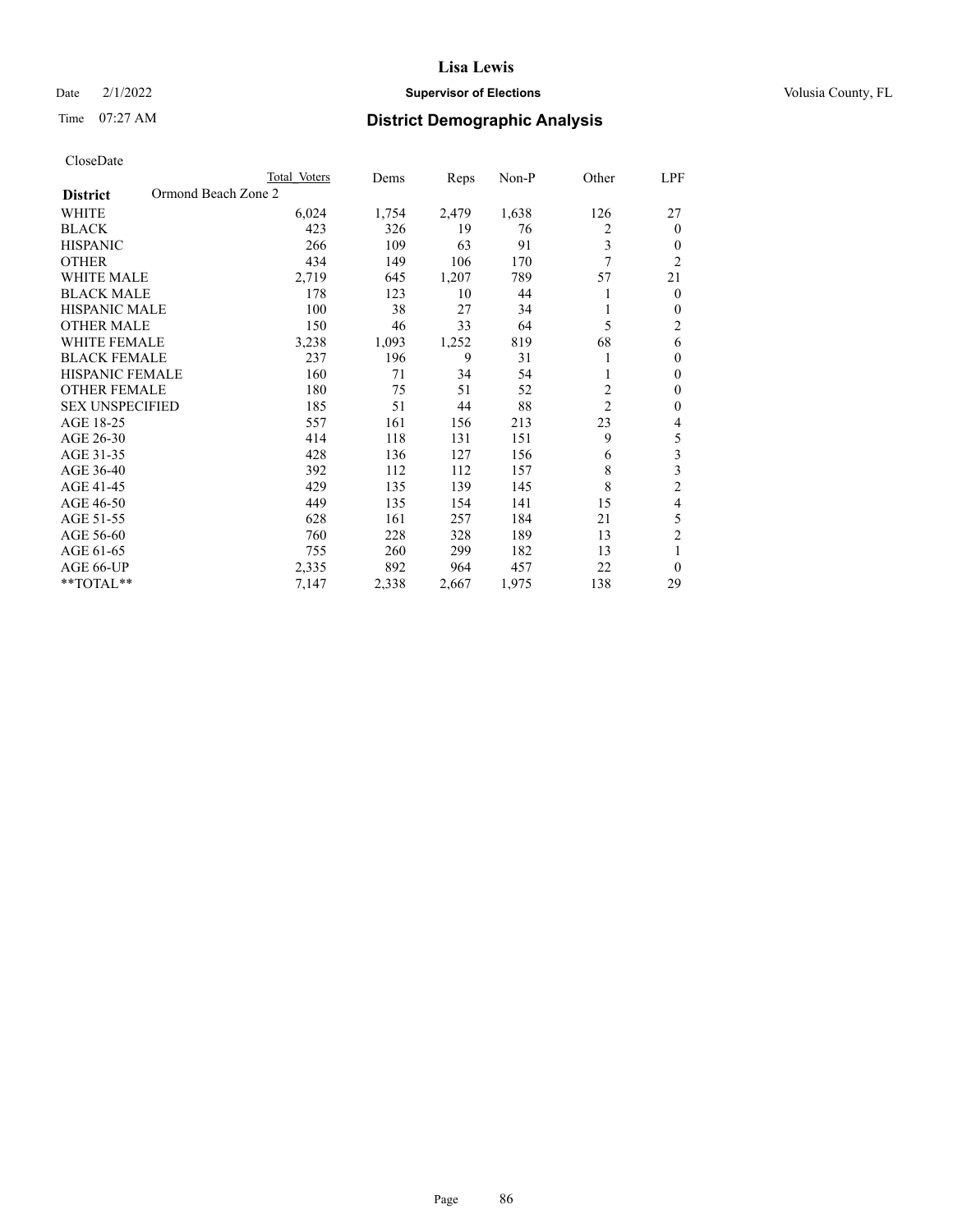# Lisa Lewis

Date 2/1/2022 **Supervisor of Elections** Volusia County, FL

Time 07:27 AM **District Demographic Analysis**

CloseDate

| **District** | Ormond Beach Zone 2 | Total Voters | Dems | Reps | Non-P | Other | LPF |
|---|---|---|---|---|---|---|---|
| WHITE | | 6,024 | 1,754 | 2,479 | 1,638 | 126 | 27 |
| BLACK | | 423 | 326 | 19 | 76 | 2 | 0 |
| HISPANIC | | 266 | 109 | 63 | 91 | 3 | 0 |
| OTHER | | 434 | 149 | 106 | 170 | 7 | 2 |
| WHITE MALE | | 2,719 | 645 | 1,207 | 789 | 57 | 21 |
| BLACK MALE | | 178 | 123 | 10 | 44 | 1 | 0 |
| HISPANIC MALE | | 100 | 38 | 27 | 34 | 1 | 0 |
| OTHER MALE | | 150 | 46 | 33 | 64 | 5 | 2 |
| WHITE FEMALE | | 3,238 | 1,093 | 1,252 | 819 | 68 | 6 |
| BLACK FEMALE | | 237 | 196 | 9 | 31 | 1 | 0 |
| HISPANIC FEMALE | | 160 | 71 | 34 | 54 | 1 | 0 |
| OTHER FEMALE | | 180 | 75 | 51 | 52 | 2 | 0 |
| SEX UNSPECIFIED | | 185 | 51 | 44 | 88 | 2 | 0 |
| AGE 18-25 | | 557 | 161 | 156 | 213 | 23 | 4 |
| AGE 26-30 | | 414 | 118 | 131 | 151 | 9 | 5 |
| AGE 31-35 | | 428 | 136 | 127 | 156 | 6 | 3 |
| AGE 36-40 | | 392 | 112 | 112 | 157 | 8 | 3 |
| AGE 41-45 | | 429 | 135 | 139 | 145 | 8 | 2 |
| AGE 46-50 | | 449 | 135 | 154 | 141 | 15 | 4 |
| AGE 51-55 | | 628 | 161 | 257 | 184 | 21 | 5 |
| AGE 56-60 | | 760 | 228 | 328 | 189 | 13 | 2 |
| AGE 61-65 | | 755 | 260 | 299 | 182 | 13 | 1 |
| AGE 66-UP | | 2,335 | 892 | 964 | 457 | 22 | 0 |
| **TOTAL** | | 7,147 | 2,338 | 2,667 | 1,975 | 138 | 29 |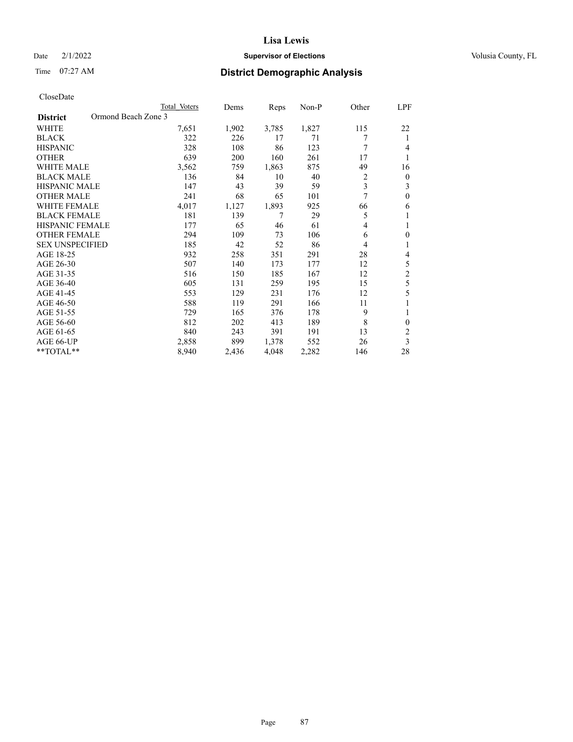# Lisa Lewis

Date 2/1/2022 **Supervisor of Elections** Volusia County, FL

Time 07:27 AM **District Demographic Analysis**

CloseDate

| District | Total Voters | Dems | Reps | Non-P | Other | LPF |
|---|---|---|---|---|---|---|
| Ormond Beach Zone 3 | | | | | | |
| WHITE | 7,651 | 1,902 | 3,785 | 1,827 | 115 | 22 |
| BLACK | 322 | 226 | 17 | 71 | 7 | 1 |
| HISPANIC | 328 | 108 | 86 | 123 | 7 | 4 |
| OTHER | 639 | 200 | 160 | 261 | 17 | 1 |
| WHITE MALE | 3,562 | 759 | 1,863 | 875 | 49 | 16 |
| BLACK MALE | 136 | 84 | 10 | 40 | 2 | 0 |
| HISPANIC MALE | 147 | 43 | 39 | 59 | 3 | 3 |
| OTHER MALE | 241 | 68 | 65 | 101 | 7 | 0 |
| WHITE FEMALE | 4,017 | 1,127 | 1,893 | 925 | 66 | 6 |
| BLACK FEMALE | 181 | 139 | 7 | 29 | 5 | 1 |
| HISPANIC FEMALE | 177 | 65 | 46 | 61 | 4 | 1 |
| OTHER FEMALE | 294 | 109 | 73 | 106 | 6 | 0 |
| SEX UNSPECIFIED | 185 | 42 | 52 | 86 | 4 | 1 |
| AGE 18-25 | 932 | 258 | 351 | 291 | 28 | 4 |
| AGE 26-30 | 507 | 140 | 173 | 177 | 12 | 5 |
| AGE 31-35 | 516 | 150 | 185 | 167 | 12 | 2 |
| AGE 36-40 | 605 | 131 | 259 | 195 | 15 | 5 |
| AGE 41-45 | 553 | 129 | 231 | 176 | 12 | 5 |
| AGE 46-50 | 588 | 119 | 291 | 166 | 11 | 1 |
| AGE 51-55 | 729 | 165 | 376 | 178 | 9 | 1 |
| AGE 56-60 | 812 | 202 | 413 | 189 | 8 | 0 |
| AGE 61-65 | 840 | 243 | 391 | 191 | 13 | 2 |
| AGE 66-UP | 2,858 | 899 | 1,378 | 552 | 26 | 3 |
| **TOTAL** | 8,940 | 2,436 | 4,048 | 2,282 | 146 | 28 |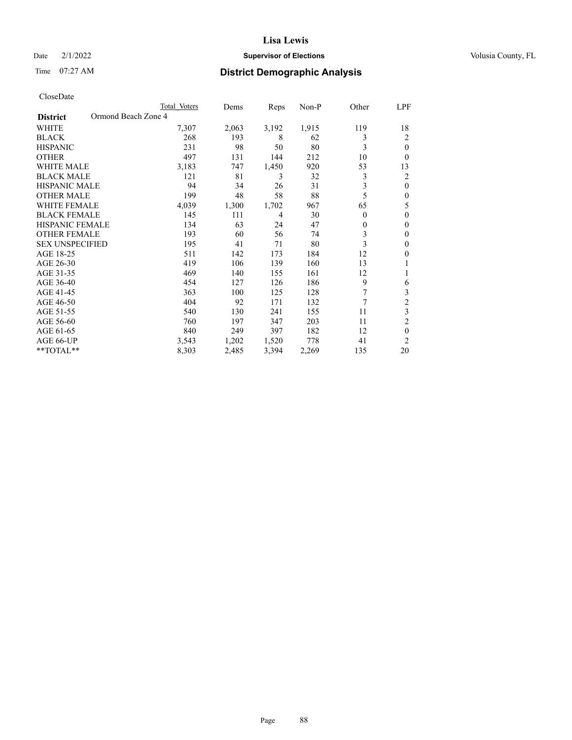CloseDate

| District | Ormond Beach Zone 4 | Total Voters | Dems | Reps | Non-P | Other | LPF |
|---|---|---|---|---|---|---|---|
| WHITE | | 7,307 | 2,063 | 3,192 | 1,915 | 119 | 18 |
| BLACK | | 268 | 193 | 8 | 62 | 3 | 2 |
| HISPANIC | | 231 | 98 | 50 | 80 | 3 | 0 |
| OTHER | | 497 | 131 | 144 | 212 | 10 | 0 |
| WHITE MALE | | 3,183 | 747 | 1,450 | 920 | 53 | 13 |
| BLACK MALE | | 121 | 81 | 3 | 32 | 3 | 2 |
| HISPANIC MALE | | 94 | 34 | 26 | 31 | 3 | 0 |
| OTHER MALE | | 199 | 48 | 58 | 88 | 5 | 0 |
| WHITE FEMALE | | 4,039 | 1,300 | 1,702 | 967 | 65 | 5 |
| BLACK FEMALE | | 145 | 111 | 4 | 30 | 0 | 0 |
| HISPANIC FEMALE | | 134 | 63 | 24 | 47 | 0 | 0 |
| OTHER FEMALE | | 193 | 60 | 56 | 74 | 3 | 0 |
| SEX UNSPECIFIED | | 195 | 41 | 71 | 80 | 3 | 0 |
| AGE 18-25 | | 511 | 142 | 173 | 184 | 12 | 0 |
| AGE 26-30 | | 419 | 106 | 139 | 160 | 13 | 1 |
| AGE 31-35 | | 469 | 140 | 155 | 161 | 12 | 1 |
| AGE 36-40 | | 454 | 127 | 126 | 186 | 9 | 6 |
| AGE 41-45 | | 363 | 100 | 125 | 128 | 7 | 3 |
| AGE 46-50 | | 404 | 92 | 171 | 132 | 7 | 2 |
| AGE 51-55 | | 540 | 130 | 241 | 155 | 11 | 3 |
| AGE 56-60 | | 760 | 197 | 347 | 203 | 11 | 2 |
| AGE 61-65 | | 840 | 249 | 397 | 182 | 12 | 0 |
| AGE 66-UP | | 3,543 | 1,202 | 1,520 | 778 | 41 | 2 |
| **TOTAL** | | 8,303 | 2,485 | 3,394 | 2,269 | 135 | 20 |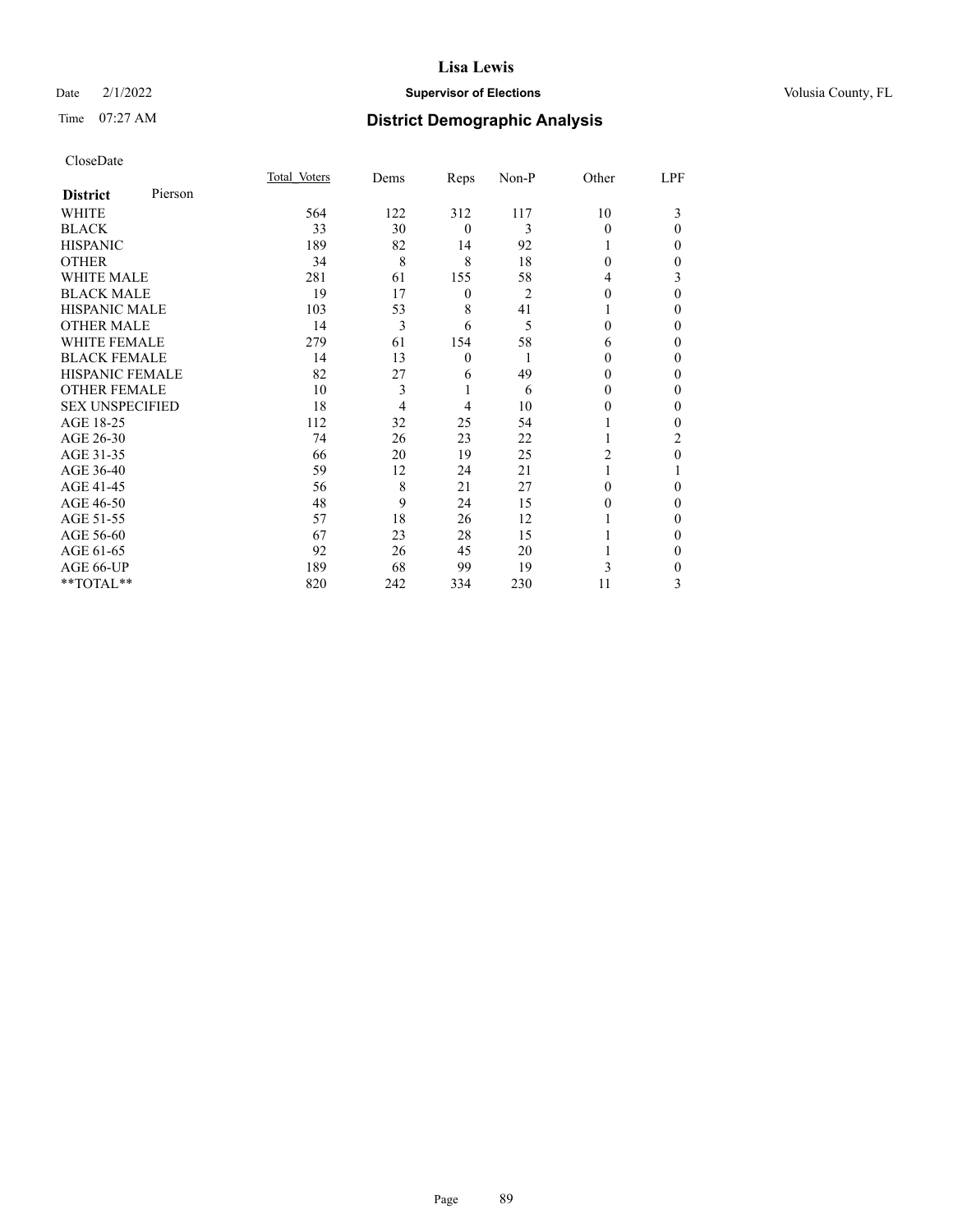# Lisa Lewis

Date 2/1/2022 **Supervisor of Elections** Volusia County, FL

Time 07:27 AM **District Demographic Analysis**

CloseDate

| **District** Pierson | Total Voters | Dems | Reps | Non-P | Other | LPF |
|---|---|---|---|---|---|---|
| WHITE | 564 | 122 | 312 | 117 | 10 | 3 |
| BLACK | 33 | 30 | 0 | 3 | 0 | 0 |
| HISPANIC | 189 | 82 | 14 | 92 | 1 | 0 |
| OTHER | 34 | 8 | 8 | 18 | 0 | 0 |
| WHITE MALE | 281 | 61 | 155 | 58 | 4 | 3 |
| BLACK MALE | 19 | 17 | 0 | 2 | 0 | 0 |
| HISPANIC MALE | 103 | 53 | 8 | 41 | 1 | 0 |
| OTHER MALE | 14 | 3 | 6 | 5 | 0 | 0 |
| WHITE FEMALE | 279 | 61 | 154 | 58 | 6 | 0 |
| BLACK FEMALE | 14 | 13 | 0 | 1 | 0 | 0 |
| HISPANIC FEMALE | 82 | 27 | 6 | 49 | 0 | 0 |
| OTHER FEMALE | 10 | 3 | 1 | 6 | 0 | 0 |
| SEX UNSPECIFIED | 18 | 4 | 4 | 10 | 0 | 0 |
| AGE 18-25 | 112 | 32 | 25 | 54 | 1 | 0 |
| AGE 26-30 | 74 | 26 | 23 | 22 | 1 | 2 |
| AGE 31-35 | 66 | 20 | 19 | 25 | 2 | 0 |
| AGE 36-40 | 59 | 12 | 24 | 21 | 1 | 1 |
| AGE 41-45 | 56 | 8 | 21 | 27 | 0 | 0 |
| AGE 46-50 | 48 | 9 | 24 | 15 | 0 | 0 |
| AGE 51-55 | 57 | 18 | 26 | 12 | 1 | 0 |
| AGE 56-60 | 67 | 23 | 28 | 15 | 1 | 0 |
| AGE 61-65 | 92 | 26 | 45 | 20 | 1 | 0 |
| AGE 66-UP | 189 | 68 | 99 | 19 | 3 | 0 |
| **TOTAL** | 820 | 242 | 334 | 230 | 11 | 3 |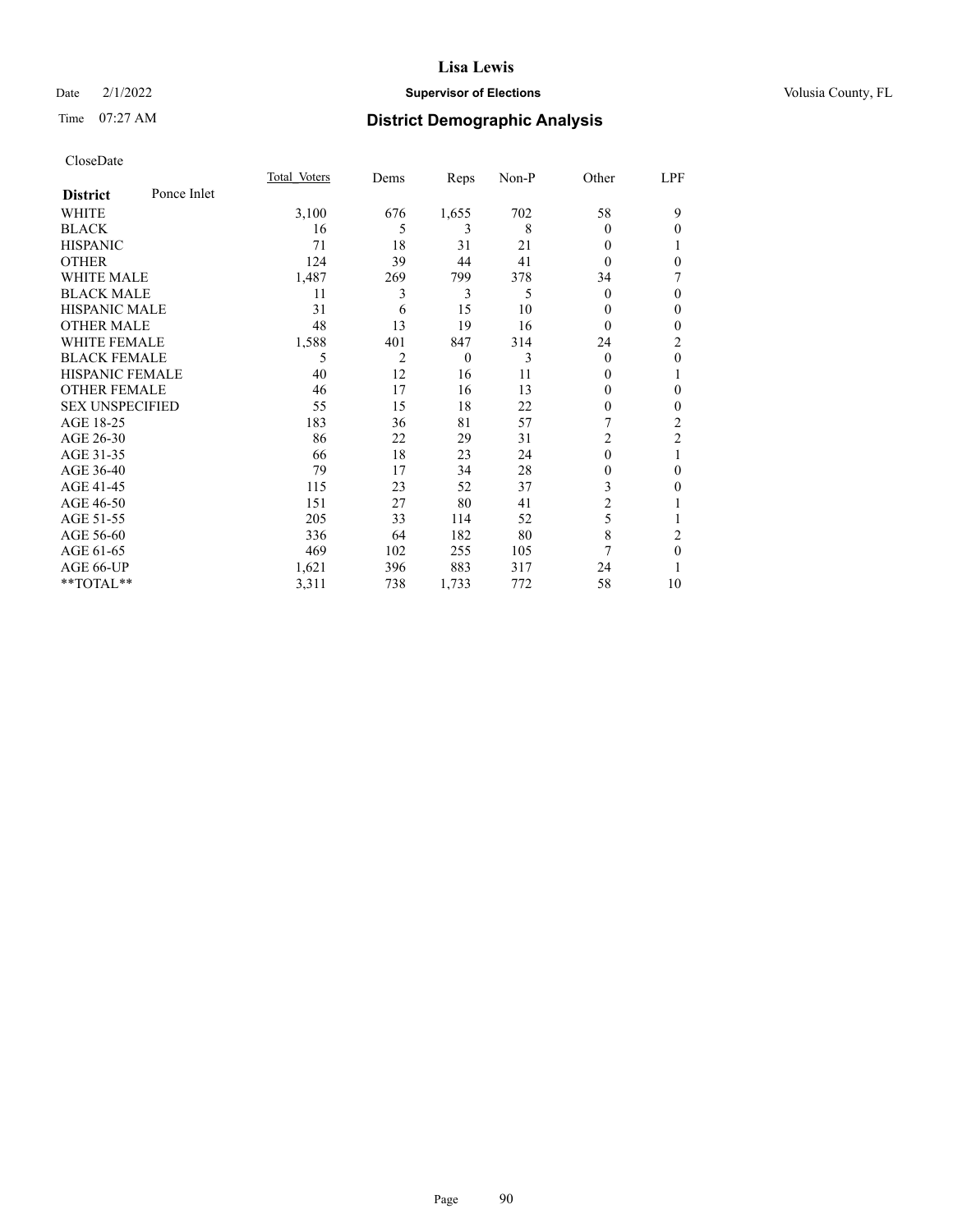# Lisa Lewis

Date 2/1/2022 **Supervisor of Elections** Volusia County, FL

Time 07:27 AM **District Demographic Analysis**

CloseDate

| **District** Ponce Inlet | Total Voters | Dems | Reps | Non-P | Other | LPF |
|---|---|---|---|---|---|---|
| WHITE | 3,100 | 676 | 1,655 | 702 | 58 | 9 |
| BLACK | 16 | 5 | 3 | 8 | 0 | 0 |
| HISPANIC | 71 | 18 | 31 | 21 | 0 | 1 |
| OTHER | 124 | 39 | 44 | 41 | 0 | 0 |
| WHITE MALE | 1,487 | 269 | 799 | 378 | 34 | 7 |
| BLACK MALE | 11 | 3 | 3 | 5 | 0 | 0 |
| HISPANIC MALE | 31 | 6 | 15 | 10 | 0 | 0 |
| OTHER MALE | 48 | 13 | 19 | 16 | 0 | 0 |
| WHITE FEMALE | 1,588 | 401 | 847 | 314 | 24 | 2 |
| BLACK FEMALE | 5 | 2 | 0 | 3 | 0 | 0 |
| HISPANIC FEMALE | 40 | 12 | 16 | 11 | 0 | 1 |
| OTHER FEMALE | 46 | 17 | 16 | 13 | 0 | 0 |
| SEX UNSPECIFIED | 55 | 15 | 18 | 22 | 0 | 0 |
| AGE 18-25 | 183 | 36 | 81 | 57 | 7 | 2 |
| AGE 26-30 | 86 | 22 | 29 | 31 | 2 | 2 |
| AGE 31-35 | 66 | 18 | 23 | 24 | 0 | 1 |
| AGE 36-40 | 79 | 17 | 34 | 28 | 0 | 0 |
| AGE 41-45 | 115 | 23 | 52 | 37 | 3 | 0 |
| AGE 46-50 | 151 | 27 | 80 | 41 | 2 | 1 |
| AGE 51-55 | 205 | 33 | 114 | 52 | 5 | 1 |
| AGE 56-60 | 336 | 64 | 182 | 80 | 8 | 2 |
| AGE 61-65 | 469 | 102 | 255 | 105 | 7 | 0 |
| AGE 66-UP | 1,621 | 396 | 883 | 317 | 24 | 1 |
| **TOTAL** | 3,311 | 738 | 1,733 | 772 | 58 | 10 |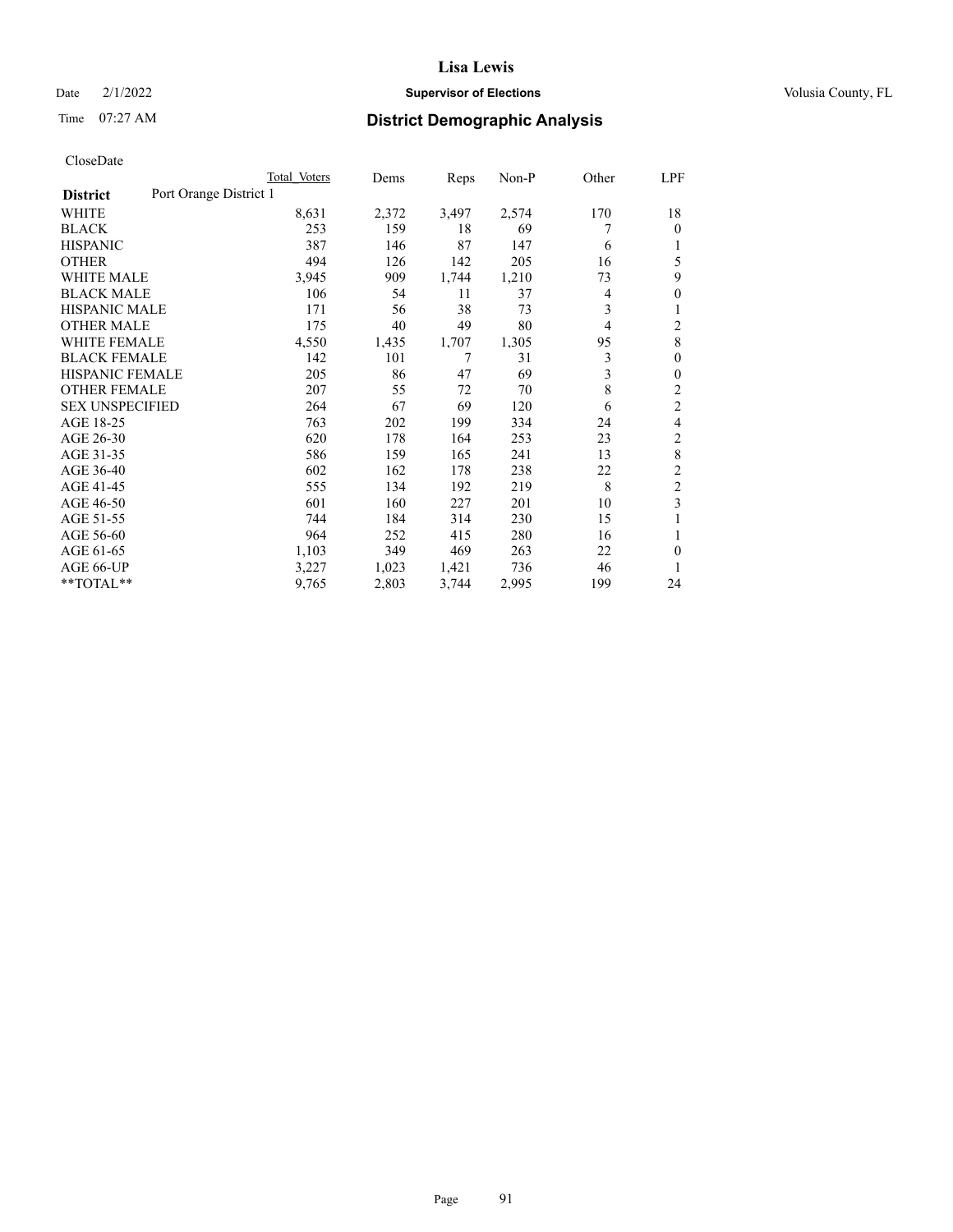# District Demographic Analysis

CloseDate

| District: Port Orange District 1 | Total Voters | Dems | Reps | Non-P | Other | LPF |
|---|---|---|---|---|---|---|
| WHITE | 8,631 | 2,372 | 3,497 | 2,574 | 170 | 18 |
| BLACK | 253 | 159 | 18 | 69 | 7 | 0 |
| HISPANIC | 387 | 146 | 87 | 147 | 6 | 1 |
| OTHER | 494 | 126 | 142 | 205 | 16 | 5 |
| WHITE MALE | 3,945 | 909 | 1,744 | 1,210 | 73 | 9 |
| BLACK MALE | 106 | 54 | 11 | 37 | 4 | 0 |
| HISPANIC MALE | 171 | 56 | 38 | 73 | 3 | 1 |
| OTHER MALE | 175 | 40 | 49 | 80 | 4 | 2 |
| WHITE FEMALE | 4,550 | 1,435 | 1,707 | 1,305 | 95 | 8 |
| BLACK FEMALE | 142 | 101 | 7 | 31 | 3 | 0 |
| HISPANIC FEMALE | 205 | 86 | 47 | 69 | 3 | 0 |
| OTHER FEMALE | 207 | 55 | 72 | 70 | 8 | 2 |
| SEX UNSPECIFIED | 264 | 67 | 69 | 120 | 6 | 2 |
| AGE 18-25 | 763 | 202 | 199 | 334 | 24 | 4 |
| AGE 26-30 | 620 | 178 | 164 | 253 | 23 | 2 |
| AGE 31-35 | 586 | 159 | 165 | 241 | 13 | 8 |
| AGE 36-40 | 602 | 162 | 178 | 238 | 22 | 2 |
| AGE 41-45 | 555 | 134 | 192 | 219 | 8 | 2 |
| AGE 46-50 | 601 | 160 | 227 | 201 | 10 | 3 |
| AGE 51-55 | 744 | 184 | 314 | 230 | 15 | 1 |
| AGE 56-60 | 964 | 252 | 415 | 280 | 16 | 1 |
| AGE 61-65 | 1,103 | 349 | 469 | 263 | 22 | 0 |
| AGE 66-UP | 3,227 | 1,023 | 1,421 | 736 | 46 | 1 |
| **TOTAL** | 9,765 | 2,803 | 3,744 | 2,995 | 199 | 24 |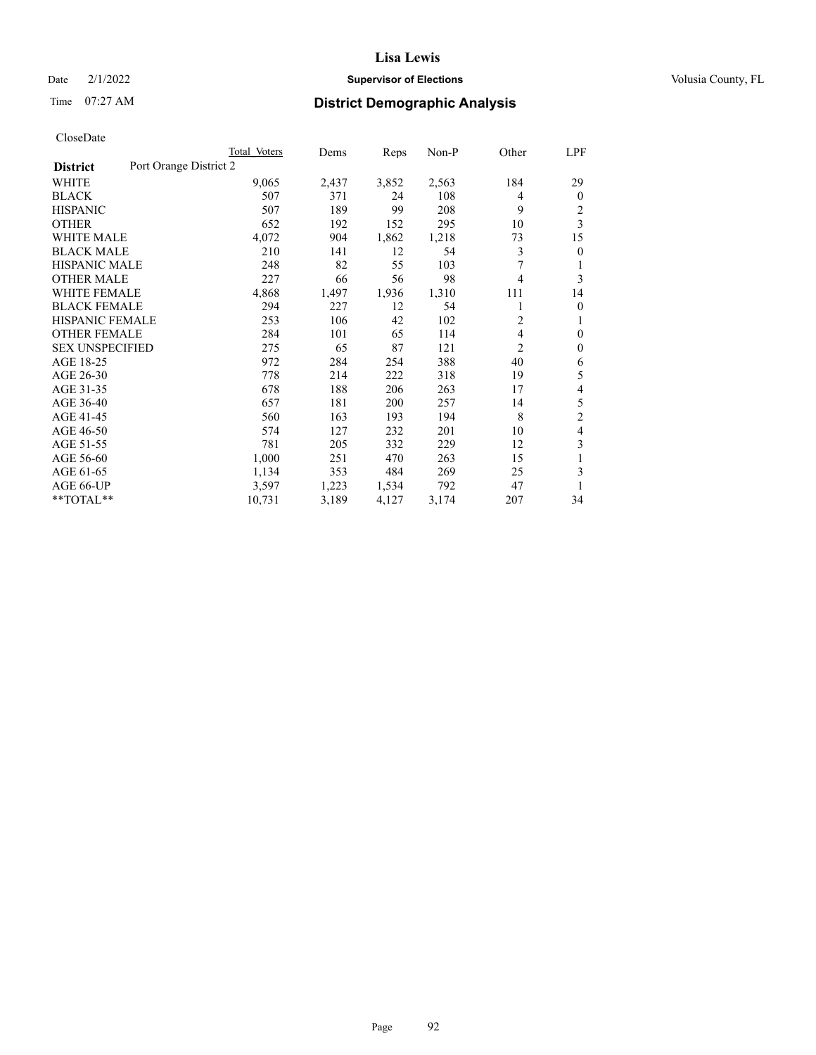CloseDate

| District | Port Orange District 2 | Total Voters | Dems | Reps | Non-P | Other | LPF |
|---|---|---|---|---|---|---|---|
| WHITE | | 9,065 | 2,437 | 3,852 | 2,563 | 184 | 29 |
| BLACK | | 507 | 371 | 24 | 108 | 4 | 0 |
| HISPANIC | | 507 | 189 | 99 | 208 | 9 | 2 |
| OTHER | | 652 | 192 | 152 | 295 | 10 | 3 |
| WHITE MALE | | 4,072 | 904 | 1,862 | 1,218 | 73 | 15 |
| BLACK MALE | | 210 | 141 | 12 | 54 | 3 | 0 |
| HISPANIC MALE | | 248 | 82 | 55 | 103 | 7 | 1 |
| OTHER MALE | | 227 | 66 | 56 | 98 | 4 | 3 |
| WHITE FEMALE | | 4,868 | 1,497 | 1,936 | 1,310 | 111 | 14 |
| BLACK FEMALE | | 294 | 227 | 12 | 54 | 1 | 0 |
| HISPANIC FEMALE | | 253 | 106 | 42 | 102 | 2 | 1 |
| OTHER FEMALE | | 284 | 101 | 65 | 114 | 4 | 0 |
| SEX UNSPECIFIED | | 275 | 65 | 87 | 121 | 2 | 0 |
| AGE 18-25 | | 972 | 284 | 254 | 388 | 40 | 6 |
| AGE 26-30 | | 778 | 214 | 222 | 318 | 19 | 5 |
| AGE 31-35 | | 678 | 188 | 206 | 263 | 17 | 4 |
| AGE 36-40 | | 657 | 181 | 200 | 257 | 14 | 5 |
| AGE 41-45 | | 560 | 163 | 193 | 194 | 8 | 2 |
| AGE 46-50 | | 574 | 127 | 232 | 201 | 10 | 4 |
| AGE 51-55 | | 781 | 205 | 332 | 229 | 12 | 3 |
| AGE 56-60 | | 1,000 | 251 | 470 | 263 | 15 | 1 |
| AGE 61-65 | | 1,134 | 353 | 484 | 269 | 25 | 3 |
| AGE 66-UP | | 3,597 | 1,223 | 1,534 | 792 | 47 | 1 |
| **TOTAL** | | 10,731 | 3,189 | 4,127 | 3,174 | 207 | 34 |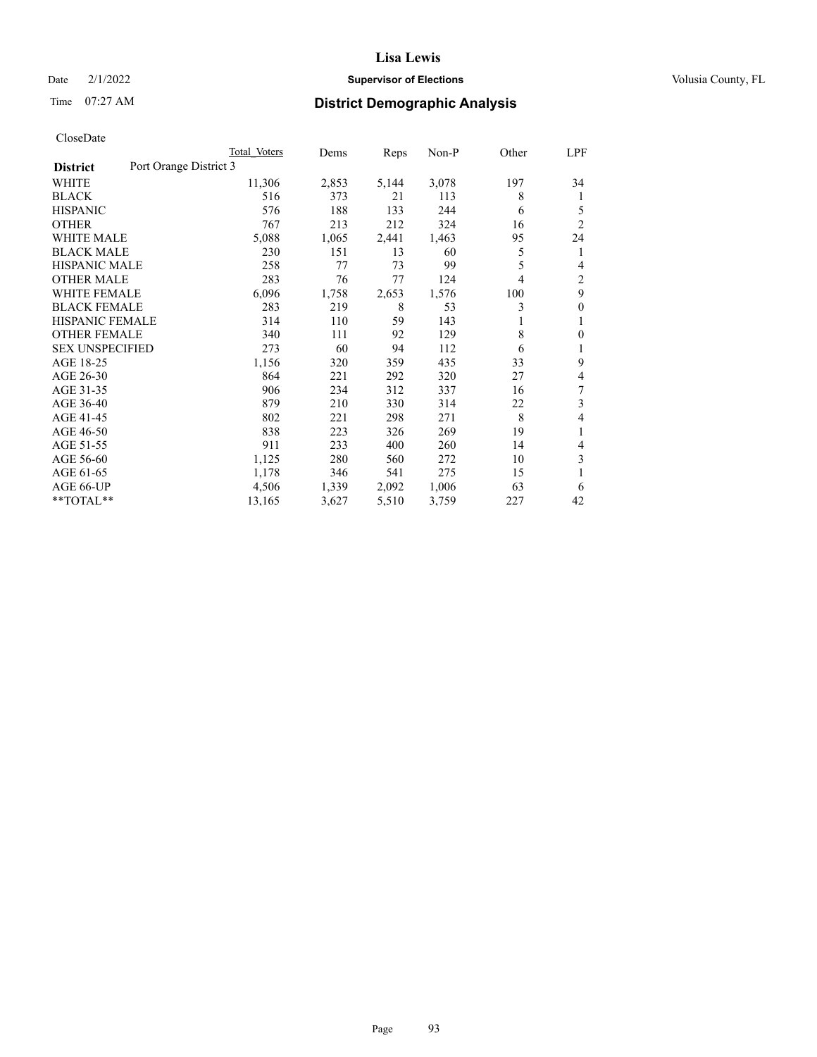CloseDate

| District | Port Orange District 3 | Total Voters | Dems | Reps | Non-P | Other | LPF |
|---|---|---|---|---|---|---|---|
| WHITE | | 11,306 | 2,853 | 5,144 | 3,078 | 197 | 34 |
| BLACK | | 516 | 373 | 21 | 113 | 8 | 1 |
| HISPANIC | | 576 | 188 | 133 | 244 | 6 | 5 |
| OTHER | | 767 | 213 | 212 | 324 | 16 | 2 |
| WHITE MALE | | 5,088 | 1,065 | 2,441 | 1,463 | 95 | 24 |
| BLACK MALE | | 230 | 151 | 13 | 60 | 5 | 1 |
| HISPANIC MALE | | 258 | 77 | 73 | 99 | 5 | 4 |
| OTHER MALE | | 283 | 76 | 77 | 124 | 4 | 2 |
| WHITE FEMALE | | 6,096 | 1,758 | 2,653 | 1,576 | 100 | 9 |
| BLACK FEMALE | | 283 | 219 | 8 | 53 | 3 | 0 |
| HISPANIC FEMALE | | 314 | 110 | 59 | 143 | 1 | 1 |
| OTHER FEMALE | | 340 | 111 | 92 | 129 | 8 | 0 |
| SEX UNSPECIFIED | | 273 | 60 | 94 | 112 | 6 | 1 |
| AGE 18-25 | | 1,156 | 320 | 359 | 435 | 33 | 9 |
| AGE 26-30 | | 864 | 221 | 292 | 320 | 27 | 4 |
| AGE 31-35 | | 906 | 234 | 312 | 337 | 16 | 7 |
| AGE 36-40 | | 879 | 210 | 330 | 314 | 22 | 3 |
| AGE 41-45 | | 802 | 221 | 298 | 271 | 8 | 4 |
| AGE 46-50 | | 838 | 223 | 326 | 269 | 19 | 1 |
| AGE 51-55 | | 911 | 233 | 400 | 260 | 14 | 4 |
| AGE 56-60 | | 1,125 | 280 | 560 | 272 | 10 | 3 |
| AGE 61-65 | | 1,178 | 346 | 541 | 275 | 15 | 1 |
| AGE 66-UP | | 4,506 | 1,339 | 2,092 | 1,006 | 63 | 6 |
| **TOTAL** | | 13,165 | 3,627 | 5,510 | 3,759 | 227 | 42 |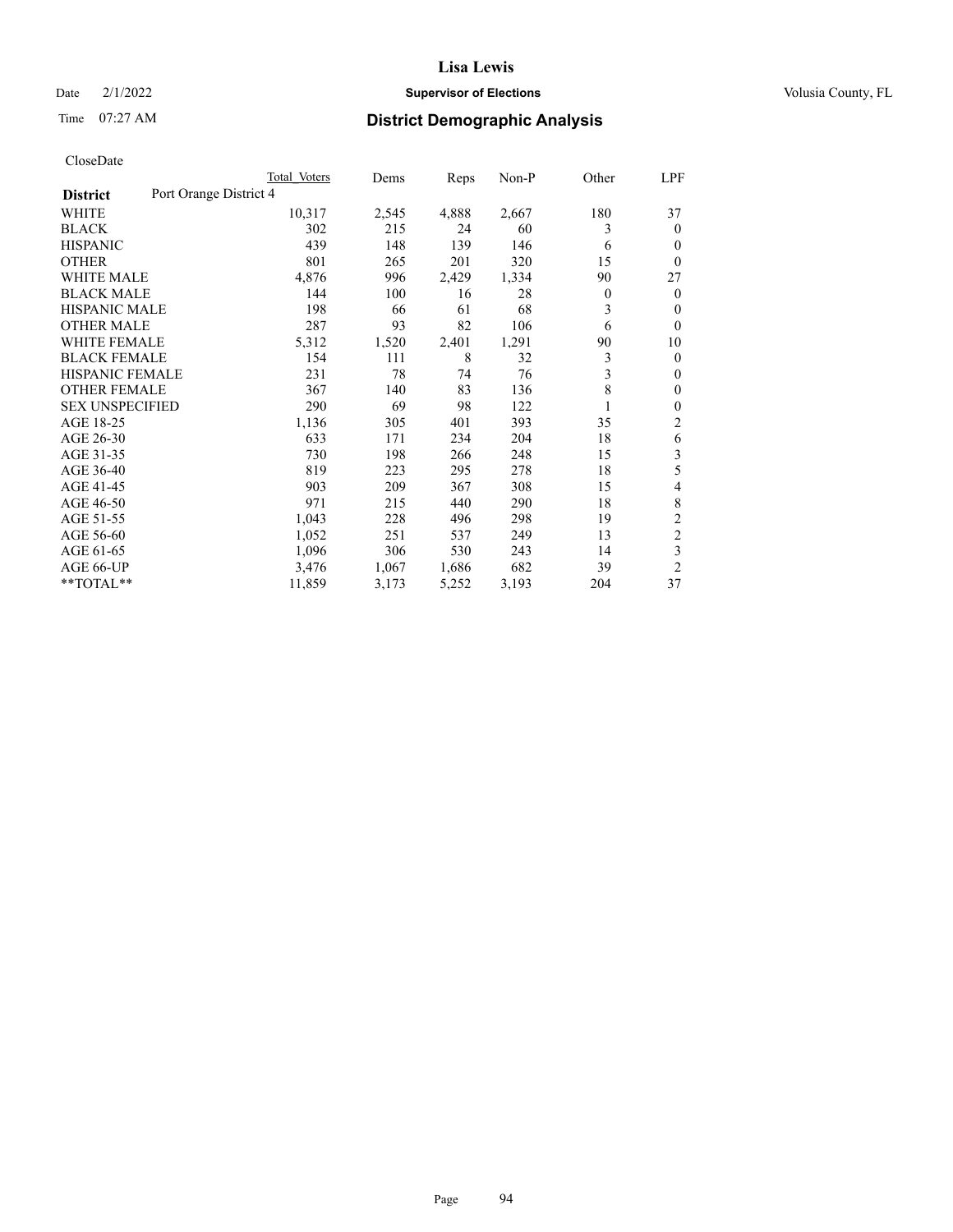CloseDate

| District | Port Orange District 4 | Total Voters | Dems | Reps | Non-P | Other | LPF |
|---|---|---|---|---|---|---|---|
| WHITE | | 10,317 | 2,545 | 4,888 | 2,667 | 180 | 37 |
| BLACK | | 302 | 215 | 24 | 60 | 3 | 0 |
| HISPANIC | | 439 | 148 | 139 | 146 | 6 | 0 |
| OTHER | | 801 | 265 | 201 | 320 | 15 | 0 |
| WHITE MALE | | 4,876 | 996 | 2,429 | 1,334 | 90 | 27 |
| BLACK MALE | | 144 | 100 | 16 | 28 | 0 | 0 |
| HISPANIC MALE | | 198 | 66 | 61 | 68 | 3 | 0 |
| OTHER MALE | | 287 | 93 | 82 | 106 | 6 | 0 |
| WHITE FEMALE | | 5,312 | 1,520 | 2,401 | 1,291 | 90 | 10 |
| BLACK FEMALE | | 154 | 111 | 8 | 32 | 3 | 0 |
| HISPANIC FEMALE | | 231 | 78 | 74 | 76 | 3 | 0 |
| OTHER FEMALE | | 367 | 140 | 83 | 136 | 8 | 0 |
| SEX UNSPECIFIED | | 290 | 69 | 98 | 122 | 1 | 0 |
| AGE 18-25 | | 1,136 | 305 | 401 | 393 | 35 | 2 |
| AGE 26-30 | | 633 | 171 | 234 | 204 | 18 | 6 |
| AGE 31-35 | | 730 | 198 | 266 | 248 | 15 | 3 |
| AGE 36-40 | | 819 | 223 | 295 | 278 | 18 | 5 |
| AGE 41-45 | | 903 | 209 | 367 | 308 | 15 | 4 |
| AGE 46-50 | | 971 | 215 | 440 | 290 | 18 | 8 |
| AGE 51-55 | | 1,043 | 228 | 496 | 298 | 19 | 2 |
| AGE 56-60 | | 1,052 | 251 | 537 | 249 | 13 | 2 |
| AGE 61-65 | | 1,096 | 306 | 530 | 243 | 14 | 3 |
| AGE 66-UP | | 3,476 | 1,067 | 1,686 | 682 | 39 | 2 |
| **TOTAL** | | 11,859 | 3,173 | 5,252 | 3,193 | 204 | 37 |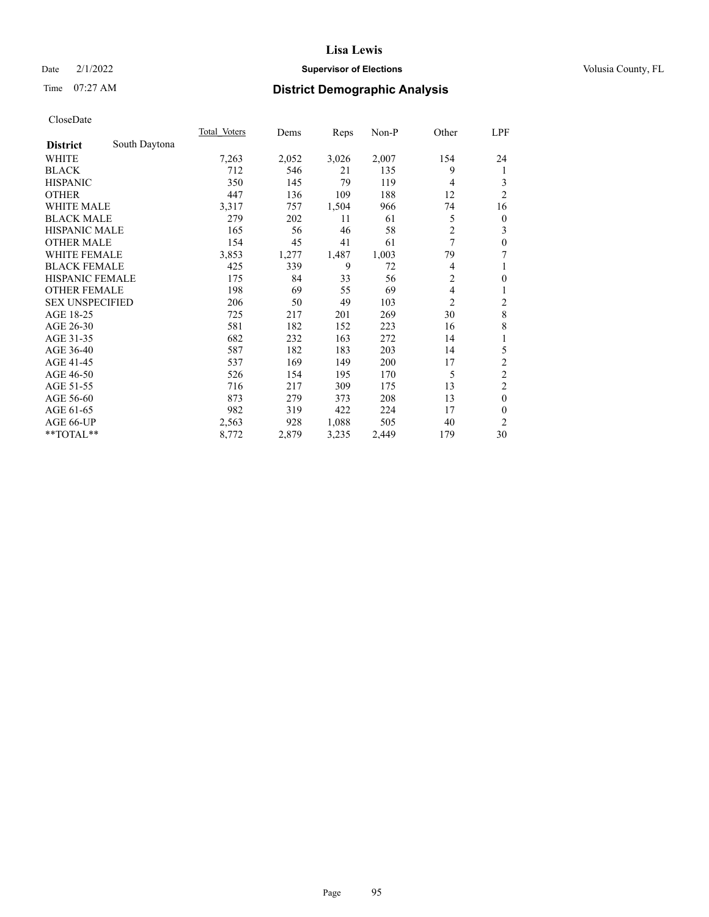# Lisa Lewis

Date 2/1/2022 **Supervisor of Elections** Volusia County, FL

Time 07:27 AM **District Demographic Analysis**

CloseDate

| **District** South Daytona | Total Voters | Dems | Reps | Non-P | Other | LPF |
|---|---|---|---|---|---|---|
| WHITE | 7,263 | 2,052 | 3,026 | 2,007 | 154 | 24 |
| BLACK | 712 | 546 | 21 | 135 | 9 | 1 |
| HISPANIC | 350 | 145 | 79 | 119 | 4 | 3 |
| OTHER | 447 | 136 | 109 | 188 | 12 | 2 |
| WHITE MALE | 3,317 | 757 | 1,504 | 966 | 74 | 16 |
| BLACK MALE | 279 | 202 | 11 | 61 | 5 | 0 |
| HISPANIC MALE | 165 | 56 | 46 | 58 | 2 | 3 |
| OTHER MALE | 154 | 45 | 41 | 61 | 7 | 0 |
| WHITE FEMALE | 3,853 | 1,277 | 1,487 | 1,003 | 79 | 7 |
| BLACK FEMALE | 425 | 339 | 9 | 72 | 4 | 1 |
| HISPANIC FEMALE | 175 | 84 | 33 | 56 | 2 | 0 |
| OTHER FEMALE | 198 | 69 | 55 | 69 | 4 | 1 |
| SEX UNSPECIFIED | 206 | 50 | 49 | 103 | 2 | 2 |
| AGE 18-25 | 725 | 217 | 201 | 269 | 30 | 8 |
| AGE 26-30 | 581 | 182 | 152 | 223 | 16 | 8 |
| AGE 31-35 | 682 | 232 | 163 | 272 | 14 | 1 |
| AGE 36-40 | 587 | 182 | 183 | 203 | 14 | 5 |
| AGE 41-45 | 537 | 169 | 149 | 200 | 17 | 2 |
| AGE 46-50 | 526 | 154 | 195 | 170 | 5 | 2 |
| AGE 51-55 | 716 | 217 | 309 | 175 | 13 | 2 |
| AGE 56-60 | 873 | 279 | 373 | 208 | 13 | 0 |
| AGE 61-65 | 982 | 319 | 422 | 224 | 17 | 0 |
| AGE 66-UP | 2,563 | 928 | 1,088 | 505 | 40 | 2 |
| **TOTAL** | 8,772 | 2,879 | 3,235 | 2,449 | 179 | 30 |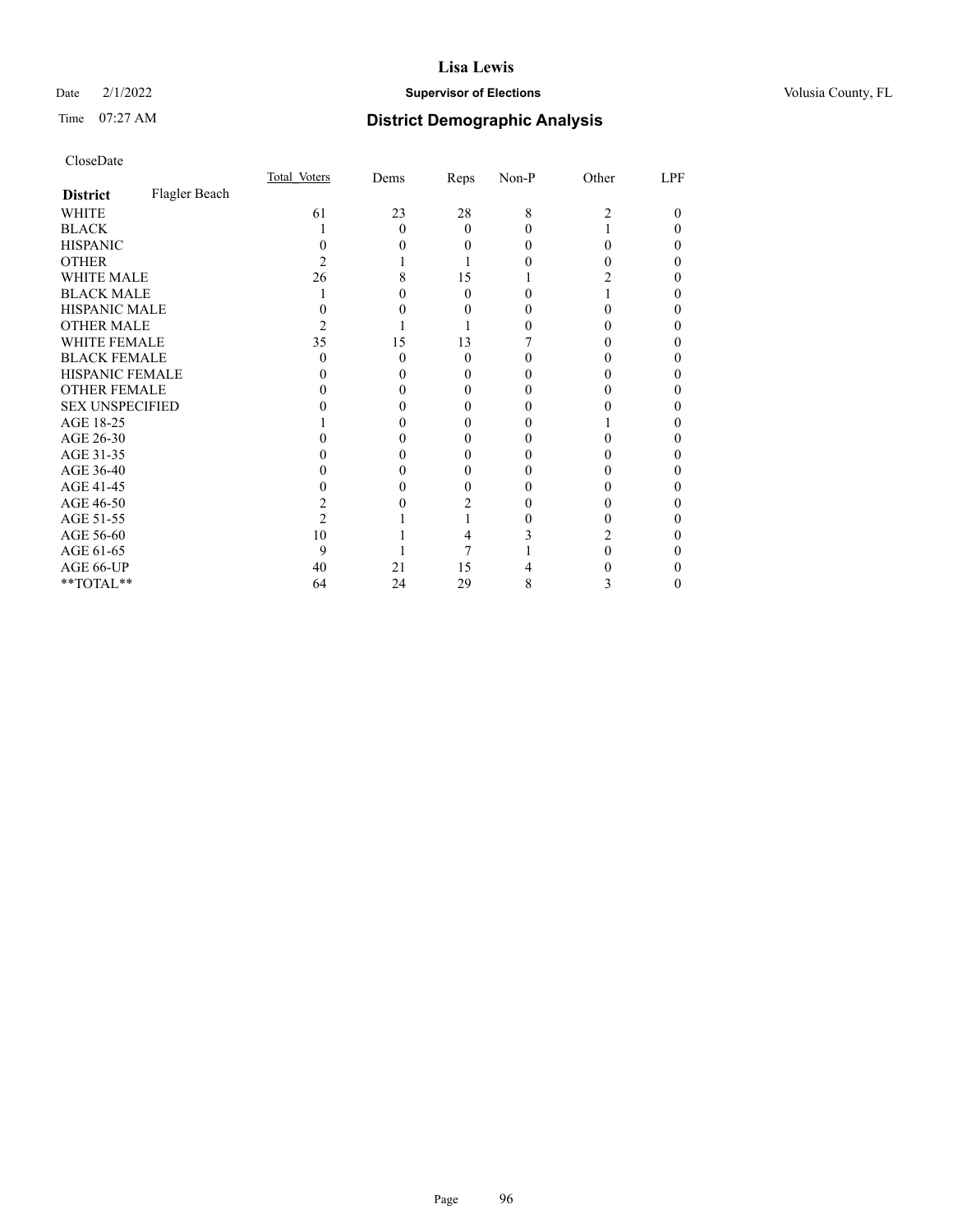# Lisa Lewis

Date 2/1/2022 **Supervisor of Elections** Volusia County, FL

Time 07:27 AM **District Demographic Analysis**

CloseDate

| District: Flagler Beach | Total_Voters | Dems | Reps | Non-P | Other | LPF |
|---|---|---|---|---|---|---|
| WHITE | 61 | 23 | 28 | 8 | 2 | 0 |
| BLACK | 1 | 0 | 0 | 0 | 1 | 0 |
| HISPANIC | 0 | 0 | 0 | 0 | 0 | 0 |
| OTHER | 2 | 1 | 1 | 0 | 0 | 0 |
| WHITE MALE | 26 | 8 | 15 | 1 | 2 | 0 |
| BLACK MALE | 1 | 0 | 0 | 0 | 1 | 0 |
| HISPANIC MALE | 0 | 0 | 0 | 0 | 0 | 0 |
| OTHER MALE | 2 | 1 | 1 | 0 | 0 | 0 |
| WHITE FEMALE | 35 | 15 | 13 | 7 | 0 | 0 |
| BLACK FEMALE | 0 | 0 | 0 | 0 | 0 | 0 |
| HISPANIC FEMALE | 0 | 0 | 0 | 0 | 0 | 0 |
| OTHER FEMALE | 0 | 0 | 0 | 0 | 0 | 0 |
| SEX UNSPECIFIED | 0 | 0 | 0 | 0 | 0 | 0 |
| AGE 18-25 | 1 | 0 | 0 | 0 | 1 | 0 |
| AGE 26-30 | 0 | 0 | 0 | 0 | 0 | 0 |
| AGE 31-35 | 0 | 0 | 0 | 0 | 0 | 0 |
| AGE 36-40 | 0 | 0 | 0 | 0 | 0 | 0 |
| AGE 41-45 | 0 | 0 | 0 | 0 | 0 | 0 |
| AGE 46-50 | 2 | 0 | 2 | 0 | 0 | 0 |
| AGE 51-55 | 2 | 1 | 1 | 0 | 0 | 0 |
| AGE 56-60 | 10 | 1 | 4 | 3 | 2 | 0 |
| AGE 61-65 | 9 | 1 | 7 | 1 | 0 | 0 |
| AGE 66-UP | 40 | 21 | 15 | 4 | 0 | 0 |
| **TOTAL** | 64 | 24 | 29 | 8 | 3 | 0 |